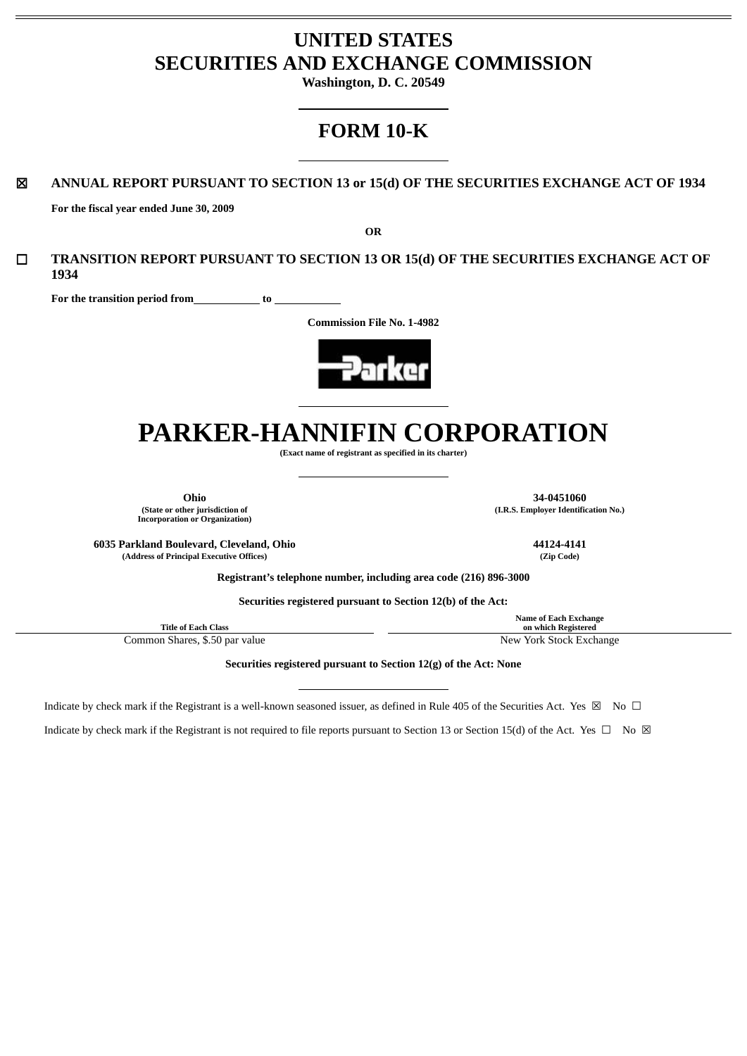# UNITED STATES
# SECURITIES AND EXCHANGE COMMISSION

**Washington, D. C. 20549**

## FORM 10-K

☒ **ANNUAL REPORT PURSUANT TO SECTION 13 or 15(d) OF THE SECURITIES EXCHANGE ACT OF 1934**

**For the fiscal year ended June 30, 2009**

**OR**

☐ **TRANSITION REPORT PURSUANT TO SECTION 13 OR 15(d) OF THE SECURITIES EXCHANGE ACT OF 1934**

**For the transition period from \_\_\_\_\_\_\_\_\_\_\_\_ to \_\_\_\_\_\_\_\_\_\_\_\_**

**Commission File No. 1-4982**

# PARKER-HANNIFIN CORPORATION

**(Exact name of registrant as specified in its charter)**

| | |
|---|---|
| **Ohio** | **34-0451060** |
| **(State or other jurisdiction of Incorporation or Organization)** | **(I.R.S. Employer Identification No.)** |
| **6035 Parkland Boulevard, Cleveland, Ohio** | **44124-4141** |
| **(Address of Principal Executive Offices)** | **(Zip Code)** |

**Registrant's telephone number, including area code (216) 896-3000**

**Securities registered pursuant to Section 12(b) of the Act:**

| Title of Each Class | Name of Each Exchange on which Registered |
|---|---|
| Common Shares, $.50 par value | New York Stock Exchange |

**Securities registered pursuant to Section 12(g) of the Act: None**

Indicate by check mark if the Registrant is a well-known seasoned issuer, as defined in Rule 405 of the Securities Act. Yes ☒ No ☐

Indicate by check mark if the Registrant is not required to file reports pursuant to Section 13 or Section 15(d) of the Act. Yes ☐ No ☒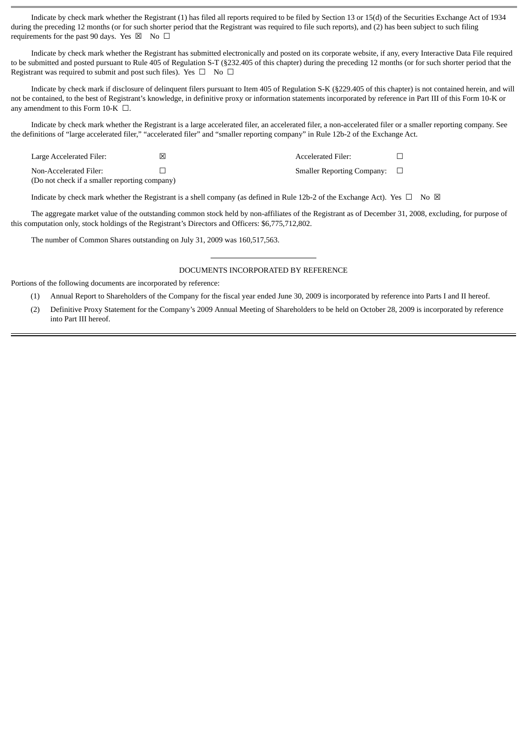Indicate by check mark whether the Registrant (1) has filed all reports required to be filed by Section 13 or 15(d) of the Securities Exchange Act of 1934 during the preceding 12 months (or for such shorter period that the Registrant was required to file such reports), and (2) has been subject to such filing requirements for the past 90 days. Yes ☒ No ☐

Indicate by check mark whether the Registrant has submitted electronically and posted on its corporate website, if any, every Interactive Data File required to be submitted and posted pursuant to Rule 405 of Regulation S-T (§232.405 of this chapter) during the preceding 12 months (or for such shorter period that the Registrant was required to submit and post such files). Yes ☐ No ☐

Indicate by check mark if disclosure of delinquent filers pursuant to Item 405 of Regulation S-K (§229.405 of this chapter) is not contained herein, and will not be contained, to the best of Registrant's knowledge, in definitive proxy or information statements incorporated by reference in Part III of this Form 10-K or any amendment to this Form 10-K ☐.

Indicate by check mark whether the Registrant is a large accelerated filer, an accelerated filer, a non-accelerated filer or a smaller reporting company. See the definitions of "large accelerated filer," "accelerated filer" and "smaller reporting company" in Rule 12b-2 of the Exchange Act.

| | | | |
|---|---|---|---|
| Large Accelerated Filer: | ☒ | Accelerated Filer: | ☐ |
| Non-Accelerated Filer:<br>(Do not check if a smaller reporting company) | ☐ | Smaller Reporting Company: | ☐ |

Indicate by check mark whether the Registrant is a shell company (as defined in Rule 12b-2 of the Exchange Act). Yes ☐ No ☒

The aggregate market value of the outstanding common stock held by non-affiliates of the Registrant as of December 31, 2008, excluding, for purpose of this computation only, stock holdings of the Registrant's Directors and Officers: $6,775,712,802.

The number of Common Shares outstanding on July 31, 2009 was 160,517,563.

DOCUMENTS INCORPORATED BY REFERENCE

Portions of the following documents are incorporated by reference:

(1) Annual Report to Shareholders of the Company for the fiscal year ended June 30, 2009 is incorporated by reference into Parts I and II hereof.

(2) Definitive Proxy Statement for the Company's 2009 Annual Meeting of Shareholders to be held on October 28, 2009 is incorporated by reference into Part III hereof.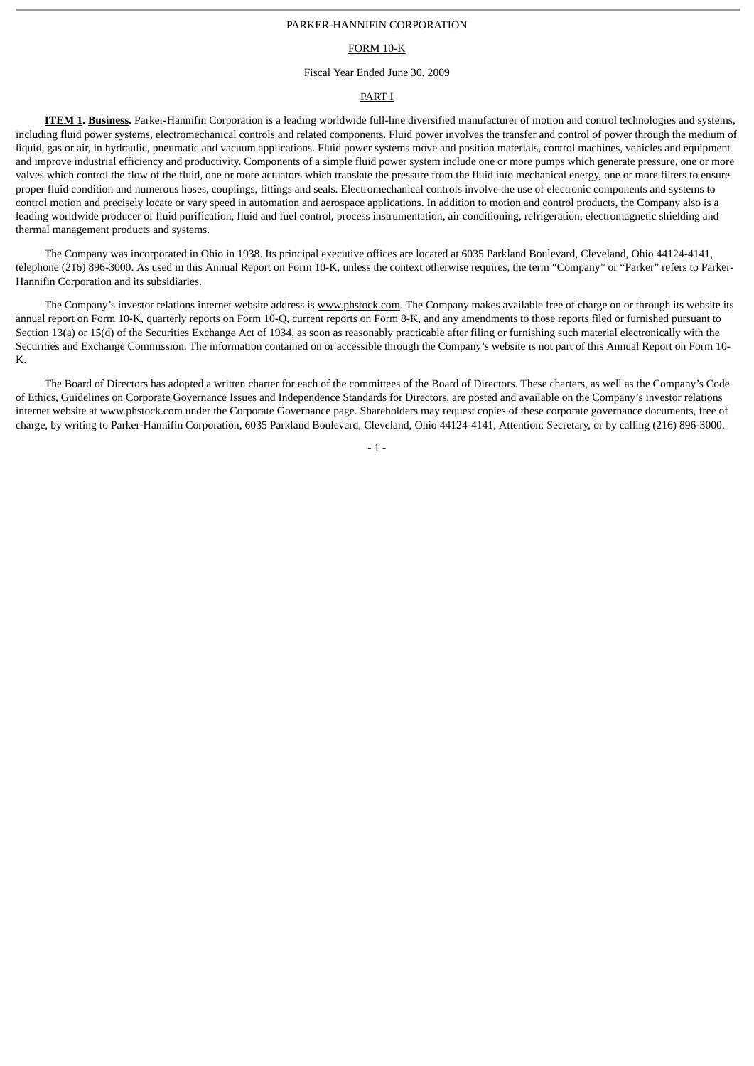PARKER-HANNIFIN CORPORATION

FORM 10-K

Fiscal Year Ended June 30, 2009

PART I

**ITEM 1. Business.** Parker-Hannifin Corporation is a leading worldwide full-line diversified manufacturer of motion and control technologies and systems, including fluid power systems, electromechanical controls and related components. Fluid power involves the transfer and control of power through the medium of liquid, gas or air, in hydraulic, pneumatic and vacuum applications. Fluid power systems move and position materials, control machines, vehicles and equipment and improve industrial efficiency and productivity. Components of a simple fluid power system include one or more pumps which generate pressure, one or more valves which control the flow of the fluid, one or more actuators which translate the pressure from the fluid into mechanical energy, one or more filters to ensure proper fluid condition and numerous hoses, couplings, fittings and seals. Electromechanical controls involve the use of electronic components and systems to control motion and precisely locate or vary speed in automation and aerospace applications. In addition to motion and control products, the Company also is a leading worldwide producer of fluid purification, fluid and fuel control, process instrumentation, air conditioning, refrigeration, electromagnetic shielding and thermal management products and systems.

The Company was incorporated in Ohio in 1938. Its principal executive offices are located at 6035 Parkland Boulevard, Cleveland, Ohio 44124-4141, telephone (216) 896-3000. As used in this Annual Report on Form 10-K, unless the context otherwise requires, the term "Company" or "Parker" refers to Parker-Hannifin Corporation and its subsidiaries.

The Company's investor relations internet website address is www.phstock.com. The Company makes available free of charge on or through its website its annual report on Form 10-K, quarterly reports on Form 10-Q, current reports on Form 8-K, and any amendments to those reports filed or furnished pursuant to Section 13(a) or 15(d) of the Securities Exchange Act of 1934, as soon as reasonably practicable after filing or furnishing such material electronically with the Securities and Exchange Commission. The information contained on or accessible through the Company's website is not part of this Annual Report on Form 10-K.

The Board of Directors has adopted a written charter for each of the committees of the Board of Directors. These charters, as well as the Company's Code of Ethics, Guidelines on Corporate Governance Issues and Independence Standards for Directors, are posted and available on the Company's investor relations internet website at www.phstock.com under the Corporate Governance page. Shareholders may request copies of these corporate governance documents, free of charge, by writing to Parker-Hannifin Corporation, 6035 Parkland Boulevard, Cleveland, Ohio 44124-4141, Attention: Secretary, or by calling (216) 896-3000.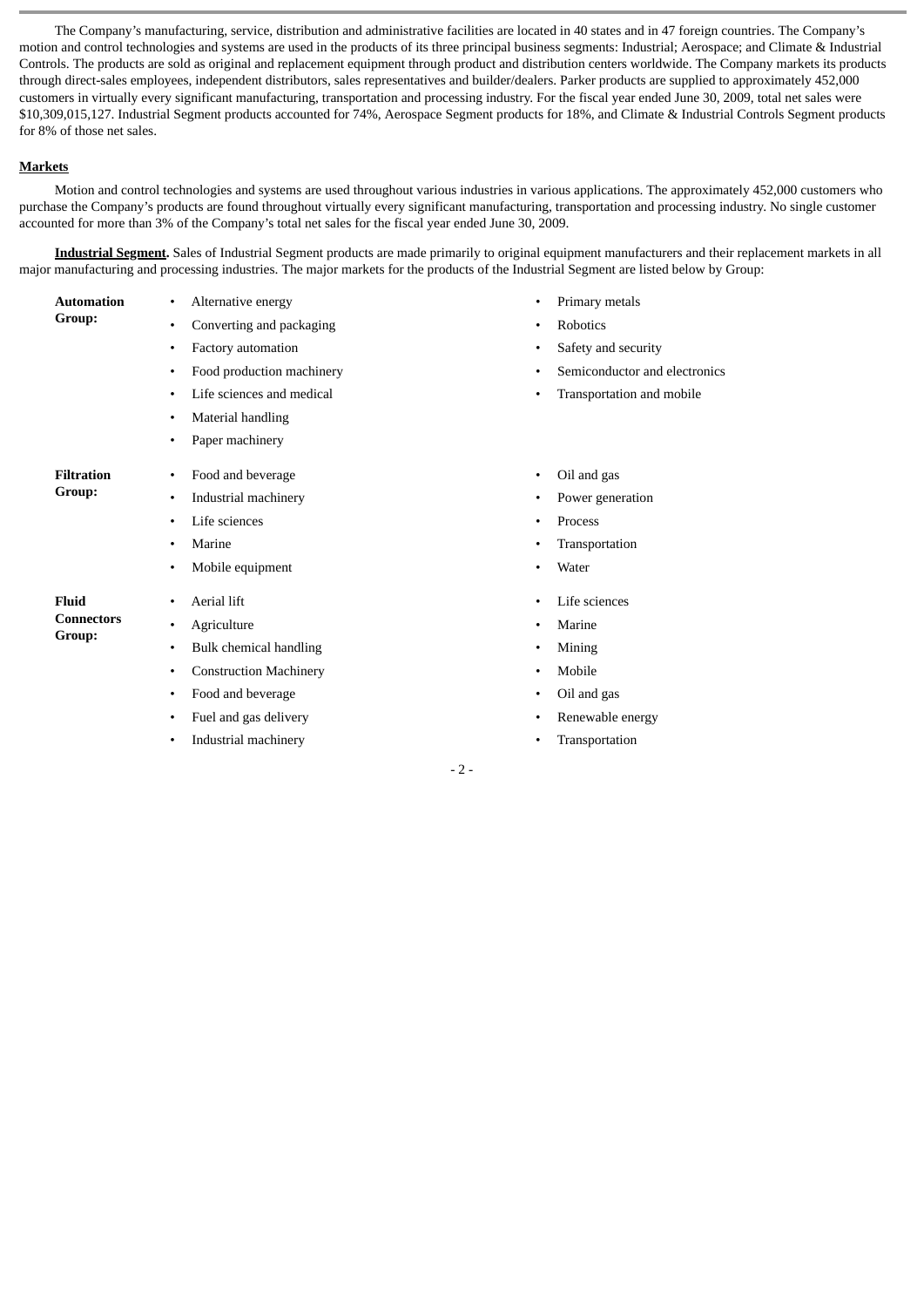The Company's manufacturing, service, distribution and administrative facilities are located in 40 states and in 47 foreign countries. The Company's motion and control technologies and systems are used in the products of its three principal business segments: Industrial; Aerospace; and Climate & Industrial Controls. The products are sold as original and replacement equipment through product and distribution centers worldwide. The Company markets its products through direct-sales employees, independent distributors, sales representatives and builder/dealers. Parker products are supplied to approximately 452,000 customers in virtually every significant manufacturing, transportation and processing industry. For the fiscal year ended June 30, 2009, total net sales were $10,309,015,127. Industrial Segment products accounted for 74%, Aerospace Segment products for 18%, and Climate & Industrial Controls Segment products for 8% of those net sales.

**Markets**

Motion and control technologies and systems are used throughout various industries in various applications. The approximately 452,000 customers who purchase the Company's products are found throughout virtually every significant manufacturing, transportation and processing industry. No single customer accounted for more than 3% of the Company's total net sales for the fiscal year ended June 30, 2009.

**Industrial Segment.** Sales of Industrial Segment products are made primarily to original equipment manufacturers and their replacement markets in all major manufacturing and processing industries. The major markets for the products of the Industrial Segment are listed below by Group:

**Automation Group:**

- Alternative energy
- Converting and packaging
- Factory automation
- Food production machinery
- Life sciences and medical
- Material handling
- Paper machinery
- Primary metals
- Robotics
- Safety and security
- Semiconductor and electronics
- Transportation and mobile

**Filtration Group:**

- Food and beverage
- Industrial machinery
- Life sciences
- Marine
- Mobile equipment
- Oil and gas
- Power generation
- Process
- Transportation
- Water

**Fluid Connectors Group:**

- Aerial lift
- Agriculture
- Bulk chemical handling
- Construction Machinery
- Food and beverage
- Fuel and gas delivery
- Industrial machinery
- Life sciences
- Marine
- Mining
- Mobile
- Oil and gas
- Renewable energy
- Transportation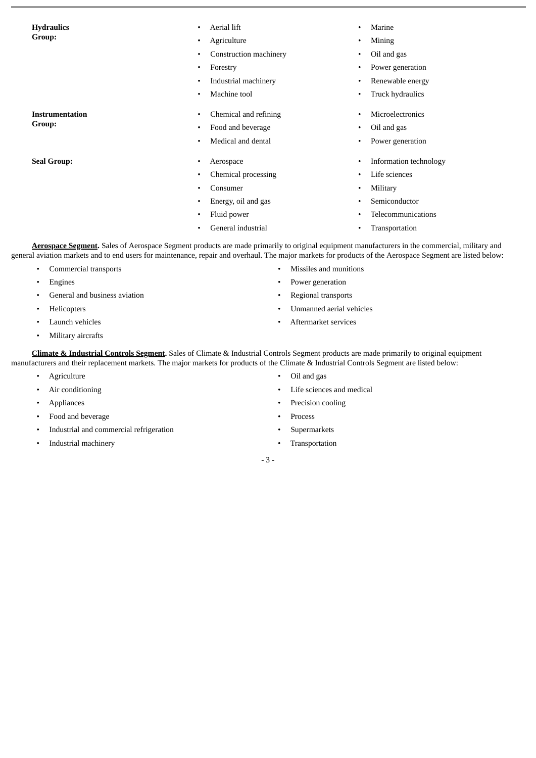**Hydraulics Group:**

- Aerial lift
- Agriculture
- Construction machinery
- Forestry
- Industrial machinery
- Machine tool
- Marine
- Mining
- Oil and gas
- Power generation
- Renewable energy
- Truck hydraulics

**Instrumentation Group:**

- Chemical and refining
- Food and beverage
- Medical and dental
- Microelectronics
- Oil and gas
- Power generation

**Seal Group:**

- Aerospace
- Chemical processing
- Consumer
- Energy, oil and gas
- Fluid power
- General industrial
- Information technology
- Life sciences
- Military
- Semiconductor
- Telecommunications
- Transportation

**Aerospace Segment.** Sales of Aerospace Segment products are made primarily to original equipment manufacturers in the commercial, military and general aviation markets and to end users for maintenance, repair and overhaul. The major markets for products of the Aerospace Segment are listed below:

- Commercial transports
- Engines
- General and business aviation
- Helicopters
- Launch vehicles
- Military aircrafts
- Missiles and munitions
- Power generation
- Regional transports
- Unmanned aerial vehicles
- Aftermarket services

**Climate & Industrial Controls Segment.** Sales of Climate & Industrial Controls Segment products are made primarily to original equipment manufacturers and their replacement markets. The major markets for products of the Climate & Industrial Controls Segment are listed below:

- Agriculture
- Air conditioning
- Appliances
- Food and beverage
- Industrial and commercial refrigeration
- Industrial machinery
- Oil and gas
- Life sciences and medical
- Precision cooling
- Process
- Supermarkets
- Transportation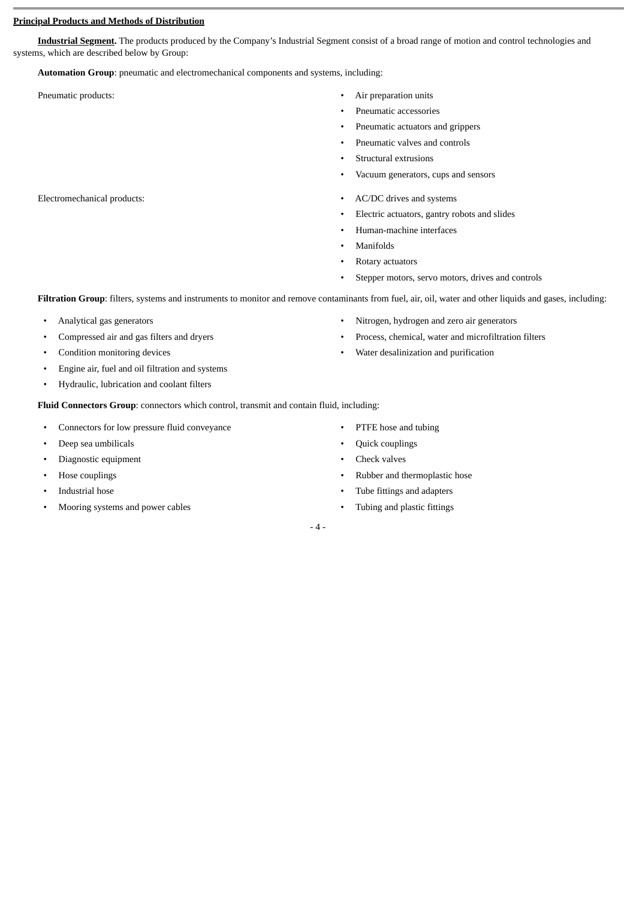**Principal Products and Methods of Distribution**

**Industrial Segment.** The products produced by the Company's Industrial Segment consist of a broad range of motion and control technologies and systems, which are described below by Group:

**Automation Group**: pneumatic and electromechanical components and systems, including:

Pneumatic products:

- Air preparation units
- Pneumatic accessories
- Pneumatic actuators and grippers
- Pneumatic valves and controls
- Structural extrusions
- Vacuum generators, cups and sensors

Electromechanical products:

- AC/DC drives and systems
- Electric actuators, gantry robots and slides
- Human-machine interfaces
- Manifolds
- Rotary actuators
- Stepper motors, servo motors, drives and controls

**Filtration Group**: filters, systems and instruments to monitor and remove contaminants from fuel, air, oil, water and other liquids and gases, including:

- Analytical gas generators
- Compressed air and gas filters and dryers
- Condition monitoring devices
- Engine air, fuel and oil filtration and systems
- Hydraulic, lubrication and coolant filters
- Nitrogen, hydrogen and zero air generators
- Process, chemical, water and microfiltration filters
- Water desalinization and purification

**Fluid Connectors Group**: connectors which control, transmit and contain fluid, including:

- Connectors for low pressure fluid conveyance
- Deep sea umbilicals
- Diagnostic equipment
- Hose couplings
- Industrial hose
- Mooring systems and power cables
- PTFE hose and tubing
- Quick couplings
- Check valves
- Rubber and thermoplastic hose
- Tube fittings and adapters
- Tubing and plastic fittings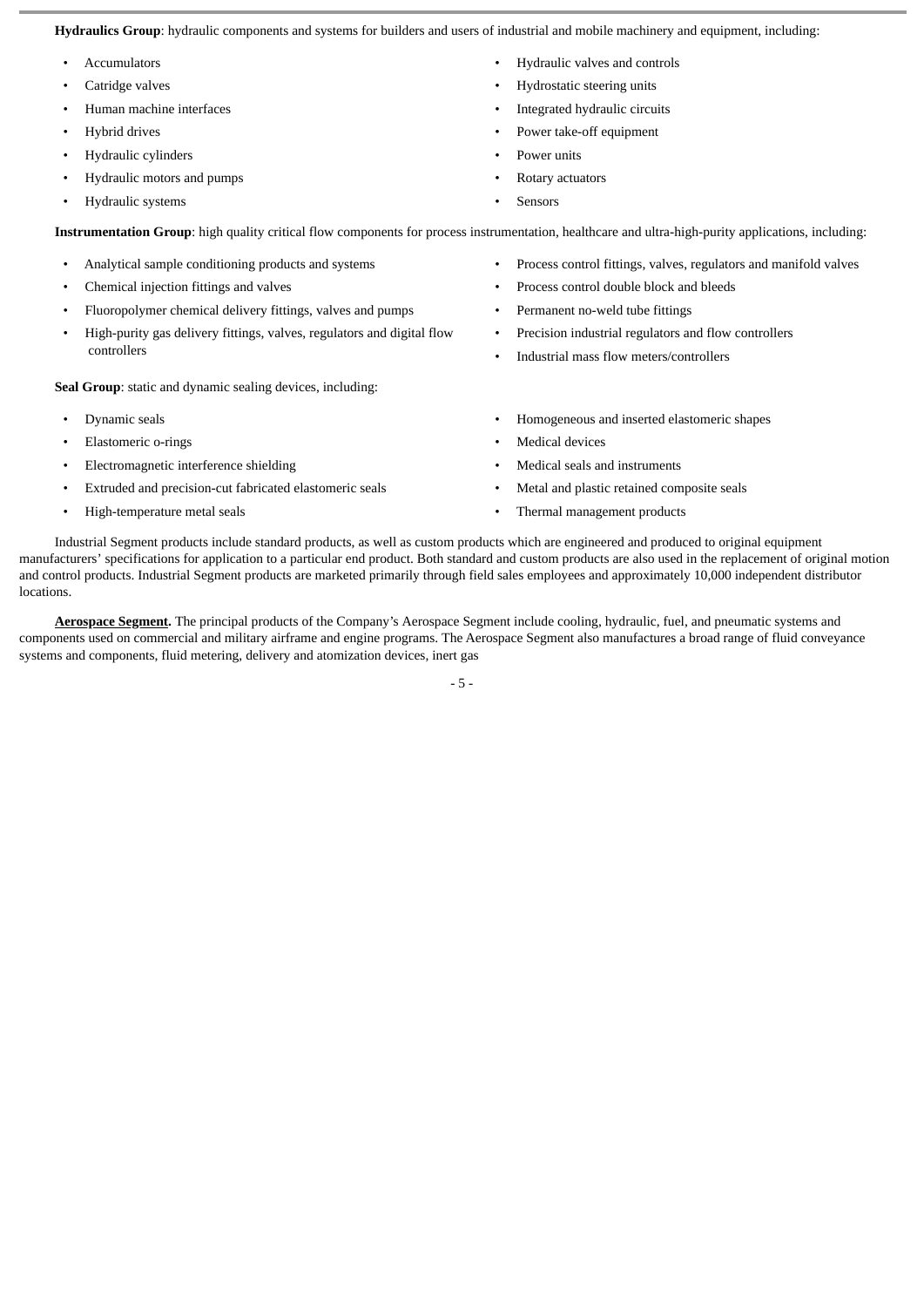**Hydraulics Group**: hydraulic components and systems for builders and users of industrial and mobile machinery and equipment, including:

- Accumulators
- Catridge valves
- Human machine interfaces
- Hybrid drives
- Hydraulic cylinders
- Hydraulic motors and pumps
- Hydraulic systems
- Hydraulic valves and controls
- Hydrostatic steering units
- Integrated hydraulic circuits
- Power take-off equipment
- Power units
- Rotary actuators
- Sensors

**Instrumentation Group**: high quality critical flow components for process instrumentation, healthcare and ultra-high-purity applications, including:

- Analytical sample conditioning products and systems
- Chemical injection fittings and valves
- Fluoropolymer chemical delivery fittings, valves and pumps
- High-purity gas delivery fittings, valves, regulators and digital flow controllers
- Process control fittings, valves, regulators and manifold valves
- Process control double block and bleeds
- Permanent no-weld tube fittings
- Precision industrial regulators and flow controllers
- Industrial mass flow meters/controllers

**Seal Group**: static and dynamic sealing devices, including:

- Dynamic seals
- Elastomeric o-rings
- Electromagnetic interference shielding
- Extruded and precision-cut fabricated elastomeric seals
- High-temperature metal seals
- Homogeneous and inserted elastomeric shapes
- Medical devices
- Medical seals and instruments
- Metal and plastic retained composite seals
- Thermal management products

Industrial Segment products include standard products, as well as custom products which are engineered and produced to original equipment manufacturers' specifications for application to a particular end product. Both standard and custom products are also used in the replacement of original motion and control products. Industrial Segment products are marketed primarily through field sales employees and approximately 10,000 independent distributor locations.

**Aerospace Segment.** The principal products of the Company's Aerospace Segment include cooling, hydraulic, fuel, and pneumatic systems and components used on commercial and military airframe and engine programs. The Aerospace Segment also manufactures a broad range of fluid conveyance systems and components, fluid metering, delivery and atomization devices, inert gas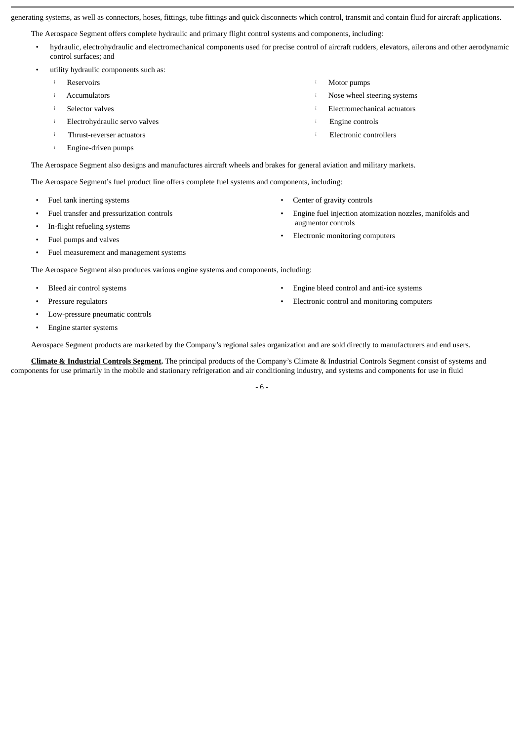generating systems, as well as connectors, hoses, fittings, tube fittings and quick disconnects which control, transmit and contain fluid for aircraft applications.

The Aerospace Segment offers complete hydraulic and primary flight control systems and components, including:

- hydraulic, electrohydraulic and electromechanical components used for precise control of aircraft rudders, elevators, ailerons and other aerodynamic control surfaces; and
- utility hydraulic components such as:
  - Reservoirs
  - Accumulators
  - Selector valves
  - Electrohydraulic servo valves
  - Thrust-reverser actuators
  - Engine-driven pumps
  - Motor pumps
  - Nose wheel steering systems
  - Electromechanical actuators
  - Engine controls
  - Electronic controllers

The Aerospace Segment also designs and manufactures aircraft wheels and brakes for general aviation and military markets.

The Aerospace Segment's fuel product line offers complete fuel systems and components, including:

- Fuel tank inerting systems
- Fuel transfer and pressurization controls
- In-flight refueling systems
- Fuel pumps and valves
- Fuel measurement and management systems
- Center of gravity controls
- Engine fuel injection atomization nozzles, manifolds and augmentor controls
- Electronic monitoring computers

The Aerospace Segment also produces various engine systems and components, including:

- Bleed air control systems
- Pressure regulators
- Low-pressure pneumatic controls
- Engine starter systems
- Engine bleed control and anti-ice systems
- Electronic control and monitoring computers

Aerospace Segment products are marketed by the Company's regional sales organization and are sold directly to manufacturers and end users.

**Climate & Industrial Controls Segment.** The principal products of the Company's Climate & Industrial Controls Segment consist of systems and components for use primarily in the mobile and stationary refrigeration and air conditioning industry, and systems and components for use in fluid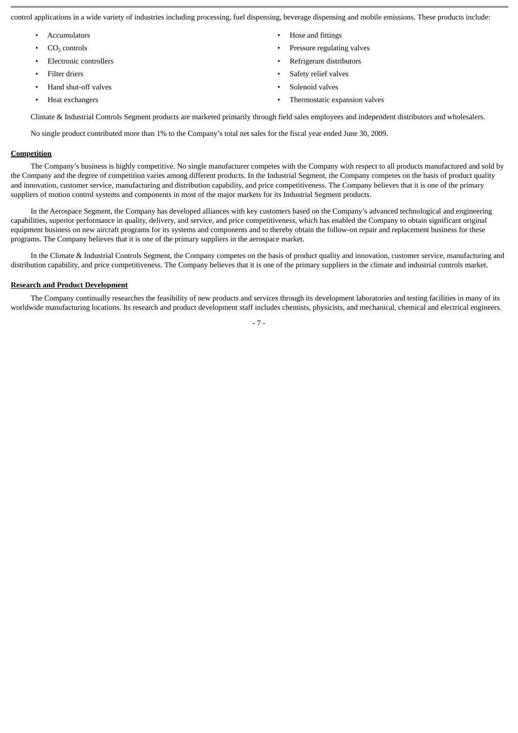control applications in a wide variety of industries including processing, fuel dispensing, beverage dispensing and mobile emissions. These products include:

- Accumulators
- $CO_2$ controls
- Electronic controllers
- Filter driers
- Hand shut-off valves
- Heat exchangers
- Hose and fittings
- Pressure regulating valves
- Refrigerant distributors
- Safety relief valves
- Solenoid valves
- Thermostatic expansion valves

Climate & Industrial Controls Segment products are marketed primarily through field sales employees and independent distributors and wholesalers.

No single product contributed more than 1% to the Company's total net sales for the fiscal year ended June 30, 2009.

**Competition**

The Company's business is highly competitive. No single manufacturer competes with the Company with respect to all products manufactured and sold by the Company and the degree of competition varies among different products. In the Industrial Segment, the Company competes on the basis of product quality and innovation, customer service, manufacturing and distribution capability, and price competitiveness. The Company believes that it is one of the primary suppliers of motion control systems and components in most of the major markets for its Industrial Segment products.

In the Aerospace Segment, the Company has developed alliances with key customers based on the Company's advanced technological and engineering capabilities, superior performance in quality, delivery, and service, and price competitiveness, which has enabled the Company to obtain significant original equipment business on new aircraft programs for its systems and components and to thereby obtain the follow-on repair and replacement business for these programs. The Company believes that it is one of the primary suppliers in the aerospace market.

In the Climate & Industrial Controls Segment, the Company competes on the basis of product quality and innovation, customer service, manufacturing and distribution capability, and price competitiveness. The Company believes that it is one of the primary suppliers in the climate and industrial controls market.

**Research and Product Development**

The Company continually researches the feasibility of new products and services through its development laboratories and testing facilities in many of its worldwide manufacturing locations. Its research and product development staff includes chemists, physicists, and mechanical, chemical and electrical engineers.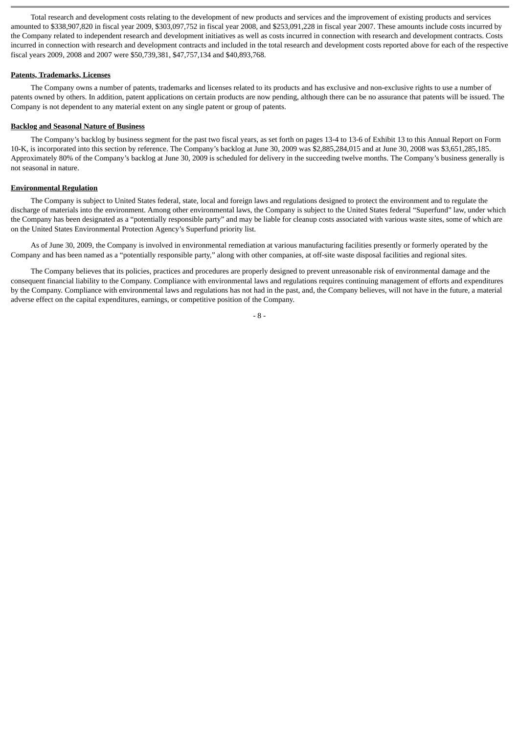Total research and development costs relating to the development of new products and services and the improvement of existing products and services amounted to $338,907,820 in fiscal year 2009, $303,097,752 in fiscal year 2008, and $253,091,228 in fiscal year 2007. These amounts include costs incurred by the Company related to independent research and development initiatives as well as costs incurred in connection with research and development contracts. Costs incurred in connection with research and development contracts and included in the total research and development costs reported above for each of the respective fiscal years 2009, 2008 and 2007 were $50,739,381, $47,757,134 and $40,893,768.

**Patents, Trademarks, Licenses**

The Company owns a number of patents, trademarks and licenses related to its products and has exclusive and non-exclusive rights to use a number of patents owned by others. In addition, patent applications on certain products are now pending, although there can be no assurance that patents will be issued. The Company is not dependent to any material extent on any single patent or group of patents.

**Backlog and Seasonal Nature of Business**

The Company's backlog by business segment for the past two fiscal years, as set forth on pages 13-4 to 13-6 of Exhibit 13 to this Annual Report on Form 10-K, is incorporated into this section by reference. The Company's backlog at June 30, 2009 was $2,885,284,015 and at June 30, 2008 was $3,651,285,185. Approximately 80% of the Company's backlog at June 30, 2009 is scheduled for delivery in the succeeding twelve months. The Company's business generally is not seasonal in nature.

**Environmental Regulation**

The Company is subject to United States federal, state, local and foreign laws and regulations designed to protect the environment and to regulate the discharge of materials into the environment. Among other environmental laws, the Company is subject to the United States federal "Superfund" law, under which the Company has been designated as a "potentially responsible party" and may be liable for cleanup costs associated with various waste sites, some of which are on the United States Environmental Protection Agency's Superfund priority list.

As of June 30, 2009, the Company is involved in environmental remediation at various manufacturing facilities presently or formerly operated by the Company and has been named as a "potentially responsible party," along with other companies, at off-site waste disposal facilities and regional sites.

The Company believes that its policies, practices and procedures are properly designed to prevent unreasonable risk of environmental damage and the consequent financial liability to the Company. Compliance with environmental laws and regulations requires continuing management of efforts and expenditures by the Company. Compliance with environmental laws and regulations has not had in the past, and, the Company believes, will not have in the future, a material adverse effect on the capital expenditures, earnings, or competitive position of the Company.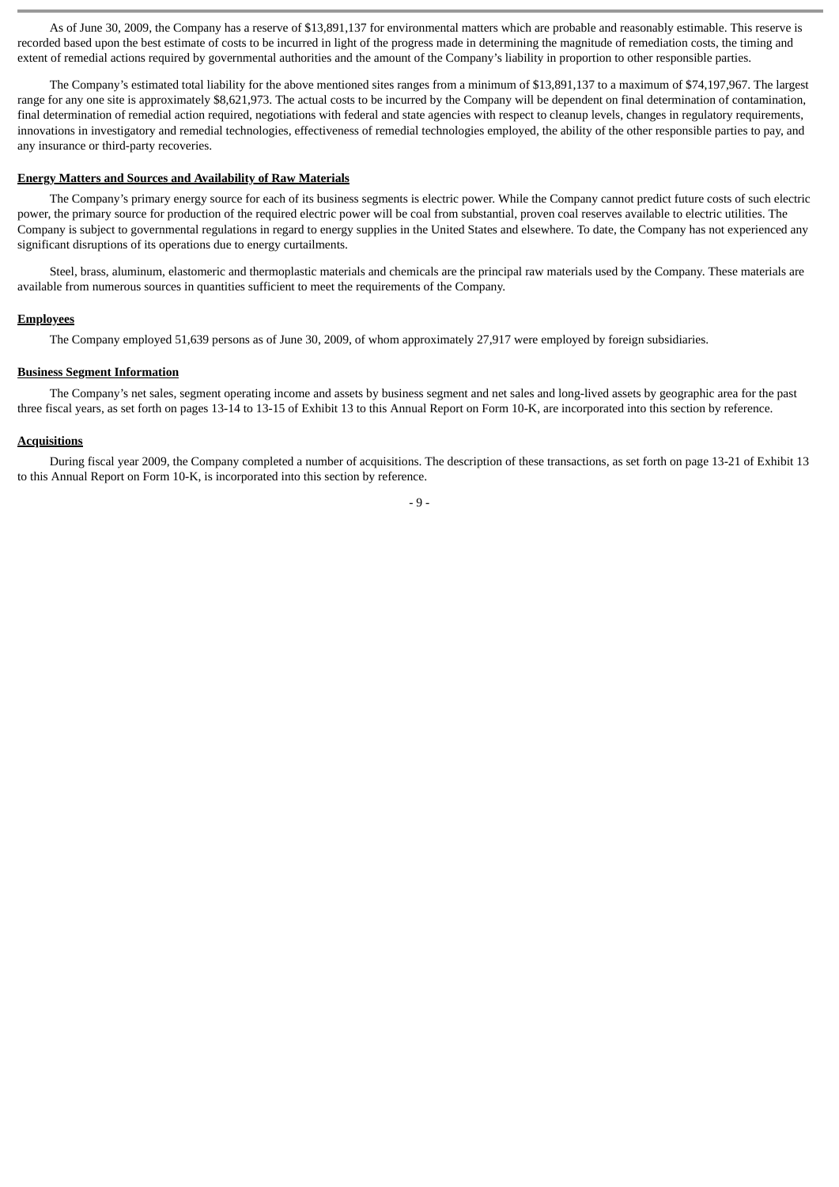As of June 30, 2009, the Company has a reserve of $13,891,137 for environmental matters which are probable and reasonably estimable. This reserve is recorded based upon the best estimate of costs to be incurred in light of the progress made in determining the magnitude of remediation costs, the timing and extent of remedial actions required by governmental authorities and the amount of the Company's liability in proportion to other responsible parties.

The Company's estimated total liability for the above mentioned sites ranges from a minimum of $13,891,137 to a maximum of $74,197,967. The largest range for any one site is approximately $8,621,973. The actual costs to be incurred by the Company will be dependent on final determination of contamination, final determination of remedial action required, negotiations with federal and state agencies with respect to cleanup levels, changes in regulatory requirements, innovations in investigatory and remedial technologies, effectiveness of remedial technologies employed, the ability of the other responsible parties to pay, and any insurance or third-party recoveries.

**Energy Matters and Sources and Availability of Raw Materials**

The Company's primary energy source for each of its business segments is electric power. While the Company cannot predict future costs of such electric power, the primary source for production of the required electric power will be coal from substantial, proven coal reserves available to electric utilities. The Company is subject to governmental regulations in regard to energy supplies in the United States and elsewhere. To date, the Company has not experienced any significant disruptions of its operations due to energy curtailments.

Steel, brass, aluminum, elastomeric and thermoplastic materials and chemicals are the principal raw materials used by the Company. These materials are available from numerous sources in quantities sufficient to meet the requirements of the Company.

**Employees**

The Company employed 51,639 persons as of June 30, 2009, of whom approximately 27,917 were employed by foreign subsidiaries.

**Business Segment Information**

The Company's net sales, segment operating income and assets by business segment and net sales and long-lived assets by geographic area for the past three fiscal years, as set forth on pages 13-14 to 13-15 of Exhibit 13 to this Annual Report on Form 10-K, are incorporated into this section by reference.

**Acquisitions**

During fiscal year 2009, the Company completed a number of acquisitions. The description of these transactions, as set forth on page 13-21 of Exhibit 13 to this Annual Report on Form 10-K, is incorporated into this section by reference.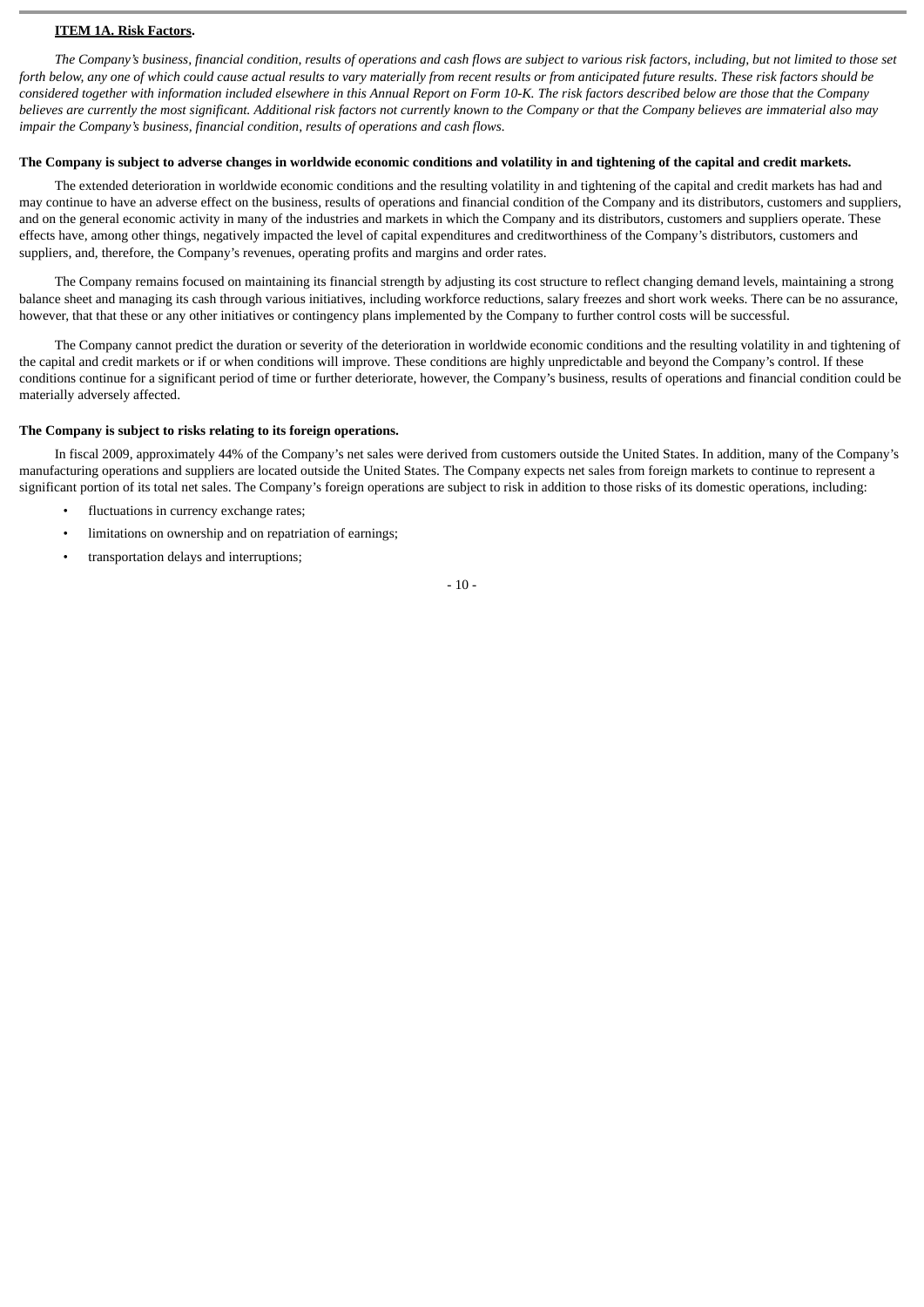## ITEM 1A. Risk Factors.

*The Company's business, financial condition, results of operations and cash flows are subject to various risk factors, including, but not limited to those set forth below, any one of which could cause actual results to vary materially from recent results or from anticipated future results. These risk factors should be considered together with information included elsewhere in this Annual Report on Form 10-K. The risk factors described below are those that the Company believes are currently the most significant. Additional risk factors not currently known to the Company or that the Company believes are immaterial also may impair the Company's business, financial condition, results of operations and cash flows.*

**The Company is subject to adverse changes in worldwide economic conditions and volatility in and tightening of the capital and credit markets.**

The extended deterioration in worldwide economic conditions and the resulting volatility in and tightening of the capital and credit markets has had and may continue to have an adverse effect on the business, results of operations and financial condition of the Company and its distributors, customers and suppliers, and on the general economic activity in many of the industries and markets in which the Company and its distributors, customers and suppliers operate. These effects have, among other things, negatively impacted the level of capital expenditures and creditworthiness of the Company's distributors, customers and suppliers, and, therefore, the Company's revenues, operating profits and margins and order rates.

The Company remains focused on maintaining its financial strength by adjusting its cost structure to reflect changing demand levels, maintaining a strong balance sheet and managing its cash through various initiatives, including workforce reductions, salary freezes and short work weeks. There can be no assurance, however, that that these or any other initiatives or contingency plans implemented by the Company to further control costs will be successful.

The Company cannot predict the duration or severity of the deterioration in worldwide economic conditions and the resulting volatility in and tightening of the capital and credit markets or if or when conditions will improve. These conditions are highly unpredictable and beyond the Company's control. If these conditions continue for a significant period of time or further deteriorate, however, the Company's business, results of operations and financial condition could be materially adversely affected.

**The Company is subject to risks relating to its foreign operations.**

In fiscal 2009, approximately 44% of the Company's net sales were derived from customers outside the United States. In addition, many of the Company's manufacturing operations and suppliers are located outside the United States. The Company expects net sales from foreign markets to continue to represent a significant portion of its total net sales. The Company's foreign operations are subject to risk in addition to those risks of its domestic operations, including:

- fluctuations in currency exchange rates;
- limitations on ownership and on repatriation of earnings;
- transportation delays and interruptions;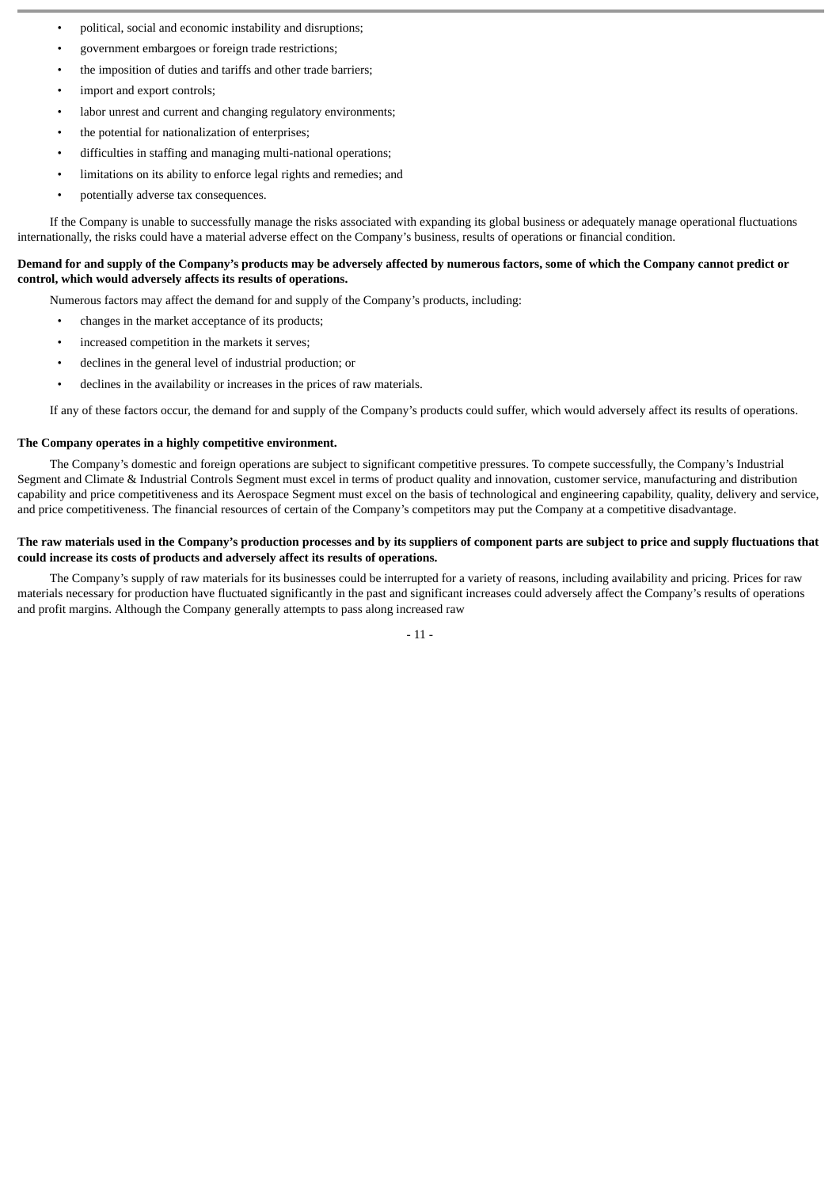- political, social and economic instability and disruptions;
- government embargoes or foreign trade restrictions;
- the imposition of duties and tariffs and other trade barriers;
- import and export controls;
- labor unrest and current and changing regulatory environments;
- the potential for nationalization of enterprises;
- difficulties in staffing and managing multi-national operations;
- limitations on its ability to enforce legal rights and remedies; and
- potentially adverse tax consequences.

If the Company is unable to successfully manage the risks associated with expanding its global business or adequately manage operational fluctuations internationally, the risks could have a material adverse effect on the Company's business, results of operations or financial condition.

**Demand for and supply of the Company's products may be adversely affected by numerous factors, some of which the Company cannot predict or control, which would adversely affects its results of operations.**

Numerous factors may affect the demand for and supply of the Company's products, including:

- changes in the market acceptance of its products;
- increased competition in the markets it serves;
- declines in the general level of industrial production; or
- declines in the availability or increases in the prices of raw materials.

If any of these factors occur, the demand for and supply of the Company's products could suffer, which would adversely affect its results of operations.

**The Company operates in a highly competitive environment.**

The Company's domestic and foreign operations are subject to significant competitive pressures. To compete successfully, the Company's Industrial Segment and Climate & Industrial Controls Segment must excel in terms of product quality and innovation, customer service, manufacturing and distribution capability and price competitiveness and its Aerospace Segment must excel on the basis of technological and engineering capability, quality, delivery and service, and price competitiveness. The financial resources of certain of the Company's competitors may put the Company at a competitive disadvantage.

**The raw materials used in the Company's production processes and by its suppliers of component parts are subject to price and supply fluctuations that could increase its costs of products and adversely affect its results of operations.**

The Company's supply of raw materials for its businesses could be interrupted for a variety of reasons, including availability and pricing. Prices for raw materials necessary for production have fluctuated significantly in the past and significant increases could adversely affect the Company's results of operations and profit margins. Although the Company generally attempts to pass along increased raw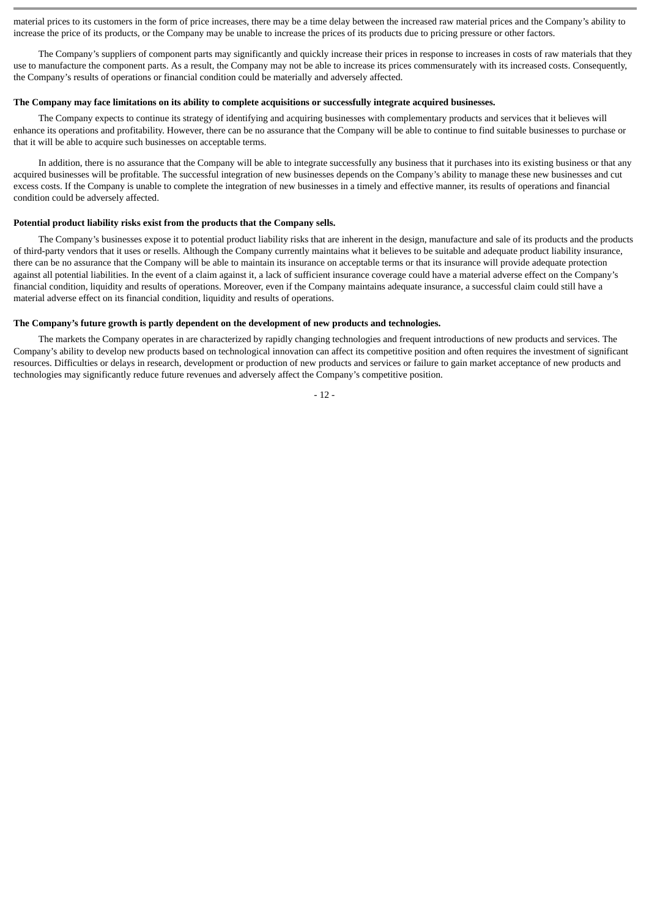material prices to its customers in the form of price increases, there may be a time delay between the increased raw material prices and the Company's ability to increase the price of its products, or the Company may be unable to increase the prices of its products due to pricing pressure or other factors.

The Company's suppliers of component parts may significantly and quickly increase their prices in response to increases in costs of raw materials that they use to manufacture the component parts. As a result, the Company may not be able to increase its prices commensurately with its increased costs. Consequently, the Company's results of operations or financial condition could be materially and adversely affected.

**The Company may face limitations on its ability to complete acquisitions or successfully integrate acquired businesses.**

The Company expects to continue its strategy of identifying and acquiring businesses with complementary products and services that it believes will enhance its operations and profitability. However, there can be no assurance that the Company will be able to continue to find suitable businesses to purchase or that it will be able to acquire such businesses on acceptable terms.

In addition, there is no assurance that the Company will be able to integrate successfully any business that it purchases into its existing business or that any acquired businesses will be profitable. The successful integration of new businesses depends on the Company's ability to manage these new businesses and cut excess costs. If the Company is unable to complete the integration of new businesses in a timely and effective manner, its results of operations and financial condition could be adversely affected.

**Potential product liability risks exist from the products that the Company sells.**

The Company's businesses expose it to potential product liability risks that are inherent in the design, manufacture and sale of its products and the products of third-party vendors that it uses or resells. Although the Company currently maintains what it believes to be suitable and adequate product liability insurance, there can be no assurance that the Company will be able to maintain its insurance on acceptable terms or that its insurance will provide adequate protection against all potential liabilities. In the event of a claim against it, a lack of sufficient insurance coverage could have a material adverse effect on the Company's financial condition, liquidity and results of operations. Moreover, even if the Company maintains adequate insurance, a successful claim could still have a material adverse effect on its financial condition, liquidity and results of operations.

**The Company's future growth is partly dependent on the development of new products and technologies.**

The markets the Company operates in are characterized by rapidly changing technologies and frequent introductions of new products and services. The Company's ability to develop new products based on technological innovation can affect its competitive position and often requires the investment of significant resources. Difficulties or delays in research, development or production of new products and services or failure to gain market acceptance of new products and technologies may significantly reduce future revenues and adversely affect the Company's competitive position.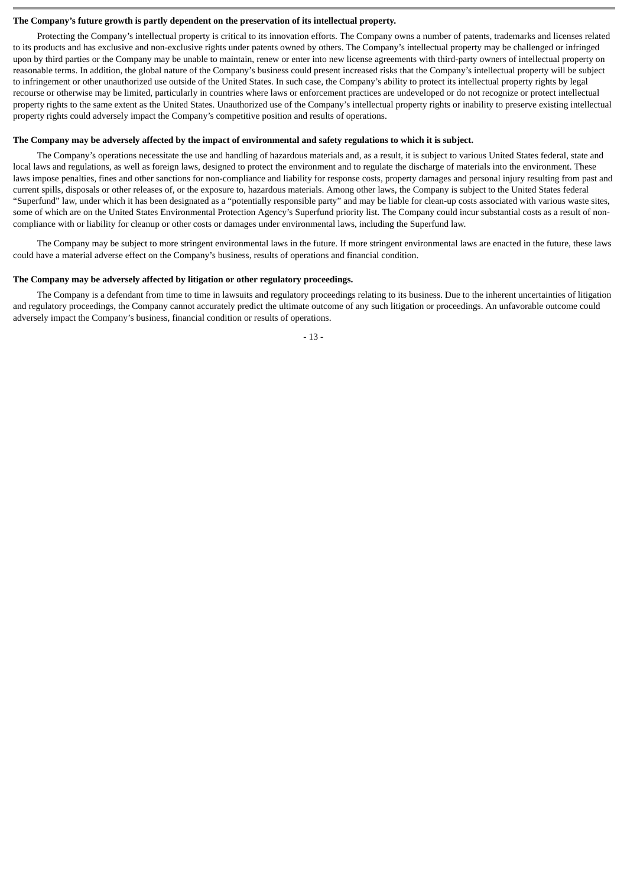**The Company's future growth is partly dependent on the preservation of its intellectual property.**

Protecting the Company's intellectual property is critical to its innovation efforts. The Company owns a number of patents, trademarks and licenses related to its products and has exclusive and non-exclusive rights under patents owned by others. The Company's intellectual property may be challenged or infringed upon by third parties or the Company may be unable to maintain, renew or enter into new license agreements with third-party owners of intellectual property on reasonable terms. In addition, the global nature of the Company's business could present increased risks that the Company's intellectual property will be subject to infringement or other unauthorized use outside of the United States. In such case, the Company's ability to protect its intellectual property rights by legal recourse or otherwise may be limited, particularly in countries where laws or enforcement practices are undeveloped or do not recognize or protect intellectual property rights to the same extent as the United States. Unauthorized use of the Company's intellectual property rights or inability to preserve existing intellectual property rights could adversely impact the Company's competitive position and results of operations.

**The Company may be adversely affected by the impact of environmental and safety regulations to which it is subject.**

The Company's operations necessitate the use and handling of hazardous materials and, as a result, it is subject to various United States federal, state and local laws and regulations, as well as foreign laws, designed to protect the environment and to regulate the discharge of materials into the environment. These laws impose penalties, fines and other sanctions for non-compliance and liability for response costs, property damages and personal injury resulting from past and current spills, disposals or other releases of, or the exposure to, hazardous materials. Among other laws, the Company is subject to the United States federal "Superfund" law, under which it has been designated as a "potentially responsible party" and may be liable for clean-up costs associated with various waste sites, some of which are on the United States Environmental Protection Agency's Superfund priority list. The Company could incur substantial costs as a result of non-compliance with or liability for cleanup or other costs or damages under environmental laws, including the Superfund law.

The Company may be subject to more stringent environmental laws in the future. If more stringent environmental laws are enacted in the future, these laws could have a material adverse effect on the Company's business, results of operations and financial condition.

**The Company may be adversely affected by litigation or other regulatory proceedings.**

The Company is a defendant from time to time in lawsuits and regulatory proceedings relating to its business. Due to the inherent uncertainties of litigation and regulatory proceedings, the Company cannot accurately predict the ultimate outcome of any such litigation or proceedings. An unfavorable outcome could adversely impact the Company's business, financial condition or results of operations.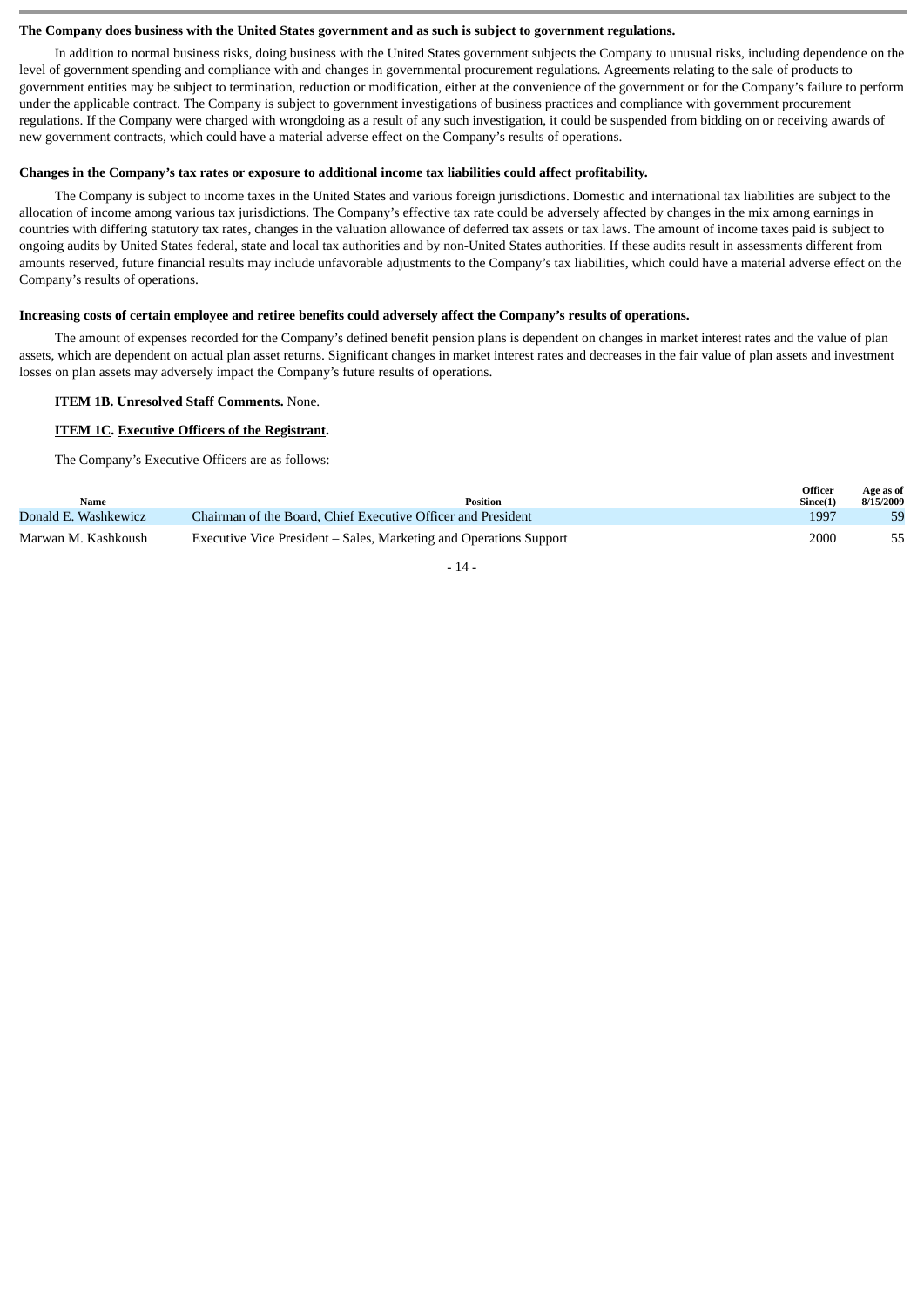**The Company does business with the United States government and as such is subject to government regulations.**

In addition to normal business risks, doing business with the United States government subjects the Company to unusual risks, including dependence on the level of government spending and compliance with and changes in governmental procurement regulations. Agreements relating to the sale of products to government entities may be subject to termination, reduction or modification, either at the convenience of the government or for the Company's failure to perform under the applicable contract. The Company is subject to government investigations of business practices and compliance with government procurement regulations. If the Company were charged with wrongdoing as a result of any such investigation, it could be suspended from bidding on or receiving awards of new government contracts, which could have a material adverse effect on the Company's results of operations.

**Changes in the Company's tax rates or exposure to additional income tax liabilities could affect profitability.**

The Company is subject to income taxes in the United States and various foreign jurisdictions. Domestic and international tax liabilities are subject to the allocation of income among various tax jurisdictions. The Company's effective tax rate could be adversely affected by changes in the mix among earnings in countries with differing statutory tax rates, changes in the valuation allowance of deferred tax assets or tax laws. The amount of income taxes paid is subject to ongoing audits by United States federal, state and local tax authorities and by non-United States authorities. If these audits result in assessments different from amounts reserved, future financial results may include unfavorable adjustments to the Company's tax liabilities, which could have a material adverse effect on the Company's results of operations.

**Increasing costs of certain employee and retiree benefits could adversely affect the Company's results of operations.**

The amount of expenses recorded for the Company's defined benefit pension plans is dependent on changes in market interest rates and the value of plan assets, which are dependent on actual plan asset returns. Significant changes in market interest rates and decreases in the fair value of plan assets and investment losses on plan assets may adversely impact the Company's future results of operations.

**ITEM 1B. Unresolved Staff Comments.** None.

**ITEM 1C. Executive Officers of the Registrant.**

The Company's Executive Officers are as follows:

| Name | Position | Officer Since(1) | Age as of 8/15/2009 |
|---|---|---|---|
| Donald E. Washkewicz | Chairman of the Board, Chief Executive Officer and President | 1997 | 59 |
| Marwan M. Kashkoush | Executive Vice President – Sales, Marketing and Operations Support | 2000 | 55 |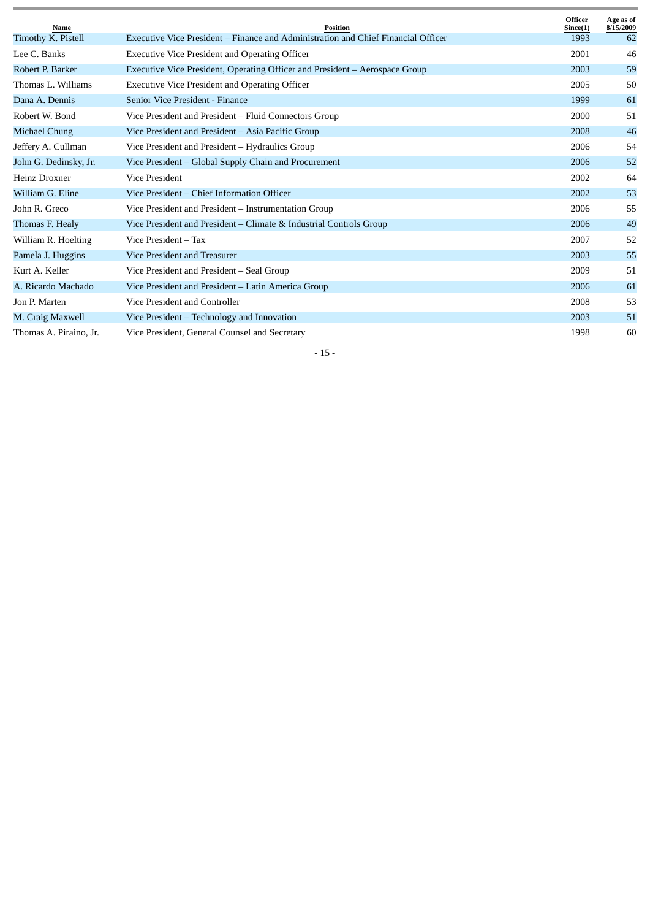| Name | Position | Officer Since(1) | Age as of 8/15/2009 |
|---|---|---|---|
| Timothy K. Pistell | Executive Vice President – Finance and Administration and Chief Financial Officer | 1993 | 62 |
| Lee C. Banks | Executive Vice President and Operating Officer | 2001 | 46 |
| Robert P. Barker | Executive Vice President, Operating Officer and President – Aerospace Group | 2003 | 59 |
| Thomas L. Williams | Executive Vice President and Operating Officer | 2005 | 50 |
| Dana A. Dennis | Senior Vice President - Finance | 1999 | 61 |
| Robert W. Bond | Vice President and President – Fluid Connectors Group | 2000 | 51 |
| Michael Chung | Vice President and President – Asia Pacific Group | 2008 | 46 |
| Jeffery A. Cullman | Vice President and President – Hydraulics Group | 2006 | 54 |
| John G. Dedinsky, Jr. | Vice President – Global Supply Chain and Procurement | 2006 | 52 |
| Heinz Droxner | Vice President | 2002 | 64 |
| William G. Eline | Vice President – Chief Information Officer | 2002 | 53 |
| John R. Greco | Vice President and President – Instrumentation Group | 2006 | 55 |
| Thomas F. Healy | Vice President and President – Climate & Industrial Controls Group | 2006 | 49 |
| William R. Hoelting | Vice President – Tax | 2007 | 52 |
| Pamela J. Huggins | Vice President and Treasurer | 2003 | 55 |
| Kurt A. Keller | Vice President and President – Seal Group | 2009 | 51 |
| A. Ricardo Machado | Vice President and President – Latin America Group | 2006 | 61 |
| Jon P. Marten | Vice President and Controller | 2008 | 53 |
| M. Craig Maxwell | Vice President – Technology and Innovation | 2003 | 51 |
| Thomas A. Piraino, Jr. | Vice President, General Counsel and Secretary | 1998 | 60 |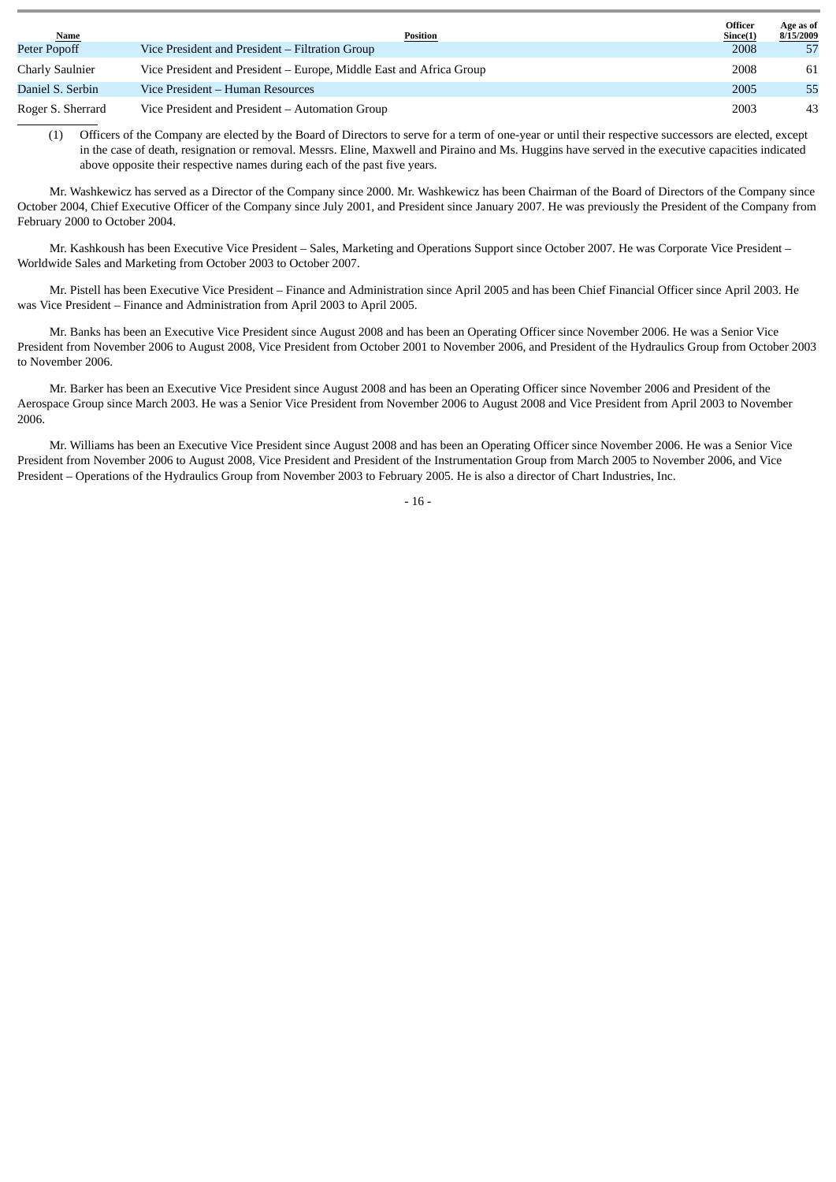| Name | Position | Officer Since(1) | Age as of 8/15/2009 |
|---|---|---|---|
| Peter Popoff | Vice President and President – Filtration Group | 2008 | 57 |
| Charly Saulnier | Vice President and President – Europe, Middle East and Africa Group | 2008 | 61 |
| Daniel S. Serbin | Vice President – Human Resources | 2005 | 55 |
| Roger S. Sherrard | Vice President and President – Automation Group | 2003 | 43 |

(1) Officers of the Company are elected by the Board of Directors to serve for a term of one-year or until their respective successors are elected, except in the case of death, resignation or removal. Messrs. Eline, Maxwell and Piraino and Ms. Huggins have served in the executive capacities indicated above opposite their respective names during each of the past five years.

Mr. Washkewicz has served as a Director of the Company since 2000. Mr. Washkewicz has been Chairman of the Board of Directors of the Company since October 2004, Chief Executive Officer of the Company since July 2001, and President since January 2007. He was previously the President of the Company from February 2000 to October 2004.

Mr. Kashkoush has been Executive Vice President – Sales, Marketing and Operations Support since October 2007. He was Corporate Vice President – Worldwide Sales and Marketing from October 2003 to October 2007.

Mr. Pistell has been Executive Vice President – Finance and Administration since April 2005 and has been Chief Financial Officer since April 2003. He was Vice President – Finance and Administration from April 2003 to April 2005.

Mr. Banks has been an Executive Vice President since August 2008 and has been an Operating Officer since November 2006. He was a Senior Vice President from November 2006 to August 2008, Vice President from October 2001 to November 2006, and President of the Hydraulics Group from October 2003 to November 2006.

Mr. Barker has been an Executive Vice President since August 2008 and has been an Operating Officer since November 2006 and President of the Aerospace Group since March 2003. He was a Senior Vice President from November 2006 to August 2008 and Vice President from April 2003 to November 2006.

Mr. Williams has been an Executive Vice President since August 2008 and has been an Operating Officer since November 2006. He was a Senior Vice President from November 2006 to August 2008, Vice President and President of the Instrumentation Group from March 2005 to November 2006, and Vice President – Operations of the Hydraulics Group from November 2003 to February 2005. He is also a director of Chart Industries, Inc.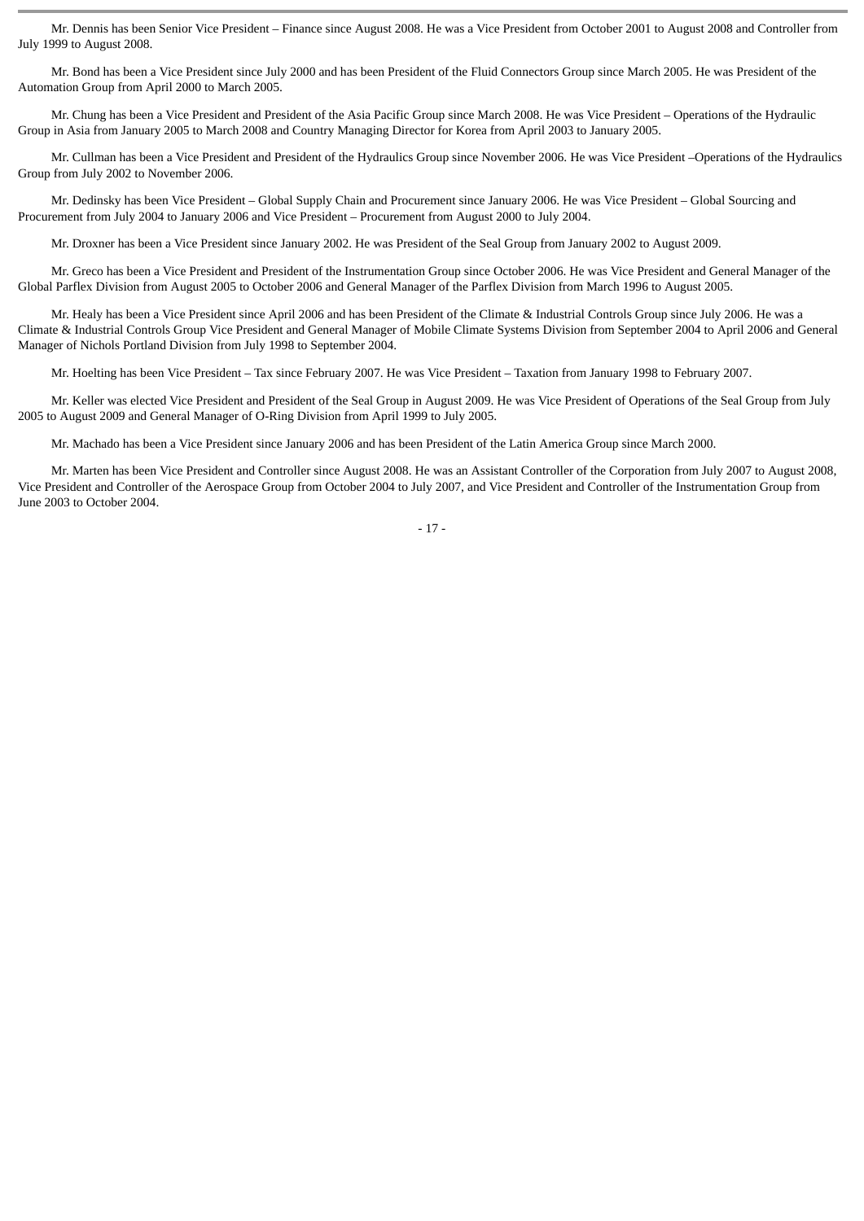Mr. Dennis has been Senior Vice President – Finance since August 2008. He was a Vice President from October 2001 to August 2008 and Controller from July 1999 to August 2008.

Mr. Bond has been a Vice President since July 2000 and has been President of the Fluid Connectors Group since March 2005. He was President of the Automation Group from April 2000 to March 2005.

Mr. Chung has been a Vice President and President of the Asia Pacific Group since March 2008. He was Vice President – Operations of the Hydraulic Group in Asia from January 2005 to March 2008 and Country Managing Director for Korea from April 2003 to January 2005.

Mr. Cullman has been a Vice President and President of the Hydraulics Group since November 2006. He was Vice President –Operations of the Hydraulics Group from July 2002 to November 2006.

Mr. Dedinsky has been Vice President – Global Supply Chain and Procurement since January 2006. He was Vice President – Global Sourcing and Procurement from July 2004 to January 2006 and Vice President – Procurement from August 2000 to July 2004.

Mr. Droxner has been a Vice President since January 2002. He was President of the Seal Group from January 2002 to August 2009.

Mr. Greco has been a Vice President and President of the Instrumentation Group since October 2006. He was Vice President and General Manager of the Global Parflex Division from August 2005 to October 2006 and General Manager of the Parflex Division from March 1996 to August 2005.

Mr. Healy has been a Vice President since April 2006 and has been President of the Climate & Industrial Controls Group since July 2006. He was a Climate & Industrial Controls Group Vice President and General Manager of Mobile Climate Systems Division from September 2004 to April 2006 and General Manager of Nichols Portland Division from July 1998 to September 2004.

Mr. Hoelting has been Vice President – Tax since February 2007. He was Vice President – Taxation from January 1998 to February 2007.

Mr. Keller was elected Vice President and President of the Seal Group in August 2009. He was Vice President of Operations of the Seal Group from July 2005 to August 2009 and General Manager of O-Ring Division from April 1999 to July 2005.

Mr. Machado has been a Vice President since January 2006 and has been President of the Latin America Group since March 2000.

Mr. Marten has been Vice President and Controller since August 2008. He was an Assistant Controller of the Corporation from July 2007 to August 2008, Vice President and Controller of the Aerospace Group from October 2004 to July 2007, and Vice President and Controller of the Instrumentation Group from June 2003 to October 2004.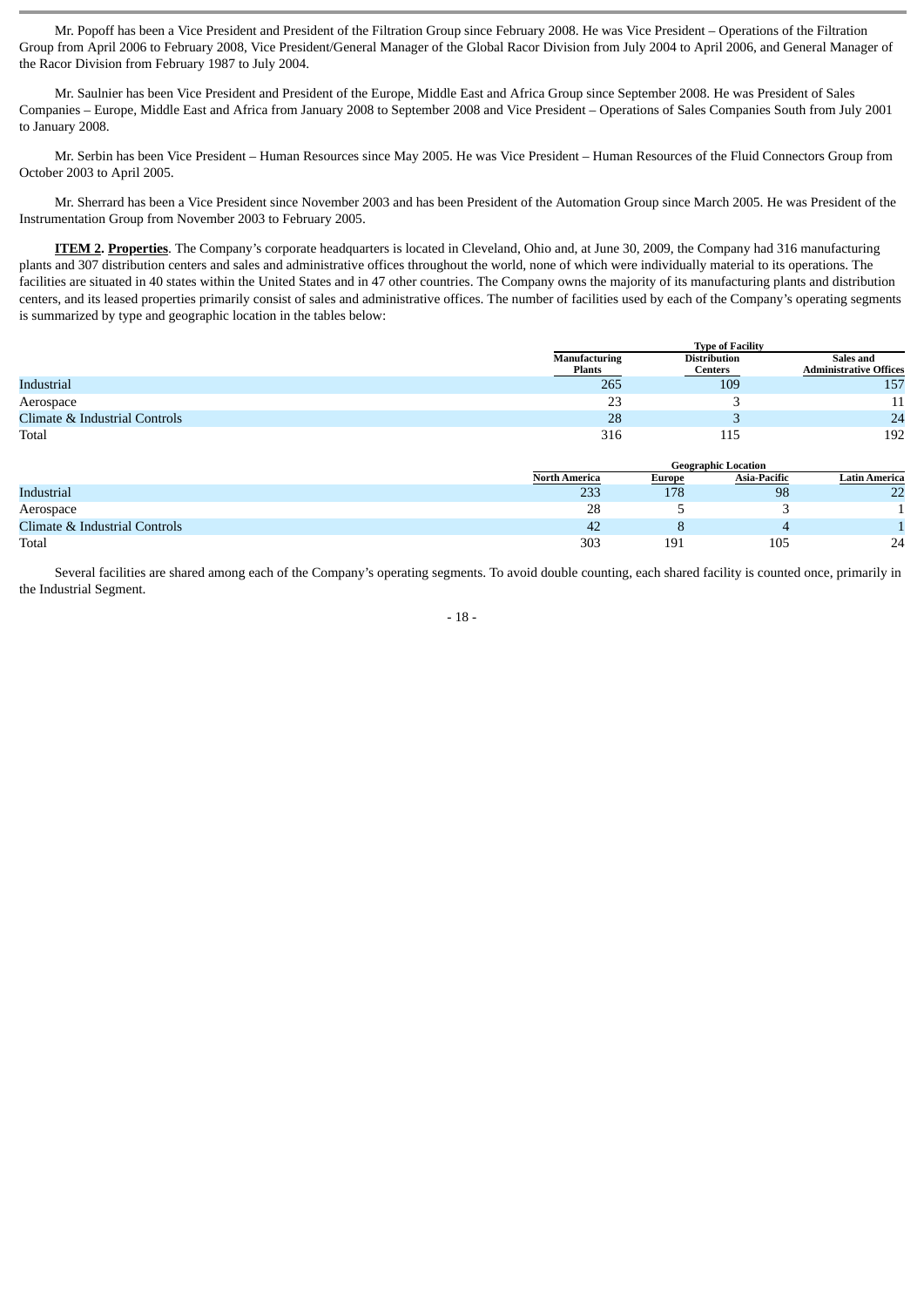Mr. Popoff has been a Vice President and President of the Filtration Group since February 2008. He was Vice President – Operations of the Filtration Group from April 2006 to February 2008, Vice President/General Manager of the Global Racor Division from July 2004 to April 2006, and General Manager of the Racor Division from February 1987 to July 2004.

Mr. Saulnier has been Vice President and President of the Europe, Middle East and Africa Group since September 2008. He was President of Sales Companies – Europe, Middle East and Africa from January 2008 to September 2008 and Vice President – Operations of Sales Companies South from July 2001 to January 2008.

Mr. Serbin has been Vice President – Human Resources since May 2005. He was Vice President – Human Resources of the Fluid Connectors Group from October 2003 to April 2005.

Mr. Sherrard has been a Vice President since November 2003 and has been President of the Automation Group since March 2005. He was President of the Instrumentation Group from November 2003 to February 2005.

**ITEM 2. Properties**. The Company's corporate headquarters is located in Cleveland, Ohio and, at June 30, 2009, the Company had 316 manufacturing plants and 307 distribution centers and sales and administrative offices throughout the world, none of which were individually material to its operations. The facilities are situated in 40 states within the United States and in 47 other countries. The Company owns the majority of its manufacturing plants and distribution centers, and its leased properties primarily consist of sales and administrative offices. The number of facilities used by each of the Company's operating segments is summarized by type and geographic location in the tables below:

| | Type of Facility | | |
|---|---|---|---|
| | Manufacturing Plants | Distribution Centers | Sales and Administrative Offices |
| Industrial | 265 | 109 | 157 |
| Aerospace | 23 | 3 | 11 |
| Climate & Industrial Controls | 28 | 3 | 24 |
| Total | 316 | 115 | 192 |

| | Geographic Location | | | |
|---|---|---|---|---|
| | North America | Europe | Asia-Pacific | Latin America |
| Industrial | 233 | 178 | 98 | 22 |
| Aerospace | 28 | 5 | 3 | 1 |
| Climate & Industrial Controls | 42 | 8 | 4 | 1 |
| Total | 303 | 191 | 105 | 24 |

Several facilities are shared among each of the Company's operating segments. To avoid double counting, each shared facility is counted once, primarily in the Industrial Segment.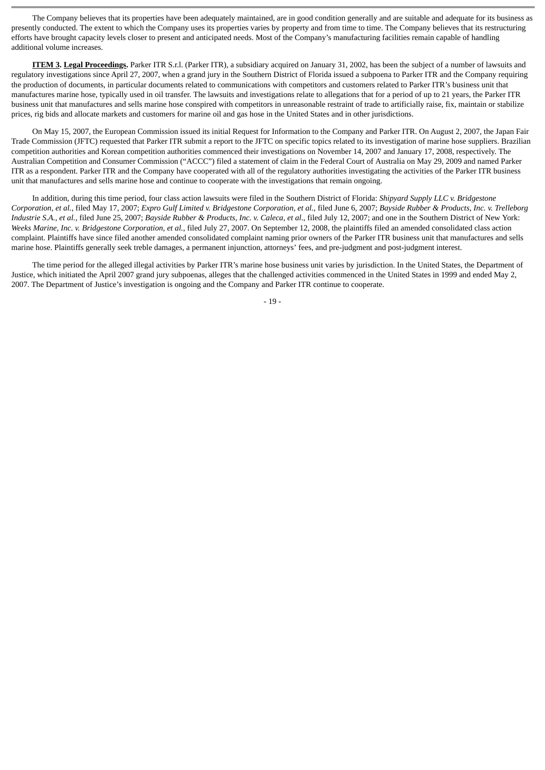The Company believes that its properties have been adequately maintained, are in good condition generally and are suitable and adequate for its business as presently conducted. The extent to which the Company uses its properties varies by property and from time to time. The Company believes that its restructuring efforts have brought capacity levels closer to present and anticipated needs. Most of the Company's manufacturing facilities remain capable of handling additional volume increases.

**ITEM 3. Legal Proceedings.** Parker ITR S.r.l. (Parker ITR), a subsidiary acquired on January 31, 2002, has been the subject of a number of lawsuits and regulatory investigations since April 27, 2007, when a grand jury in the Southern District of Florida issued a subpoena to Parker ITR and the Company requiring the production of documents, in particular documents related to communications with competitors and customers related to Parker ITR's business unit that manufactures marine hose, typically used in oil transfer. The lawsuits and investigations relate to allegations that for a period of up to 21 years, the Parker ITR business unit that manufactures and sells marine hose conspired with competitors in unreasonable restraint of trade to artificially raise, fix, maintain or stabilize prices, rig bids and allocate markets and customers for marine oil and gas hose in the United States and in other jurisdictions.

On May 15, 2007, the European Commission issued its initial Request for Information to the Company and Parker ITR. On August 2, 2007, the Japan Fair Trade Commission (JFTC) requested that Parker ITR submit a report to the JFTC on specific topics related to its investigation of marine hose suppliers. Brazilian competition authorities and Korean competition authorities commenced their investigations on November 14, 2007 and January 17, 2008, respectively. The Australian Competition and Consumer Commission ("ACCC") filed a statement of claim in the Federal Court of Australia on May 29, 2009 and named Parker ITR as a respondent. Parker ITR and the Company have cooperated with all of the regulatory authorities investigating the activities of the Parker ITR business unit that manufactures and sells marine hose and continue to cooperate with the investigations that remain ongoing.

In addition, during this time period, four class action lawsuits were filed in the Southern District of Florida: *Shipyard Supply LLC v. Bridgestone Corporation, et al.*, filed May 17, 2007; *Expro Gulf Limited v. Bridgestone Corporation, et al.*, filed June 6, 2007; *Bayside Rubber & Products, Inc. v. Trelleborg Industrie S.A., et al.*, filed June 25, 2007; *Bayside Rubber & Products, Inc. v. Caleca, et al.*, filed July 12, 2007; and one in the Southern District of New York: *Weeks Marine, Inc. v. Bridgestone Corporation, et al.*, filed July 27, 2007. On September 12, 2008, the plaintiffs filed an amended consolidated class action complaint. Plaintiffs have since filed another amended consolidated complaint naming prior owners of the Parker ITR business unit that manufactures and sells marine hose. Plaintiffs generally seek treble damages, a permanent injunction, attorneys' fees, and pre-judgment and post-judgment interest.

The time period for the alleged illegal activities by Parker ITR's marine hose business unit varies by jurisdiction. In the United States, the Department of Justice, which initiated the April 2007 grand jury subpoenas, alleges that the challenged activities commenced in the United States in 1999 and ended May 2, 2007. The Department of Justice's investigation is ongoing and the Company and Parker ITR continue to cooperate.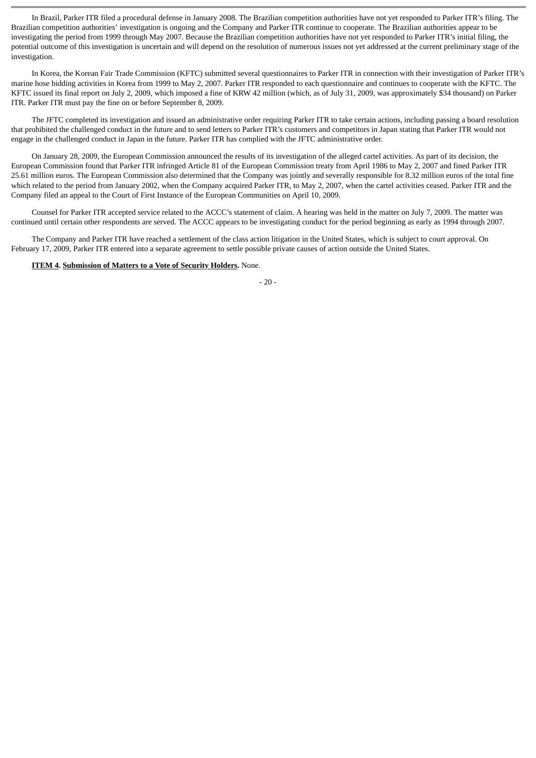In Brazil, Parker ITR filed a procedural defense in January 2008. The Brazilian competition authorities have not yet responded to Parker ITR's filing. The Brazilian competition authorities' investigation is ongoing and the Company and Parker ITR continue to cooperate. The Brazilian authorities appear to be investigating the period from 1999 through May 2007. Because the Brazilian competition authorities have not yet responded to Parker ITR's initial filing, the potential outcome of this investigation is uncertain and will depend on the resolution of numerous issues not yet addressed at the current preliminary stage of the investigation.

In Korea, the Korean Fair Trade Commission (KFTC) submitted several questionnaires to Parker ITR in connection with their investigation of Parker ITR's marine hose bidding activities in Korea from 1999 to May 2, 2007. Parker ITR responded to each questionnaire and continues to cooperate with the KFTC. The KFTC issued its final report on July 2, 2009, which imposed a fine of KRW 42 million (which, as of July 31, 2009, was approximately $34 thousand) on Parker ITR. Parker ITR must pay the fine on or before September 8, 2009.

The JFTC completed its investigation and issued an administrative order requiring Parker ITR to take certain actions, including passing a board resolution that prohibited the challenged conduct in the future and to send letters to Parker ITR's customers and competitors in Japan stating that Parker ITR would not engage in the challenged conduct in Japan in the future. Parker ITR has complied with the JFTC administrative order.

On January 28, 2009, the European Commission announced the results of its investigation of the alleged cartel activities. As part of its decision, the European Commission found that Parker ITR infringed Article 81 of the European Commission treaty from April 1986 to May 2, 2007 and fined Parker ITR 25.61 million euros. The European Commission also determined that the Company was jointly and severally responsible for 8.32 million euros of the total fine which related to the period from January 2002, when the Company acquired Parker ITR, to May 2, 2007, when the cartel activities ceased. Parker ITR and the Company filed an appeal to the Court of First Instance of the European Communities on April 10, 2009.

Counsel for Parker ITR accepted service related to the ACCC's statement of claim. A hearing was held in the matter on July 7, 2009. The matter was continued until certain other respondents are served. The ACCC appears to be investigating conduct for the period beginning as early as 1994 through 2007.

The Company and Parker ITR have reached a settlement of the class action litigation in the United States, which is subject to court approval. On February 17, 2009, Parker ITR entered into a separate agreement to settle possible private causes of action outside the United States.

**ITEM 4. Submission of Matters to a Vote of Security Holders.** None.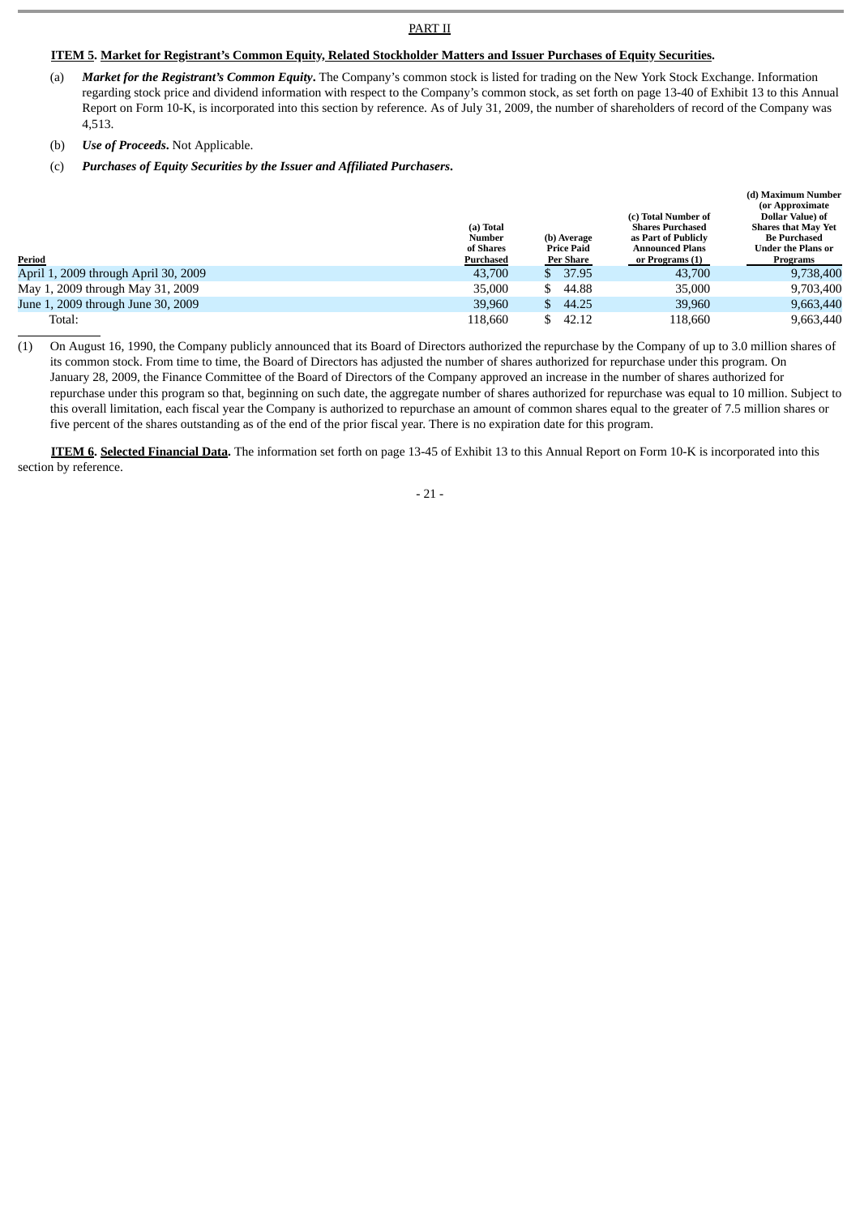PART II

**ITEM 5. Market for Registrant's Common Equity, Related Stockholder Matters and Issuer Purchases of Equity Securities.**

(a) ***Market for the Registrant's Common Equity***. The Company's common stock is listed for trading on the New York Stock Exchange. Information regarding stock price and dividend information with respect to the Company's common stock, as set forth on page 13-40 of Exhibit 13 to this Annual Report on Form 10-K, is incorporated into this section by reference. As of July 31, 2009, the number of shareholders of record of the Company was 4,513.

(b) ***Use of Proceeds***. Not Applicable.

(c) ***Purchases of Equity Securities by the Issuer and Affiliated Purchasers***.

| Period | (a) Total Number of Shares Purchased | (b) Average Price Paid Per Share | (c) Total Number of Shares Purchased as Part of Publicly Announced Plans or Programs (1) | (d) Maximum Number (or Approximate Dollar Value) of Shares that May Yet Be Purchased Under the Plans or Programs |
|---|---|---|---|---|
| April 1, 2009 through April 30, 2009 | 43,700 | $ 37.95 | 43,700 | 9,738,400 |
| May 1, 2009 through May 31, 2009 | 35,000 | $ 44.88 | 35,000 | 9,703,400 |
| June 1, 2009 through June 30, 2009 | 39,960 | $ 44.25 | 39,960 | 9,663,440 |
| Total: | 118,660 | $ 42.12 | 118,660 | 9,663,440 |

(1) On August 16, 1990, the Company publicly announced that its Board of Directors authorized the repurchase by the Company of up to 3.0 million shares of its common stock. From time to time, the Board of Directors has adjusted the number of shares authorized for repurchase under this program. On January 28, 2009, the Finance Committee of the Board of Directors of the Company approved an increase in the number of shares authorized for repurchase under this program so that, beginning on such date, the aggregate number of shares authorized for repurchase was equal to 10 million. Subject to this overall limitation, each fiscal year the Company is authorized to repurchase an amount of common shares equal to the greater of 7.5 million shares or five percent of the shares outstanding as of the end of the prior fiscal year. There is no expiration date for this program.

**ITEM 6. Selected Financial Data.** The information set forth on page 13-45 of Exhibit 13 to this Annual Report on Form 10-K is incorporated into this section by reference.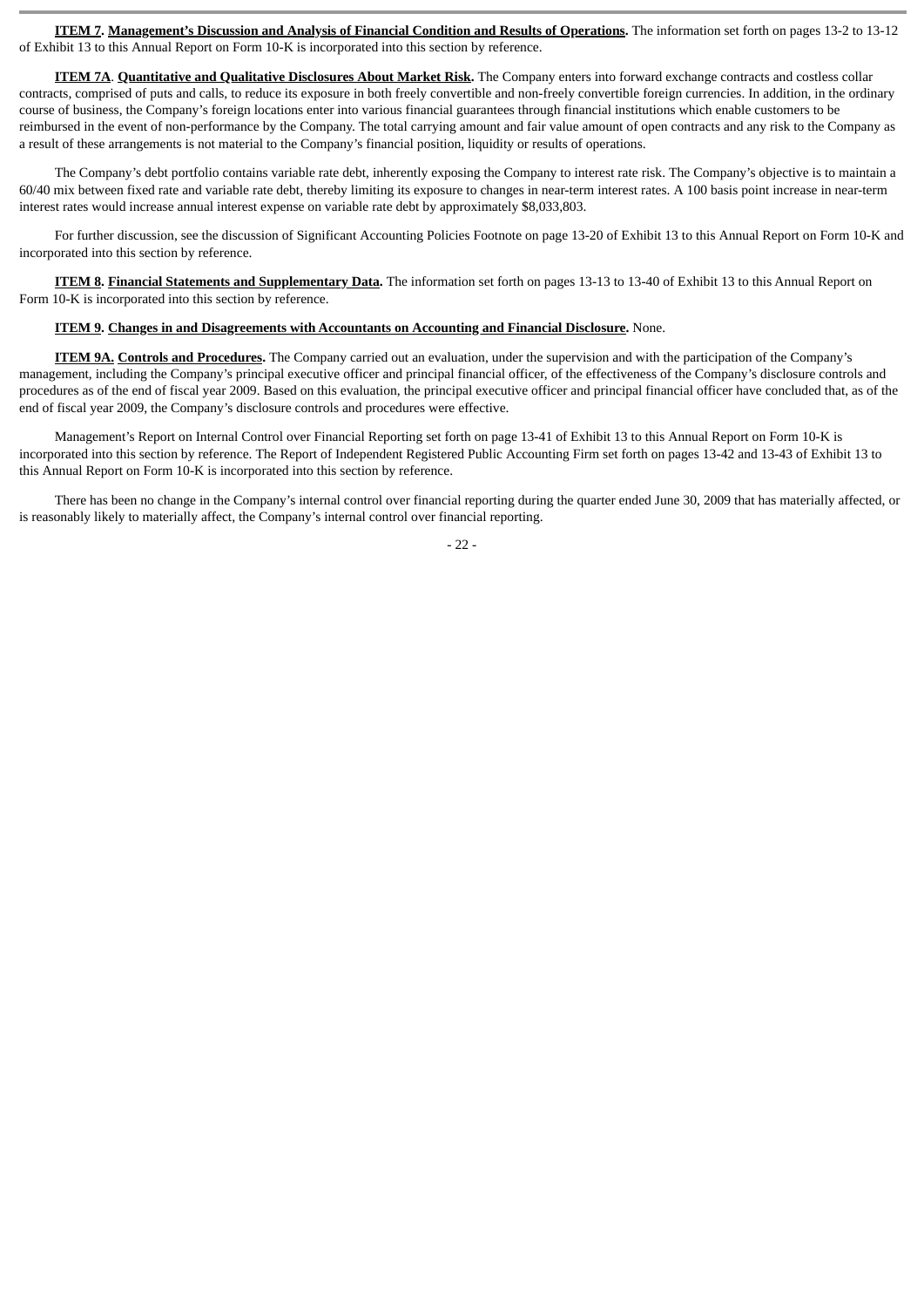**ITEM 7. Management's Discussion and Analysis of Financial Condition and Results of Operations.** The information set forth on pages 13-2 to 13-12 of Exhibit 13 to this Annual Report on Form 10-K is incorporated into this section by reference.

**ITEM 7A. Quantitative and Qualitative Disclosures About Market Risk.** The Company enters into forward exchange contracts and costless collar contracts, comprised of puts and calls, to reduce its exposure in both freely convertible and non-freely convertible foreign currencies. In addition, in the ordinary course of business, the Company's foreign locations enter into various financial guarantees through financial institutions which enable customers to be reimbursed in the event of non-performance by the Company. The total carrying amount and fair value amount of open contracts and any risk to the Company as a result of these arrangements is not material to the Company's financial position, liquidity or results of operations.

The Company's debt portfolio contains variable rate debt, inherently exposing the Company to interest rate risk. The Company's objective is to maintain a 60/40 mix between fixed rate and variable rate debt, thereby limiting its exposure to changes in near-term interest rates. A 100 basis point increase in near-term interest rates would increase annual interest expense on variable rate debt by approximately $8,033,803.

For further discussion, see the discussion of Significant Accounting Policies Footnote on page 13-20 of Exhibit 13 to this Annual Report on Form 10-K and incorporated into this section by reference.

**ITEM 8. Financial Statements and Supplementary Data.** The information set forth on pages 13-13 to 13-40 of Exhibit 13 to this Annual Report on Form 10-K is incorporated into this section by reference.

**ITEM 9. Changes in and Disagreements with Accountants on Accounting and Financial Disclosure.** None.

**ITEM 9A. Controls and Procedures.** The Company carried out an evaluation, under the supervision and with the participation of the Company's management, including the Company's principal executive officer and principal financial officer, of the effectiveness of the Company's disclosure controls and procedures as of the end of fiscal year 2009. Based on this evaluation, the principal executive officer and principal financial officer have concluded that, as of the end of fiscal year 2009, the Company's disclosure controls and procedures were effective.

Management's Report on Internal Control over Financial Reporting set forth on page 13-41 of Exhibit 13 to this Annual Report on Form 10-K is incorporated into this section by reference. The Report of Independent Registered Public Accounting Firm set forth on pages 13-42 and 13-43 of Exhibit 13 to this Annual Report on Form 10-K is incorporated into this section by reference.

There has been no change in the Company's internal control over financial reporting during the quarter ended June 30, 2009 that has materially affected, or is reasonably likely to materially affect, the Company's internal control over financial reporting.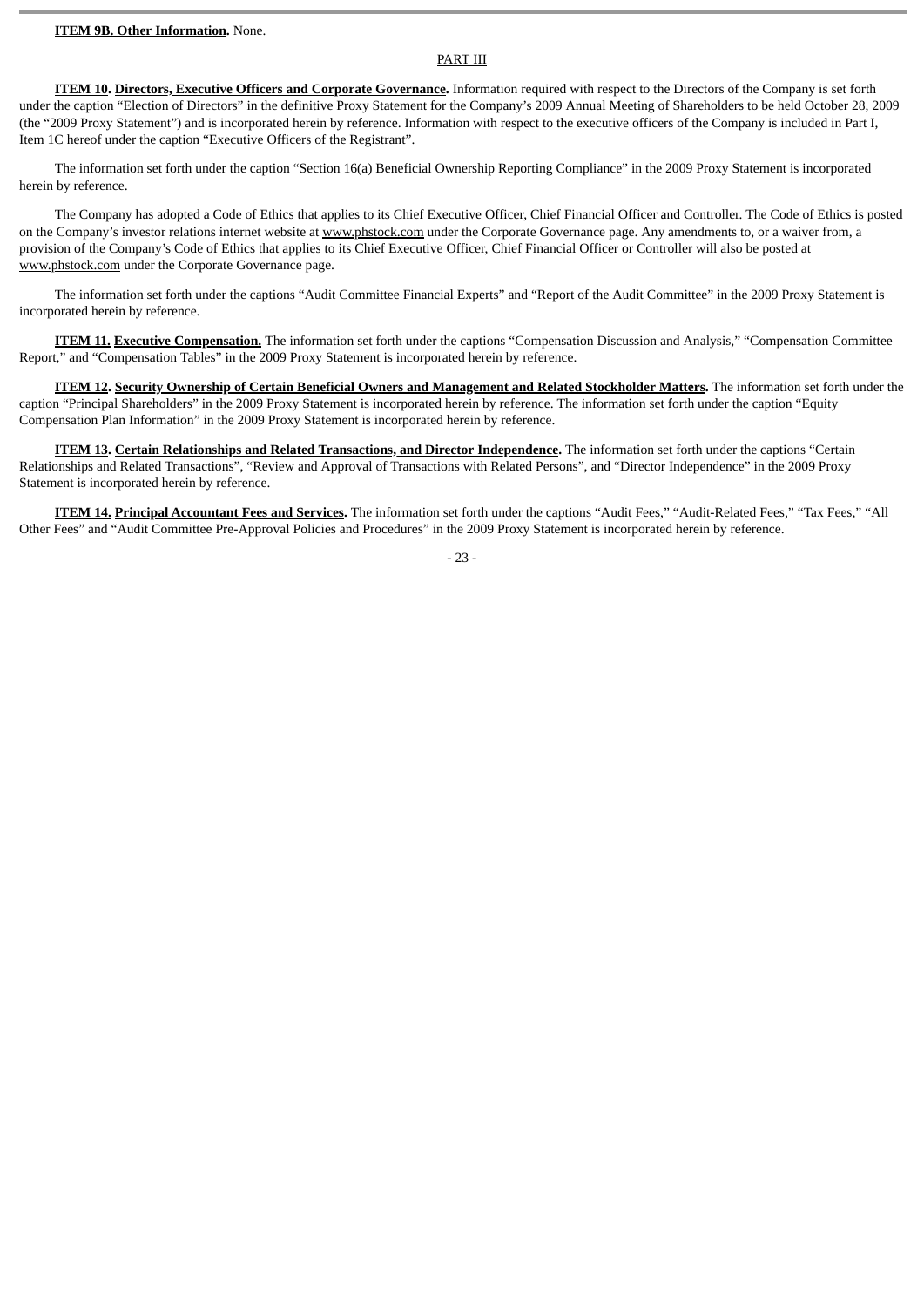**ITEM 9B. Other Information.** None.

## PART III

**ITEM 10. Directors, Executive Officers and Corporate Governance.** Information required with respect to the Directors of the Company is set forth under the caption "Election of Directors" in the definitive Proxy Statement for the Company's 2009 Annual Meeting of Shareholders to be held October 28, 2009 (the "2009 Proxy Statement") and is incorporated herein by reference. Information with respect to the executive officers of the Company is included in Part I, Item 1C hereof under the caption "Executive Officers of the Registrant".

The information set forth under the caption "Section 16(a) Beneficial Ownership Reporting Compliance" in the 2009 Proxy Statement is incorporated herein by reference.

The Company has adopted a Code of Ethics that applies to its Chief Executive Officer, Chief Financial Officer and Controller. The Code of Ethics is posted on the Company's investor relations internet website at www.phstock.com under the Corporate Governance page. Any amendments to, or a waiver from, a provision of the Company's Code of Ethics that applies to its Chief Executive Officer, Chief Financial Officer or Controller will also be posted at www.phstock.com under the Corporate Governance page.

The information set forth under the captions "Audit Committee Financial Experts" and "Report of the Audit Committee" in the 2009 Proxy Statement is incorporated herein by reference.

**ITEM 11. Executive Compensation.** The information set forth under the captions "Compensation Discussion and Analysis," "Compensation Committee Report," and "Compensation Tables" in the 2009 Proxy Statement is incorporated herein by reference.

**ITEM 12. Security Ownership of Certain Beneficial Owners and Management and Related Stockholder Matters.** The information set forth under the caption "Principal Shareholders" in the 2009 Proxy Statement is incorporated herein by reference. The information set forth under the caption "Equity Compensation Plan Information" in the 2009 Proxy Statement is incorporated herein by reference.

**ITEM 13. Certain Relationships and Related Transactions, and Director Independence.** The information set forth under the captions "Certain Relationships and Related Transactions", "Review and Approval of Transactions with Related Persons", and "Director Independence" in the 2009 Proxy Statement is incorporated herein by reference.

**ITEM 14. Principal Accountant Fees and Services.** The information set forth under the captions "Audit Fees," "Audit-Related Fees," "Tax Fees," "All Other Fees" and "Audit Committee Pre-Approval Policies and Procedures" in the 2009 Proxy Statement is incorporated herein by reference.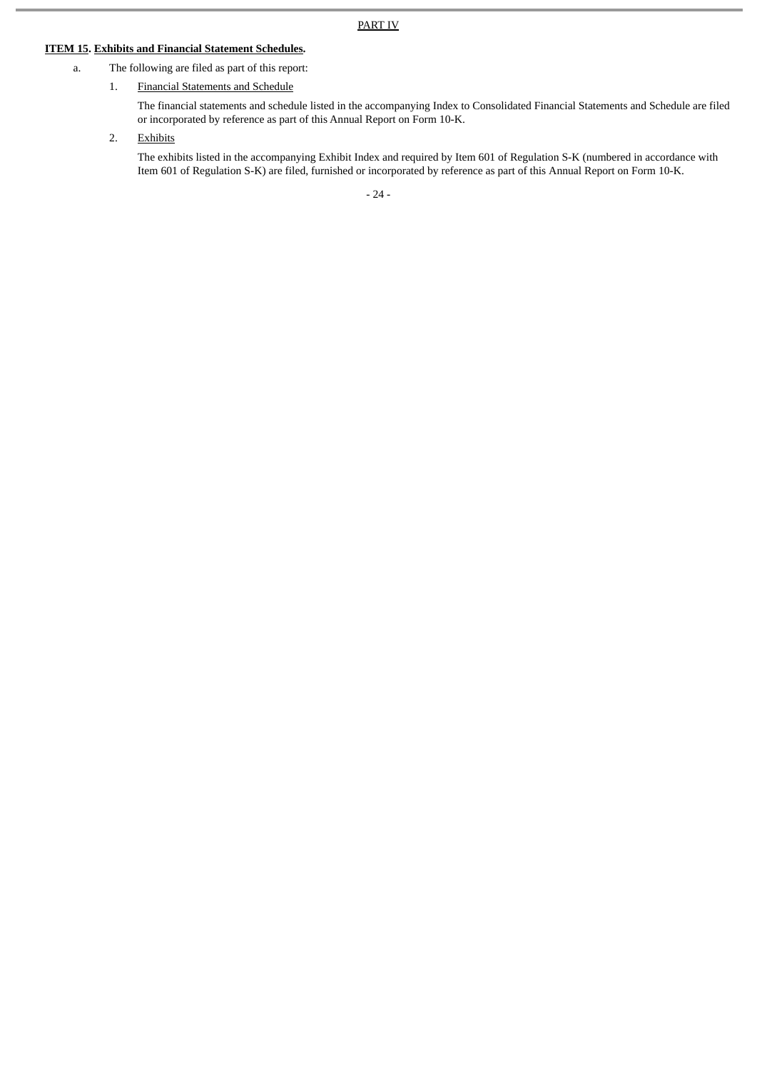PART IV

## ITEM 15. Exhibits and Financial Statement Schedules.

a. The following are filed as part of this report:

1. Financial Statements and Schedule

   The financial statements and schedule listed in the accompanying Index to Consolidated Financial Statements and Schedule are filed or incorporated by reference as part of this Annual Report on Form 10-K.

2. Exhibits

   The exhibits listed in the accompanying Exhibit Index and required by Item 601 of Regulation S-K (numbered in accordance with Item 601 of Regulation S-K) are filed, furnished or incorporated by reference as part of this Annual Report on Form 10-K.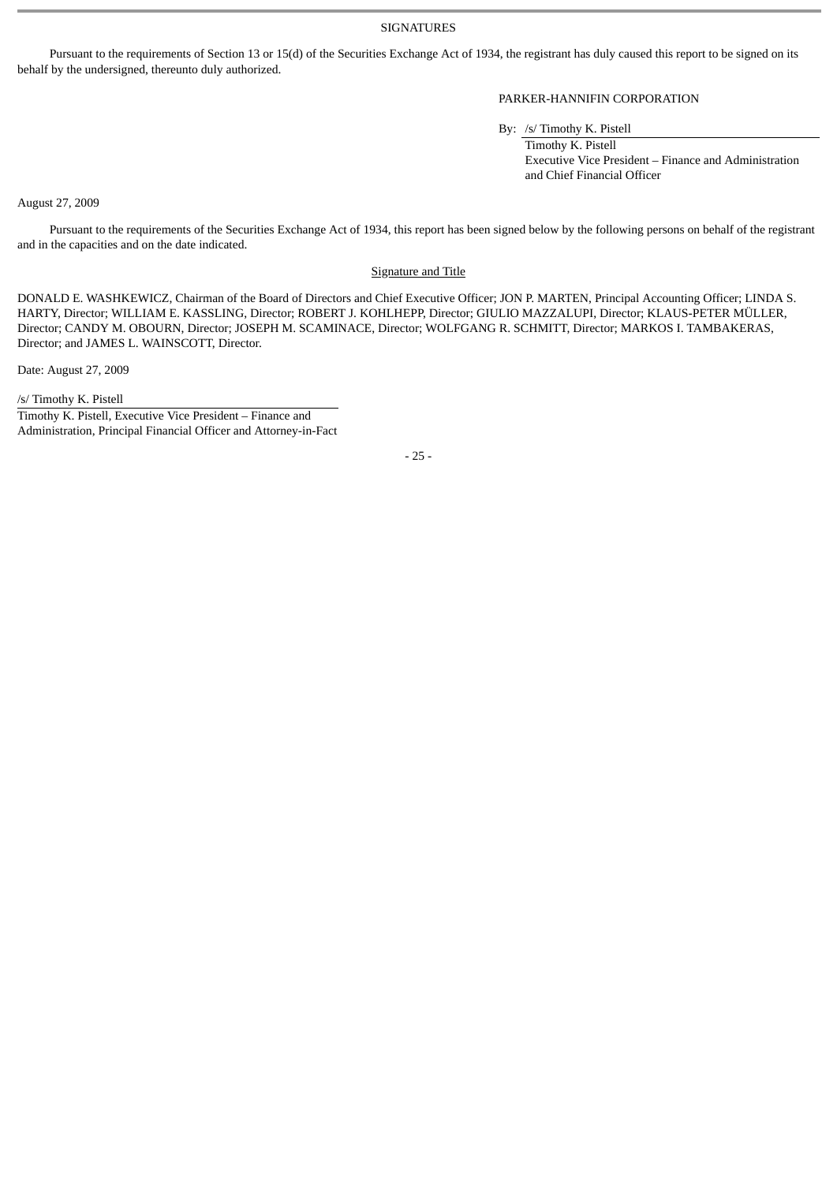## SIGNATURES

Pursuant to the requirements of Section 13 or 15(d) of the Securities Exchange Act of 1934, the registrant has duly caused this report to be signed on its behalf by the undersigned, thereunto duly authorized.

PARKER-HANNIFIN CORPORATION

By: /s/ Timothy K. Pistell
Timothy K. Pistell
Executive Vice President – Finance and Administration and Chief Financial Officer

August 27, 2009

Pursuant to the requirements of the Securities Exchange Act of 1934, this report has been signed below by the following persons on behalf of the registrant and in the capacities and on the date indicated.

Signature and Title

DONALD E. WASHKEWICZ, Chairman of the Board of Directors and Chief Executive Officer; JON P. MARTEN, Principal Accounting Officer; LINDA S. HARTY, Director; WILLIAM E. KASSLING, Director; ROBERT J. KOHLHEPP, Director; GIULIO MAZZALUPI, Director; KLAUS-PETER MÜLLER, Director; CANDY M. OBOURN, Director; JOSEPH M. SCAMINACE, Director; WOLFGANG R. SCHMITT, Director; MARKOS I. TAMBAKERAS, Director; and JAMES L. WAINSCOTT, Director.

Date: August 27, 2009

/s/ Timothy K. Pistell
Timothy K. Pistell, Executive Vice President – Finance and Administration, Principal Financial Officer and Attorney-in-Fact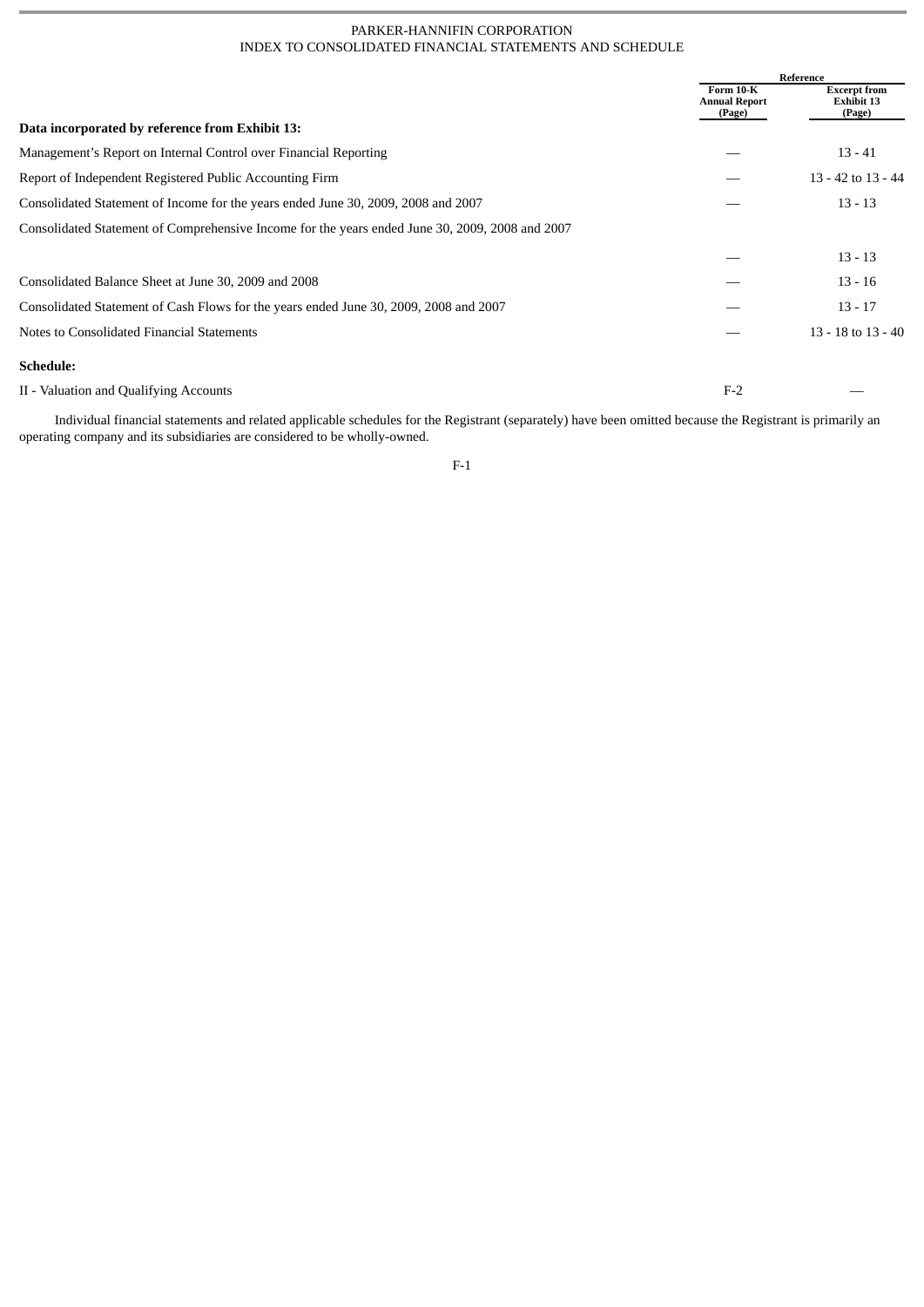PARKER-HANNIFIN CORPORATION
INDEX TO CONSOLIDATED FINANCIAL STATEMENTS AND SCHEDULE

| | Reference | |
|---|---|---|
| | Form 10-K Annual Report (Page) | Excerpt from Exhibit 13 (Page) |
| **Data incorporated by reference from Exhibit 13:** | | |
| Management's Report on Internal Control over Financial Reporting | — | 13 - 41 |
| Report of Independent Registered Public Accounting Firm | — | 13 - 42 to 13 - 44 |
| Consolidated Statement of Income for the years ended June 30, 2009, 2008 and 2007 | — | 13 - 13 |
| Consolidated Statement of Comprehensive Income for the years ended June 30, 2009, 2008 and 2007 | — | 13 - 13 |
| Consolidated Balance Sheet at June 30, 2009 and 2008 | — | 13 - 16 |
| Consolidated Statement of Cash Flows for the years ended June 30, 2009, 2008 and 2007 | — | 13 - 17 |
| Notes to Consolidated Financial Statements | — | 13 - 18 to 13 - 40 |
| **Schedule:** | | |
| II - Valuation and Qualifying Accounts | F-2 | — |

Individual financial statements and related applicable schedules for the Registrant (separately) have been omitted because the Registrant is primarily an operating company and its subsidiaries are considered to be wholly-owned.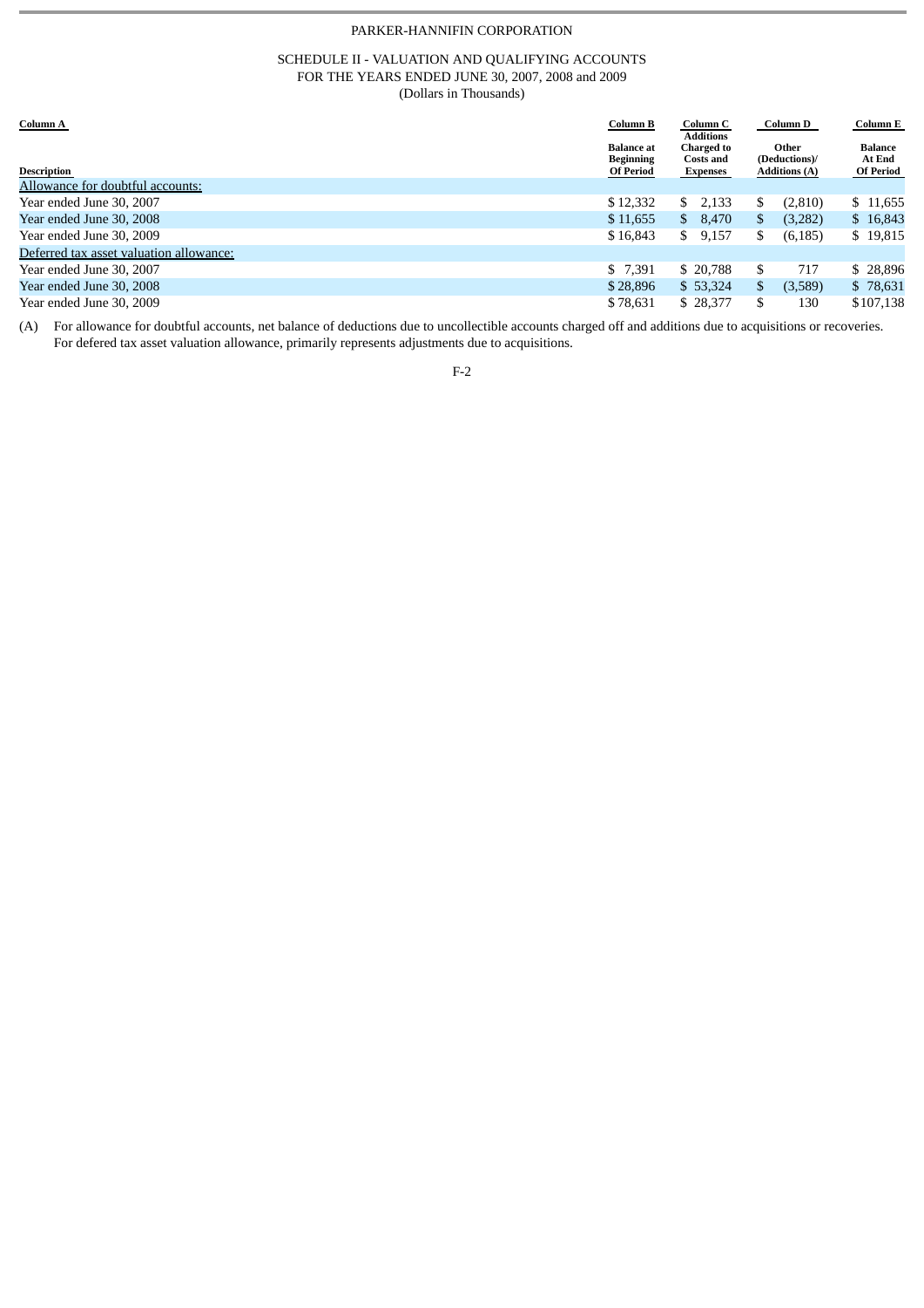PARKER-HANNIFIN CORPORATION

SCHEDULE II - VALUATION AND QUALIFYING ACCOUNTS
FOR THE YEARS ENDED JUNE 30, 2007, 2008 and 2009
(Dollars in Thousands)

| Column A | Column B | Column C | Column D | Column E |
|---|---|---|---|---|
| Description | Balance at Beginning Of Period | Additions Charged to Costs and Expenses | Other (Deductions)/ Additions (A) | Balance At End Of Period |
| Allowance for doubtful accounts: | | | | |
| Year ended June 30, 2007 | $ 12,332 | $ 2,133 | $ (2,810) | $ 11,655 |
| Year ended June 30, 2008 | $ 11,655 | $ 8,470 | $ (3,282) | $ 16,843 |
| Year ended June 30, 2009 | $ 16,843 | $ 9,157 | $ (6,185) | $ 19,815 |
| Deferred tax asset valuation allowance: | | | | |
| Year ended June 30, 2007 | $ 7,391 | $ 20,788 | $ 717 | $ 28,896 |
| Year ended June 30, 2008 | $ 28,896 | $ 53,324 | $ (3,589) | $ 78,631 |
| Year ended June 30, 2009 | $ 78,631 | $ 28,377 | $ 130 | $107,138 |

(A) For allowance for doubtful accounts, net balance of deductions due to uncollectible accounts charged off and additions due to acquisitions or recoveries. For defered tax asset valuation allowance, primarily represents adjustments due to acquisitions.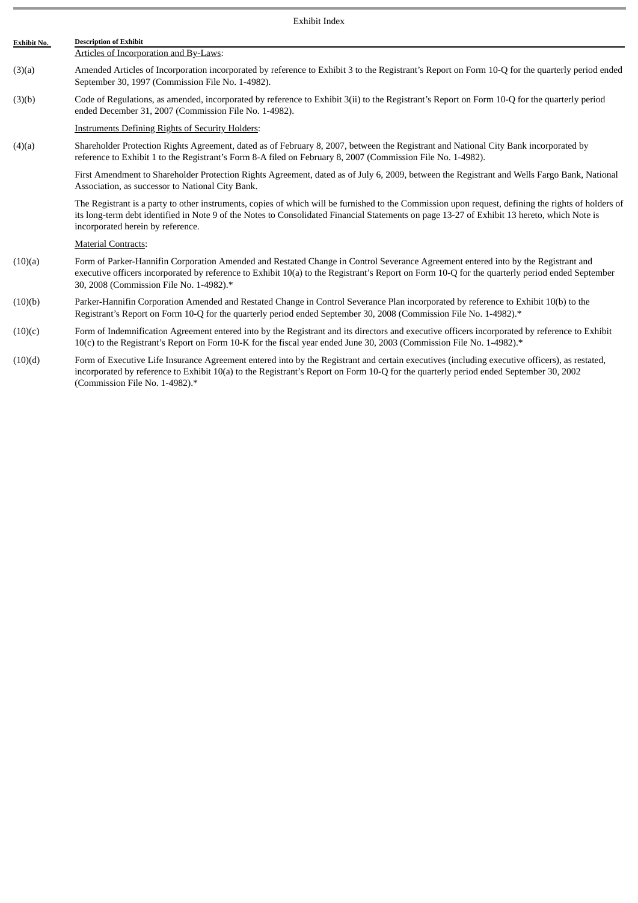Exhibit Index

| Exhibit No. | Description of Exhibit |
|---|---|
| | Articles of Incorporation and By-Laws: |
| (3)(a) | Amended Articles of Incorporation incorporated by reference to Exhibit 3 to the Registrant's Report on Form 10-Q for the quarterly period ended September 30, 1997 (Commission File No. 1-4982). |
| (3)(b) | Code of Regulations, as amended, incorporated by reference to Exhibit 3(ii) to the Registrant's Report on Form 10-Q for the quarterly period ended December 31, 2007 (Commission File No. 1-4982). |
| | Instruments Defining Rights of Security Holders: |
| (4)(a) | Shareholder Protection Rights Agreement, dated as of February 8, 2007, between the Registrant and National City Bank incorporated by reference to Exhibit 1 to the Registrant's Form 8-A filed on February 8, 2007 (Commission File No. 1-4982). |
| | First Amendment to Shareholder Protection Rights Agreement, dated as of July 6, 2009, between the Registrant and Wells Fargo Bank, National Association, as successor to National City Bank. |
| | The Registrant is a party to other instruments, copies of which will be furnished to the Commission upon request, defining the rights of holders of its long-term debt identified in Note 9 of the Notes to Consolidated Financial Statements on page 13-27 of Exhibit 13 hereto, which Note is incorporated herein by reference. |
| | Material Contracts: |
| (10)(a) | Form of Parker-Hannifin Corporation Amended and Restated Change in Control Severance Agreement entered into by the Registrant and executive officers incorporated by reference to Exhibit 10(a) to the Registrant's Report on Form 10-Q for the quarterly period ended September 30, 2008 (Commission File No. 1-4982).* |
| (10)(b) | Parker-Hannifin Corporation Amended and Restated Change in Control Severance Plan incorporated by reference to Exhibit 10(b) to the Registrant's Report on Form 10-Q for the quarterly period ended September 30, 2008 (Commission File No. 1-4982).* |
| (10)(c) | Form of Indemnification Agreement entered into by the Registrant and its directors and executive officers incorporated by reference to Exhibit 10(c) to the Registrant's Report on Form 10-K for the fiscal year ended June 30, 2003 (Commission File No. 1-4982).* |
| (10)(d) | Form of Executive Life Insurance Agreement entered into by the Registrant and certain executives (including executive officers), as restated, incorporated by reference to Exhibit 10(a) to the Registrant's Report on Form 10-Q for the quarterly period ended September 30, 2002 (Commission File No. 1-4982).* |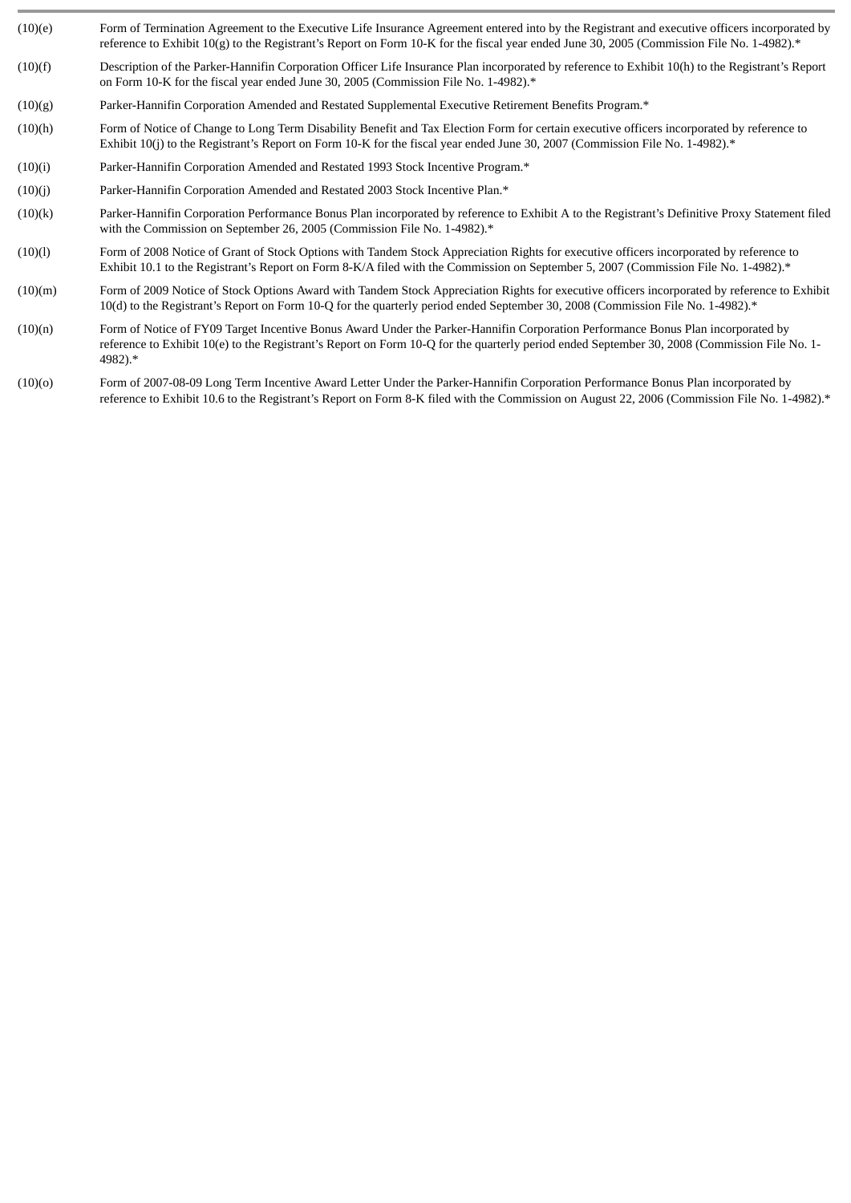| | |
|---|---|
| (10)(e) | Form of Termination Agreement to the Executive Life Insurance Agreement entered into by the Registrant and executive officers incorporated by reference to Exhibit 10(g) to the Registrant's Report on Form 10-K for the fiscal year ended June 30, 2005 (Commission File No. 1-4982).* |
| (10)(f) | Description of the Parker-Hannifin Corporation Officer Life Insurance Plan incorporated by reference to Exhibit 10(h) to the Registrant's Report on Form 10-K for the fiscal year ended June 30, 2005 (Commission File No. 1-4982).* |
| (10)(g) | Parker-Hannifin Corporation Amended and Restated Supplemental Executive Retirement Benefits Program.* |
| (10)(h) | Form of Notice of Change to Long Term Disability Benefit and Tax Election Form for certain executive officers incorporated by reference to Exhibit 10(j) to the Registrant's Report on Form 10-K for the fiscal year ended June 30, 2007 (Commission File No. 1-4982).* |
| (10)(i) | Parker-Hannifin Corporation Amended and Restated 1993 Stock Incentive Program.* |
| (10)(j) | Parker-Hannifin Corporation Amended and Restated 2003 Stock Incentive Plan.* |
| (10)(k) | Parker-Hannifin Corporation Performance Bonus Plan incorporated by reference to Exhibit A to the Registrant's Definitive Proxy Statement filed with the Commission on September 26, 2005 (Commission File No. 1-4982).* |
| (10)(l) | Form of 2008 Notice of Grant of Stock Options with Tandem Stock Appreciation Rights for executive officers incorporated by reference to Exhibit 10.1 to the Registrant's Report on Form 8-K/A filed with the Commission on September 5, 2007 (Commission File No. 1-4982).* |
| (10)(m) | Form of 2009 Notice of Stock Options Award with Tandem Stock Appreciation Rights for executive officers incorporated by reference to Exhibit 10(d) to the Registrant's Report on Form 10-Q for the quarterly period ended September 30, 2008 (Commission File No. 1-4982).* |
| (10)(n) | Form of Notice of FY09 Target Incentive Bonus Award Under the Parker-Hannifin Corporation Performance Bonus Plan incorporated by reference to Exhibit 10(e) to the Registrant's Report on Form 10-Q for the quarterly period ended September 30, 2008 (Commission File No. 1-4982).* |
| (10)(o) | Form of 2007-08-09 Long Term Incentive Award Letter Under the Parker-Hannifin Corporation Performance Bonus Plan incorporated by reference to Exhibit 10.6 to the Registrant's Report on Form 8-K filed with the Commission on August 22, 2006 (Commission File No. 1-4982).* |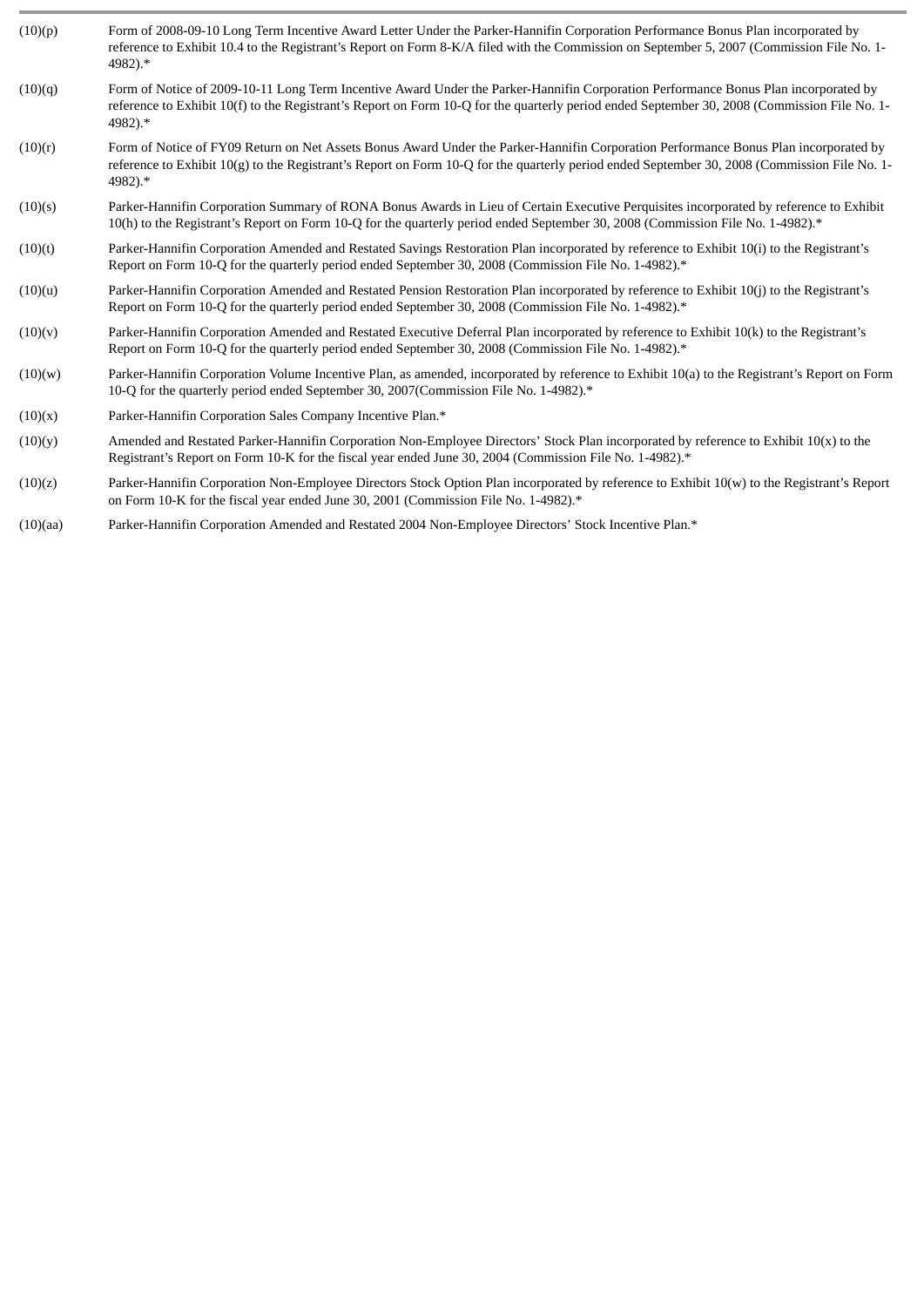| | |
|---|---|
| (10)(p) | Form of 2008-09-10 Long Term Incentive Award Letter Under the Parker-Hannifin Corporation Performance Bonus Plan incorporated by reference to Exhibit 10.4 to the Registrant's Report on Form 8-K/A filed with the Commission on September 5, 2007 (Commission File No. 1-4982).* |
| (10)(q) | Form of Notice of 2009-10-11 Long Term Incentive Award Under the Parker-Hannifin Corporation Performance Bonus Plan incorporated by reference to Exhibit 10(f) to the Registrant's Report on Form 10-Q for the quarterly period ended September 30, 2008 (Commission File No. 1-4982).* |
| (10)(r) | Form of Notice of FY09 Return on Net Assets Bonus Award Under the Parker-Hannifin Corporation Performance Bonus Plan incorporated by reference to Exhibit 10(g) to the Registrant's Report on Form 10-Q for the quarterly period ended September 30, 2008 (Commission File No. 1-4982).* |
| (10)(s) | Parker-Hannifin Corporation Summary of RONA Bonus Awards in Lieu of Certain Executive Perquisites incorporated by reference to Exhibit 10(h) to the Registrant's Report on Form 10-Q for the quarterly period ended September 30, 2008 (Commission File No. 1-4982).* |
| (10)(t) | Parker-Hannifin Corporation Amended and Restated Savings Restoration Plan incorporated by reference to Exhibit 10(i) to the Registrant's Report on Form 10-Q for the quarterly period ended September 30, 2008 (Commission File No. 1-4982).* |
| (10)(u) | Parker-Hannifin Corporation Amended and Restated Pension Restoration Plan incorporated by reference to Exhibit 10(j) to the Registrant's Report on Form 10-Q for the quarterly period ended September 30, 2008 (Commission File No. 1-4982).* |
| (10)(v) | Parker-Hannifin Corporation Amended and Restated Executive Deferral Plan incorporated by reference to Exhibit 10(k) to the Registrant's Report on Form 10-Q for the quarterly period ended September 30, 2008 (Commission File No. 1-4982).* |
| (10)(w) | Parker-Hannifin Corporation Volume Incentive Plan, as amended, incorporated by reference to Exhibit 10(a) to the Registrant's Report on Form 10-Q for the quarterly period ended September 30, 2007(Commission File No. 1-4982).* |
| (10)(x) | Parker-Hannifin Corporation Sales Company Incentive Plan.* |
| (10)(y) | Amended and Restated Parker-Hannifin Corporation Non-Employee Directors' Stock Plan incorporated by reference to Exhibit 10(x) to the Registrant's Report on Form 10-K for the fiscal year ended June 30, 2004 (Commission File No. 1-4982).* |
| (10)(z) | Parker-Hannifin Corporation Non-Employee Directors Stock Option Plan incorporated by reference to Exhibit 10(w) to the Registrant's Report on Form 10-K for the fiscal year ended June 30, 2001 (Commission File No. 1-4982).* |
| (10)(aa) | Parker-Hannifin Corporation Amended and Restated 2004 Non-Employee Directors' Stock Incentive Plan.* |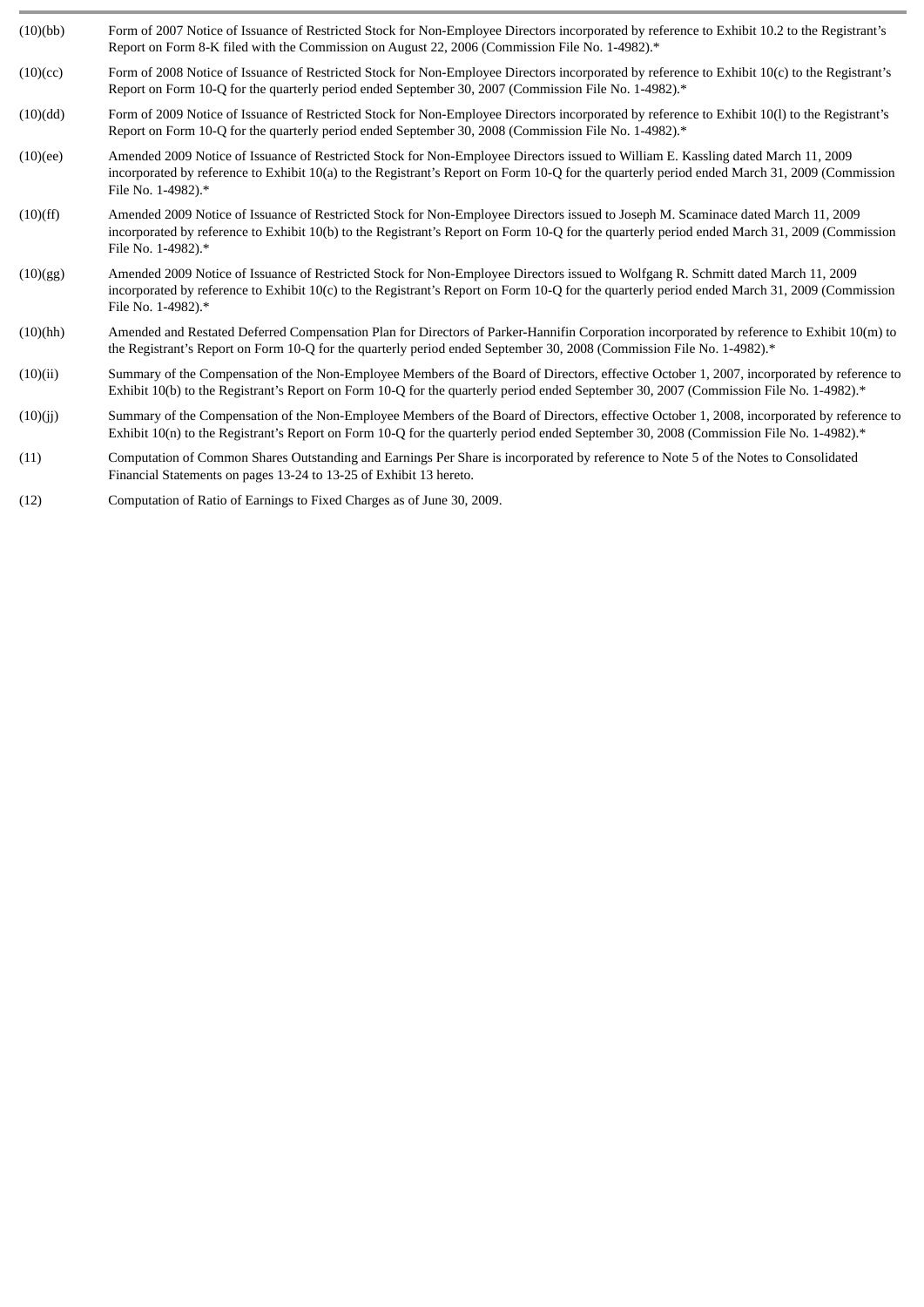| | |
|---|---|
| (10)(bb) | Form of 2007 Notice of Issuance of Restricted Stock for Non-Employee Directors incorporated by reference to Exhibit 10.2 to the Registrant's Report on Form 8-K filed with the Commission on August 22, 2006 (Commission File No. 1-4982).* |
| (10)(cc) | Form of 2008 Notice of Issuance of Restricted Stock for Non-Employee Directors incorporated by reference to Exhibit 10(c) to the Registrant's Report on Form 10-Q for the quarterly period ended September 30, 2007 (Commission File No. 1-4982).* |
| (10)(dd) | Form of 2009 Notice of Issuance of Restricted Stock for Non-Employee Directors incorporated by reference to Exhibit 10(l) to the Registrant's Report on Form 10-Q for the quarterly period ended September 30, 2008 (Commission File No. 1-4982).* |
| (10)(ee) | Amended 2009 Notice of Issuance of Restricted Stock for Non-Employee Directors issued to William E. Kassling dated March 11, 2009 incorporated by reference to Exhibit 10(a) to the Registrant's Report on Form 10-Q for the quarterly period ended March 31, 2009 (Commission File No. 1-4982).* |
| (10)(ff) | Amended 2009 Notice of Issuance of Restricted Stock for Non-Employee Directors issued to Joseph M. Scaminace dated March 11, 2009 incorporated by reference to Exhibit 10(b) to the Registrant's Report on Form 10-Q for the quarterly period ended March 31, 2009 (Commission File No. 1-4982).* |
| (10)(gg) | Amended 2009 Notice of Issuance of Restricted Stock for Non-Employee Directors issued to Wolfgang R. Schmitt dated March 11, 2009 incorporated by reference to Exhibit 10(c) to the Registrant's Report on Form 10-Q for the quarterly period ended March 31, 2009 (Commission File No. 1-4982).* |
| (10)(hh) | Amended and Restated Deferred Compensation Plan for Directors of Parker-Hannifin Corporation incorporated by reference to Exhibit 10(m) to the Registrant's Report on Form 10-Q for the quarterly period ended September 30, 2008 (Commission File No. 1-4982).* |
| (10)(ii) | Summary of the Compensation of the Non-Employee Members of the Board of Directors, effective October 1, 2007, incorporated by reference to Exhibit 10(b) to the Registrant's Report on Form 10-Q for the quarterly period ended September 30, 2007 (Commission File No. 1-4982).* |
| (10)(jj) | Summary of the Compensation of the Non-Employee Members of the Board of Directors, effective October 1, 2008, incorporated by reference to Exhibit 10(n) to the Registrant's Report on Form 10-Q for the quarterly period ended September 30, 2008 (Commission File No. 1-4982).* |
| (11) | Computation of Common Shares Outstanding and Earnings Per Share is incorporated by reference to Note 5 of the Notes to Consolidated Financial Statements on pages 13-24 to 13-25 of Exhibit 13 hereto. |
| (12) | Computation of Ratio of Earnings to Fixed Charges as of June 30, 2009. |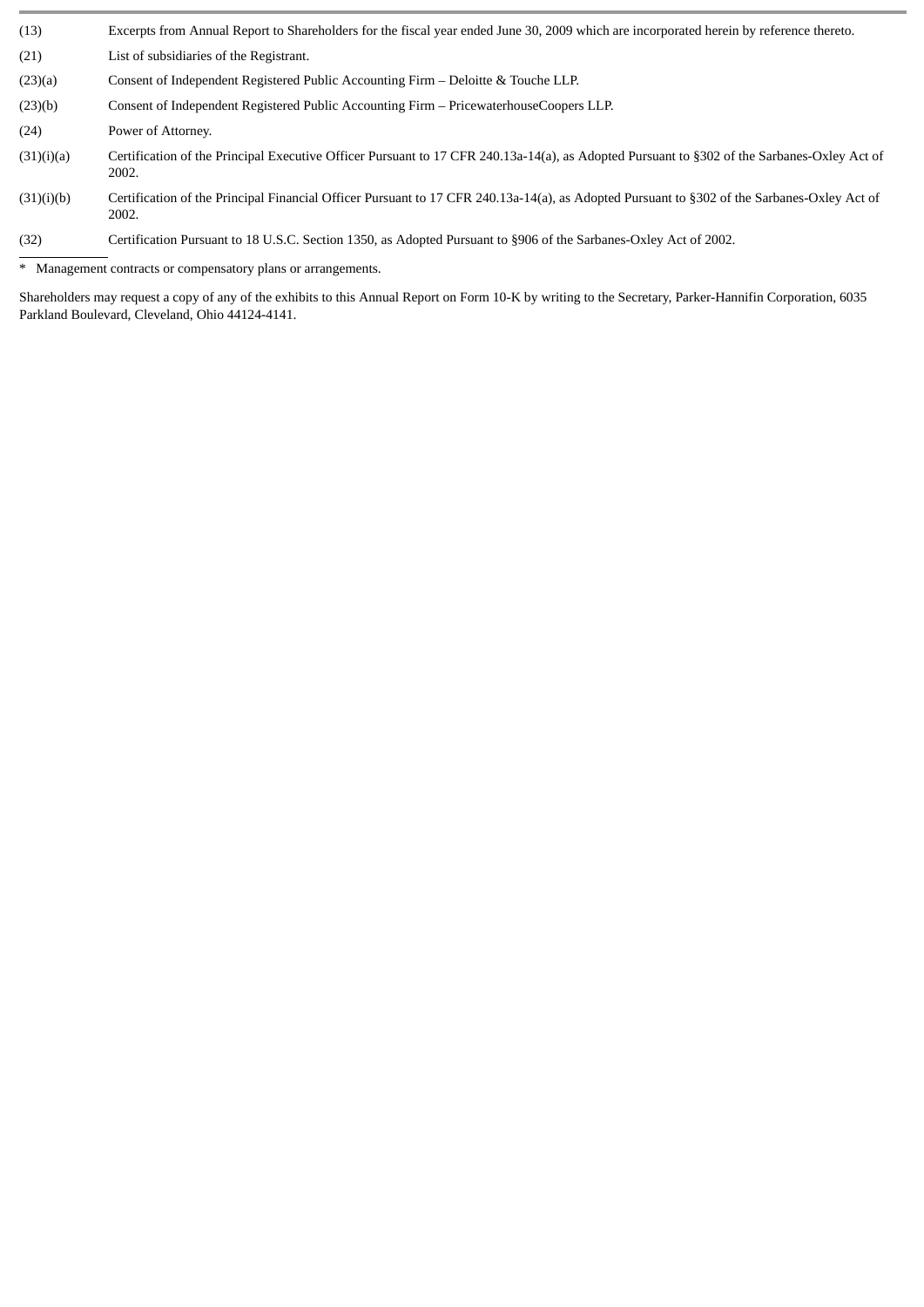| | |
|---|---|
| (13) | Excerpts from Annual Report to Shareholders for the fiscal year ended June 30, 2009 which are incorporated herein by reference thereto. |
| (21) | List of subsidiaries of the Registrant. |
| (23)(a) | Consent of Independent Registered Public Accounting Firm – Deloitte & Touche LLP. |
| (23)(b) | Consent of Independent Registered Public Accounting Firm – PricewaterhouseCoopers LLP. |
| (24) | Power of Attorney. |
| (31)(i)(a) | Certification of the Principal Executive Officer Pursuant to 17 CFR 240.13a-14(a), as Adopted Pursuant to §302 of the Sarbanes-Oxley Act of 2002. |
| (31)(i)(b) | Certification of the Principal Financial Officer Pursuant to 17 CFR 240.13a-14(a), as Adopted Pursuant to §302 of the Sarbanes-Oxley Act of 2002. |
| (32) | Certification Pursuant to 18 U.S.C. Section 1350, as Adopted Pursuant to §906 of the Sarbanes-Oxley Act of 2002. |

\* Management contracts or compensatory plans or arrangements.

Shareholders may request a copy of any of the exhibits to this Annual Report on Form 10-K by writing to the Secretary, Parker-Hannifin Corporation, 6035 Parkland Boulevard, Cleveland, Ohio 44124-4141.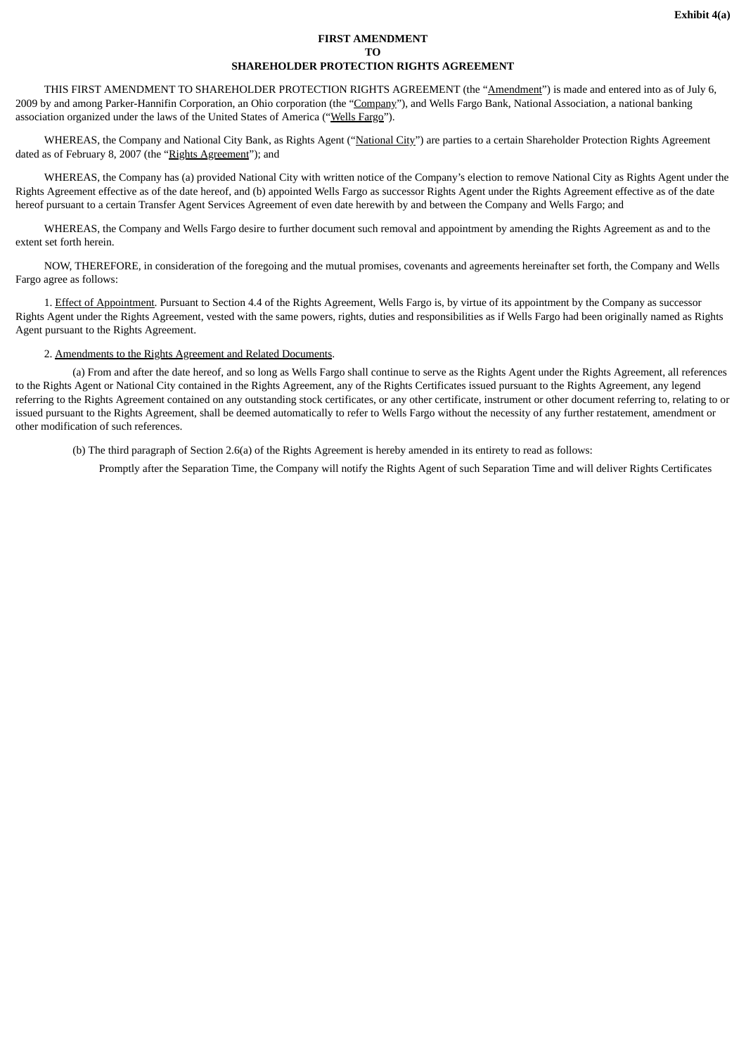**Exhibit 4(a)**

**FIRST AMENDMENT**
**TO**
**SHAREHOLDER PROTECTION RIGHTS AGREEMENT**

THIS FIRST AMENDMENT TO SHAREHOLDER PROTECTION RIGHTS AGREEMENT (the "Amendment") is made and entered into as of July 6, 2009 by and among Parker-Hannifin Corporation, an Ohio corporation (the "Company"), and Wells Fargo Bank, National Association, a national banking association organized under the laws of the United States of America ("Wells Fargo").

WHEREAS, the Company and National City Bank, as Rights Agent ("National City") are parties to a certain Shareholder Protection Rights Agreement dated as of February 8, 2007 (the "Rights Agreement"); and

WHEREAS, the Company has (a) provided National City with written notice of the Company's election to remove National City as Rights Agent under the Rights Agreement effective as of the date hereof, and (b) appointed Wells Fargo as successor Rights Agent under the Rights Agreement effective as of the date hereof pursuant to a certain Transfer Agent Services Agreement of even date herewith by and between the Company and Wells Fargo; and

WHEREAS, the Company and Wells Fargo desire to further document such removal and appointment by amending the Rights Agreement as and to the extent set forth herein.

NOW, THEREFORE, in consideration of the foregoing and the mutual promises, covenants and agreements hereinafter set forth, the Company and Wells Fargo agree as follows:

1. Effect of Appointment. Pursuant to Section 4.4 of the Rights Agreement, Wells Fargo is, by virtue of its appointment by the Company as successor Rights Agent under the Rights Agreement, vested with the same powers, rights, duties and responsibilities as if Wells Fargo had been originally named as Rights Agent pursuant to the Rights Agreement.

2. Amendments to the Rights Agreement and Related Documents.

(a) From and after the date hereof, and so long as Wells Fargo shall continue to serve as the Rights Agent under the Rights Agreement, all references to the Rights Agent or National City contained in the Rights Agreement, any of the Rights Certificates issued pursuant to the Rights Agreement, any legend referring to the Rights Agreement contained on any outstanding stock certificates, or any other certificate, instrument or other document referring to, relating to or issued pursuant to the Rights Agreement, shall be deemed automatically to refer to Wells Fargo without the necessity of any further restatement, amendment or other modification of such references.

(b) The third paragraph of Section 2.6(a) of the Rights Agreement is hereby amended in its entirety to read as follows:

Promptly after the Separation Time, the Company will notify the Rights Agent of such Separation Time and will deliver Rights Certificates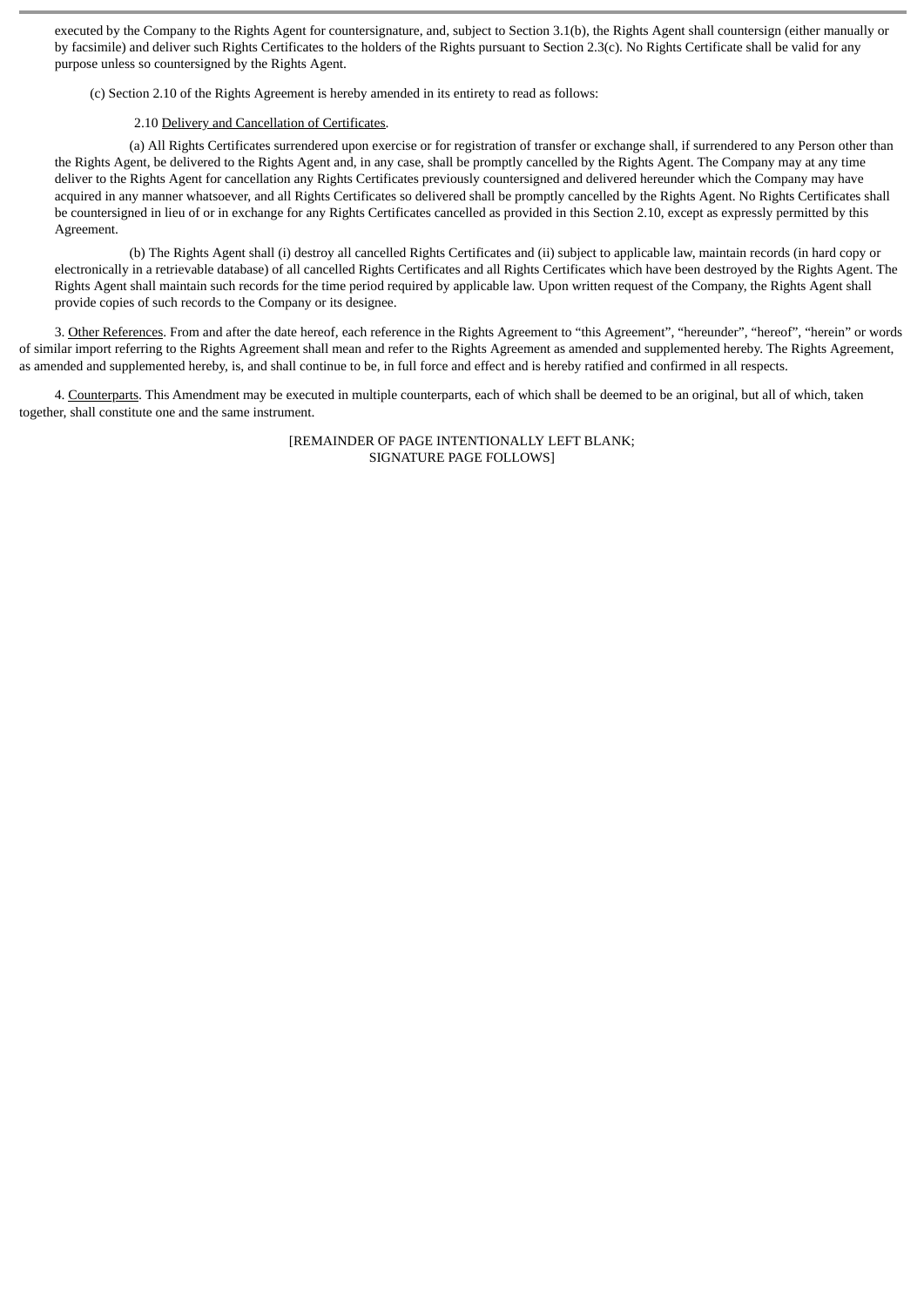executed by the Company to the Rights Agent for countersignature, and, subject to Section 3.1(b), the Rights Agent shall countersign (either manually or by facsimile) and deliver such Rights Certificates to the holders of the Rights pursuant to Section 2.3(c). No Rights Certificate shall be valid for any purpose unless so countersigned by the Rights Agent.

(c) Section 2.10 of the Rights Agreement is hereby amended in its entirety to read as follows:

2.10 Delivery and Cancellation of Certificates.

(a) All Rights Certificates surrendered upon exercise or for registration of transfer or exchange shall, if surrendered to any Person other than the Rights Agent, be delivered to the Rights Agent and, in any case, shall be promptly cancelled by the Rights Agent. The Company may at any time deliver to the Rights Agent for cancellation any Rights Certificates previously countersigned and delivered hereunder which the Company may have acquired in any manner whatsoever, and all Rights Certificates so delivered shall be promptly cancelled by the Rights Agent. No Rights Certificates shall be countersigned in lieu of or in exchange for any Rights Certificates cancelled as provided in this Section 2.10, except as expressly permitted by this Agreement.

(b) The Rights Agent shall (i) destroy all cancelled Rights Certificates and (ii) subject to applicable law, maintain records (in hard copy or electronically in a retrievable database) of all cancelled Rights Certificates and all Rights Certificates which have been destroyed by the Rights Agent. The Rights Agent shall maintain such records for the time period required by applicable law. Upon written request of the Company, the Rights Agent shall provide copies of such records to the Company or its designee.

3. Other References. From and after the date hereof, each reference in the Rights Agreement to "this Agreement", "hereunder", "hereof", "herein" or words of similar import referring to the Rights Agreement shall mean and refer to the Rights Agreement as amended and supplemented hereby. The Rights Agreement, as amended and supplemented hereby, is, and shall continue to be, in full force and effect and is hereby ratified and confirmed in all respects.

4. Counterparts. This Amendment may be executed in multiple counterparts, each of which shall be deemed to be an original, but all of which, taken together, shall constitute one and the same instrument.

[REMAINDER OF PAGE INTENTIONALLY LEFT BLANK;
SIGNATURE PAGE FOLLOWS]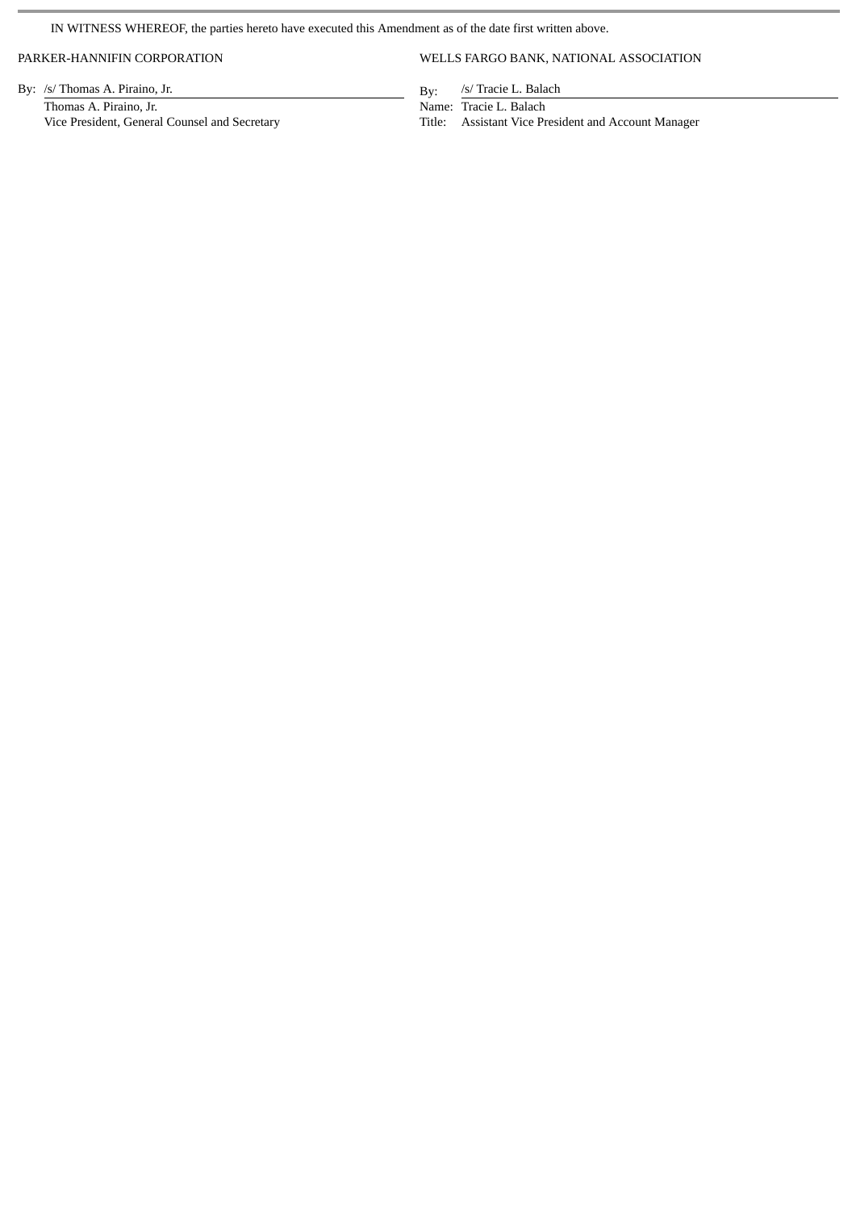IN WITNESS WHEREOF, the parties hereto have executed this Amendment as of the date first written above.

| PARKER-HANNIFIN CORPORATION | WELLS FARGO BANK, NATIONAL ASSOCIATION |
| --- | --- |
| By: /s/ Thomas A. Piraino, Jr. | By: /s/ Tracie L. Balach |
| Thomas A. Piraino, Jr. | Name: Tracie L. Balach |
| Vice President, General Counsel and Secretary | Title: Assistant Vice President and Account Manager |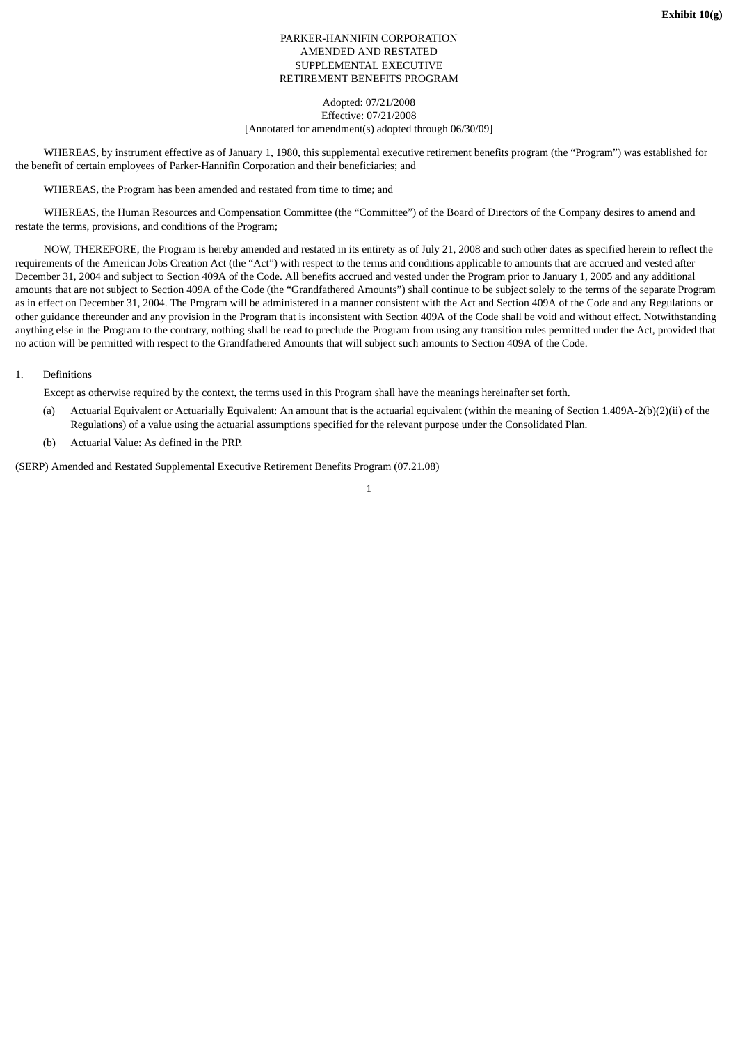**Exhibit 10(g)**

PARKER-HANNIFIN CORPORATION
AMENDED AND RESTATED
SUPPLEMENTAL EXECUTIVE
RETIREMENT BENEFITS PROGRAM

Adopted: 07/21/2008
Effective: 07/21/2008
[Annotated for amendment(s) adopted through 06/30/09]

WHEREAS, by instrument effective as of January 1, 1980, this supplemental executive retirement benefits program (the "Program") was established for the benefit of certain employees of Parker-Hannifin Corporation and their beneficiaries; and

WHEREAS, the Program has been amended and restated from time to time; and

WHEREAS, the Human Resources and Compensation Committee (the "Committee") of the Board of Directors of the Company desires to amend and restate the terms, provisions, and conditions of the Program;

NOW, THEREFORE, the Program is hereby amended and restated in its entirety as of July 21, 2008 and such other dates as specified herein to reflect the requirements of the American Jobs Creation Act (the "Act") with respect to the terms and conditions applicable to amounts that are accrued and vested after December 31, 2004 and subject to Section 409A of the Code. All benefits accrued and vested under the Program prior to January 1, 2005 and any additional amounts that are not subject to Section 409A of the Code (the "Grandfathered Amounts") shall continue to be subject solely to the terms of the separate Program as in effect on December 31, 2004. The Program will be administered in a manner consistent with the Act and Section 409A of the Code and any Regulations or other guidance thereunder and any provision in the Program that is inconsistent with Section 409A of the Code shall be void and without effect. Notwithstanding anything else in the Program to the contrary, nothing shall be read to preclude the Program from using any transition rules permitted under the Act, provided that no action will be permitted with respect to the Grandfathered Amounts that will subject such amounts to Section 409A of the Code.

1. Definitions

Except as otherwise required by the context, the terms used in this Program shall have the meanings hereinafter set forth.

(a) Actuarial Equivalent or Actuarially Equivalent: An amount that is the actuarial equivalent (within the meaning of Section 1.409A-2(b)(2)(ii) of the Regulations) of a value using the actuarial assumptions specified for the relevant purpose under the Consolidated Plan.

(b) Actuarial Value: As defined in the PRP.

(SERP) Amended and Restated Supplemental Executive Retirement Benefits Program (07.21.08)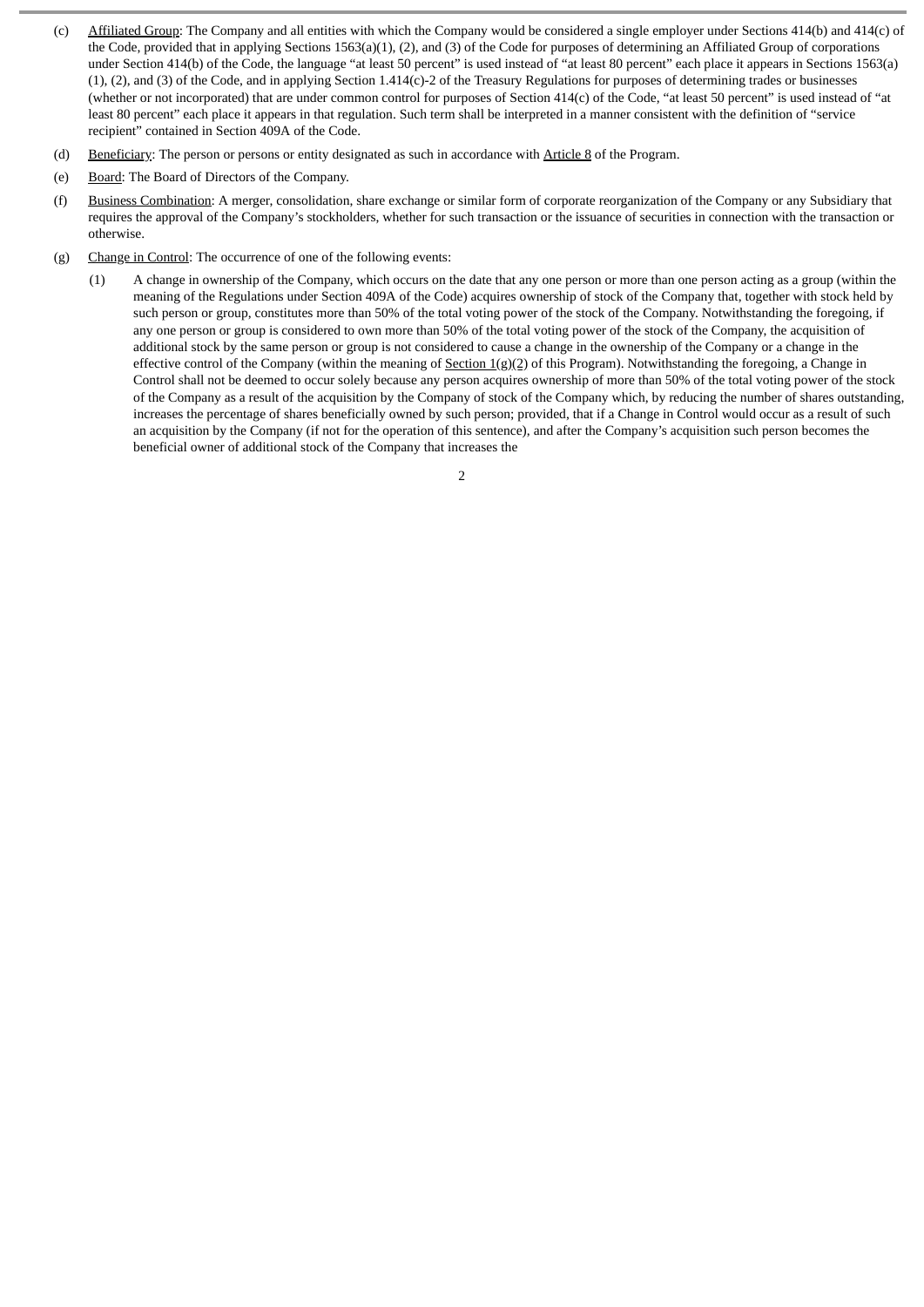(c) Affiliated Group: The Company and all entities with which the Company would be considered a single employer under Sections 414(b) and 414(c) of the Code, provided that in applying Sections 1563(a)(1), (2), and (3) of the Code for purposes of determining an Affiliated Group of corporations under Section 414(b) of the Code, the language "at least 50 percent" is used instead of "at least 80 percent" each place it appears in Sections 1563(a)(1), (2), and (3) of the Code, and in applying Section 1.414(c)-2 of the Treasury Regulations for purposes of determining trades or businesses (whether or not incorporated) that are under common control for purposes of Section 414(c) of the Code, "at least 50 percent" is used instead of "at least 80 percent" each place it appears in that regulation. Such term shall be interpreted in a manner consistent with the definition of "service recipient" contained in Section 409A of the Code.

(d) Beneficiary: The person or persons or entity designated as such in accordance with Article 8 of the Program.

(e) Board: The Board of Directors of the Company.

(f) Business Combination: A merger, consolidation, share exchange or similar form of corporate reorganization of the Company or any Subsidiary that requires the approval of the Company's stockholders, whether for such transaction or the issuance of securities in connection with the transaction or otherwise.

(g) Change in Control: The occurrence of one of the following events:

(1) A change in ownership of the Company, which occurs on the date that any one person or more than one person acting as a group (within the meaning of the Regulations under Section 409A of the Code) acquires ownership of stock of the Company that, together with stock held by such person or group, constitutes more than 50% of the total voting power of the stock of the Company. Notwithstanding the foregoing, if any one person or group is considered to own more than 50% of the total voting power of the stock of the Company, the acquisition of additional stock by the same person or group is not considered to cause a change in the ownership of the Company or a change in the effective control of the Company (within the meaning of Section 1(g)(2) of this Program). Notwithstanding the foregoing, a Change in Control shall not be deemed to occur solely because any person acquires ownership of more than 50% of the total voting power of the stock of the Company as a result of the acquisition by the Company of stock of the Company which, by reducing the number of shares outstanding, increases the percentage of shares beneficially owned by such person; provided, that if a Change in Control would occur as a result of such an acquisition by the Company (if not for the operation of this sentence), and after the Company's acquisition such person becomes the beneficial owner of additional stock of the Company that increases the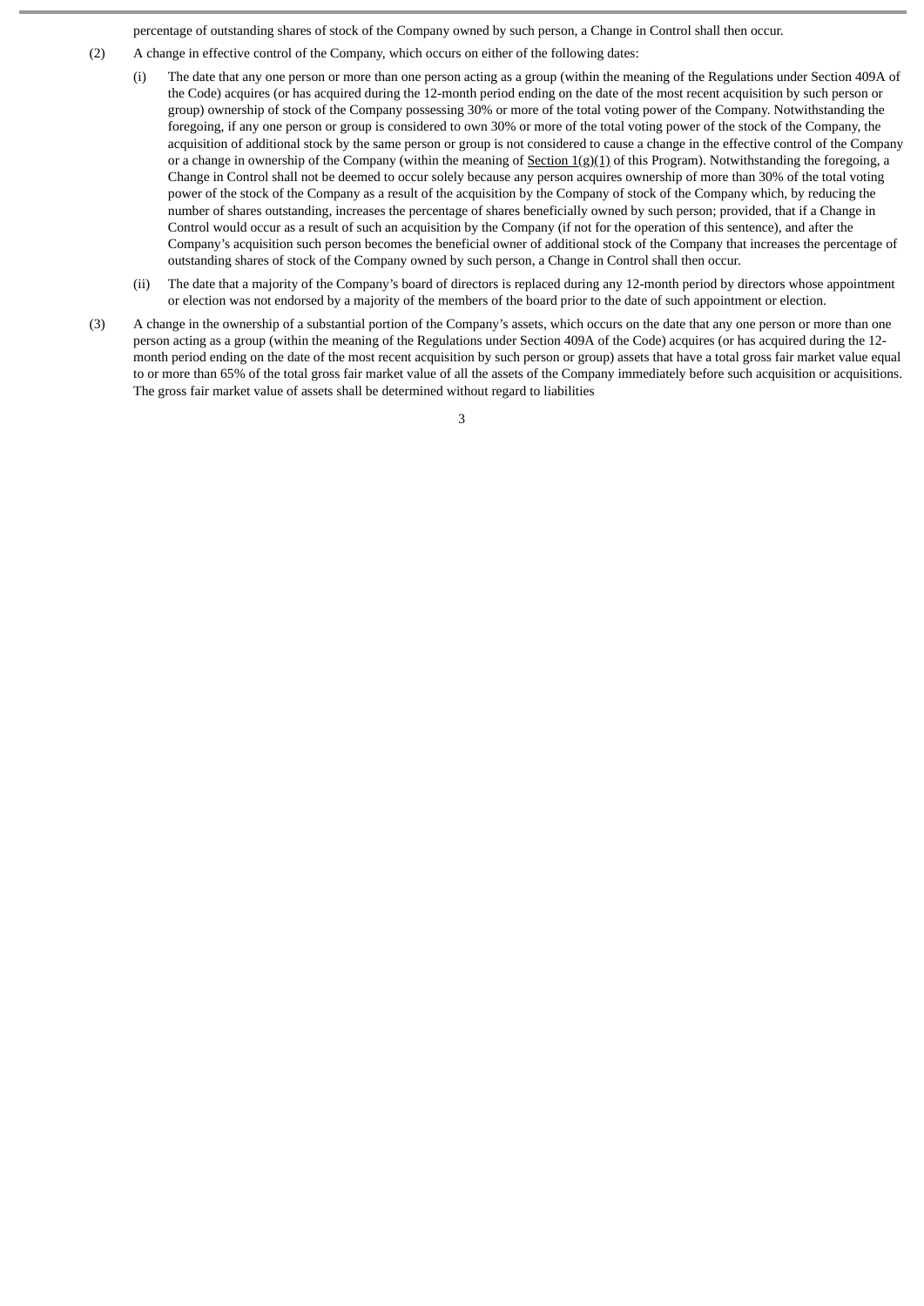percentage of outstanding shares of stock of the Company owned by such person, a Change in Control shall then occur.

(2) A change in effective control of the Company, which occurs on either of the following dates:

(i) The date that any one person or more than one person acting as a group (within the meaning of the Regulations under Section 409A of the Code) acquires (or has acquired during the 12-month period ending on the date of the most recent acquisition by such person or group) ownership of stock of the Company possessing 30% or more of the total voting power of the Company. Notwithstanding the foregoing, if any one person or group is considered to own 30% or more of the total voting power of the stock of the Company, the acquisition of additional stock by the same person or group is not considered to cause a change in the effective control of the Company or a change in ownership of the Company (within the meaning of Section 1(g)(1) of this Program). Notwithstanding the foregoing, a Change in Control shall not be deemed to occur solely because any person acquires ownership of more than 30% of the total voting power of the stock of the Company as a result of the acquisition by the Company of stock of the Company which, by reducing the number of shares outstanding, increases the percentage of shares beneficially owned by such person; provided, that if a Change in Control would occur as a result of such an acquisition by the Company (if not for the operation of this sentence), and after the Company's acquisition such person becomes the beneficial owner of additional stock of the Company that increases the percentage of outstanding shares of stock of the Company owned by such person, a Change in Control shall then occur.

(ii) The date that a majority of the Company's board of directors is replaced during any 12-month period by directors whose appointment or election was not endorsed by a majority of the members of the board prior to the date of such appointment or election.

(3) A change in the ownership of a substantial portion of the Company's assets, which occurs on the date that any one person or more than one person acting as a group (within the meaning of the Regulations under Section 409A of the Code) acquires (or has acquired during the 12-month period ending on the date of the most recent acquisition by such person or group) assets that have a total gross fair market value equal to or more than 65% of the total gross fair market value of all the assets of the Company immediately before such acquisition or acquisitions. The gross fair market value of assets shall be determined without regard to liabilities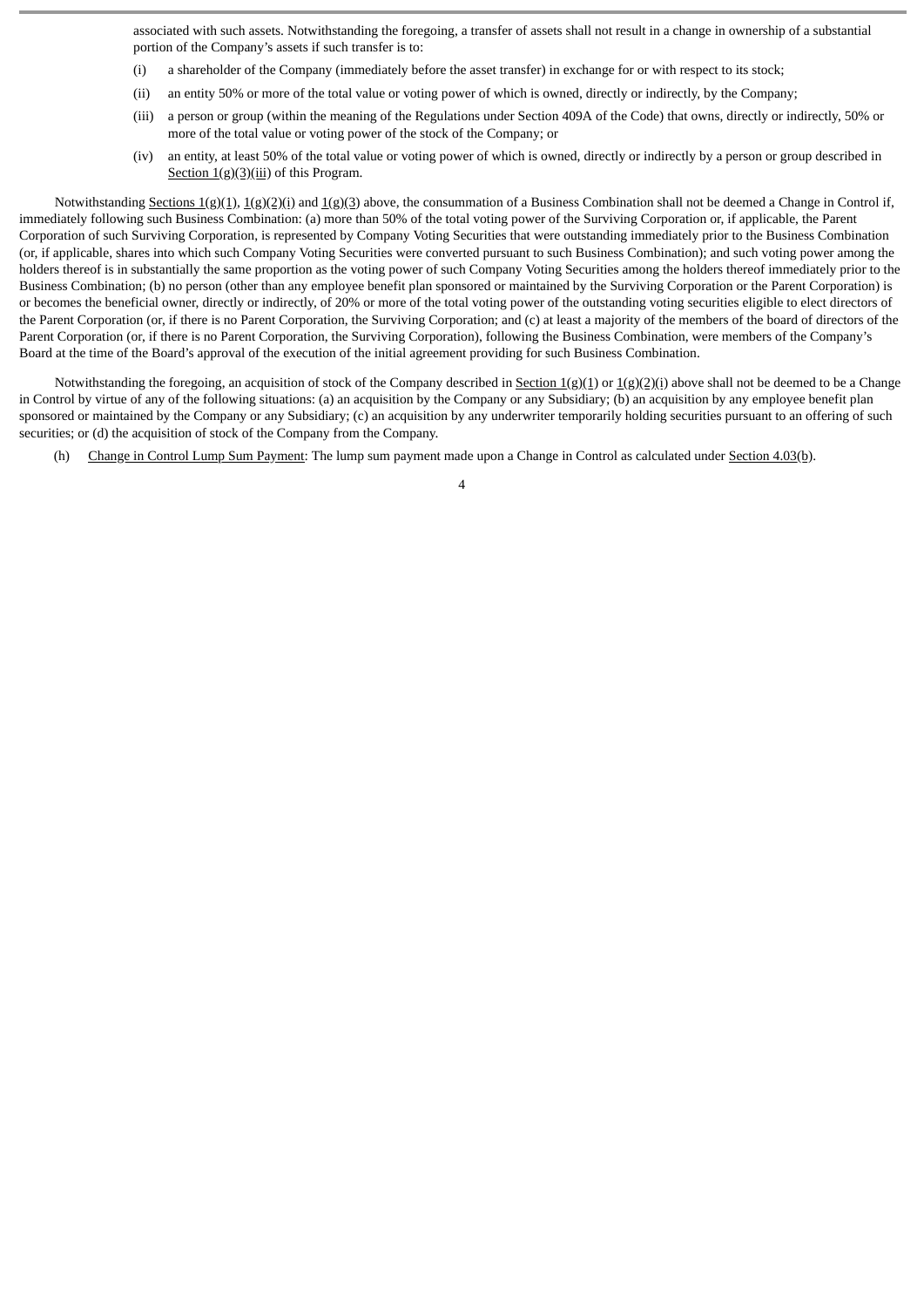associated with such assets. Notwithstanding the foregoing, a transfer of assets shall not result in a change in ownership of a substantial portion of the Company's assets if such transfer is to:

(i) a shareholder of the Company (immediately before the asset transfer) in exchange for or with respect to its stock;

(ii) an entity 50% or more of the total value or voting power of which is owned, directly or indirectly, by the Company;

(iii) a person or group (within the meaning of the Regulations under Section 409A of the Code) that owns, directly or indirectly, 50% or more of the total value or voting power of the stock of the Company; or

(iv) an entity, at least 50% of the total value or voting power of which is owned, directly or indirectly by a person or group described in Section 1(g)(3)(iii) of this Program.

Notwithstanding Sections 1(g)(1), 1(g)(2)(i) and 1(g)(3) above, the consummation of a Business Combination shall not be deemed a Change in Control if, immediately following such Business Combination: (a) more than 50% of the total voting power of the Surviving Corporation or, if applicable, the Parent Corporation of such Surviving Corporation, is represented by Company Voting Securities that were outstanding immediately prior to the Business Combination (or, if applicable, shares into which such Company Voting Securities were converted pursuant to such Business Combination); and such voting power among the holders thereof is in substantially the same proportion as the voting power of such Company Voting Securities among the holders thereof immediately prior to the Business Combination; (b) no person (other than any employee benefit plan sponsored or maintained by the Surviving Corporation or the Parent Corporation) is or becomes the beneficial owner, directly or indirectly, of 20% or more of the total voting power of the outstanding voting securities eligible to elect directors of the Parent Corporation (or, if there is no Parent Corporation, the Surviving Corporation; and (c) at least a majority of the members of the board of directors of the Parent Corporation (or, if there is no Parent Corporation, the Surviving Corporation), following the Business Combination, were members of the Company's Board at the time of the Board's approval of the execution of the initial agreement providing for such Business Combination.

Notwithstanding the foregoing, an acquisition of stock of the Company described in Section 1(g)(1) or 1(g)(2)(i) above shall not be deemed to be a Change in Control by virtue of any of the following situations: (a) an acquisition by the Company or any Subsidiary; (b) an acquisition by any employee benefit plan sponsored or maintained by the Company or any Subsidiary; (c) an acquisition by any underwriter temporarily holding securities pursuant to an offering of such securities; or (d) the acquisition of stock of the Company from the Company.

(h) Change in Control Lump Sum Payment: The lump sum payment made upon a Change in Control as calculated under Section 4.03(b).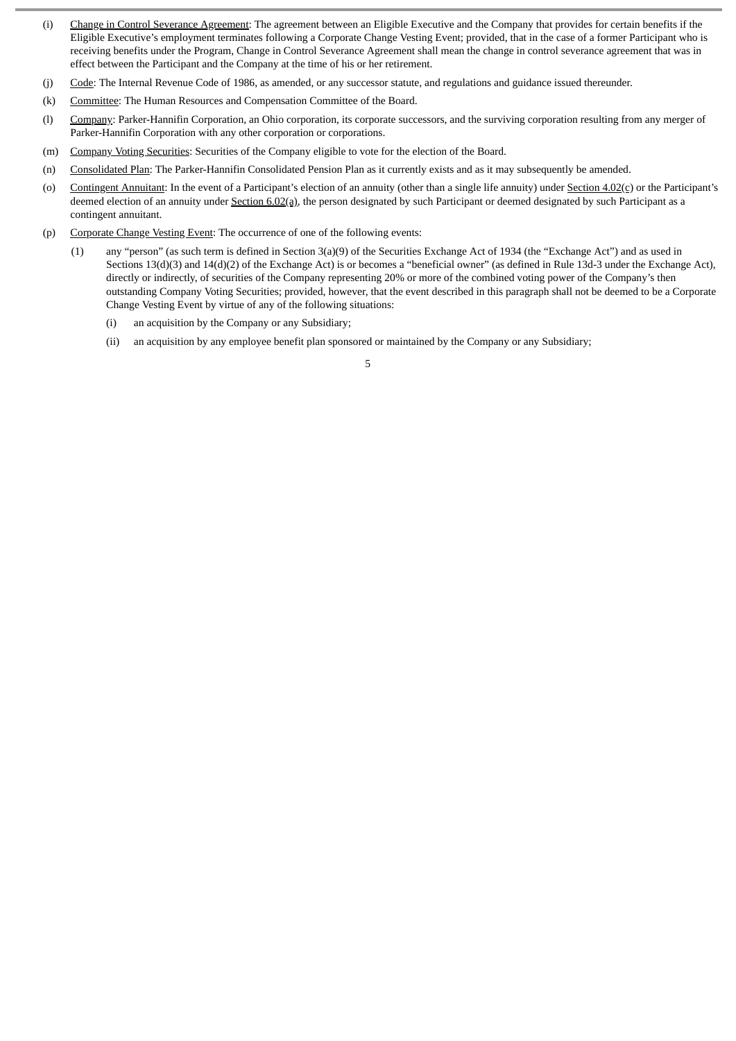(i) Change in Control Severance Agreement: The agreement between an Eligible Executive and the Company that provides for certain benefits if the Eligible Executive's employment terminates following a Corporate Change Vesting Event; provided, that in the case of a former Participant who is receiving benefits under the Program, Change in Control Severance Agreement shall mean the change in control severance agreement that was in effect between the Participant and the Company at the time of his or her retirement.

(j) Code: The Internal Revenue Code of 1986, as amended, or any successor statute, and regulations and guidance issued thereunder.

(k) Committee: The Human Resources and Compensation Committee of the Board.

(l) Company: Parker-Hannifin Corporation, an Ohio corporation, its corporate successors, and the surviving corporation resulting from any merger of Parker-Hannifin Corporation with any other corporation or corporations.

(m) Company Voting Securities: Securities of the Company eligible to vote for the election of the Board.

(n) Consolidated Plan: The Parker-Hannifin Consolidated Pension Plan as it currently exists and as it may subsequently be amended.

(o) Contingent Annuitant: In the event of a Participant's election of an annuity (other than a single life annuity) under Section 4.02(c) or the Participant's deemed election of an annuity under Section 6.02(a), the person designated by such Participant or deemed designated by such Participant as a contingent annuitant.

(p) Corporate Change Vesting Event: The occurrence of one of the following events:

(1) any "person" (as such term is defined in Section 3(a)(9) of the Securities Exchange Act of 1934 (the "Exchange Act") and as used in Sections 13(d)(3) and 14(d)(2) of the Exchange Act) is or becomes a "beneficial owner" (as defined in Rule 13d-3 under the Exchange Act), directly or indirectly, of securities of the Company representing 20% or more of the combined voting power of the Company's then outstanding Company Voting Securities; provided, however, that the event described in this paragraph shall not be deemed to be a Corporate Change Vesting Event by virtue of any of the following situations:

(i) an acquisition by the Company or any Subsidiary;

(ii) an acquisition by any employee benefit plan sponsored or maintained by the Company or any Subsidiary;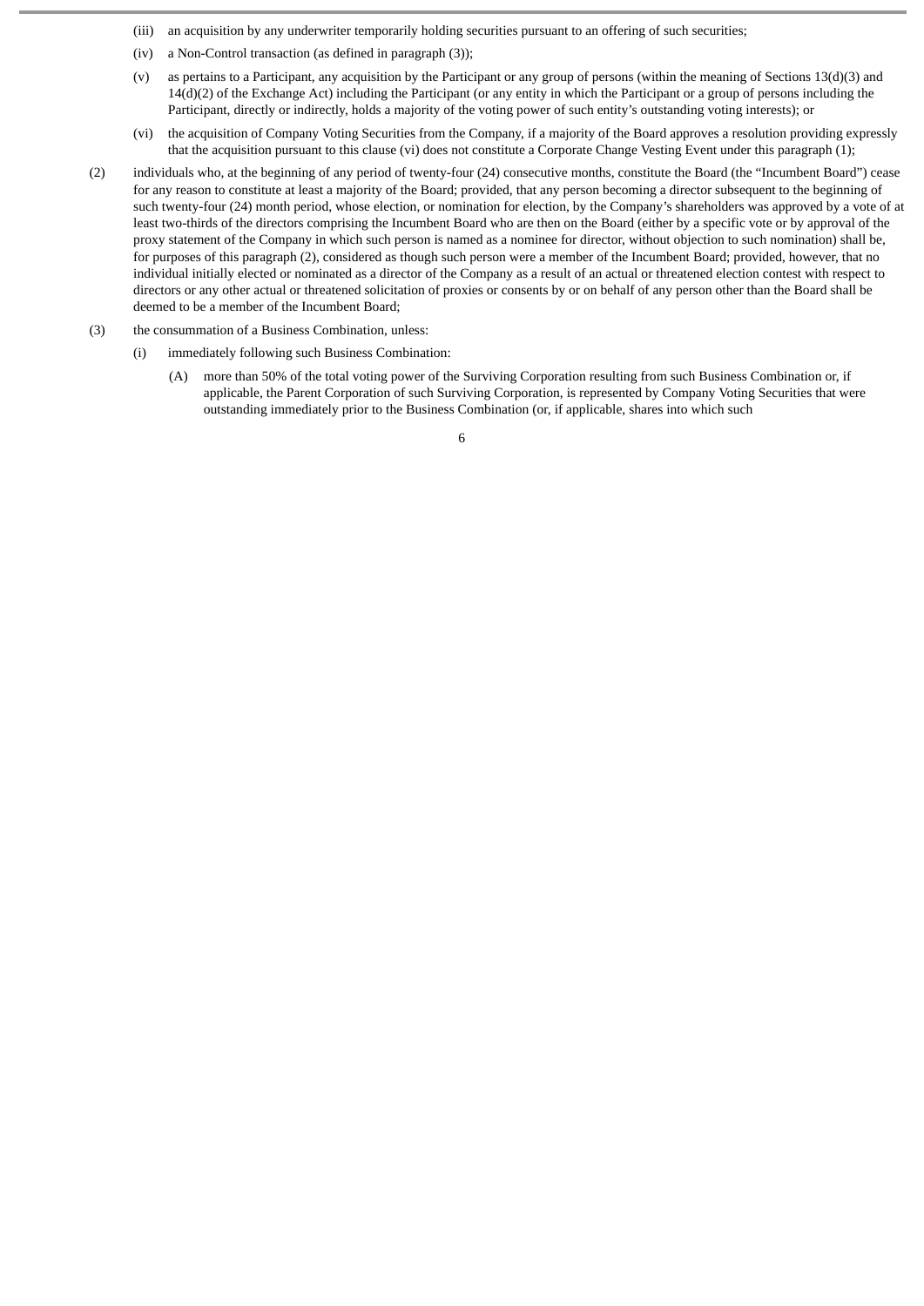(iii) an acquisition by any underwriter temporarily holding securities pursuant to an offering of such securities;

(iv) a Non-Control transaction (as defined in paragraph (3));

(v) as pertains to a Participant, any acquisition by the Participant or any group of persons (within the meaning of Sections 13(d)(3) and 14(d)(2) of the Exchange Act) including the Participant (or any entity in which the Participant or a group of persons including the Participant, directly or indirectly, holds a majority of the voting power of such entity's outstanding voting interests); or

(vi) the acquisition of Company Voting Securities from the Company, if a majority of the Board approves a resolution providing expressly that the acquisition pursuant to this clause (vi) does not constitute a Corporate Change Vesting Event under this paragraph (1);

(2) individuals who, at the beginning of any period of twenty-four (24) consecutive months, constitute the Board (the "Incumbent Board") cease for any reason to constitute at least a majority of the Board; provided, that any person becoming a director subsequent to the beginning of such twenty-four (24) month period, whose election, or nomination for election, by the Company's shareholders was approved by a vote of at least two-thirds of the directors comprising the Incumbent Board who are then on the Board (either by a specific vote or by approval of the proxy statement of the Company in which such person is named as a nominee for director, without objection to such nomination) shall be, for purposes of this paragraph (2), considered as though such person were a member of the Incumbent Board; provided, however, that no individual initially elected or nominated as a director of the Company as a result of an actual or threatened election contest with respect to directors or any other actual or threatened solicitation of proxies or consents by or on behalf of any person other than the Board shall be deemed to be a member of the Incumbent Board;

(3) the consummation of a Business Combination, unless:

(i) immediately following such Business Combination:

(A) more than 50% of the total voting power of the Surviving Corporation resulting from such Business Combination or, if applicable, the Parent Corporation of such Surviving Corporation, is represented by Company Voting Securities that were outstanding immediately prior to the Business Combination (or, if applicable, shares into which such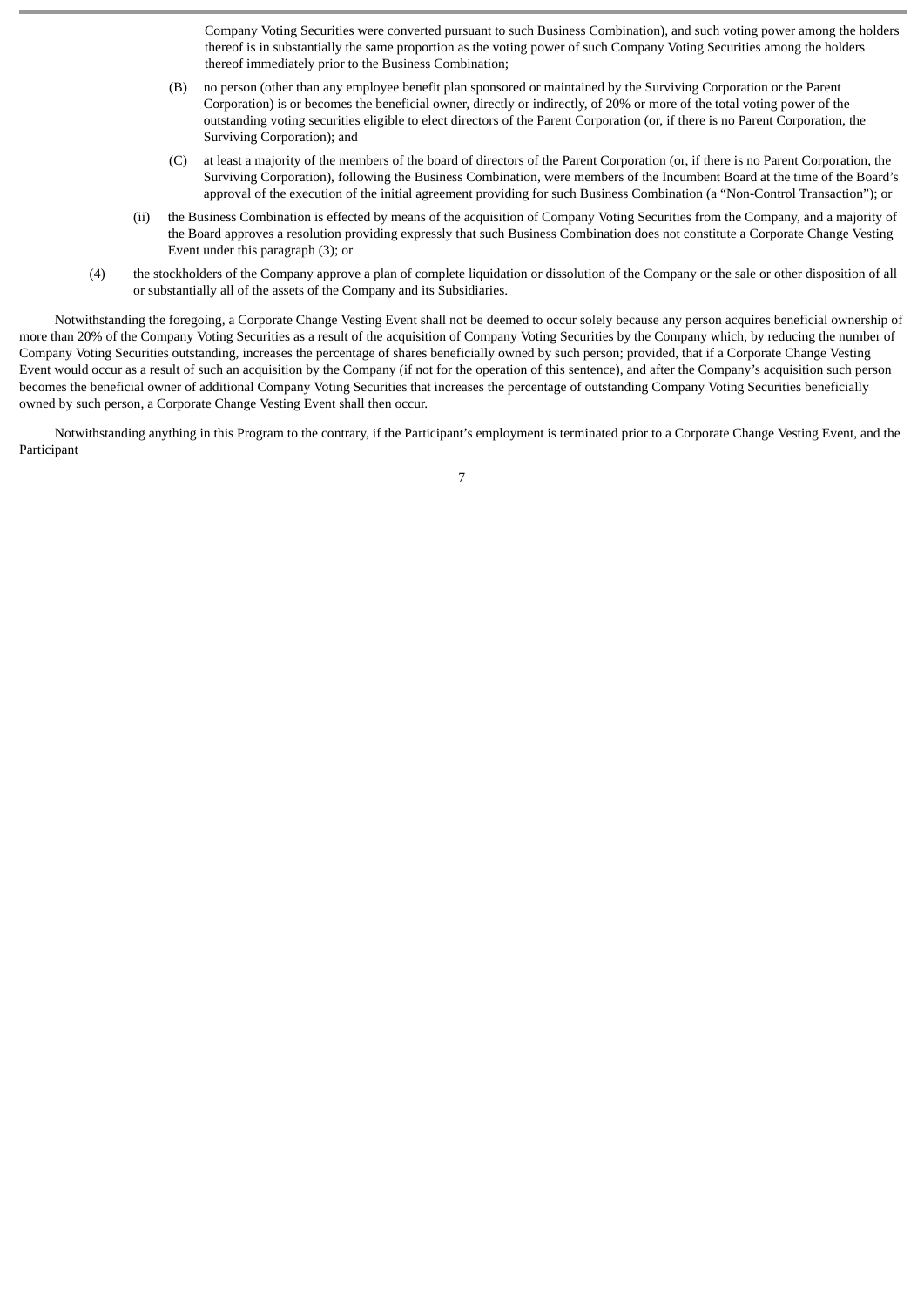Company Voting Securities were converted pursuant to such Business Combination), and such voting power among the holders thereof is in substantially the same proportion as the voting power of such Company Voting Securities among the holders thereof immediately prior to the Business Combination;

(B) no person (other than any employee benefit plan sponsored or maintained by the Surviving Corporation or the Parent Corporation) is or becomes the beneficial owner, directly or indirectly, of 20% or more of the total voting power of the outstanding voting securities eligible to elect directors of the Parent Corporation (or, if there is no Parent Corporation, the Surviving Corporation); and

(C) at least a majority of the members of the board of directors of the Parent Corporation (or, if there is no Parent Corporation, the Surviving Corporation), following the Business Combination, were members of the Incumbent Board at the time of the Board's approval of the execution of the initial agreement providing for such Business Combination (a "Non-Control Transaction"); or

(ii) the Business Combination is effected by means of the acquisition of Company Voting Securities from the Company, and a majority of the Board approves a resolution providing expressly that such Business Combination does not constitute a Corporate Change Vesting Event under this paragraph (3); or

(4) the stockholders of the Company approve a plan of complete liquidation or dissolution of the Company or the sale or other disposition of all or substantially all of the assets of the Company and its Subsidiaries.

Notwithstanding the foregoing, a Corporate Change Vesting Event shall not be deemed to occur solely because any person acquires beneficial ownership of more than 20% of the Company Voting Securities as a result of the acquisition of Company Voting Securities by the Company which, by reducing the number of Company Voting Securities outstanding, increases the percentage of shares beneficially owned by such person; provided, that if a Corporate Change Vesting Event would occur as a result of such an acquisition by the Company (if not for the operation of this sentence), and after the Company's acquisition such person becomes the beneficial owner of additional Company Voting Securities that increases the percentage of outstanding Company Voting Securities beneficially owned by such person, a Corporate Change Vesting Event shall then occur.

Notwithstanding anything in this Program to the contrary, if the Participant's employment is terminated prior to a Corporate Change Vesting Event, and the Participant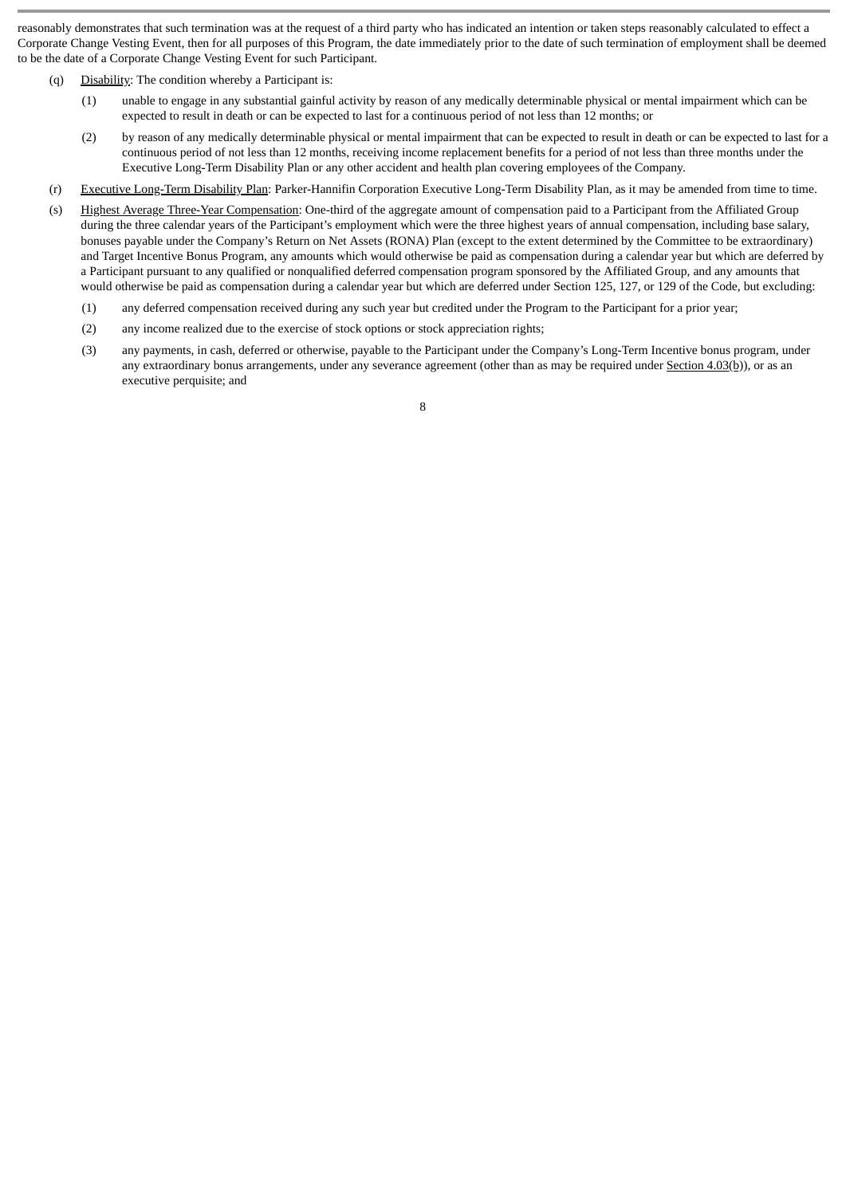reasonably demonstrates that such termination was at the request of a third party who has indicated an intention or taken steps reasonably calculated to effect a Corporate Change Vesting Event, then for all purposes of this Program, the date immediately prior to the date of such termination of employment shall be deemed to be the date of a Corporate Change Vesting Event for such Participant.

(q) Disability: The condition whereby a Participant is:

(1) unable to engage in any substantial gainful activity by reason of any medically determinable physical or mental impairment which can be expected to result in death or can be expected to last for a continuous period of not less than 12 months; or

(2) by reason of any medically determinable physical or mental impairment that can be expected to result in death or can be expected to last for a continuous period of not less than 12 months, receiving income replacement benefits for a period of not less than three months under the Executive Long-Term Disability Plan or any other accident and health plan covering employees of the Company.

(r) Executive Long-Term Disability Plan: Parker-Hannifin Corporation Executive Long-Term Disability Plan, as it may be amended from time to time.

(s) Highest Average Three-Year Compensation: One-third of the aggregate amount of compensation paid to a Participant from the Affiliated Group during the three calendar years of the Participant's employment which were the three highest years of annual compensation, including base salary, bonuses payable under the Company's Return on Net Assets (RONA) Plan (except to the extent determined by the Committee to be extraordinary) and Target Incentive Bonus Program, any amounts which would otherwise be paid as compensation during a calendar year but which are deferred by a Participant pursuant to any qualified or nonqualified deferred compensation program sponsored by the Affiliated Group, and any amounts that would otherwise be paid as compensation during a calendar year but which are deferred under Section 125, 127, or 129 of the Code, but excluding:

(1) any deferred compensation received during any such year but credited under the Program to the Participant for a prior year;

(2) any income realized due to the exercise of stock options or stock appreciation rights;

(3) any payments, in cash, deferred or otherwise, payable to the Participant under the Company's Long-Term Incentive bonus program, under any extraordinary bonus arrangements, under any severance agreement (other than as may be required under Section 4.03(b)), or as an executive perquisite; and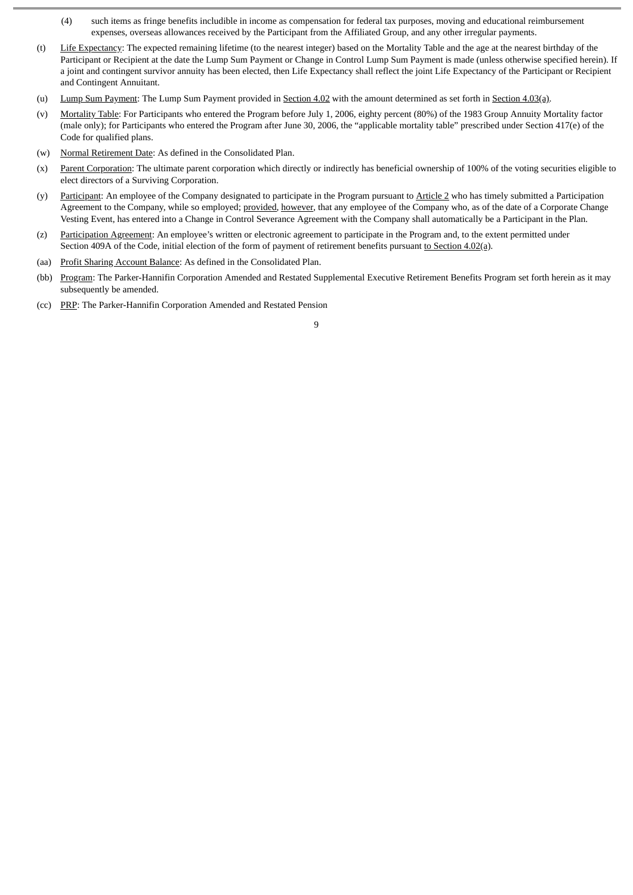(4) such items as fringe benefits includible in income as compensation for federal tax purposes, moving and educational reimbursement expenses, overseas allowances received by the Participant from the Affiliated Group, and any other irregular payments.

(t) Life Expectancy: The expected remaining lifetime (to the nearest integer) based on the Mortality Table and the age at the nearest birthday of the Participant or Recipient at the date the Lump Sum Payment or Change in Control Lump Sum Payment is made (unless otherwise specified herein). If a joint and contingent survivor annuity has been elected, then Life Expectancy shall reflect the joint Life Expectancy of the Participant or Recipient and Contingent Annuitant.

(u) Lump Sum Payment: The Lump Sum Payment provided in Section 4.02 with the amount determined as set forth in Section 4.03(a).

(v) Mortality Table: For Participants who entered the Program before July 1, 2006, eighty percent (80%) of the 1983 Group Annuity Mortality factor (male only); for Participants who entered the Program after June 30, 2006, the "applicable mortality table" prescribed under Section 417(e) of the Code for qualified plans.

(w) Normal Retirement Date: As defined in the Consolidated Plan.

(x) Parent Corporation: The ultimate parent corporation which directly or indirectly has beneficial ownership of 100% of the voting securities eligible to elect directors of a Surviving Corporation.

(y) Participant: An employee of the Company designated to participate in the Program pursuant to Article 2 who has timely submitted a Participation Agreement to the Company, while so employed; provided, however, that any employee of the Company who, as of the date of a Corporate Change Vesting Event, has entered into a Change in Control Severance Agreement with the Company shall automatically be a Participant in the Plan.

(z) Participation Agreement: An employee's written or electronic agreement to participate in the Program and, to the extent permitted under Section 409A of the Code, initial election of the form of payment of retirement benefits pursuant to Section 4.02(a).

(aa) Profit Sharing Account Balance: As defined in the Consolidated Plan.

(bb) Program: The Parker-Hannifin Corporation Amended and Restated Supplemental Executive Retirement Benefits Program set forth herein as it may subsequently be amended.

(cc) PRP: The Parker-Hannifin Corporation Amended and Restated Pension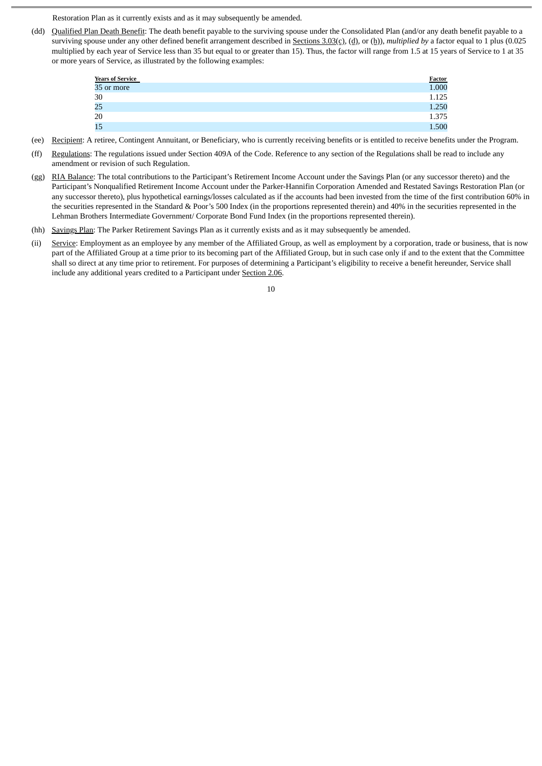Restoration Plan as it currently exists and as it may subsequently be amended.

(dd) Qualified Plan Death Benefit: The death benefit payable to the surviving spouse under the Consolidated Plan (and/or any death benefit payable to a surviving spouse under any other defined benefit arrangement described in Sections 3.03(c), (d), or (h)), *multiplied by* a factor equal to 1 plus (0.025 multiplied by each year of Service less than 35 but equal to or greater than 15). Thus, the factor will range from 1.5 at 15 years of Service to 1 at 35 or more years of Service, as illustrated by the following examples:

| Years of Service | Factor |
|---|---|
| 35 or more | 1.000 |
| 30 | 1.125 |
| 25 | 1.250 |
| 20 | 1.375 |
| 15 | 1.500 |

(ee) Recipient: A retiree, Contingent Annuitant, or Beneficiary, who is currently receiving benefits or is entitled to receive benefits under the Program.

(ff) Regulations: The regulations issued under Section 409A of the Code. Reference to any section of the Regulations shall be read to include any amendment or revision of such Regulation.

(gg) RIA Balance: The total contributions to the Participant's Retirement Income Account under the Savings Plan (or any successor thereto) and the Participant's Nonqualified Retirement Income Account under the Parker-Hannifin Corporation Amended and Restated Savings Restoration Plan (or any successor thereto), plus hypothetical earnings/losses calculated as if the accounts had been invested from the time of the first contribution 60% in the securities represented in the Standard & Poor's 500 Index (in the proportions represented therein) and 40% in the securities represented in the Lehman Brothers Intermediate Government/ Corporate Bond Fund Index (in the proportions represented therein).

(hh) Savings Plan: The Parker Retirement Savings Plan as it currently exists and as it may subsequently be amended.

(ii) Service: Employment as an employee by any member of the Affiliated Group, as well as employment by a corporation, trade or business, that is now part of the Affiliated Group at a time prior to its becoming part of the Affiliated Group, but in such case only if and to the extent that the Committee shall so direct at any time prior to retirement. For purposes of determining a Participant's eligibility to receive a benefit hereunder, Service shall include any additional years credited to a Participant under Section 2.06.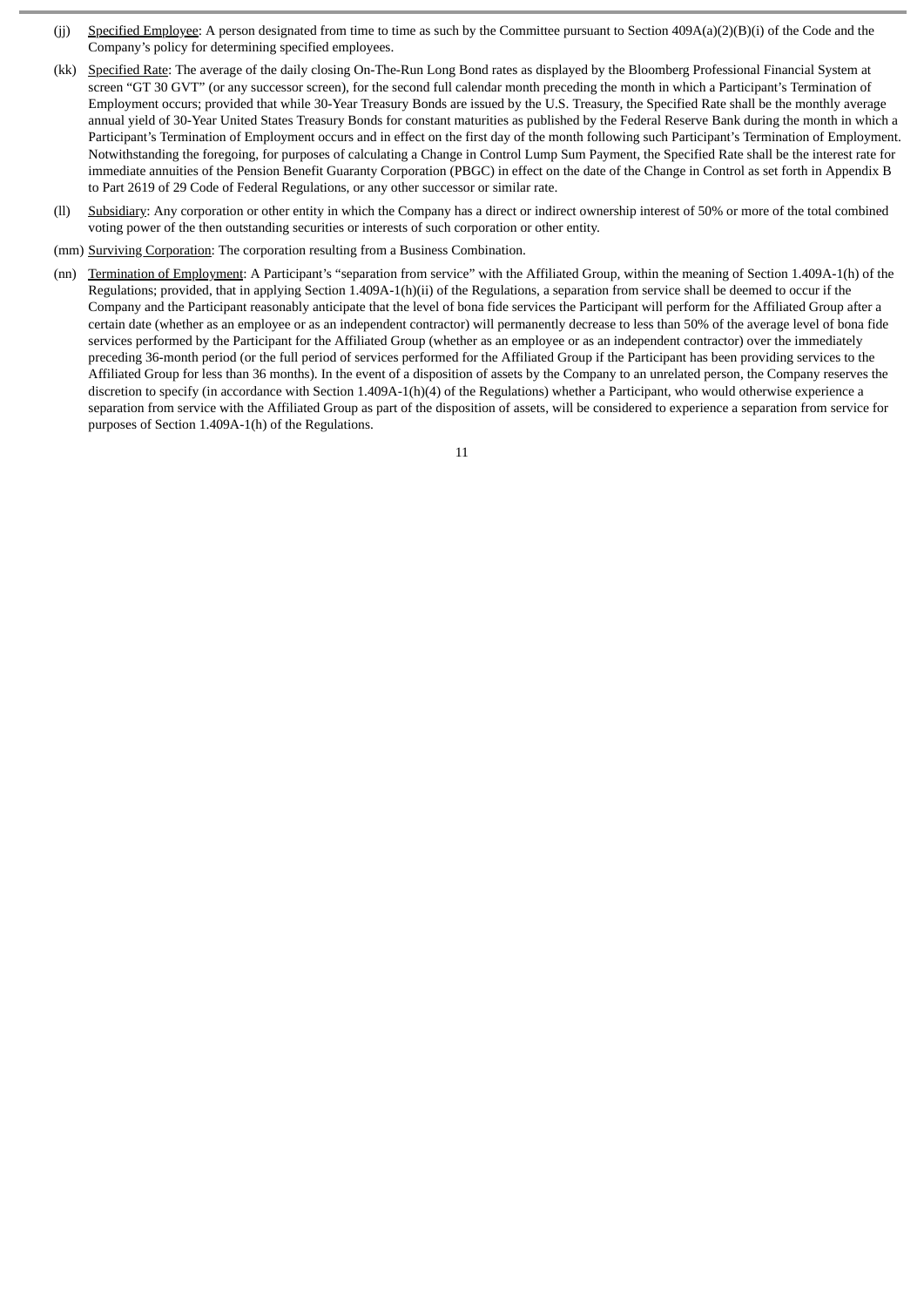(jj) Specified Employee: A person designated from time to time as such by the Committee pursuant to Section 409A(a)(2)(B)(i) of the Code and the Company's policy for determining specified employees.

(kk) Specified Rate: The average of the daily closing On-The-Run Long Bond rates as displayed by the Bloomberg Professional Financial System at screen "GT 30 GVT" (or any successor screen), for the second full calendar month preceding the month in which a Participant's Termination of Employment occurs; provided that while 30-Year Treasury Bonds are issued by the U.S. Treasury, the Specified Rate shall be the monthly average annual yield of 30-Year United States Treasury Bonds for constant maturities as published by the Federal Reserve Bank during the month in which a Participant's Termination of Employment occurs and in effect on the first day of the month following such Participant's Termination of Employment. Notwithstanding the foregoing, for purposes of calculating a Change in Control Lump Sum Payment, the Specified Rate shall be the interest rate for immediate annuities of the Pension Benefit Guaranty Corporation (PBGC) in effect on the date of the Change in Control as set forth in Appendix B to Part 2619 of 29 Code of Federal Regulations, or any other successor or similar rate.

(ll) Subsidiary: Any corporation or other entity in which the Company has a direct or indirect ownership interest of 50% or more of the total combined voting power of the then outstanding securities or interests of such corporation or other entity.

(mm) Surviving Corporation: The corporation resulting from a Business Combination.

(nn) Termination of Employment: A Participant's "separation from service" with the Affiliated Group, within the meaning of Section 1.409A-1(h) of the Regulations; provided, that in applying Section 1.409A-1(h)(ii) of the Regulations, a separation from service shall be deemed to occur if the Company and the Participant reasonably anticipate that the level of bona fide services the Participant will perform for the Affiliated Group after a certain date (whether as an employee or as an independent contractor) will permanently decrease to less than 50% of the average level of bona fide services performed by the Participant for the Affiliated Group (whether as an employee or as an independent contractor) over the immediately preceding 36-month period (or the full period of services performed for the Affiliated Group if the Participant has been providing services to the Affiliated Group for less than 36 months). In the event of a disposition of assets by the Company to an unrelated person, the Company reserves the discretion to specify (in accordance with Section 1.409A-1(h)(4) of the Regulations) whether a Participant, who would otherwise experience a separation from service with the Affiliated Group as part of the disposition of assets, will be considered to experience a separation from service for purposes of Section 1.409A-1(h) of the Regulations.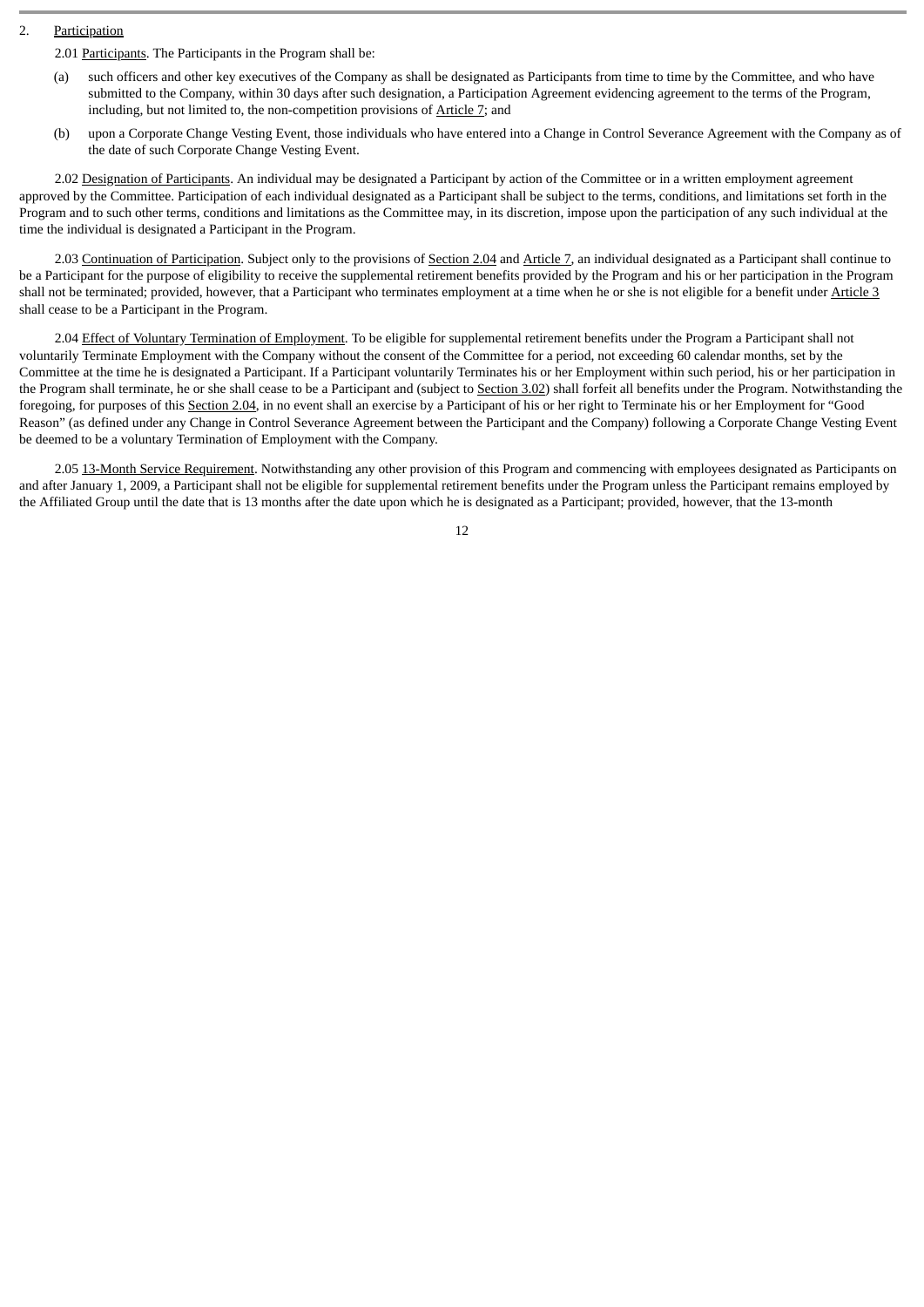2. Participation

2.01 Participants. The Participants in the Program shall be:

(a) such officers and other key executives of the Company as shall be designated as Participants from time to time by the Committee, and who have submitted to the Company, within 30 days after such designation, a Participation Agreement evidencing agreement to the terms of the Program, including, but not limited to, the non-competition provisions of Article 7; and

(b) upon a Corporate Change Vesting Event, those individuals who have entered into a Change in Control Severance Agreement with the Company as of the date of such Corporate Change Vesting Event.

2.02 Designation of Participants. An individual may be designated a Participant by action of the Committee or in a written employment agreement approved by the Committee. Participation of each individual designated as a Participant shall be subject to the terms, conditions, and limitations set forth in the Program and to such other terms, conditions and limitations as the Committee may, in its discretion, impose upon the participation of any such individual at the time the individual is designated a Participant in the Program.

2.03 Continuation of Participation. Subject only to the provisions of Section 2.04 and Article 7, an individual designated as a Participant shall continue to be a Participant for the purpose of eligibility to receive the supplemental retirement benefits provided by the Program and his or her participation in the Program shall not be terminated; provided, however, that a Participant who terminates employment at a time when he or she is not eligible for a benefit under Article 3 shall cease to be a Participant in the Program.

2.04 Effect of Voluntary Termination of Employment. To be eligible for supplemental retirement benefits under the Program a Participant shall not voluntarily Terminate Employment with the Company without the consent of the Committee for a period, not exceeding 60 calendar months, set by the Committee at the time he is designated a Participant. If a Participant voluntarily Terminates his or her Employment within such period, his or her participation in the Program shall terminate, he or she shall cease to be a Participant and (subject to Section 3.02) shall forfeit all benefits under the Program. Notwithstanding the foregoing, for purposes of this Section 2.04, in no event shall an exercise by a Participant of his or her right to Terminate his or her Employment for "Good Reason" (as defined under any Change in Control Severance Agreement between the Participant and the Company) following a Corporate Change Vesting Event be deemed to be a voluntary Termination of Employment with the Company.

2.05 13-Month Service Requirement. Notwithstanding any other provision of this Program and commencing with employees designated as Participants on and after January 1, 2009, a Participant shall not be eligible for supplemental retirement benefits under the Program unless the Participant remains employed by the Affiliated Group until the date that is 13 months after the date upon which he is designated as a Participant; provided, however, that the 13-month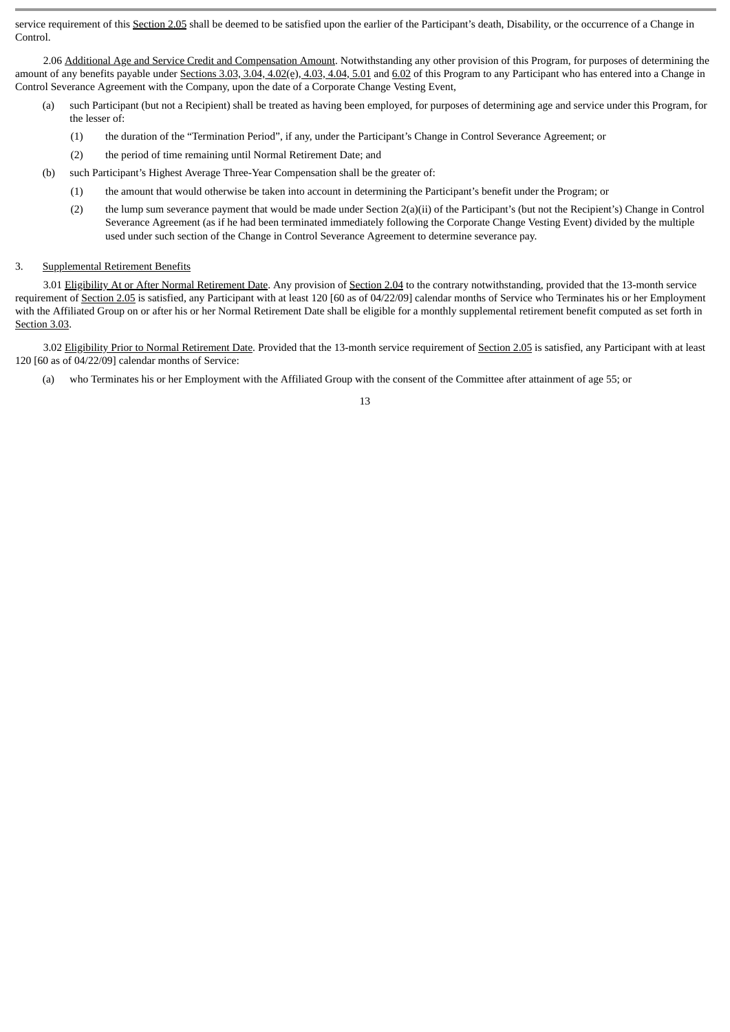service requirement of this Section 2.05 shall be deemed to be satisfied upon the earlier of the Participant's death, Disability, or the occurrence of a Change in Control.

2.06 Additional Age and Service Credit and Compensation Amount. Notwithstanding any other provision of this Program, for purposes of determining the amount of any benefits payable under Sections 3.03, 3.04, 4.02(e), 4.03, 4.04, 5.01 and 6.02 of this Program to any Participant who has entered into a Change in Control Severance Agreement with the Company, upon the date of a Corporate Change Vesting Event,

(a) such Participant (but not a Recipient) shall be treated as having been employed, for purposes of determining age and service under this Program, for the lesser of:

  (1) the duration of the "Termination Period", if any, under the Participant's Change in Control Severance Agreement; or

  (2) the period of time remaining until Normal Retirement Date; and

(b) such Participant's Highest Average Three-Year Compensation shall be the greater of:

  (1) the amount that would otherwise be taken into account in determining the Participant's benefit under the Program; or

  (2) the lump sum severance payment that would be made under Section 2(a)(ii) of the Participant's (but not the Recipient's) Change in Control Severance Agreement (as if he had been terminated immediately following the Corporate Change Vesting Event) divided by the multiple used under such section of the Change in Control Severance Agreement to determine severance pay.

3. Supplemental Retirement Benefits

3.01 Eligibility At or After Normal Retirement Date. Any provision of Section 2.04 to the contrary notwithstanding, provided that the 13-month service requirement of Section 2.05 is satisfied, any Participant with at least 120 [60 as of 04/22/09] calendar months of Service who Terminates his or her Employment with the Affiliated Group on or after his or her Normal Retirement Date shall be eligible for a monthly supplemental retirement benefit computed as set forth in Section 3.03.

3.02 Eligibility Prior to Normal Retirement Date. Provided that the 13-month service requirement of Section 2.05 is satisfied, any Participant with at least 120 [60 as of 04/22/09] calendar months of Service:

(a) who Terminates his or her Employment with the Affiliated Group with the consent of the Committee after attainment of age 55; or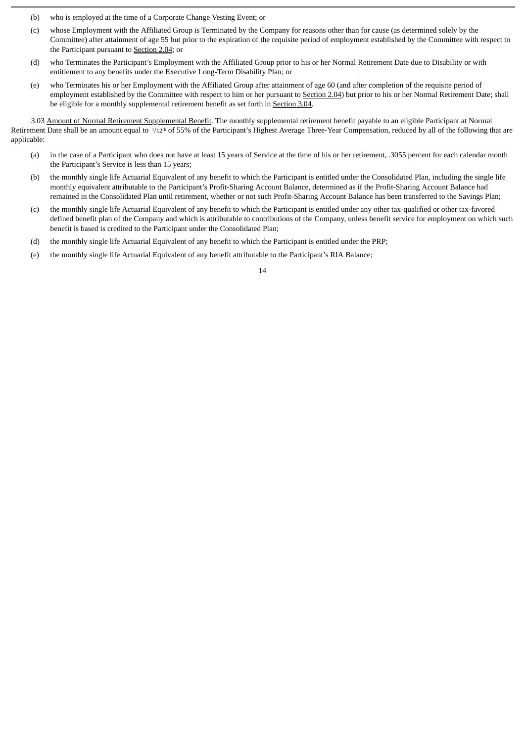(b) who is employed at the time of a Corporate Change Vesting Event; or

(c) whose Employment with the Affiliated Group is Terminated by the Company for reasons other than for cause (as determined solely by the Committee) after attainment of age 55 but prior to the expiration of the requisite period of employment established by the Committee with respect to the Participant pursuant to Section 2.04; or

(d) who Terminates the Participant's Employment with the Affiliated Group prior to his or her Normal Retirement Date due to Disability or with entitlement to any benefits under the Executive Long-Term Disability Plan; or

(e) who Terminates his or her Employment with the Affiliated Group after attainment of age 60 (and after completion of the requisite period of employment established by the Committee with respect to him or her pursuant to Section 2.04) but prior to his or her Normal Retirement Date; shall be eligible for a monthly supplemental retirement benefit as set forth in Section 3.04.

3.03 Amount of Normal Retirement Supplemental Benefit. The monthly supplemental retirement benefit payable to an eligible Participant at Normal Retirement Date shall be an amount equal to $1/12^{th}$ of 55% of the Participant's Highest Average Three-Year Compensation, reduced by all of the following that are applicable:

(a) in the case of a Participant who does not have at least 15 years of Service at the time of his or her retirement, .3055 percent for each calendar month the Participant's Service is less than 15 years;

(b) the monthly single life Actuarial Equivalent of any benefit to which the Participant is entitled under the Consolidated Plan, including the single life monthly equivalent attributable to the Participant's Profit-Sharing Account Balance, determined as if the Profit-Sharing Account Balance had remained in the Consolidated Plan until retirement, whether or not such Profit-Sharing Account Balance has been transferred to the Savings Plan;

(c) the monthly single life Actuarial Equivalent of any benefit to which the Participant is entitled under any other tax-qualified or other tax-favored defined benefit plan of the Company and which is attributable to contributions of the Company, unless benefit service for employment on which such benefit is based is credited to the Participant under the Consolidated Plan;

(d) the monthly single life Actuarial Equivalent of any benefit to which the Participant is entitled under the PRP;

(e) the monthly single life Actuarial Equivalent of any benefit attributable to the Participant's RIA Balance;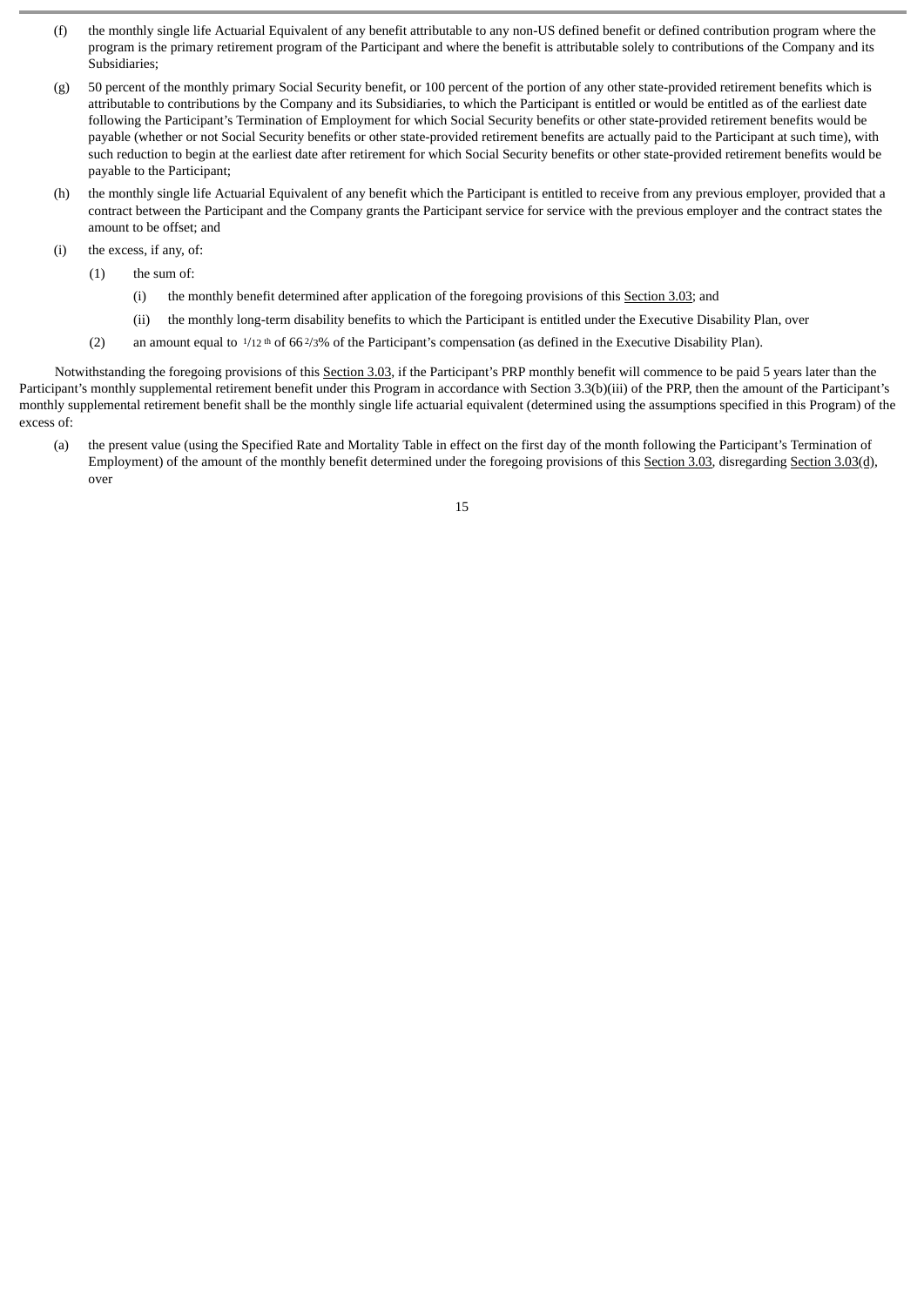(f) the monthly single life Actuarial Equivalent of any benefit attributable to any non-US defined benefit or defined contribution program where the program is the primary retirement program of the Participant and where the benefit is attributable solely to contributions of the Company and its Subsidiaries;

(g) 50 percent of the monthly primary Social Security benefit, or 100 percent of the portion of any other state-provided retirement benefits which is attributable to contributions by the Company and its Subsidiaries, to which the Participant is entitled or would be entitled as of the earliest date following the Participant's Termination of Employment for which Social Security benefits or other state-provided retirement benefits would be payable (whether or not Social Security benefits or other state-provided retirement benefits are actually paid to the Participant at such time), with such reduction to begin at the earliest date after retirement for which Social Security benefits or other state-provided retirement benefits would be payable to the Participant;

(h) the monthly single life Actuarial Equivalent of any benefit which the Participant is entitled to receive from any previous employer, provided that a contract between the Participant and the Company grants the Participant service for service with the previous employer and the contract states the amount to be offset; and

(i) the excess, if any, of:

   (1) the sum of:

      (i) the monthly benefit determined after application of the foregoing provisions of this Section 3.03; and

      (ii) the monthly long-term disability benefits to which the Participant is entitled under the Executive Disability Plan, over

   (2) an amount equal to $1/12^{th}$ of 66 $2/3$% of the Participant's compensation (as defined in the Executive Disability Plan).

Notwithstanding the foregoing provisions of this Section 3.03, if the Participant's PRP monthly benefit will commence to be paid 5 years later than the Participant's monthly supplemental retirement benefit under this Program in accordance with Section 3.3(b)(iii) of the PRP, then the amount of the Participant's monthly supplemental retirement benefit shall be the monthly single life actuarial equivalent (determined using the assumptions specified in this Program) of the excess of:

(a) the present value (using the Specified Rate and Mortality Table in effect on the first day of the month following the Participant's Termination of Employment) of the amount of the monthly benefit determined under the foregoing provisions of this Section 3.03, disregarding Section 3.03(d), over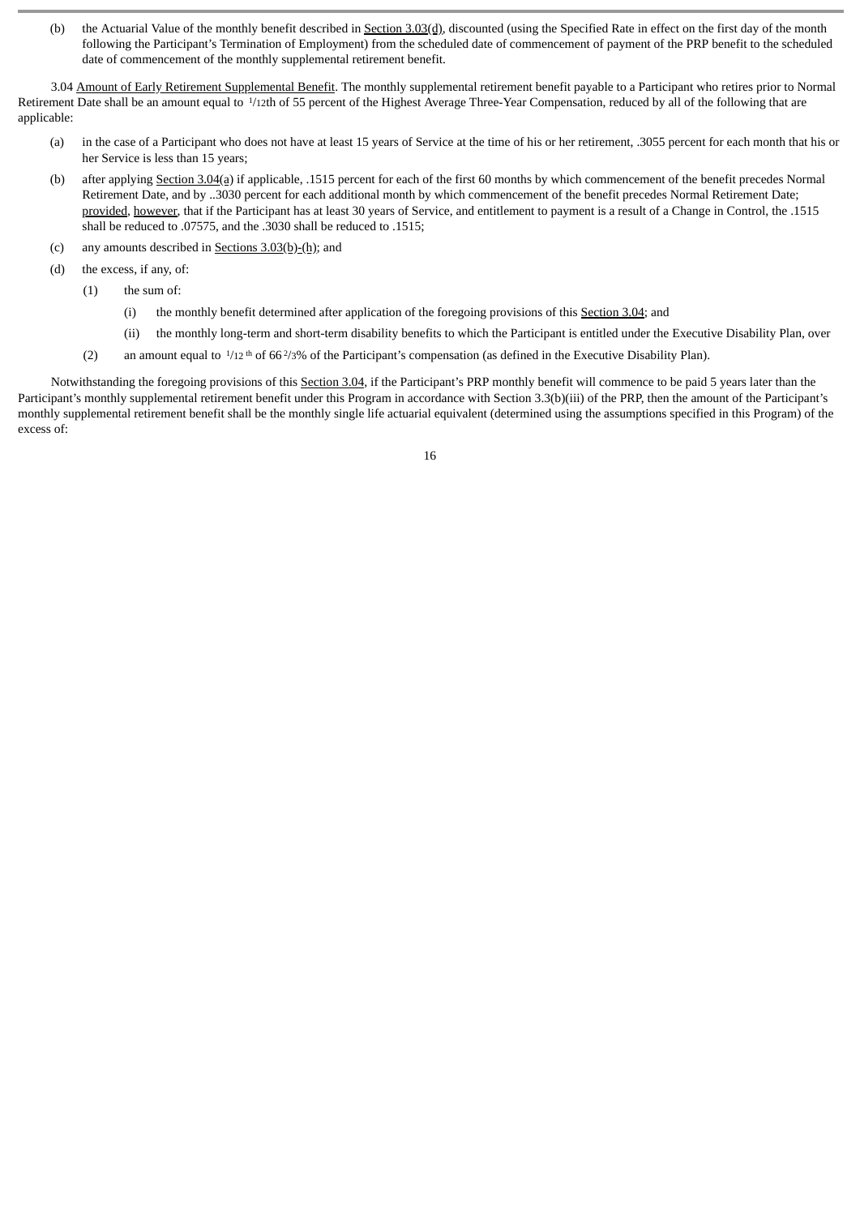(b) the Actuarial Value of the monthly benefit described in Section 3.03(d), discounted (using the Specified Rate in effect on the first day of the month following the Participant's Termination of Employment) from the scheduled date of commencement of payment of the PRP benefit to the scheduled date of commencement of the monthly supplemental retirement benefit.

3.04 Amount of Early Retirement Supplemental Benefit. The monthly supplemental retirement benefit payable to a Participant who retires prior to Normal Retirement Date shall be an amount equal to 1/12th of 55 percent of the Highest Average Three-Year Compensation, reduced by all of the following that are applicable:

(a) in the case of a Participant who does not have at least 15 years of Service at the time of his or her retirement, .3055 percent for each month that his or her Service is less than 15 years;

(b) after applying Section 3.04(a) if applicable, .1515 percent for each of the first 60 months by which commencement of the benefit precedes Normal Retirement Date, and by ..3030 percent for each additional month by which commencement of the benefit precedes Normal Retirement Date; provided, however, that if the Participant has at least 30 years of Service, and entitlement to payment is a result of a Change in Control, the .1515 shall be reduced to .07575, and the .3030 shall be reduced to .1515;

(c) any amounts described in Sections 3.03(b)-(h); and

(d) the excess, if any, of:

(1) the sum of:

(i) the monthly benefit determined after application of the foregoing provisions of this Section 3.04; and

(ii) the monthly long-term and short-term disability benefits to which the Participant is entitled under the Executive Disability Plan, over

(2) an amount equal to 1/12 th of 66 2/3% of the Participant's compensation (as defined in the Executive Disability Plan).

Notwithstanding the foregoing provisions of this Section 3.04, if the Participant's PRP monthly benefit will commence to be paid 5 years later than the Participant's monthly supplemental retirement benefit under this Program in accordance with Section 3.3(b)(iii) of the PRP, then the amount of the Participant's monthly supplemental retirement benefit shall be the monthly single life actuarial equivalent (determined using the assumptions specified in this Program) of the excess of: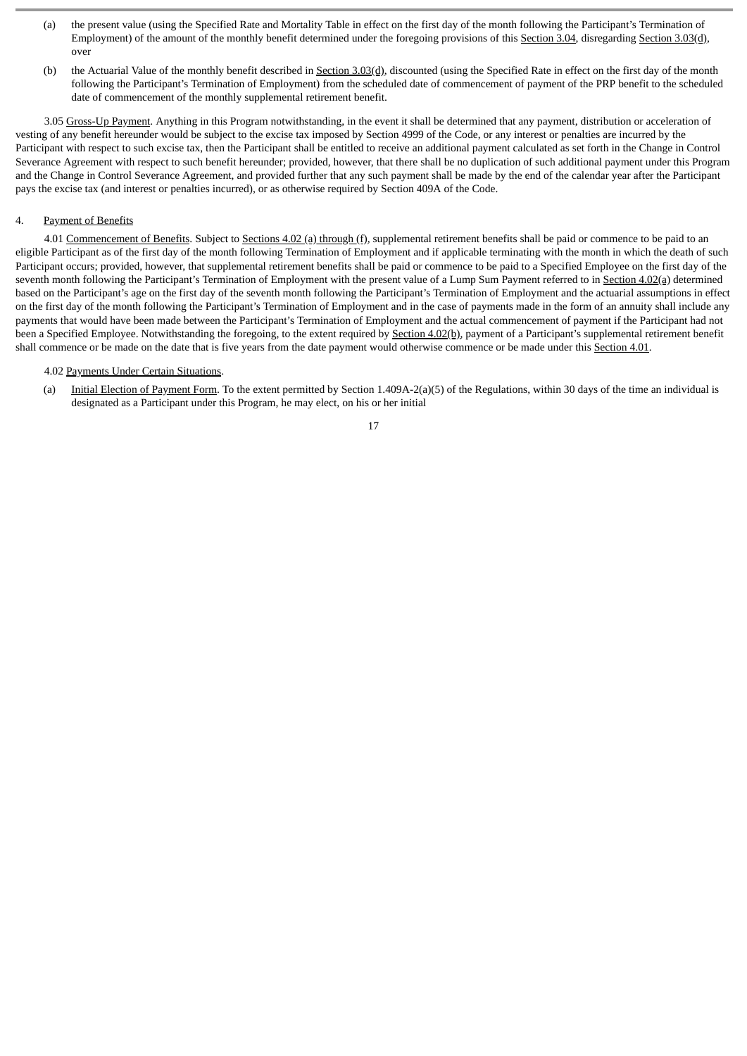(a) the present value (using the Specified Rate and Mortality Table in effect on the first day of the month following the Participant's Termination of Employment) of the amount of the monthly benefit determined under the foregoing provisions of this Section 3.04, disregarding Section 3.03(d), over

(b) the Actuarial Value of the monthly benefit described in Section 3.03(d), discounted (using the Specified Rate in effect on the first day of the month following the Participant's Termination of Employment) from the scheduled date of commencement of payment of the PRP benefit to the scheduled date of commencement of the monthly supplemental retirement benefit.

3.05 Gross-Up Payment. Anything in this Program notwithstanding, in the event it shall be determined that any payment, distribution or acceleration of vesting of any benefit hereunder would be subject to the excise tax imposed by Section 4999 of the Code, or any interest or penalties are incurred by the Participant with respect to such excise tax, then the Participant shall be entitled to receive an additional payment calculated as set forth in the Change in Control Severance Agreement with respect to such benefit hereunder; provided, however, that there shall be no duplication of such additional payment under this Program and the Change in Control Severance Agreement, and provided further that any such payment shall be made by the end of the calendar year after the Participant pays the excise tax (and interest or penalties incurred), or as otherwise required by Section 409A of the Code.

4. Payment of Benefits

4.01 Commencement of Benefits. Subject to Sections 4.02 (a) through (f), supplemental retirement benefits shall be paid or commence to be paid to an eligible Participant as of the first day of the month following Termination of Employment and if applicable terminating with the month in which the death of such Participant occurs; provided, however, that supplemental retirement benefits shall be paid or commence to be paid to a Specified Employee on the first day of the seventh month following the Participant's Termination of Employment with the present value of a Lump Sum Payment referred to in Section 4.02(a) determined based on the Participant's age on the first day of the seventh month following the Participant's Termination of Employment and the actuarial assumptions in effect on the first day of the month following the Participant's Termination of Employment and in the case of payments made in the form of an annuity shall include any payments that would have been made between the Participant's Termination of Employment and the actual commencement of payment if the Participant had not been a Specified Employee. Notwithstanding the foregoing, to the extent required by Section 4.02(b), payment of a Participant's supplemental retirement benefit shall commence or be made on the date that is five years from the date payment would otherwise commence or be made under this Section 4.01.

4.02 Payments Under Certain Situations.

(a) Initial Election of Payment Form. To the extent permitted by Section 1.409A-2(a)(5) of the Regulations, within 30 days of the time an individual is designated as a Participant under this Program, he may elect, on his or her initial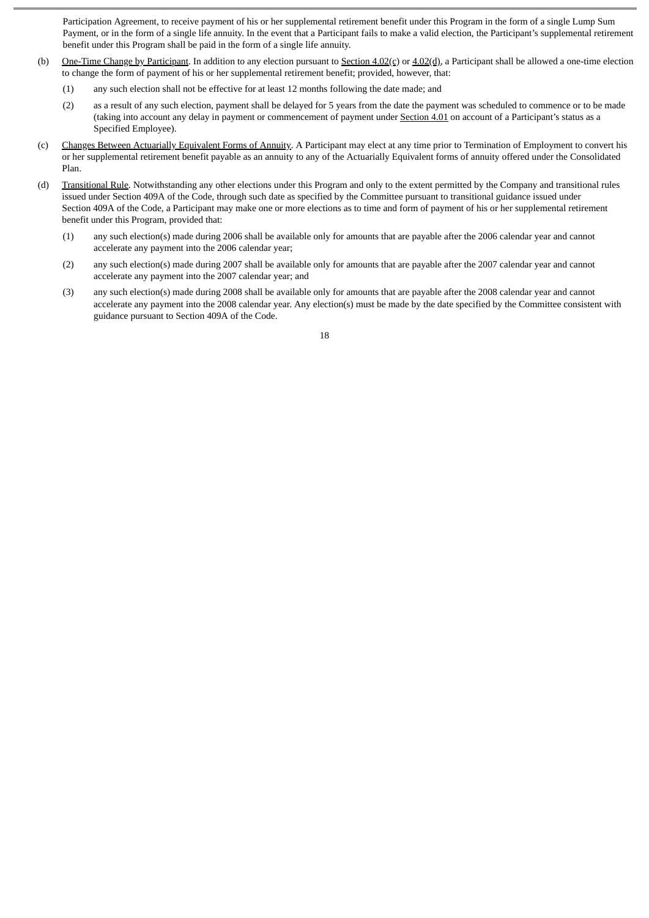Participation Agreement, to receive payment of his or her supplemental retirement benefit under this Program in the form of a single Lump Sum Payment, or in the form of a single life annuity. In the event that a Participant fails to make a valid election, the Participant's supplemental retirement benefit under this Program shall be paid in the form of a single life annuity.

(b) One-Time Change by Participant. In addition to any election pursuant to Section 4.02(c) or 4.02(d), a Participant shall be allowed a one-time election to change the form of payment of his or her supplemental retirement benefit; provided, however, that:

(1) any such election shall not be effective for at least 12 months following the date made; and

(2) as a result of any such election, payment shall be delayed for 5 years from the date the payment was scheduled to commence or to be made (taking into account any delay in payment or commencement of payment under Section 4.01 on account of a Participant's status as a Specified Employee).

(c) Changes Between Actuarially Equivalent Forms of Annuity. A Participant may elect at any time prior to Termination of Employment to convert his or her supplemental retirement benefit payable as an annuity to any of the Actuarially Equivalent forms of annuity offered under the Consolidated Plan.

(d) Transitional Rule. Notwithstanding any other elections under this Program and only to the extent permitted by the Company and transitional rules issued under Section 409A of the Code, through such date as specified by the Committee pursuant to transitional guidance issued under Section 409A of the Code, a Participant may make one or more elections as to time and form of payment of his or her supplemental retirement benefit under this Program, provided that:

(1) any such election(s) made during 2006 shall be available only for amounts that are payable after the 2006 calendar year and cannot accelerate any payment into the 2006 calendar year;

(2) any such election(s) made during 2007 shall be available only for amounts that are payable after the 2007 calendar year and cannot accelerate any payment into the 2007 calendar year; and

(3) any such election(s) made during 2008 shall be available only for amounts that are payable after the 2008 calendar year and cannot accelerate any payment into the 2008 calendar year. Any election(s) must be made by the date specified by the Committee consistent with guidance pursuant to Section 409A of the Code.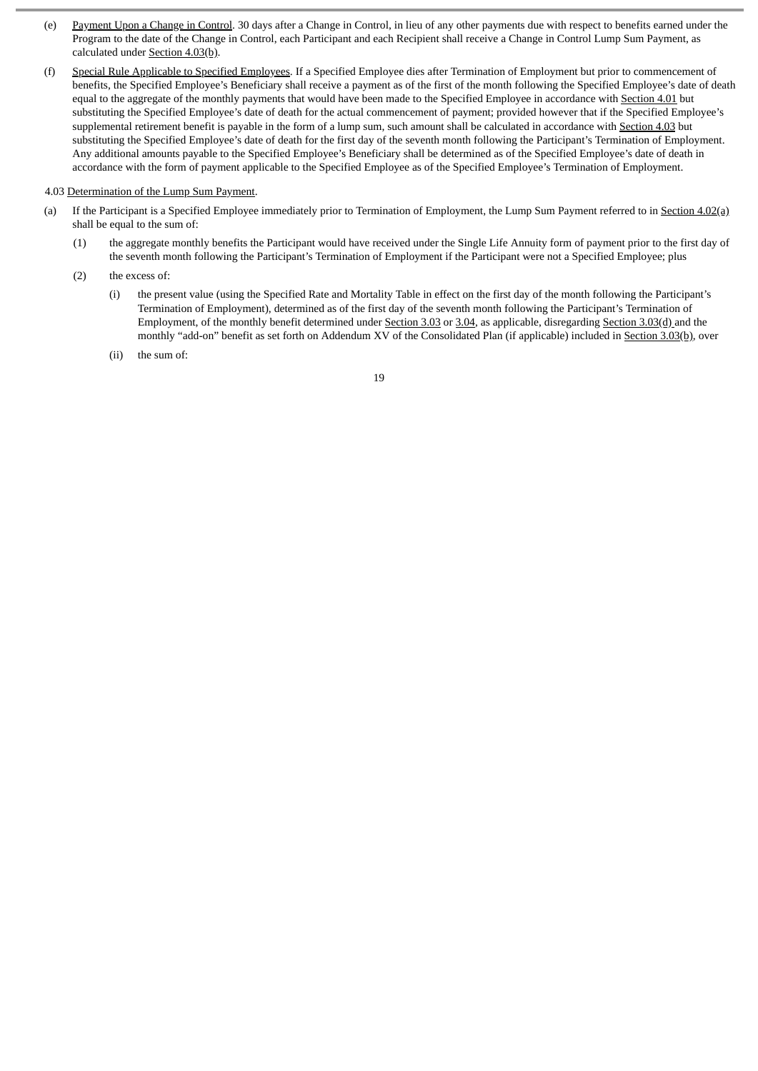(e) Payment Upon a Change in Control. 30 days after a Change in Control, in lieu of any other payments due with respect to benefits earned under the Program to the date of the Change in Control, each Participant and each Recipient shall receive a Change in Control Lump Sum Payment, as calculated under Section 4.03(b).

(f) Special Rule Applicable to Specified Employees. If a Specified Employee dies after Termination of Employment but prior to commencement of benefits, the Specified Employee's Beneficiary shall receive a payment as of the first of the month following the Specified Employee's date of death equal to the aggregate of the monthly payments that would have been made to the Specified Employee in accordance with Section 4.01 but substituting the Specified Employee's date of death for the actual commencement of payment; provided however that if the Specified Employee's supplemental retirement benefit is payable in the form of a lump sum, such amount shall be calculated in accordance with Section 4.03 but substituting the Specified Employee's date of death for the first day of the seventh month following the Participant's Termination of Employment. Any additional amounts payable to the Specified Employee's Beneficiary shall be determined as of the Specified Employee's date of death in accordance with the form of payment applicable to the Specified Employee as of the Specified Employee's Termination of Employment.

4.03 Determination of the Lump Sum Payment.

(a) If the Participant is a Specified Employee immediately prior to Termination of Employment, the Lump Sum Payment referred to in Section 4.02(a) shall be equal to the sum of:

  (1) the aggregate monthly benefits the Participant would have received under the Single Life Annuity form of payment prior to the first day of the seventh month following the Participant's Termination of Employment if the Participant were not a Specified Employee; plus

  (2) the excess of:

    (i) the present value (using the Specified Rate and Mortality Table in effect on the first day of the month following the Participant's Termination of Employment), determined as of the first day of the seventh month following the Participant's Termination of Employment, of the monthly benefit determined under Section 3.03 or 3.04, as applicable, disregarding Section 3.03(d) and the monthly "add-on" benefit as set forth on Addendum XV of the Consolidated Plan (if applicable) included in Section 3.03(b), over

    (ii) the sum of: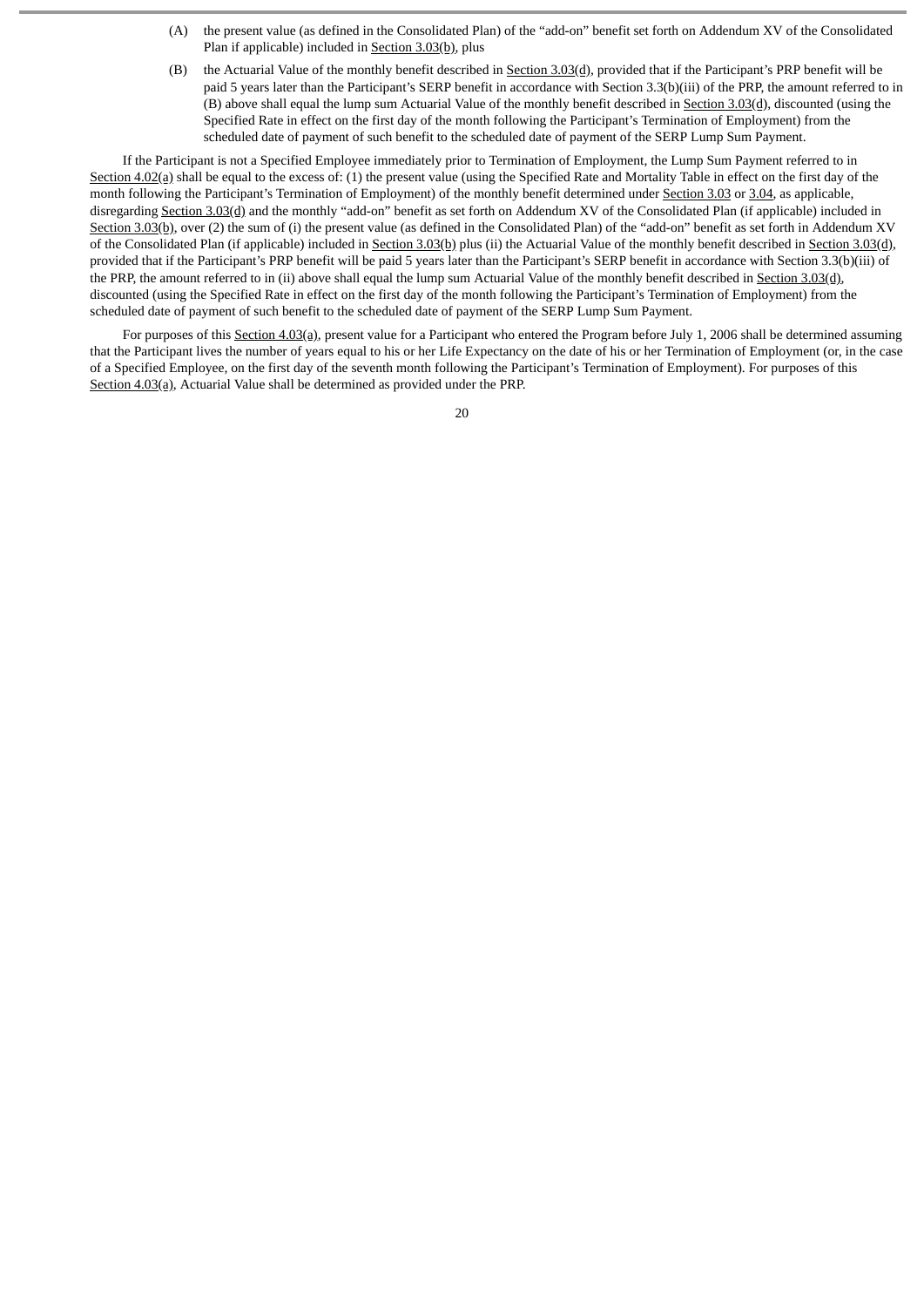(A) the present value (as defined in the Consolidated Plan) of the "add-on" benefit set forth on Addendum XV of the Consolidated Plan if applicable) included in Section 3.03(b), plus

(B) the Actuarial Value of the monthly benefit described in Section 3.03(d), provided that if the Participant's PRP benefit will be paid 5 years later than the Participant's SERP benefit in accordance with Section 3.3(b)(iii) of the PRP, the amount referred to in (B) above shall equal the lump sum Actuarial Value of the monthly benefit described in Section 3.03(d), discounted (using the Specified Rate in effect on the first day of the month following the Participant's Termination of Employment) from the scheduled date of payment of such benefit to the scheduled date of payment of the SERP Lump Sum Payment.

If the Participant is not a Specified Employee immediately prior to Termination of Employment, the Lump Sum Payment referred to in Section 4.02(a) shall be equal to the excess of: (1) the present value (using the Specified Rate and Mortality Table in effect on the first day of the month following the Participant's Termination of Employment) of the monthly benefit determined under Section 3.03 or 3.04, as applicable, disregarding Section 3.03(d) and the monthly "add-on" benefit as set forth on Addendum XV of the Consolidated Plan (if applicable) included in Section 3.03(b), over (2) the sum of (i) the present value (as defined in the Consolidated Plan) of the "add-on" benefit as set forth in Addendum XV of the Consolidated Plan (if applicable) included in Section 3.03(b) plus (ii) the Actuarial Value of the monthly benefit described in Section 3.03(d), provided that if the Participant's PRP benefit will be paid 5 years later than the Participant's SERP benefit in accordance with Section 3.3(b)(iii) of the PRP, the amount referred to in (ii) above shall equal the lump sum Actuarial Value of the monthly benefit described in Section 3.03(d), discounted (using the Specified Rate in effect on the first day of the month following the Participant's Termination of Employment) from the scheduled date of payment of such benefit to the scheduled date of payment of the SERP Lump Sum Payment.

For purposes of this Section 4.03(a), present value for a Participant who entered the Program before July 1, 2006 shall be determined assuming that the Participant lives the number of years equal to his or her Life Expectancy on the date of his or her Termination of Employment (or, in the case of a Specified Employee, on the first day of the seventh month following the Participant's Termination of Employment). For purposes of this Section 4.03(a), Actuarial Value shall be determined as provided under the PRP.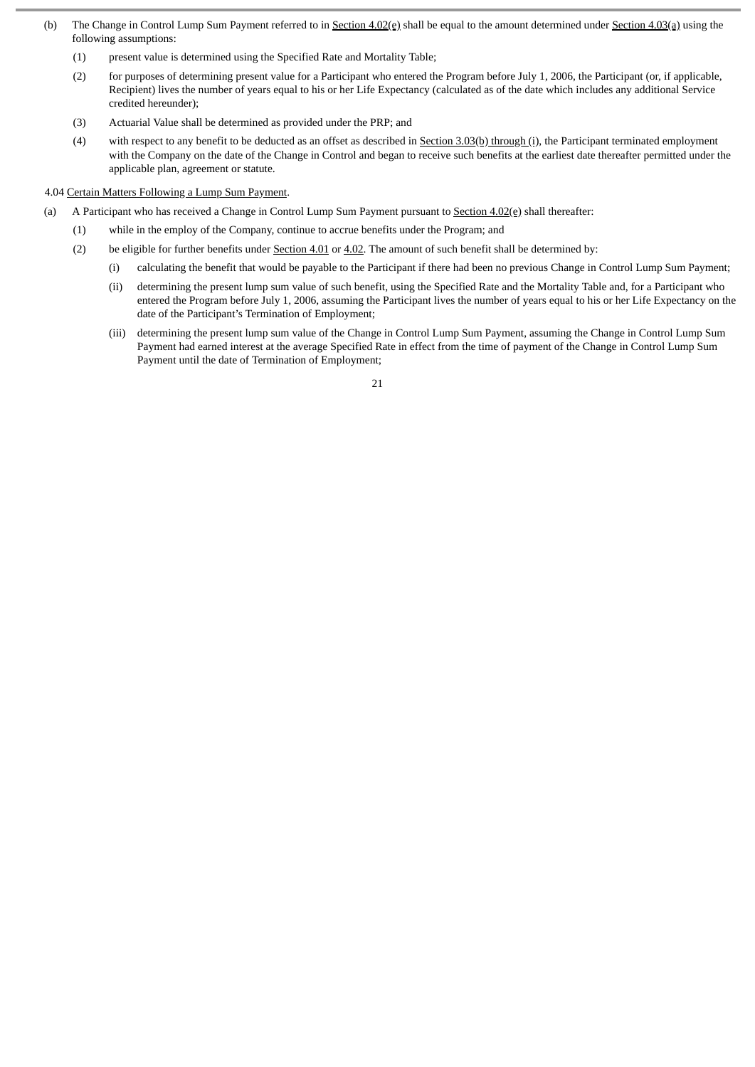(b) The Change in Control Lump Sum Payment referred to in Section 4.02(e) shall be equal to the amount determined under Section 4.03(a) using the following assumptions:

(1) present value is determined using the Specified Rate and Mortality Table;

(2) for purposes of determining present value for a Participant who entered the Program before July 1, 2006, the Participant (or, if applicable, Recipient) lives the number of years equal to his or her Life Expectancy (calculated as of the date which includes any additional Service credited hereunder);

(3) Actuarial Value shall be determined as provided under the PRP; and

(4) with respect to any benefit to be deducted as an offset as described in Section 3.03(b) through (i), the Participant terminated employment with the Company on the date of the Change in Control and began to receive such benefits at the earliest date thereafter permitted under the applicable plan, agreement or statute.

4.04 Certain Matters Following a Lump Sum Payment.

(a) A Participant who has received a Change in Control Lump Sum Payment pursuant to Section 4.02(e) shall thereafter:

(1) while in the employ of the Company, continue to accrue benefits under the Program; and

(2) be eligible for further benefits under Section 4.01 or 4.02. The amount of such benefit shall be determined by:

(i) calculating the benefit that would be payable to the Participant if there had been no previous Change in Control Lump Sum Payment;

(ii) determining the present lump sum value of such benefit, using the Specified Rate and the Mortality Table and, for a Participant who entered the Program before July 1, 2006, assuming the Participant lives the number of years equal to his or her Life Expectancy on the date of the Participant's Termination of Employment;

(iii) determining the present lump sum value of the Change in Control Lump Sum Payment, assuming the Change in Control Lump Sum Payment had earned interest at the average Specified Rate in effect from the time of payment of the Change in Control Lump Sum Payment until the date of Termination of Employment;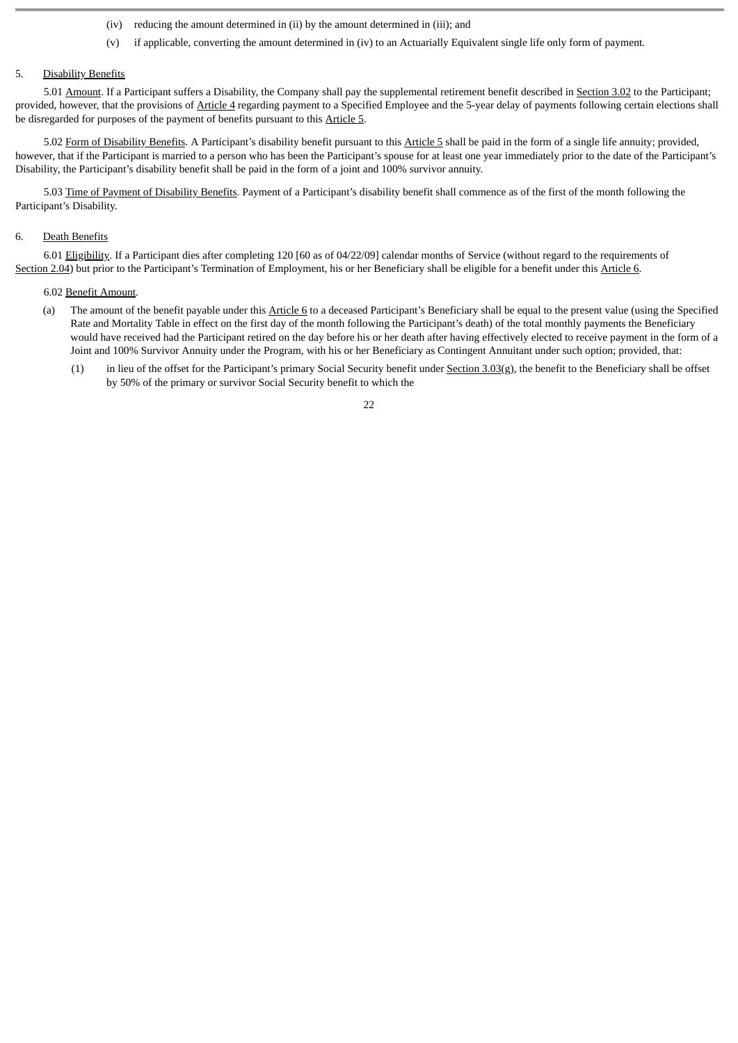(iv) reducing the amount determined in (ii) by the amount determined in (iii); and

(v) if applicable, converting the amount determined in (iv) to an Actuarially Equivalent single life only form of payment.

5. Disability Benefits

5.01 Amount. If a Participant suffers a Disability, the Company shall pay the supplemental retirement benefit described in Section 3.02 to the Participant; provided, however, that the provisions of Article 4 regarding payment to a Specified Employee and the 5-year delay of payments following certain elections shall be disregarded for purposes of the payment of benefits pursuant to this Article 5.

5.02 Form of Disability Benefits. A Participant's disability benefit pursuant to this Article 5 shall be paid in the form of a single life annuity; provided, however, that if the Participant is married to a person who has been the Participant's spouse for at least one year immediately prior to the date of the Participant's Disability, the Participant's disability benefit shall be paid in the form of a joint and 100% survivor annuity.

5.03 Time of Payment of Disability Benefits. Payment of a Participant's disability benefit shall commence as of the first of the month following the Participant's Disability.

6. Death Benefits

6.01 Eligibility. If a Participant dies after completing 120 [60 as of 04/22/09] calendar months of Service (without regard to the requirements of Section 2.04) but prior to the Participant's Termination of Employment, his or her Beneficiary shall be eligible for a benefit under this Article 6.

6.02 Benefit Amount.

(a) The amount of the benefit payable under this Article 6 to a deceased Participant's Beneficiary shall be equal to the present value (using the Specified Rate and Mortality Table in effect on the first day of the month following the Participant's death) of the total monthly payments the Beneficiary would have received had the Participant retired on the day before his or her death after having effectively elected to receive payment in the form of a Joint and 100% Survivor Annuity under the Program, with his or her Beneficiary as Contingent Annuitant under such option; provided, that:

(1) in lieu of the offset for the Participant's primary Social Security benefit under Section 3.03(g), the benefit to the Beneficiary shall be offset by 50% of the primary or survivor Social Security benefit to which the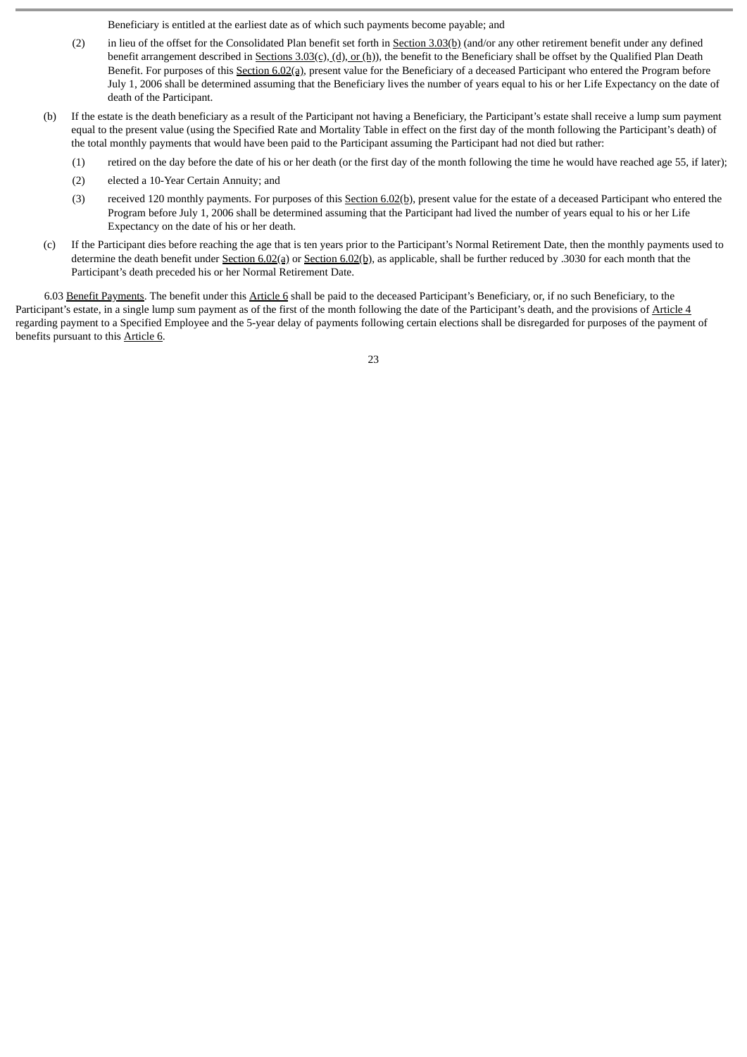Beneficiary is entitled at the earliest date as of which such payments become payable; and

(2) in lieu of the offset for the Consolidated Plan benefit set forth in Section 3.03(b) (and/or any other retirement benefit under any defined benefit arrangement described in Sections 3.03(c), (d), or (h)), the benefit to the Beneficiary shall be offset by the Qualified Plan Death Benefit. For purposes of this Section 6.02(a), present value for the Beneficiary of a deceased Participant who entered the Program before July 1, 2006 shall be determined assuming that the Beneficiary lives the number of years equal to his or her Life Expectancy on the date of death of the Participant.

(b) If the estate is the death beneficiary as a result of the Participant not having a Beneficiary, the Participant's estate shall receive a lump sum payment equal to the present value (using the Specified Rate and Mortality Table in effect on the first day of the month following the Participant's death) of the total monthly payments that would have been paid to the Participant assuming the Participant had not died but rather:

(1) retired on the day before the date of his or her death (or the first day of the month following the time he would have reached age 55, if later);

(2) elected a 10-Year Certain Annuity; and

(3) received 120 monthly payments. For purposes of this Section 6.02(b), present value for the estate of a deceased Participant who entered the Program before July 1, 2006 shall be determined assuming that the Participant had lived the number of years equal to his or her Life Expectancy on the date of his or her death.

(c) If the Participant dies before reaching the age that is ten years prior to the Participant's Normal Retirement Date, then the monthly payments used to determine the death benefit under Section 6.02(a) or Section 6.02(b), as applicable, shall be further reduced by .3030 for each month that the Participant's death preceded his or her Normal Retirement Date.

6.03 Benefit Payments. The benefit under this Article 6 shall be paid to the deceased Participant's Beneficiary, or, if no such Beneficiary, to the Participant's estate, in a single lump sum payment as of the first of the month following the date of the Participant's death, and the provisions of Article 4 regarding payment to a Specified Employee and the 5-year delay of payments following certain elections shall be disregarded for purposes of the payment of benefits pursuant to this Article 6.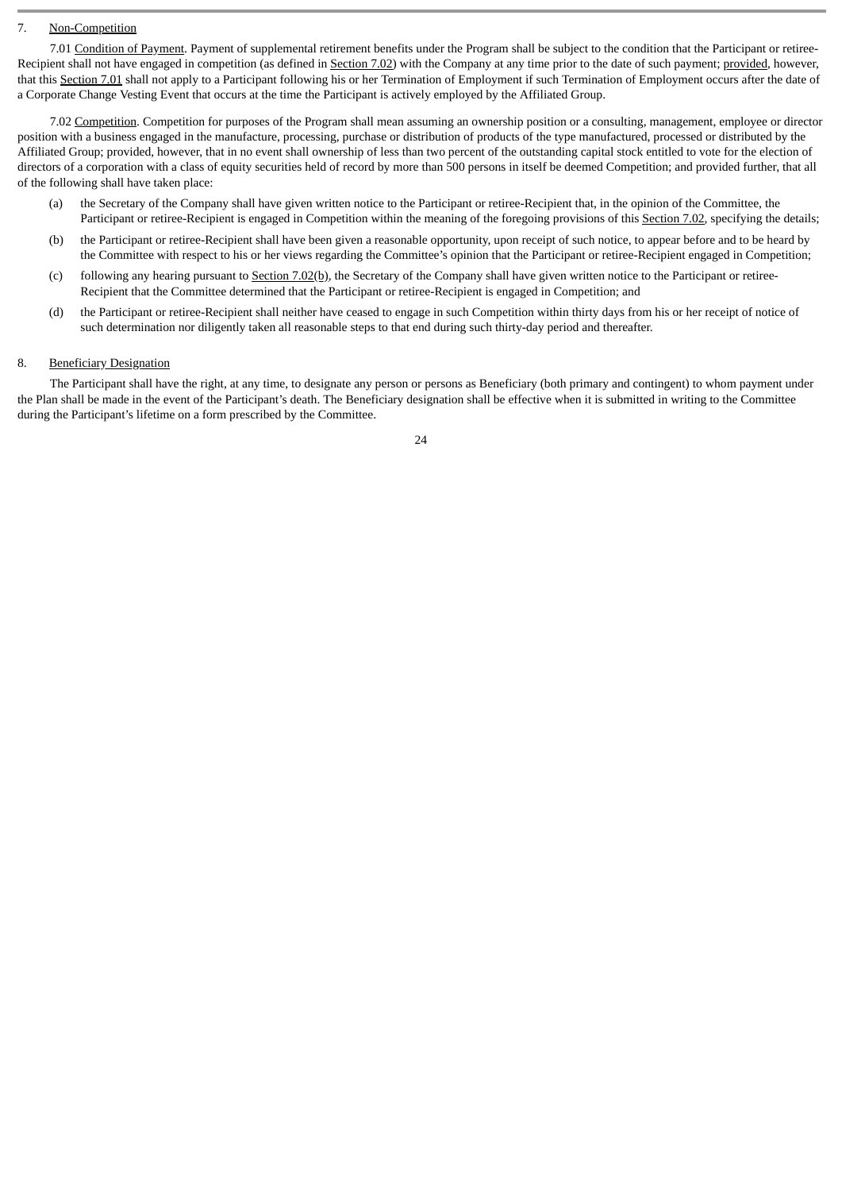7. Non-Competition

7.01 Condition of Payment. Payment of supplemental retirement benefits under the Program shall be subject to the condition that the Participant or retiree-Recipient shall not have engaged in competition (as defined in Section 7.02) with the Company at any time prior to the date of such payment; provided, however, that this Section 7.01 shall not apply to a Participant following his or her Termination of Employment if such Termination of Employment occurs after the date of a Corporate Change Vesting Event that occurs at the time the Participant is actively employed by the Affiliated Group.

7.02 Competition. Competition for purposes of the Program shall mean assuming an ownership position or a consulting, management, employee or director position with a business engaged in the manufacture, processing, purchase or distribution of products of the type manufactured, processed or distributed by the Affiliated Group; provided, however, that in no event shall ownership of less than two percent of the outstanding capital stock entitled to vote for the election of directors of a corporation with a class of equity securities held of record by more than 500 persons in itself be deemed Competition; and provided further, that all of the following shall have taken place:

(a) the Secretary of the Company shall have given written notice to the Participant or retiree-Recipient that, in the opinion of the Committee, the Participant or retiree-Recipient is engaged in Competition within the meaning of the foregoing provisions of this Section 7.02, specifying the details;

(b) the Participant or retiree-Recipient shall have been given a reasonable opportunity, upon receipt of such notice, to appear before and to be heard by the Committee with respect to his or her views regarding the Committee's opinion that the Participant or retiree-Recipient engaged in Competition;

(c) following any hearing pursuant to Section 7.02(b), the Secretary of the Company shall have given written notice to the Participant or retiree-Recipient that the Committee determined that the Participant or retiree-Recipient is engaged in Competition; and

(d) the Participant or retiree-Recipient shall neither have ceased to engage in such Competition within thirty days from his or her receipt of notice of such determination nor diligently taken all reasonable steps to that end during such thirty-day period and thereafter.

8. Beneficiary Designation

The Participant shall have the right, at any time, to designate any person or persons as Beneficiary (both primary and contingent) to whom payment under the Plan shall be made in the event of the Participant's death. The Beneficiary designation shall be effective when it is submitted in writing to the Committee during the Participant's lifetime on a form prescribed by the Committee.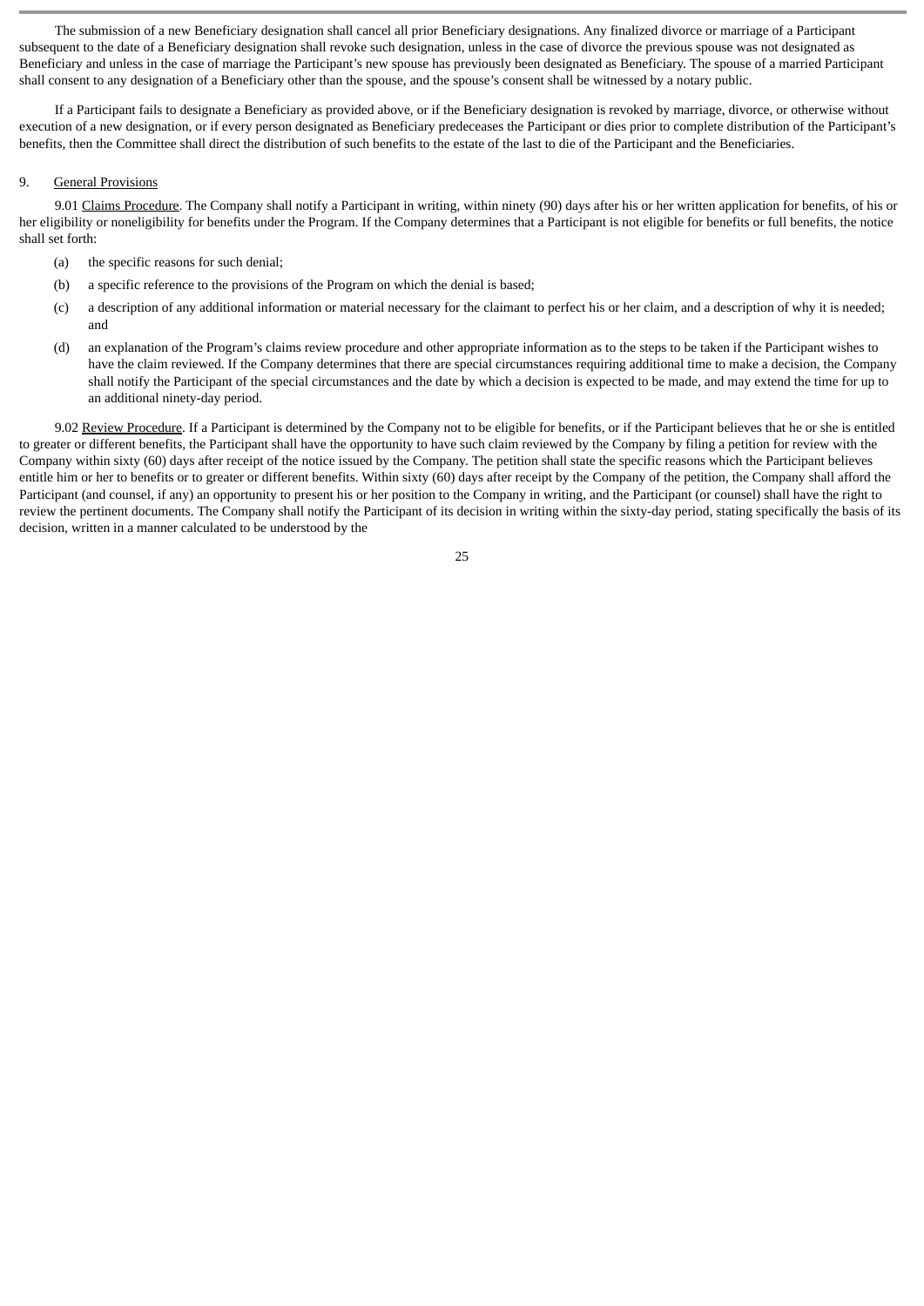The submission of a new Beneficiary designation shall cancel all prior Beneficiary designations. Any finalized divorce or marriage of a Participant subsequent to the date of a Beneficiary designation shall revoke such designation, unless in the case of divorce the previous spouse was not designated as Beneficiary and unless in the case of marriage the Participant's new spouse has previously been designated as Beneficiary. The spouse of a married Participant shall consent to any designation of a Beneficiary other than the spouse, and the spouse's consent shall be witnessed by a notary public.

If a Participant fails to designate a Beneficiary as provided above, or if the Beneficiary designation is revoked by marriage, divorce, or otherwise without execution of a new designation, or if every person designated as Beneficiary predeceases the Participant or dies prior to complete distribution of the Participant's benefits, then the Committee shall direct the distribution of such benefits to the estate of the last to die of the Participant and the Beneficiaries.

9. General Provisions

9.01 Claims Procedure. The Company shall notify a Participant in writing, within ninety (90) days after his or her written application for benefits, of his or her eligibility or noneligibility for benefits under the Program. If the Company determines that a Participant is not eligible for benefits or full benefits, the notice shall set forth:

(a) the specific reasons for such denial;

(b) a specific reference to the provisions of the Program on which the denial is based;

(c) a description of any additional information or material necessary for the claimant to perfect his or her claim, and a description of why it is needed; and

(d) an explanation of the Program's claims review procedure and other appropriate information as to the steps to be taken if the Participant wishes to have the claim reviewed. If the Company determines that there are special circumstances requiring additional time to make a decision, the Company shall notify the Participant of the special circumstances and the date by which a decision is expected to be made, and may extend the time for up to an additional ninety-day period.

9.02 Review Procedure. If a Participant is determined by the Company not to be eligible for benefits, or if the Participant believes that he or she is entitled to greater or different benefits, the Participant shall have the opportunity to have such claim reviewed by the Company by filing a petition for review with the Company within sixty (60) days after receipt of the notice issued by the Company. The petition shall state the specific reasons which the Participant believes entitle him or her to benefits or to greater or different benefits. Within sixty (60) days after receipt by the Company of the petition, the Company shall afford the Participant (and counsel, if any) an opportunity to present his or her position to the Company in writing, and the Participant (or counsel) shall have the right to review the pertinent documents. The Company shall notify the Participant of its decision in writing within the sixty-day period, stating specifically the basis of its decision, written in a manner calculated to be understood by the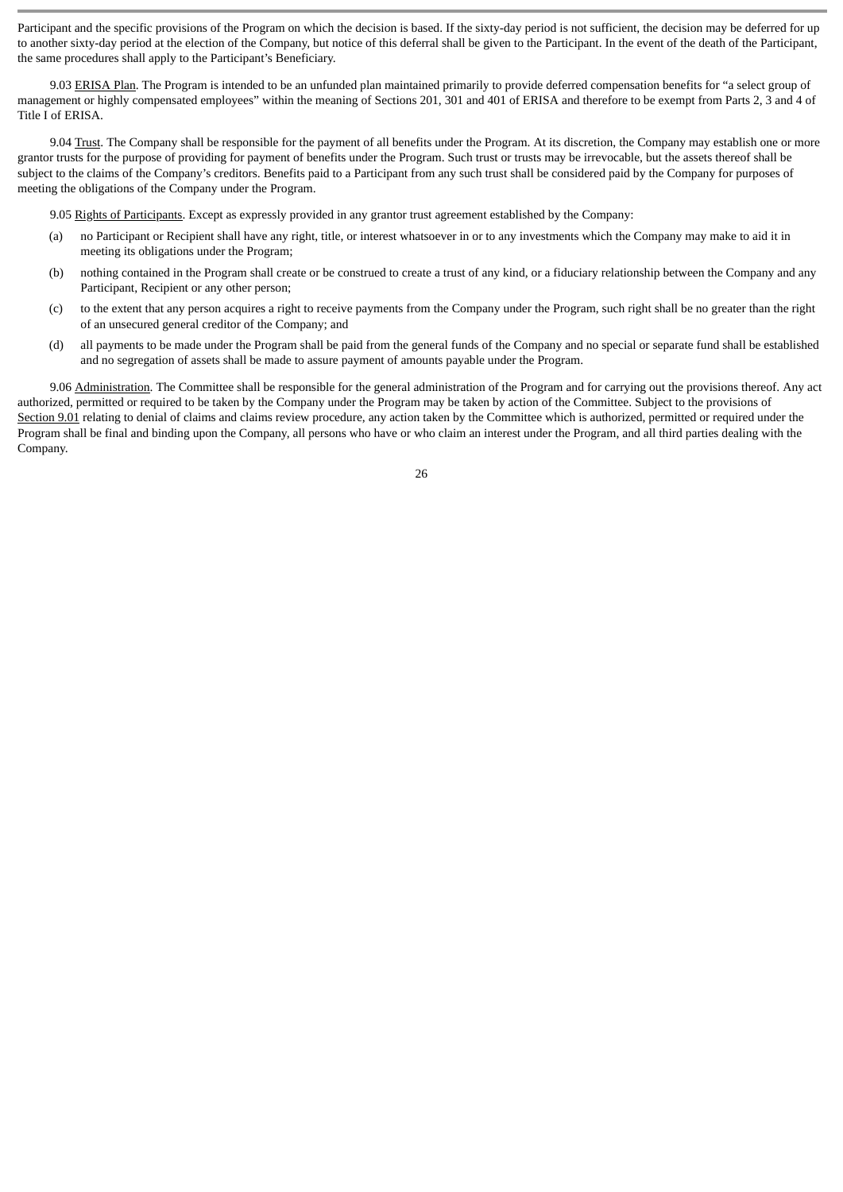Participant and the specific provisions of the Program on which the decision is based. If the sixty-day period is not sufficient, the decision may be deferred for up to another sixty-day period at the election of the Company, but notice of this deferral shall be given to the Participant. In the event of the death of the Participant, the same procedures shall apply to the Participant's Beneficiary.

9.03 ERISA Plan. The Program is intended to be an unfunded plan maintained primarily to provide deferred compensation benefits for "a select group of management or highly compensated employees" within the meaning of Sections 201, 301 and 401 of ERISA and therefore to be exempt from Parts 2, 3 and 4 of Title I of ERISA.

9.04 Trust. The Company shall be responsible for the payment of all benefits under the Program. At its discretion, the Company may establish one or more grantor trusts for the purpose of providing for payment of benefits under the Program. Such trust or trusts may be irrevocable, but the assets thereof shall be subject to the claims of the Company's creditors. Benefits paid to a Participant from any such trust shall be considered paid by the Company for purposes of meeting the obligations of the Company under the Program.

9.05 Rights of Participants. Except as expressly provided in any grantor trust agreement established by the Company:

(a) no Participant or Recipient shall have any right, title, or interest whatsoever in or to any investments which the Company may make to aid it in meeting its obligations under the Program;

(b) nothing contained in the Program shall create or be construed to create a trust of any kind, or a fiduciary relationship between the Company and any Participant, Recipient or any other person;

(c) to the extent that any person acquires a right to receive payments from the Company under the Program, such right shall be no greater than the right of an unsecured general creditor of the Company; and

(d) all payments to be made under the Program shall be paid from the general funds of the Company and no special or separate fund shall be established and no segregation of assets shall be made to assure payment of amounts payable under the Program.

9.06 Administration. The Committee shall be responsible for the general administration of the Program and for carrying out the provisions thereof. Any act authorized, permitted or required to be taken by the Company under the Program may be taken by action of the Committee. Subject to the provisions of Section 9.01 relating to denial of claims and claims review procedure, any action taken by the Committee which is authorized, permitted or required under the Program shall be final and binding upon the Company, all persons who have or who claim an interest under the Program, and all third parties dealing with the Company.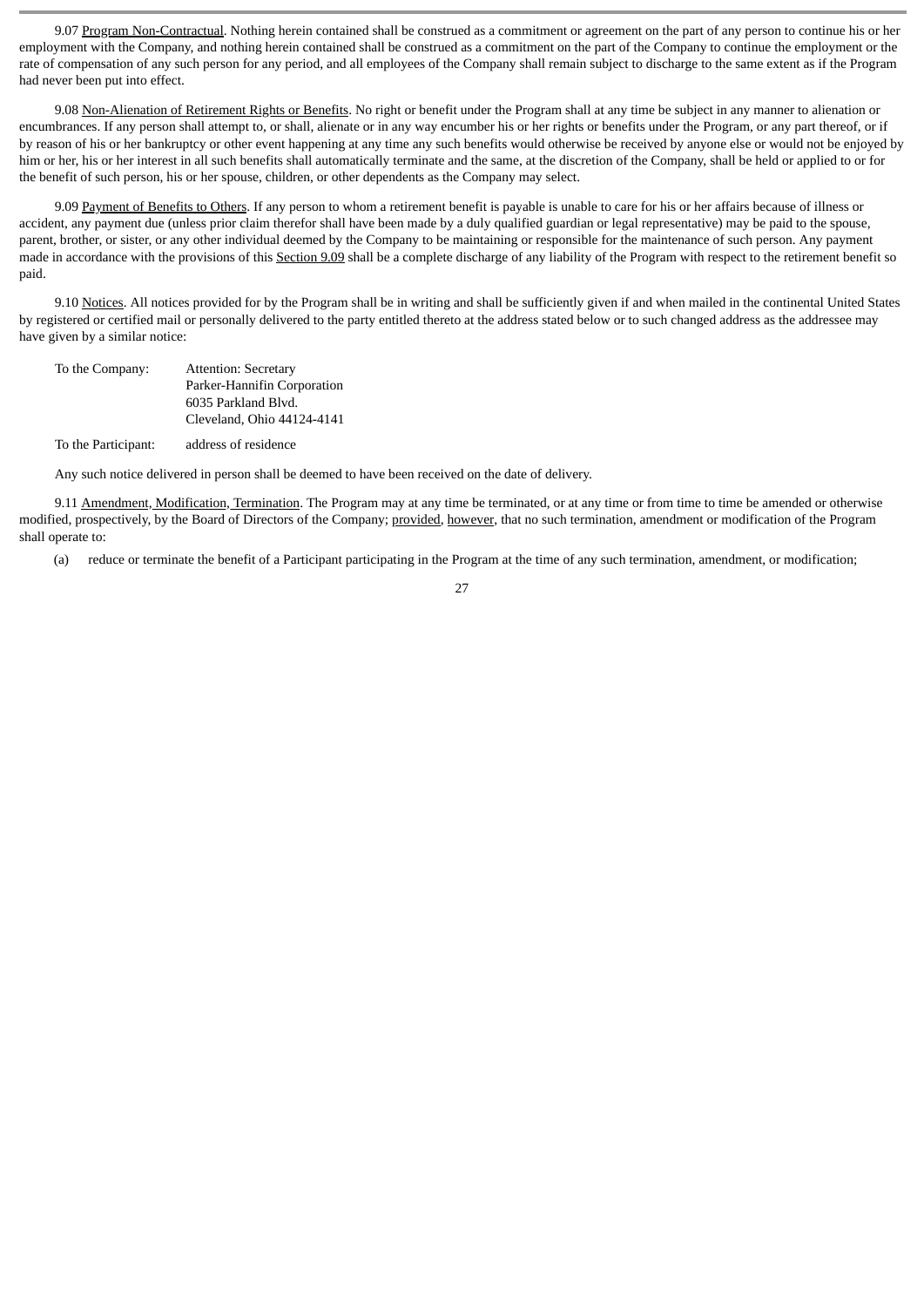9.07 Program Non-Contractual. Nothing herein contained shall be construed as a commitment or agreement on the part of any person to continue his or her employment with the Company, and nothing herein contained shall be construed as a commitment on the part of the Company to continue the employment or the rate of compensation of any such person for any period, and all employees of the Company shall remain subject to discharge to the same extent as if the Program had never been put into effect.

9.08 Non-Alienation of Retirement Rights or Benefits. No right or benefit under the Program shall at any time be subject in any manner to alienation or encumbrances. If any person shall attempt to, or shall, alienate or in any way encumber his or her rights or benefits under the Program, or any part thereof, or if by reason of his or her bankruptcy or other event happening at any time any such benefits would otherwise be received by anyone else or would not be enjoyed by him or her, his or her interest in all such benefits shall automatically terminate and the same, at the discretion of the Company, shall be held or applied to or for the benefit of such person, his or her spouse, children, or other dependents as the Company may select.

9.09 Payment of Benefits to Others. If any person to whom a retirement benefit is payable is unable to care for his or her affairs because of illness or accident, any payment due (unless prior claim therefor shall have been made by a duly qualified guardian or legal representative) may be paid to the spouse, parent, brother, or sister, or any other individual deemed by the Company to be maintaining or responsible for the maintenance of such person. Any payment made in accordance with the provisions of this Section 9.09 shall be a complete discharge of any liability of the Program with respect to the retirement benefit so paid.

9.10 Notices. All notices provided for by the Program shall be in writing and shall be sufficiently given if and when mailed in the continental United States by registered or certified mail or personally delivered to the party entitled thereto at the address stated below or to such changed address as the addressee may have given by a similar notice:

| | |
|---|---|
| To the Company: | Attention: Secretary<br>Parker-Hannifin Corporation<br>6035 Parkland Blvd.<br>Cleveland, Ohio 44124-4141 |
| To the Participant: | address of residence |

Any such notice delivered in person shall be deemed to have been received on the date of delivery.

9.11 Amendment, Modification, Termination. The Program may at any time be terminated, or at any time or from time to time be amended or otherwise modified, prospectively, by the Board of Directors of the Company; provided, however, that no such termination, amendment or modification of the Program shall operate to:

(a) reduce or terminate the benefit of a Participant participating in the Program at the time of any such termination, amendment, or modification;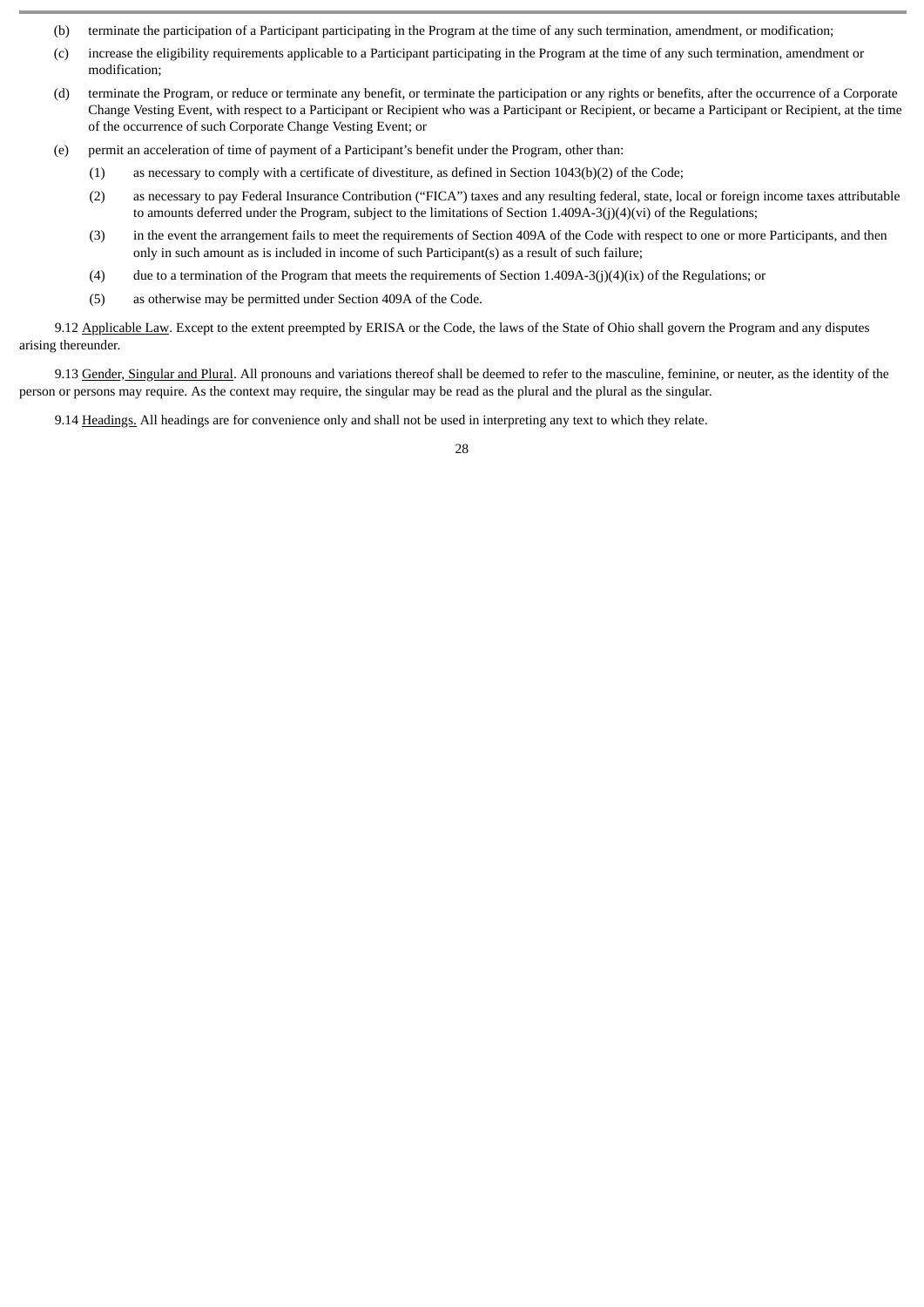(b) terminate the participation of a Participant participating in the Program at the time of any such termination, amendment, or modification;

(c) increase the eligibility requirements applicable to a Participant participating in the Program at the time of any such termination, amendment or modification;

(d) terminate the Program, or reduce or terminate any benefit, or terminate the participation or any rights or benefits, after the occurrence of a Corporate Change Vesting Event, with respect to a Participant or Recipient who was a Participant or Recipient, or became a Participant or Recipient, at the time of the occurrence of such Corporate Change Vesting Event; or

(e) permit an acceleration of time of payment of a Participant's benefit under the Program, other than:

(1) as necessary to comply with a certificate of divestiture, as defined in Section 1043(b)(2) of the Code;

(2) as necessary to pay Federal Insurance Contribution ("FICA") taxes and any resulting federal, state, local or foreign income taxes attributable to amounts deferred under the Program, subject to the limitations of Section 1.409A-3(j)(4)(vi) of the Regulations;

(3) in the event the arrangement fails to meet the requirements of Section 409A of the Code with respect to one or more Participants, and then only in such amount as is included in income of such Participant(s) as a result of such failure;

(4) due to a termination of the Program that meets the requirements of Section 1.409A-3(j)(4)(ix) of the Regulations; or

(5) as otherwise may be permitted under Section 409A of the Code.

9.12 Applicable Law. Except to the extent preempted by ERISA or the Code, the laws of the State of Ohio shall govern the Program and any disputes arising thereunder.

9.13 Gender, Singular and Plural. All pronouns and variations thereof shall be deemed to refer to the masculine, feminine, or neuter, as the identity of the person or persons may require. As the context may require, the singular may be read as the plural and the plural as the singular.

9.14 Headings. All headings are for convenience only and shall not be used in interpreting any text to which they relate.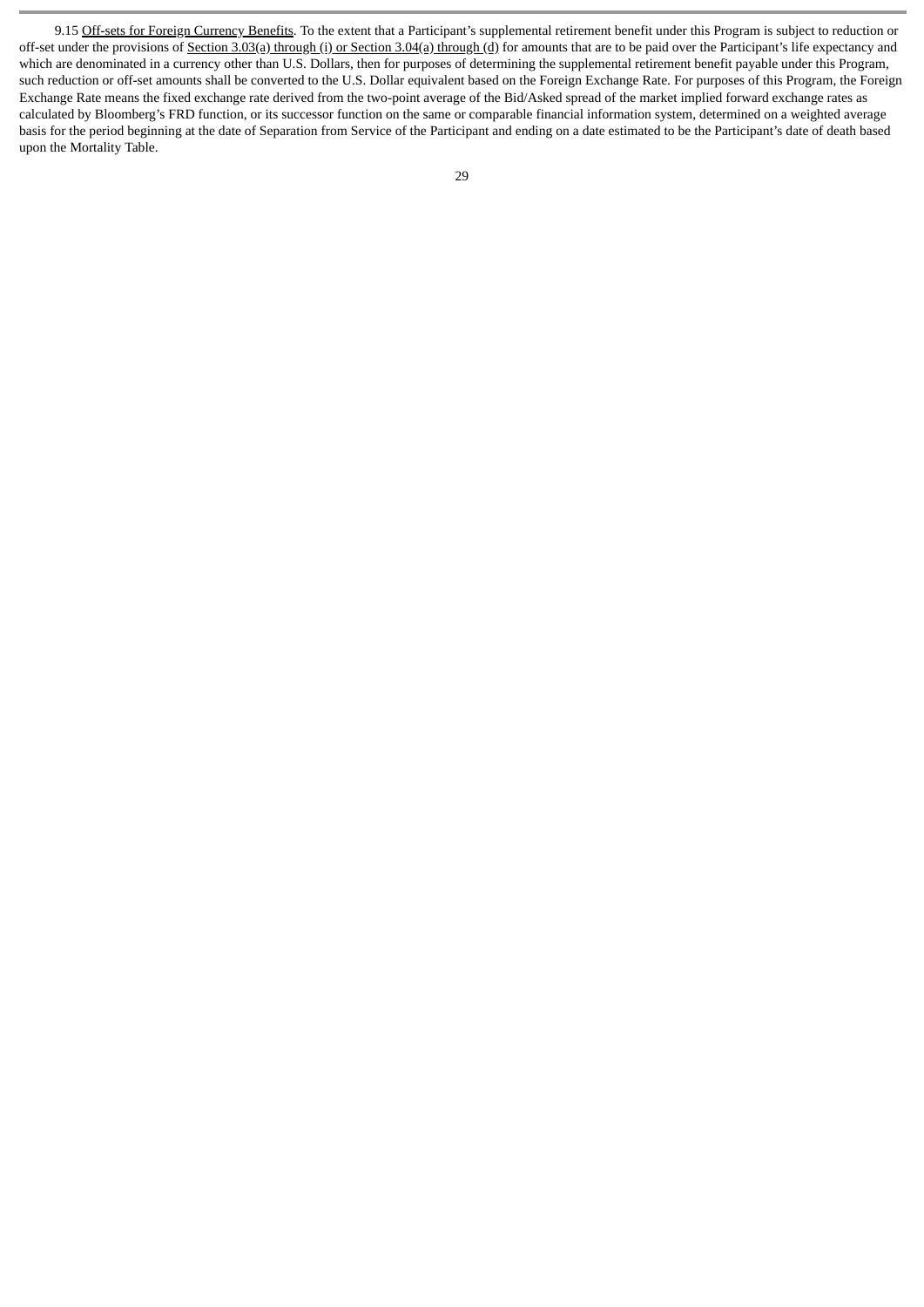9.15 Off-sets for Foreign Currency Benefits. To the extent that a Participant's supplemental retirement benefit under this Program is subject to reduction or off-set under the provisions of Section 3.03(a) through (i) or Section 3.04(a) through (d) for amounts that are to be paid over the Participant's life expectancy and which are denominated in a currency other than U.S. Dollars, then for purposes of determining the supplemental retirement benefit payable under this Program, such reduction or off-set amounts shall be converted to the U.S. Dollar equivalent based on the Foreign Exchange Rate. For purposes of this Program, the Foreign Exchange Rate means the fixed exchange rate derived from the two-point average of the Bid/Asked spread of the market implied forward exchange rates as calculated by Bloomberg's FRD function, or its successor function on the same or comparable financial information system, determined on a weighted average basis for the period beginning at the date of Separation from Service of the Participant and ending on a date estimated to be the Participant's date of death based upon the Mortality Table.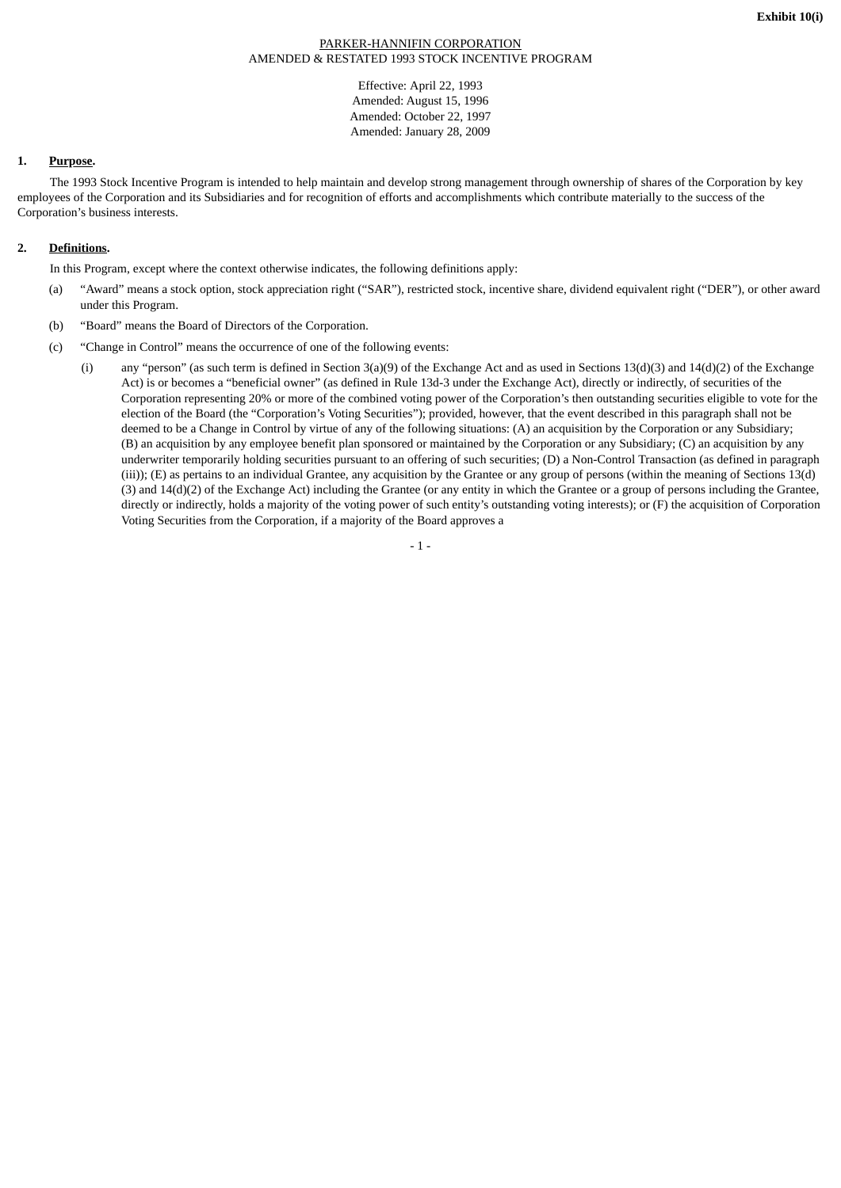Exhibit 10(i)

PARKER-HANNIFIN CORPORATION
AMENDED & RESTATED 1993 STOCK INCENTIVE PROGRAM

Effective: April 22, 1993
Amended: August 15, 1996
Amended: October 22, 1997
Amended: January 28, 2009

**1. Purpose.**

The 1993 Stock Incentive Program is intended to help maintain and develop strong management through ownership of shares of the Corporation by key employees of the Corporation and its Subsidiaries and for recognition of efforts and accomplishments which contribute materially to the success of the Corporation's business interests.

**2. Definitions.**

In this Program, except where the context otherwise indicates, the following definitions apply:

(a) "Award" means a stock option, stock appreciation right ("SAR"), restricted stock, incentive share, dividend equivalent right ("DER"), or other award under this Program.

(b) "Board" means the Board of Directors of the Corporation.

(c) "Change in Control" means the occurrence of one of the following events:

(i) any "person" (as such term is defined in Section 3(a)(9) of the Exchange Act and as used in Sections 13(d)(3) and 14(d)(2) of the Exchange Act) is or becomes a "beneficial owner" (as defined in Rule 13d-3 under the Exchange Act), directly or indirectly, of securities of the Corporation representing 20% or more of the combined voting power of the Corporation's then outstanding securities eligible to vote for the election of the Board (the "Corporation's Voting Securities"); provided, however, that the event described in this paragraph shall not be deemed to be a Change in Control by virtue of any of the following situations: (A) an acquisition by the Corporation or any Subsidiary; (B) an acquisition by any employee benefit plan sponsored or maintained by the Corporation or any Subsidiary; (C) an acquisition by any underwriter temporarily holding securities pursuant to an offering of such securities; (D) a Non-Control Transaction (as defined in paragraph (iii)); (E) as pertains to an individual Grantee, any acquisition by the Grantee or any group of persons (within the meaning of Sections 13(d)(3) and 14(d)(2) of the Exchange Act) including the Grantee (or any entity in which the Grantee or a group of persons including the Grantee, directly or indirectly, holds a majority of the voting power of such entity's outstanding voting interests); or (F) the acquisition of Corporation Voting Securities from the Corporation, if a majority of the Board approves a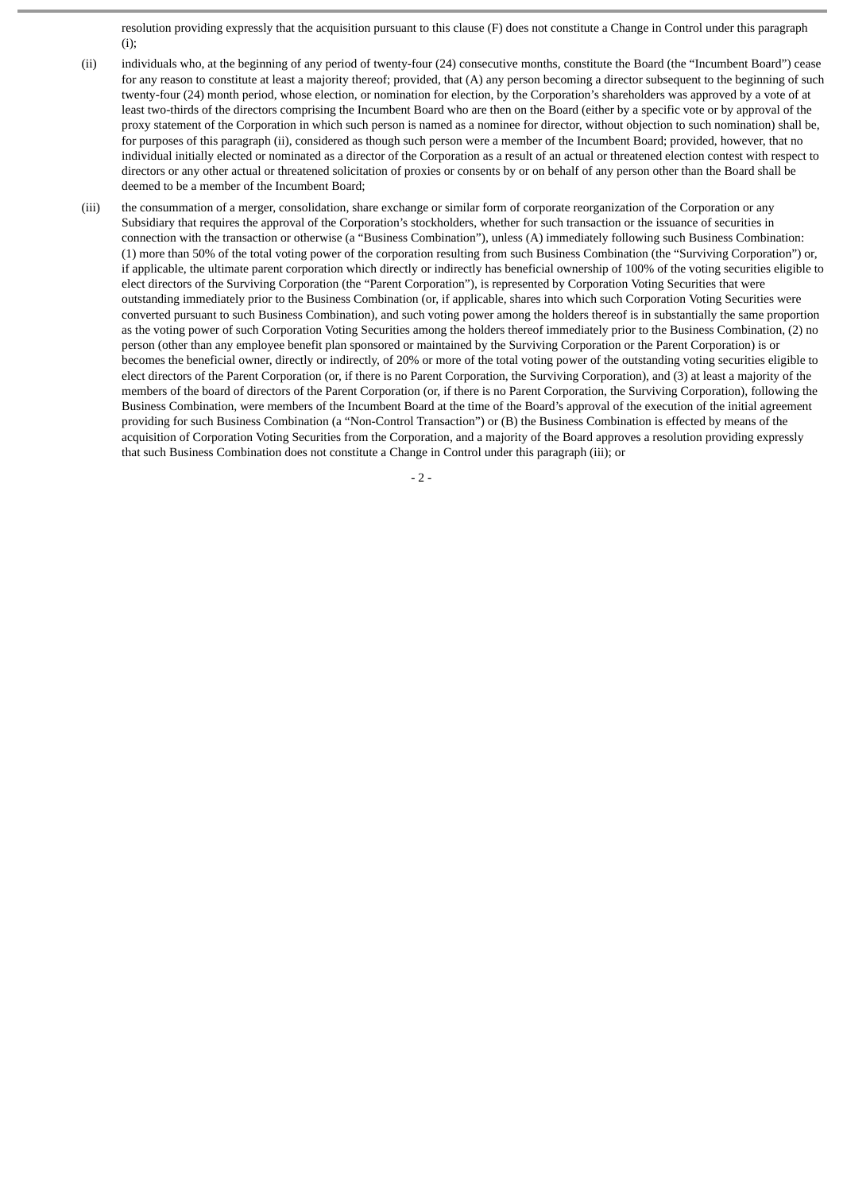resolution providing expressly that the acquisition pursuant to this clause (F) does not constitute a Change in Control under this paragraph (i);

(ii) individuals who, at the beginning of any period of twenty-four (24) consecutive months, constitute the Board (the "Incumbent Board") cease for any reason to constitute at least a majority thereof; provided, that (A) any person becoming a director subsequent to the beginning of such twenty-four (24) month period, whose election, or nomination for election, by the Corporation's shareholders was approved by a vote of at least two-thirds of the directors comprising the Incumbent Board who are then on the Board (either by a specific vote or by approval of the proxy statement of the Corporation in which such person is named as a nominee for director, without objection to such nomination) shall be, for purposes of this paragraph (ii), considered as though such person were a member of the Incumbent Board; provided, however, that no individual initially elected or nominated as a director of the Corporation as a result of an actual or threatened election contest with respect to directors or any other actual or threatened solicitation of proxies or consents by or on behalf of any person other than the Board shall be deemed to be a member of the Incumbent Board;

(iii) the consummation of a merger, consolidation, share exchange or similar form of corporate reorganization of the Corporation or any Subsidiary that requires the approval of the Corporation's stockholders, whether for such transaction or the issuance of securities in connection with the transaction or otherwise (a "Business Combination"), unless (A) immediately following such Business Combination: (1) more than 50% of the total voting power of the corporation resulting from such Business Combination (the "Surviving Corporation") or, if applicable, the ultimate parent corporation which directly or indirectly has beneficial ownership of 100% of the voting securities eligible to elect directors of the Surviving Corporation (the "Parent Corporation"), is represented by Corporation Voting Securities that were outstanding immediately prior to the Business Combination (or, if applicable, shares into which such Corporation Voting Securities were converted pursuant to such Business Combination), and such voting power among the holders thereof is in substantially the same proportion as the voting power of such Corporation Voting Securities among the holders thereof immediately prior to the Business Combination, (2) no person (other than any employee benefit plan sponsored or maintained by the Surviving Corporation or the Parent Corporation) is or becomes the beneficial owner, directly or indirectly, of 20% or more of the total voting power of the outstanding voting securities eligible to elect directors of the Parent Corporation (or, if there is no Parent Corporation, the Surviving Corporation), and (3) at least a majority of the members of the board of directors of the Parent Corporation (or, if there is no Parent Corporation, the Surviving Corporation), following the Business Combination, were members of the Incumbent Board at the time of the Board's approval of the execution of the initial agreement providing for such Business Combination (a "Non-Control Transaction") or (B) the Business Combination is effected by means of the acquisition of Corporation Voting Securities from the Corporation, and a majority of the Board approves a resolution providing expressly that such Business Combination does not constitute a Change in Control under this paragraph (iii); or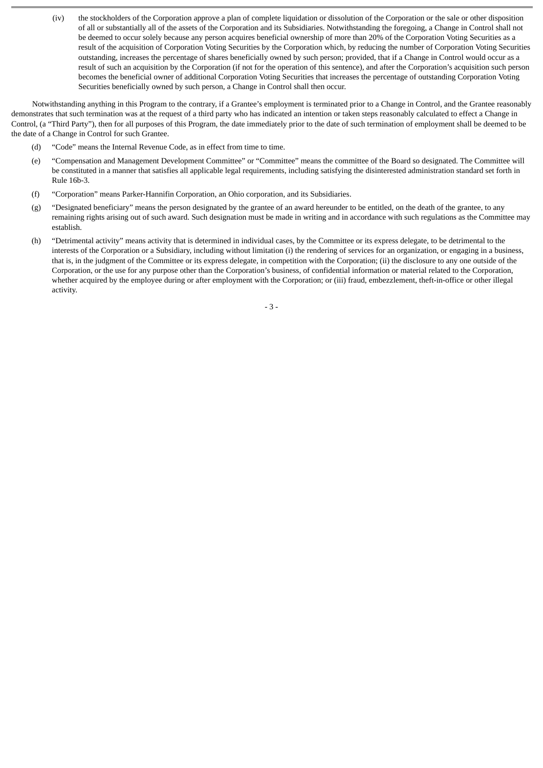(iv) the stockholders of the Corporation approve a plan of complete liquidation or dissolution of the Corporation or the sale or other disposition of all or substantially all of the assets of the Corporation and its Subsidiaries. Notwithstanding the foregoing, a Change in Control shall not be deemed to occur solely because any person acquires beneficial ownership of more than 20% of the Corporation Voting Securities as a result of the acquisition of Corporation Voting Securities by the Corporation which, by reducing the number of Corporation Voting Securities outstanding, increases the percentage of shares beneficially owned by such person; provided, that if a Change in Control would occur as a result of such an acquisition by the Corporation (if not for the operation of this sentence), and after the Corporation's acquisition such person becomes the beneficial owner of additional Corporation Voting Securities that increases the percentage of outstanding Corporation Voting Securities beneficially owned by such person, a Change in Control shall then occur.

Notwithstanding anything in this Program to the contrary, if a Grantee's employment is terminated prior to a Change in Control, and the Grantee reasonably demonstrates that such termination was at the request of a third party who has indicated an intention or taken steps reasonably calculated to effect a Change in Control, (a "Third Party"), then for all purposes of this Program, the date immediately prior to the date of such termination of employment shall be deemed to be the date of a Change in Control for such Grantee.

(d) "Code" means the Internal Revenue Code, as in effect from time to time.

(e) "Compensation and Management Development Committee" or "Committee" means the committee of the Board so designated. The Committee will be constituted in a manner that satisfies all applicable legal requirements, including satisfying the disinterested administration standard set forth in Rule 16b-3.

(f) "Corporation" means Parker-Hannifin Corporation, an Ohio corporation, and its Subsidiaries.

(g) "Designated beneficiary" means the person designated by the grantee of an award hereunder to be entitled, on the death of the grantee, to any remaining rights arising out of such award. Such designation must be made in writing and in accordance with such regulations as the Committee may establish.

(h) "Detrimental activity" means activity that is determined in individual cases, by the Committee or its express delegate, to be detrimental to the interests of the Corporation or a Subsidiary, including without limitation (i) the rendering of services for an organization, or engaging in a business, that is, in the judgment of the Committee or its express delegate, in competition with the Corporation; (ii) the disclosure to any one outside of the Corporation, or the use for any purpose other than the Corporation's business, of confidential information or material related to the Corporation, whether acquired by the employee during or after employment with the Corporation; or (iii) fraud, embezzlement, theft-in-office or other illegal activity.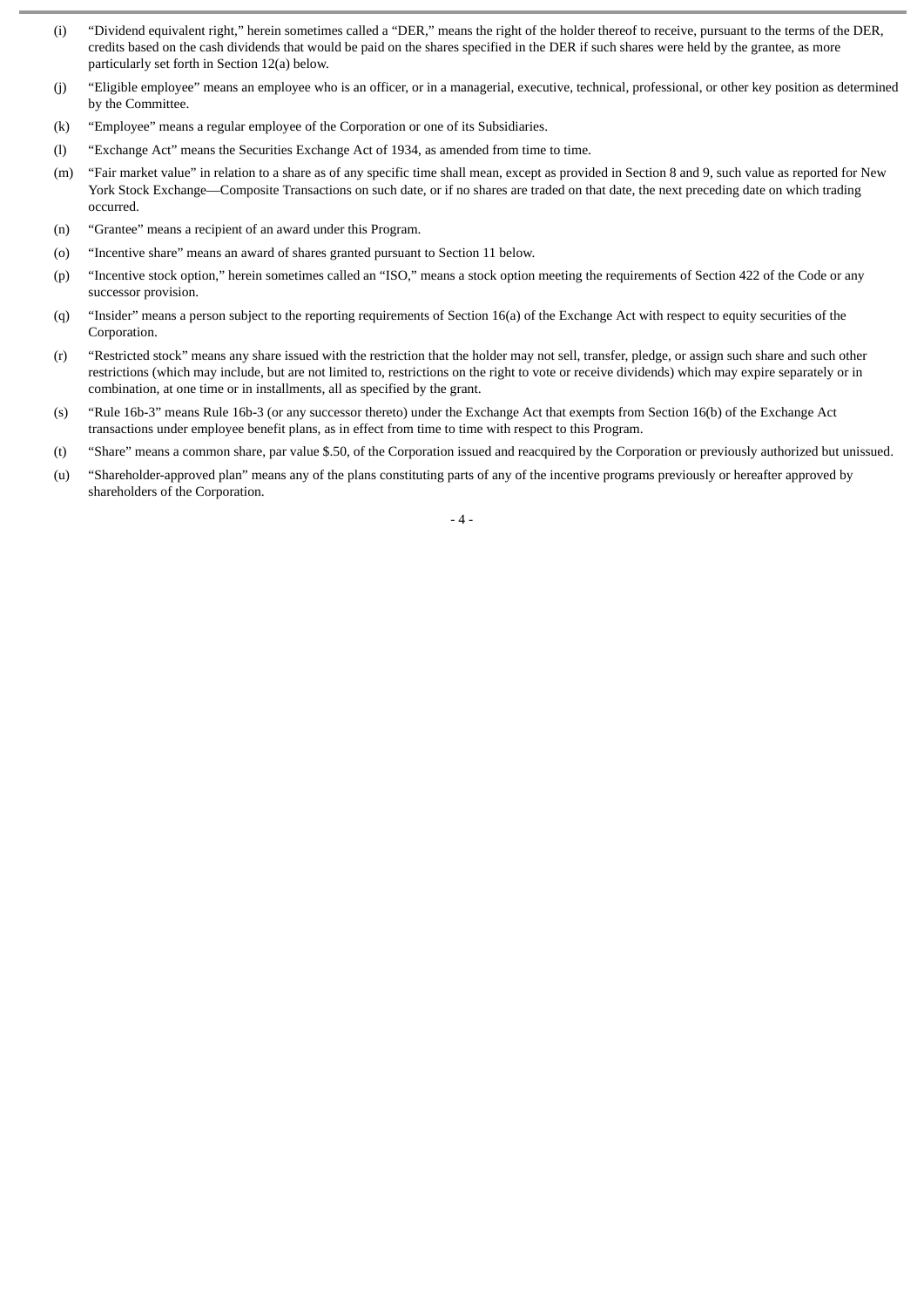(i) "Dividend equivalent right," herein sometimes called a "DER," means the right of the holder thereof to receive, pursuant to the terms of the DER, credits based on the cash dividends that would be paid on the shares specified in the DER if such shares were held by the grantee, as more particularly set forth in Section 12(a) below.

(j) "Eligible employee" means an employee who is an officer, or in a managerial, executive, technical, professional, or other key position as determined by the Committee.

(k) "Employee" means a regular employee of the Corporation or one of its Subsidiaries.

(l) "Exchange Act" means the Securities Exchange Act of 1934, as amended from time to time.

(m) "Fair market value" in relation to a share as of any specific time shall mean, except as provided in Section 8 and 9, such value as reported for New York Stock Exchange—Composite Transactions on such date, or if no shares are traded on that date, the next preceding date on which trading occurred.

(n) "Grantee" means a recipient of an award under this Program.

(o) "Incentive share" means an award of shares granted pursuant to Section 11 below.

(p) "Incentive stock option," herein sometimes called an "ISO," means a stock option meeting the requirements of Section 422 of the Code or any successor provision.

(q) "Insider" means a person subject to the reporting requirements of Section 16(a) of the Exchange Act with respect to equity securities of the Corporation.

(r) "Restricted stock" means any share issued with the restriction that the holder may not sell, transfer, pledge, or assign such share and such other restrictions (which may include, but are not limited to, restrictions on the right to vote or receive dividends) which may expire separately or in combination, at one time or in installments, all as specified by the grant.

(s) "Rule 16b-3" means Rule 16b-3 (or any successor thereto) under the Exchange Act that exempts from Section 16(b) of the Exchange Act transactions under employee benefit plans, as in effect from time to time with respect to this Program.

(t) "Share" means a common share, par value $.50, of the Corporation issued and reacquired by the Corporation or previously authorized but unissued.

(u) "Shareholder-approved plan" means any of the plans constituting parts of any of the incentive programs previously or hereafter approved by shareholders of the Corporation.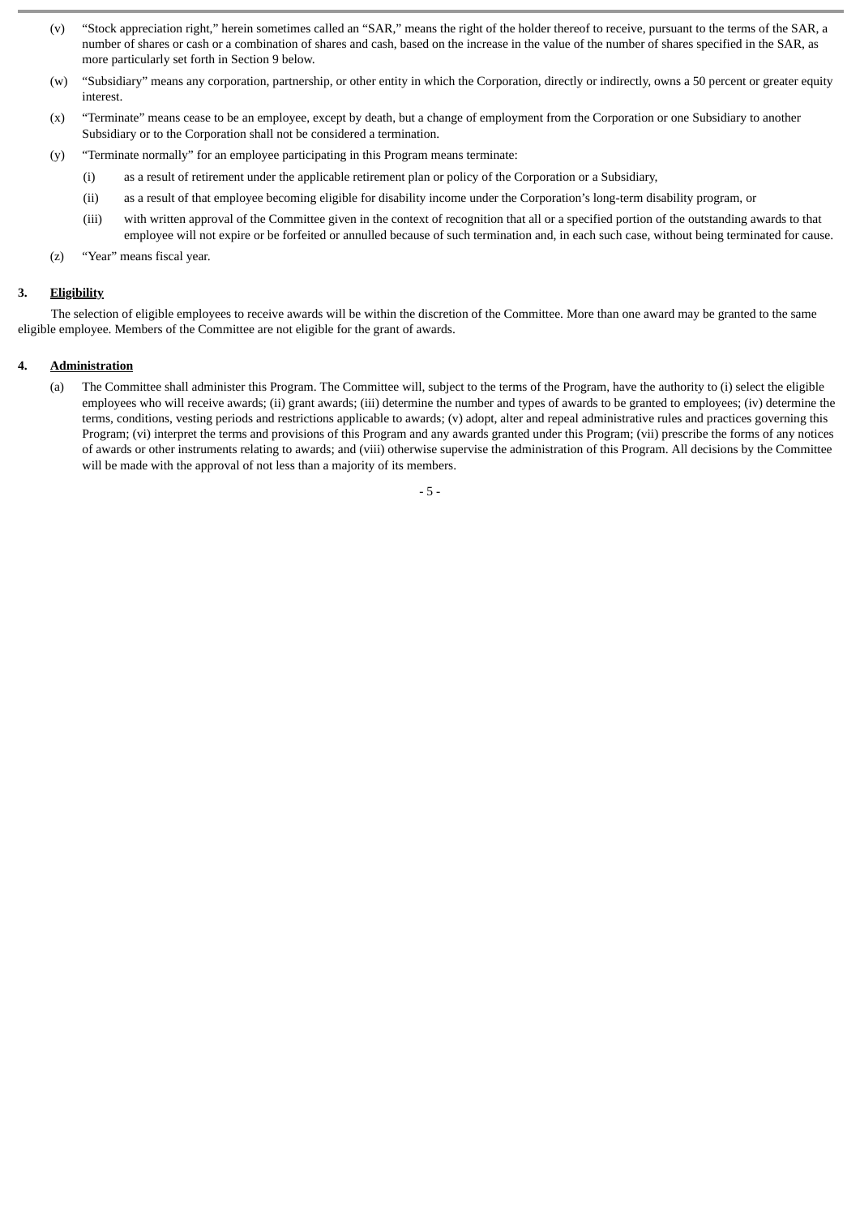(v) "Stock appreciation right," herein sometimes called an "SAR," means the right of the holder thereof to receive, pursuant to the terms of the SAR, a number of shares or cash or a combination of shares and cash, based on the increase in the value of the number of shares specified in the SAR, as more particularly set forth in Section 9 below.

(w) "Subsidiary" means any corporation, partnership, or other entity in which the Corporation, directly or indirectly, owns a 50 percent or greater equity interest.

(x) "Terminate" means cease to be an employee, except by death, but a change of employment from the Corporation or one Subsidiary to another Subsidiary or to the Corporation shall not be considered a termination.

(y) "Terminate normally" for an employee participating in this Program means terminate:

  (i) as a result of retirement under the applicable retirement plan or policy of the Corporation or a Subsidiary,

  (ii) as a result of that employee becoming eligible for disability income under the Corporation's long-term disability program, or

  (iii) with written approval of the Committee given in the context of recognition that all or a specified portion of the outstanding awards to that employee will not expire or be forfeited or annulled because of such termination and, in each such case, without being terminated for cause.

(z) "Year" means fiscal year.

**3. <u>Eligibility</u>**

The selection of eligible employees to receive awards will be within the discretion of the Committee. More than one award may be granted to the same eligible employee. Members of the Committee are not eligible for the grant of awards.

**4. <u>Administration</u>**

(a) The Committee shall administer this Program. The Committee will, subject to the terms of the Program, have the authority to (i) select the eligible employees who will receive awards; (ii) grant awards; (iii) determine the number and types of awards to be granted to employees; (iv) determine the terms, conditions, vesting periods and restrictions applicable to awards; (v) adopt, alter and repeal administrative rules and practices governing this Program; (vi) interpret the terms and provisions of this Program and any awards granted under this Program; (vii) prescribe the forms of any notices of awards or other instruments relating to awards; and (viii) otherwise supervise the administration of this Program. All decisions by the Committee will be made with the approval of not less than a majority of its members.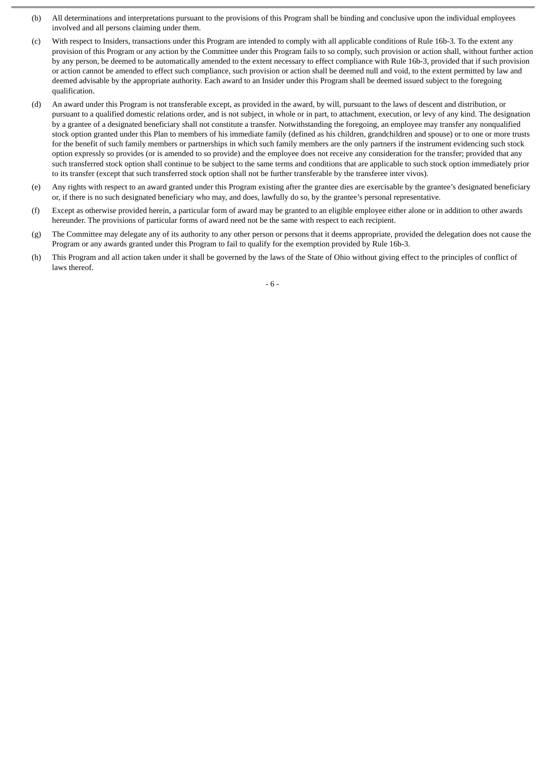(b) All determinations and interpretations pursuant to the provisions of this Program shall be binding and conclusive upon the individual employees involved and all persons claiming under them.

(c) With respect to Insiders, transactions under this Program are intended to comply with all applicable conditions of Rule 16b-3. To the extent any provision of this Program or any action by the Committee under this Program fails to so comply, such provision or action shall, without further action by any person, be deemed to be automatically amended to the extent necessary to effect compliance with Rule 16b-3, provided that if such provision or action cannot be amended to effect such compliance, such provision or action shall be deemed null and void, to the extent permitted by law and deemed advisable by the appropriate authority. Each award to an Insider under this Program shall be deemed issued subject to the foregoing qualification.

(d) An award under this Program is not transferable except, as provided in the award, by will, pursuant to the laws of descent and distribution, or pursuant to a qualified domestic relations order, and is not subject, in whole or in part, to attachment, execution, or levy of any kind. The designation by a grantee of a designated beneficiary shall not constitute a transfer. Notwithstanding the foregoing, an employee may transfer any nonqualified stock option granted under this Plan to members of his immediate family (defined as his children, grandchildren and spouse) or to one or more trusts for the benefit of such family members or partnerships in which such family members are the only partners if the instrument evidencing such stock option expressly so provides (or is amended to so provide) and the employee does not receive any consideration for the transfer; provided that any such transferred stock option shall continue to be subject to the same terms and conditions that are applicable to such stock option immediately prior to its transfer (except that such transferred stock option shall not be further transferable by the transferee inter vivos).

(e) Any rights with respect to an award granted under this Program existing after the grantee dies are exercisable by the grantee's designated beneficiary or, if there is no such designated beneficiary who may, and does, lawfully do so, by the grantee's personal representative.

(f) Except as otherwise provided herein, a particular form of award may be granted to an eligible employee either alone or in addition to other awards hereunder. The provisions of particular forms of award need not be the same with respect to each recipient.

(g) The Committee may delegate any of its authority to any other person or persons that it deems appropriate, provided the delegation does not cause the Program or any awards granted under this Program to fail to qualify for the exemption provided by Rule 16b-3.

(h) This Program and all action taken under it shall be governed by the laws of the State of Ohio without giving effect to the principles of conflict of laws thereof.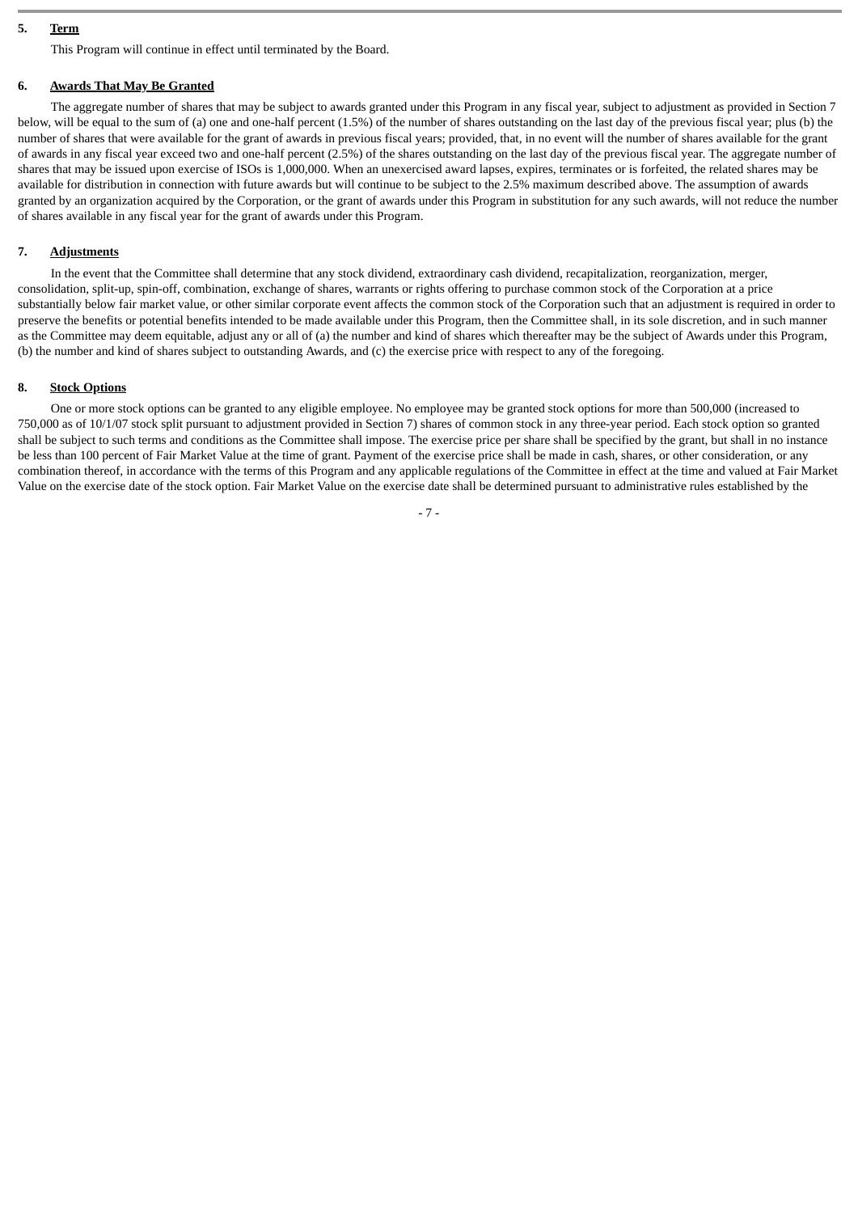**5. Term**

This Program will continue in effect until terminated by the Board.

**6. Awards That May Be Granted**

The aggregate number of shares that may be subject to awards granted under this Program in any fiscal year, subject to adjustment as provided in Section 7 below, will be equal to the sum of (a) one and one-half percent (1.5%) of the number of shares outstanding on the last day of the previous fiscal year; plus (b) the number of shares that were available for the grant of awards in previous fiscal years; provided, that, in no event will the number of shares available for the grant of awards in any fiscal year exceed two and one-half percent (2.5%) of the shares outstanding on the last day of the previous fiscal year. The aggregate number of shares that may be issued upon exercise of ISOs is 1,000,000. When an unexercised award lapses, expires, terminates or is forfeited, the related shares may be available for distribution in connection with future awards but will continue to be subject to the 2.5% maximum described above. The assumption of awards granted by an organization acquired by the Corporation, or the grant of awards under this Program in substitution for any such awards, will not reduce the number of shares available in any fiscal year for the grant of awards under this Program.

**7. Adjustments**

In the event that the Committee shall determine that any stock dividend, extraordinary cash dividend, recapitalization, reorganization, merger, consolidation, split-up, spin-off, combination, exchange of shares, warrants or rights offering to purchase common stock of the Corporation at a price substantially below fair market value, or other similar corporate event affects the common stock of the Corporation such that an adjustment is required in order to preserve the benefits or potential benefits intended to be made available under this Program, then the Committee shall, in its sole discretion, and in such manner as the Committee may deem equitable, adjust any or all of (a) the number and kind of shares which thereafter may be the subject of Awards under this Program, (b) the number and kind of shares subject to outstanding Awards, and (c) the exercise price with respect to any of the foregoing.

**8. Stock Options**

One or more stock options can be granted to any eligible employee. No employee may be granted stock options for more than 500,000 (increased to 750,000 as of 10/1/07 stock split pursuant to adjustment provided in Section 7) shares of common stock in any three-year period. Each stock option so granted shall be subject to such terms and conditions as the Committee shall impose. The exercise price per share shall be specified by the grant, but shall in no instance be less than 100 percent of Fair Market Value at the time of grant. Payment of the exercise price shall be made in cash, shares, or other consideration, or any combination thereof, in accordance with the terms of this Program and any applicable regulations of the Committee in effect at the time and valued at Fair Market Value on the exercise date of the stock option. Fair Market Value on the exercise date shall be determined pursuant to administrative rules established by the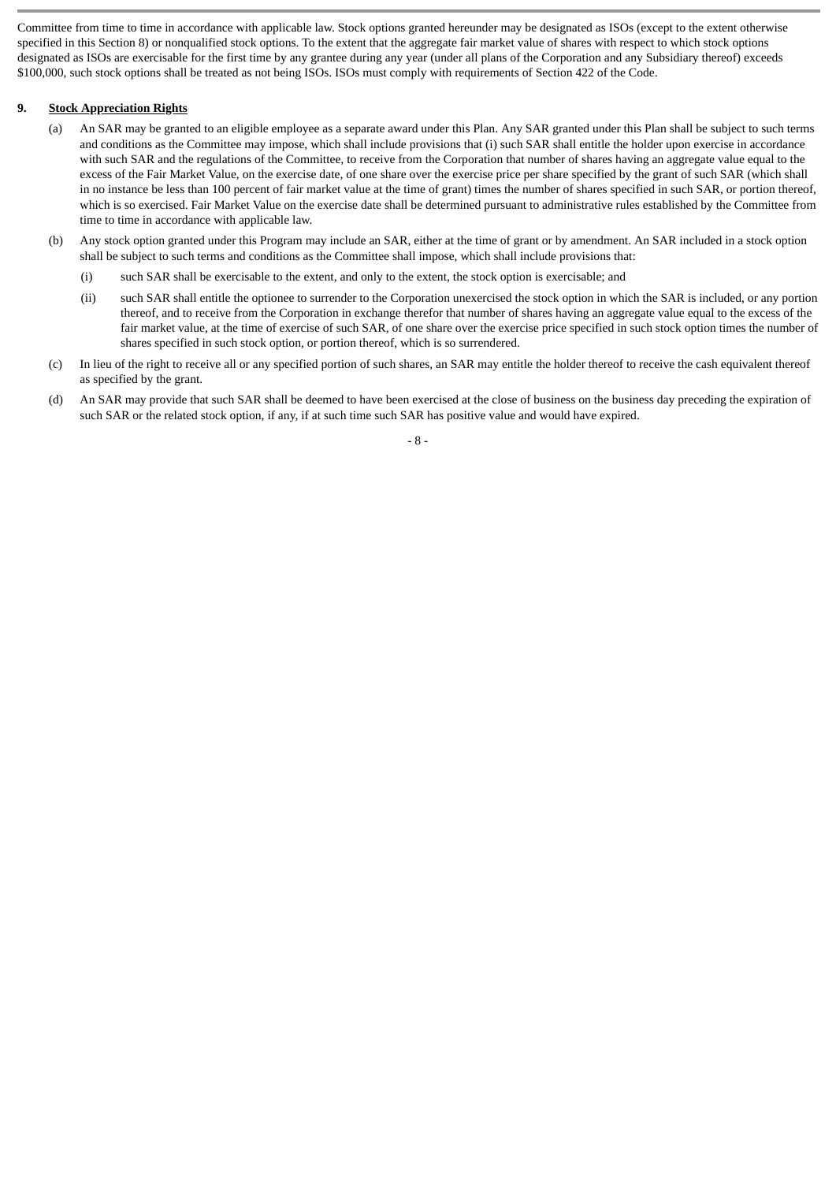Committee from time to time in accordance with applicable law. Stock options granted hereunder may be designated as ISOs (except to the extent otherwise specified in this Section 8) or nonqualified stock options. To the extent that the aggregate fair market value of shares with respect to which stock options designated as ISOs are exercisable for the first time by any grantee during any year (under all plans of the Corporation and any Subsidiary thereof) exceeds $100,000, such stock options shall be treated as not being ISOs. ISOs must comply with requirements of Section 422 of the Code.

## 9. Stock Appreciation Rights

(a) An SAR may be granted to an eligible employee as a separate award under this Plan. Any SAR granted under this Plan shall be subject to such terms and conditions as the Committee may impose, which shall include provisions that (i) such SAR shall entitle the holder upon exercise in accordance with such SAR and the regulations of the Committee, to receive from the Corporation that number of shares having an aggregate value equal to the excess of the Fair Market Value, on the exercise date, of one share over the exercise price per share specified by the grant of such SAR (which shall in no instance be less than 100 percent of fair market value at the time of grant) times the number of shares specified in such SAR, or portion thereof, which is so exercised. Fair Market Value on the exercise date shall be determined pursuant to administrative rules established by the Committee from time to time in accordance with applicable law.

(b) Any stock option granted under this Program may include an SAR, either at the time of grant or by amendment. An SAR included in a stock option shall be subject to such terms and conditions as the Committee shall impose, which shall include provisions that:

(i) such SAR shall be exercisable to the extent, and only to the extent, the stock option is exercisable; and

(ii) such SAR shall entitle the optionee to surrender to the Corporation unexercised the stock option in which the SAR is included, or any portion thereof, and to receive from the Corporation in exchange therefor that number of shares having an aggregate value equal to the excess of the fair market value, at the time of exercise of such SAR, of one share over the exercise price specified in such stock option times the number of shares specified in such stock option, or portion thereof, which is so surrendered.

(c) In lieu of the right to receive all or any specified portion of such shares, an SAR may entitle the holder thereof to receive the cash equivalent thereof as specified by the grant.

(d) An SAR may provide that such SAR shall be deemed to have been exercised at the close of business on the business day preceding the expiration of such SAR or the related stock option, if any, if at such time such SAR has positive value and would have expired.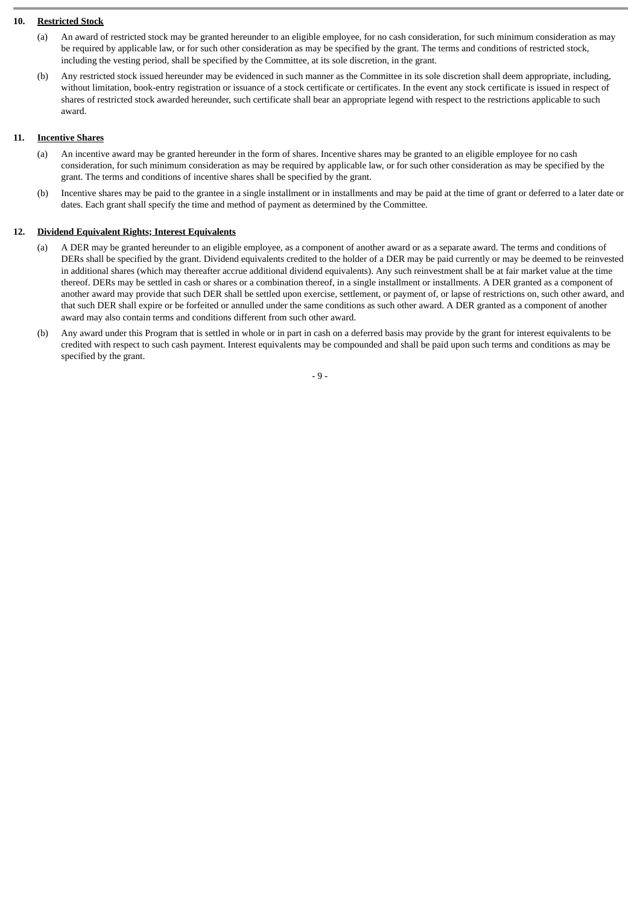## 10. Restricted Stock

(a) An award of restricted stock may be granted hereunder to an eligible employee, for no cash consideration, for such minimum consideration as may be required by applicable law, or for such other consideration as may be specified by the grant. The terms and conditions of restricted stock, including the vesting period, shall be specified by the Committee, at its sole discretion, in the grant.

(b) Any restricted stock issued hereunder may be evidenced in such manner as the Committee in its sole discretion shall deem appropriate, including, without limitation, book-entry registration or issuance of a stock certificate or certificates. In the event any stock certificate is issued in respect of shares of restricted stock awarded hereunder, such certificate shall bear an appropriate legend with respect to the restrictions applicable to such award.

## 11. Incentive Shares

(a) An incentive award may be granted hereunder in the form of shares. Incentive shares may be granted to an eligible employee for no cash consideration, for such minimum consideration as may be required by applicable law, or for such other consideration as may be specified by the grant. The terms and conditions of incentive shares shall be specified by the grant.

(b) Incentive shares may be paid to the grantee in a single installment or in installments and may be paid at the time of grant or deferred to a later date or dates. Each grant shall specify the time and method of payment as determined by the Committee.

## 12. Dividend Equivalent Rights; Interest Equivalents

(a) A DER may be granted hereunder to an eligible employee, as a component of another award or as a separate award. The terms and conditions of DERs shall be specified by the grant. Dividend equivalents credited to the holder of a DER may be paid currently or may be deemed to be reinvested in additional shares (which may thereafter accrue additional dividend equivalents). Any such reinvestment shall be at fair market value at the time thereof. DERs may be settled in cash or shares or a combination thereof, in a single installment or installments. A DER granted as a component of another award may provide that such DER shall be settled upon exercise, settlement, or payment of, or lapse of restrictions on, such other award, and that such DER shall expire or be forfeited or annulled under the same conditions as such other award. A DER granted as a component of another award may also contain terms and conditions different from such other award.

(b) Any award under this Program that is settled in whole or in part in cash on a deferred basis may provide by the grant for interest equivalents to be credited with respect to such cash payment. Interest equivalents may be compounded and shall be paid upon such terms and conditions as may be specified by the grant.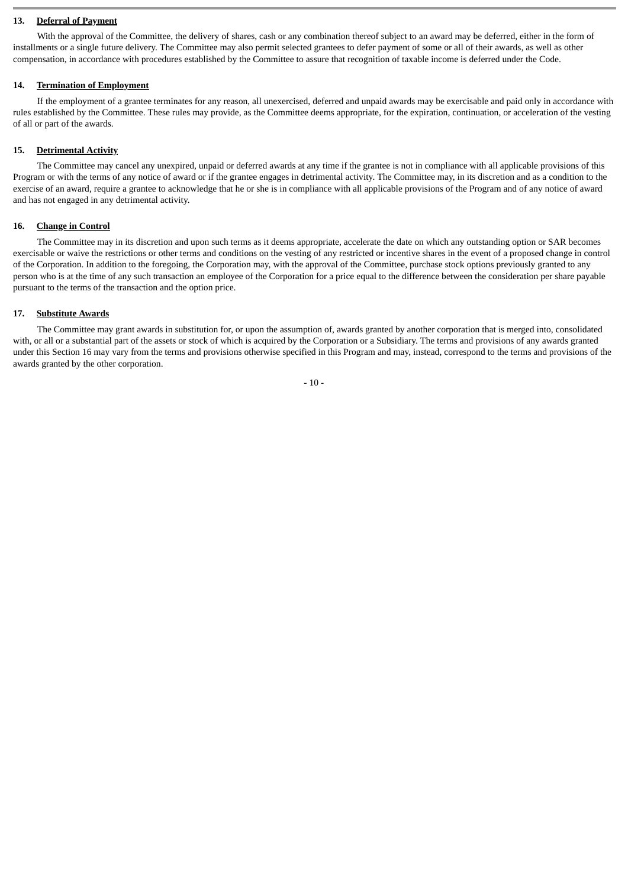**13. Deferral of Payment**

With the approval of the Committee, the delivery of shares, cash or any combination thereof subject to an award may be deferred, either in the form of installments or a single future delivery. The Committee may also permit selected grantees to defer payment of some or all of their awards, as well as other compensation, in accordance with procedures established by the Committee to assure that recognition of taxable income is deferred under the Code.

**14. Termination of Employment**

If the employment of a grantee terminates for any reason, all unexercised, deferred and unpaid awards may be exercisable and paid only in accordance with rules established by the Committee. These rules may provide, as the Committee deems appropriate, for the expiration, continuation, or acceleration of the vesting of all or part of the awards.

**15. Detrimental Activity**

The Committee may cancel any unexpired, unpaid or deferred awards at any time if the grantee is not in compliance with all applicable provisions of this Program or with the terms of any notice of award or if the grantee engages in detrimental activity. The Committee may, in its discretion and as a condition to the exercise of an award, require a grantee to acknowledge that he or she is in compliance with all applicable provisions of the Program and of any notice of award and has not engaged in any detrimental activity.

**16. Change in Control**

The Committee may in its discretion and upon such terms as it deems appropriate, accelerate the date on which any outstanding option or SAR becomes exercisable or waive the restrictions or other terms and conditions on the vesting of any restricted or incentive shares in the event of a proposed change in control of the Corporation. In addition to the foregoing, the Corporation may, with the approval of the Committee, purchase stock options previously granted to any person who is at the time of any such transaction an employee of the Corporation for a price equal to the difference between the consideration per share payable pursuant to the terms of the transaction and the option price.

**17. Substitute Awards**

The Committee may grant awards in substitution for, or upon the assumption of, awards granted by another corporation that is merged into, consolidated with, or all or a substantial part of the assets or stock of which is acquired by the Corporation or a Subsidiary. The terms and provisions of any awards granted under this Section 16 may vary from the terms and provisions otherwise specified in this Program and may, instead, correspond to the terms and provisions of the awards granted by the other corporation.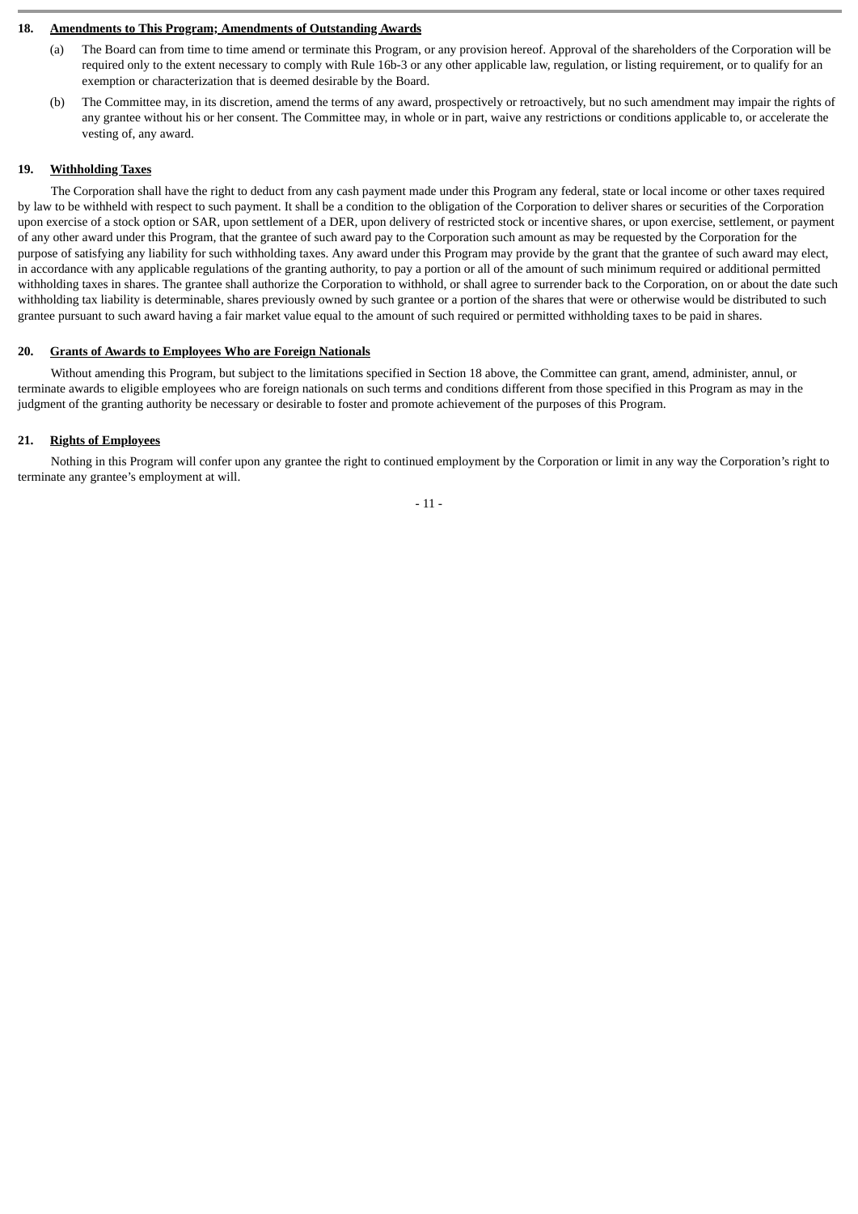**18. Amendments to This Program; Amendments of Outstanding Awards**

(a) The Board can from time to time amend or terminate this Program, or any provision hereof. Approval of the shareholders of the Corporation will be required only to the extent necessary to comply with Rule 16b-3 or any other applicable law, regulation, or listing requirement, or to qualify for an exemption or characterization that is deemed desirable by the Board.

(b) The Committee may, in its discretion, amend the terms of any award, prospectively or retroactively, but no such amendment may impair the rights of any grantee without his or her consent. The Committee may, in whole or in part, waive any restrictions or conditions applicable to, or accelerate the vesting of, any award.

**19. Withholding Taxes**

The Corporation shall have the right to deduct from any cash payment made under this Program any federal, state or local income or other taxes required by law to be withheld with respect to such payment. It shall be a condition to the obligation of the Corporation to deliver shares or securities of the Corporation upon exercise of a stock option or SAR, upon settlement of a DER, upon delivery of restricted stock or incentive shares, or upon exercise, settlement, or payment of any other award under this Program, that the grantee of such award pay to the Corporation such amount as may be requested by the Corporation for the purpose of satisfying any liability for such withholding taxes. Any award under this Program may provide by the grant that the grantee of such award may elect, in accordance with any applicable regulations of the granting authority, to pay a portion or all of the amount of such minimum required or additional permitted withholding taxes in shares. The grantee shall authorize the Corporation to withhold, or shall agree to surrender back to the Corporation, on or about the date such withholding tax liability is determinable, shares previously owned by such grantee or a portion of the shares that were or otherwise would be distributed to such grantee pursuant to such award having a fair market value equal to the amount of such required or permitted withholding taxes to be paid in shares.

**20. Grants of Awards to Employees Who are Foreign Nationals**

Without amending this Program, but subject to the limitations specified in Section 18 above, the Committee can grant, amend, administer, annul, or terminate awards to eligible employees who are foreign nationals on such terms and conditions different from those specified in this Program as may in the judgment of the granting authority be necessary or desirable to foster and promote achievement of the purposes of this Program.

**21. Rights of Employees**

Nothing in this Program will confer upon any grantee the right to continued employment by the Corporation or limit in any way the Corporation's right to terminate any grantee's employment at will.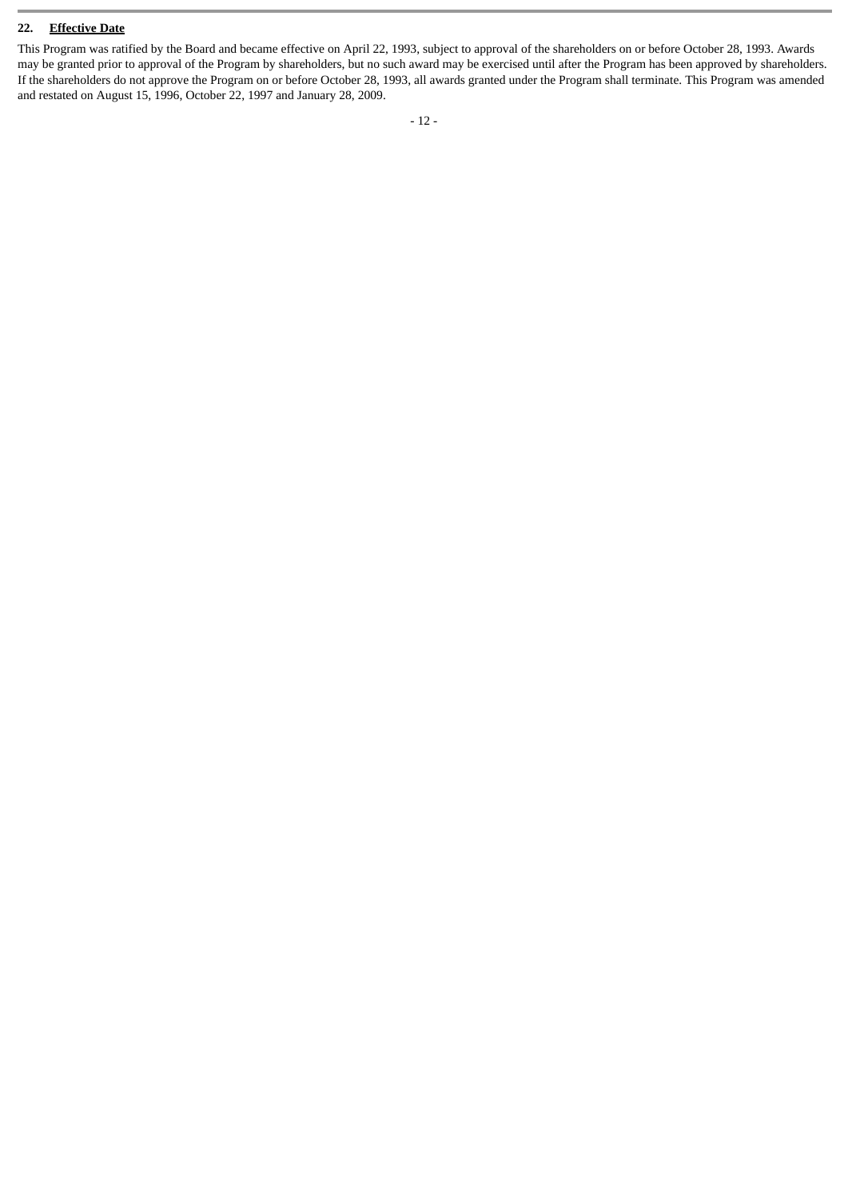**22. Effective Date**

This Program was ratified by the Board and became effective on April 22, 1993, subject to approval of the shareholders on or before October 28, 1993. Awards may be granted prior to approval of the Program by shareholders, but no such award may be exercised until after the Program has been approved by shareholders. If the shareholders do not approve the Program on or before October 28, 1993, all awards granted under the Program shall terminate. This Program was amended and restated on August 15, 1996, October 22, 1997 and January 28, 2009.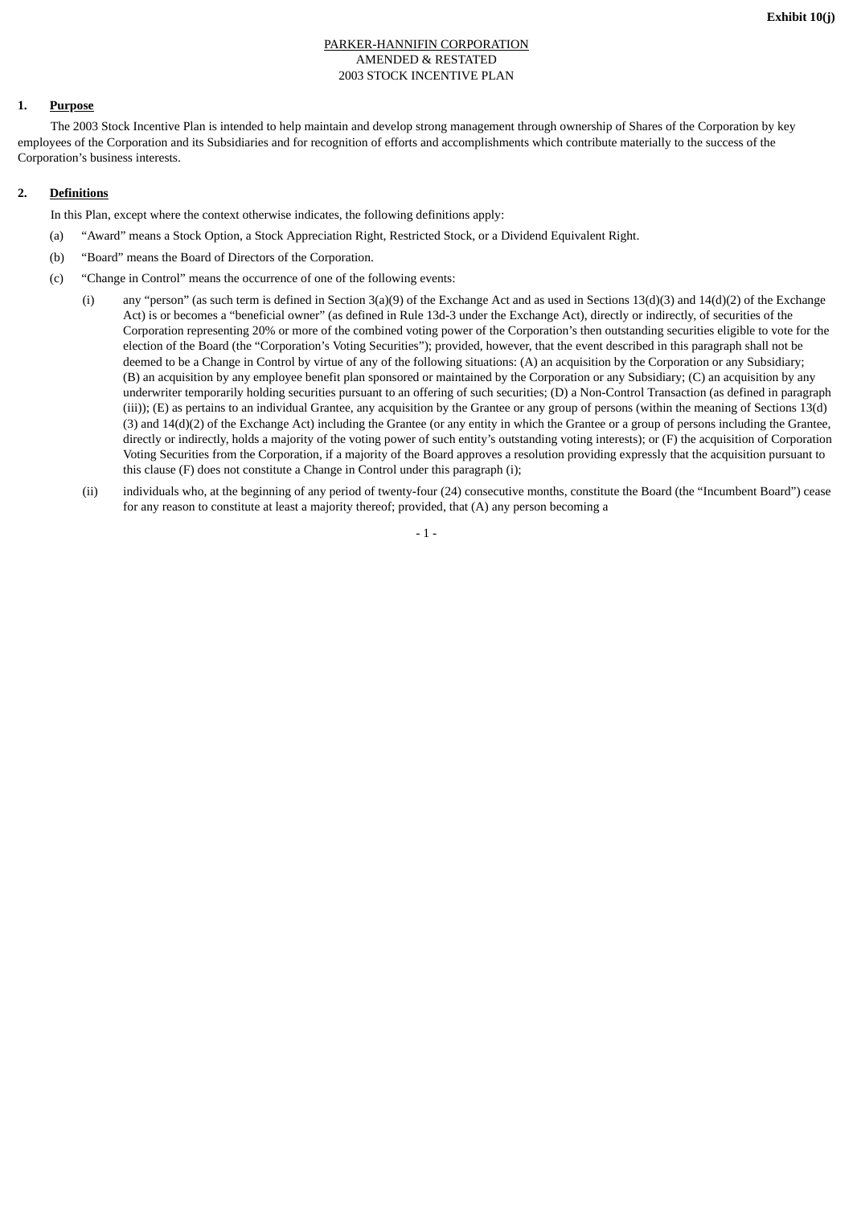Exhibit 10(j)

PARKER-HANNIFIN CORPORATION
AMENDED & RESTATED
2003 STOCK INCENTIVE PLAN

**1. Purpose**

The 2003 Stock Incentive Plan is intended to help maintain and develop strong management through ownership of Shares of the Corporation by key employees of the Corporation and its Subsidiaries and for recognition of efforts and accomplishments which contribute materially to the success of the Corporation's business interests.

**2. Definitions**

In this Plan, except where the context otherwise indicates, the following definitions apply:

(a) "Award" means a Stock Option, a Stock Appreciation Right, Restricted Stock, or a Dividend Equivalent Right.

(b) "Board" means the Board of Directors of the Corporation.

(c) "Change in Control" means the occurrence of one of the following events:

(i) any "person" (as such term is defined in Section 3(a)(9) of the Exchange Act and as used in Sections 13(d)(3) and 14(d)(2) of the Exchange Act) is or becomes a "beneficial owner" (as defined in Rule 13d-3 under the Exchange Act), directly or indirectly, of securities of the Corporation representing 20% or more of the combined voting power of the Corporation's then outstanding securities eligible to vote for the election of the Board (the "Corporation's Voting Securities"); provided, however, that the event described in this paragraph shall not be deemed to be a Change in Control by virtue of any of the following situations: (A) an acquisition by the Corporation or any Subsidiary; (B) an acquisition by any employee benefit plan sponsored or maintained by the Corporation or any Subsidiary; (C) an acquisition by any underwriter temporarily holding securities pursuant to an offering of such securities; (D) a Non-Control Transaction (as defined in paragraph (iii)); (E) as pertains to an individual Grantee, any acquisition by the Grantee or any group of persons (within the meaning of Sections 13(d)(3) and 14(d)(2) of the Exchange Act) including the Grantee (or any entity in which the Grantee or a group of persons including the Grantee, directly or indirectly, holds a majority of the voting power of such entity's outstanding voting interests); or (F) the acquisition of Corporation Voting Securities from the Corporation, if a majority of the Board approves a resolution providing expressly that the acquisition pursuant to this clause (F) does not constitute a Change in Control under this paragraph (i);

(ii) individuals who, at the beginning of any period of twenty-four (24) consecutive months, constitute the Board (the "Incumbent Board") cease for any reason to constitute at least a majority thereof; provided, that (A) any person becoming a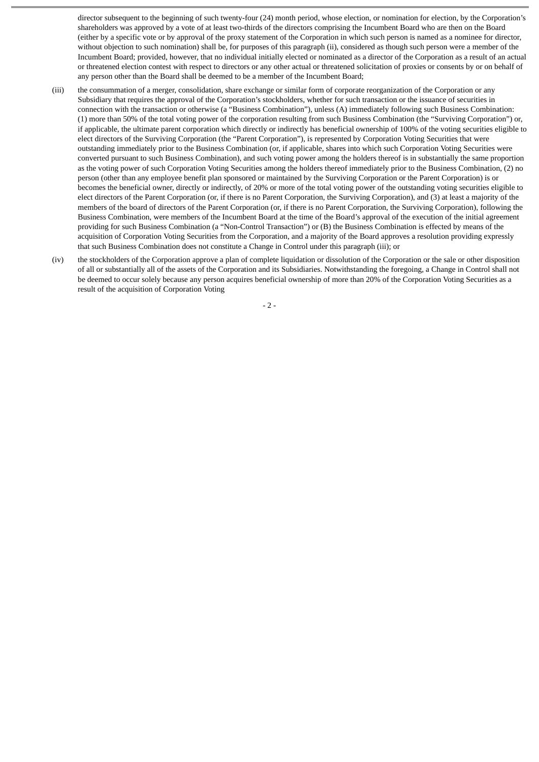director subsequent to the beginning of such twenty-four (24) month period, whose election, or nomination for election, by the Corporation's shareholders was approved by a vote of at least two-thirds of the directors comprising the Incumbent Board who are then on the Board (either by a specific vote or by approval of the proxy statement of the Corporation in which such person is named as a nominee for director, without objection to such nomination) shall be, for purposes of this paragraph (ii), considered as though such person were a member of the Incumbent Board; provided, however, that no individual initially elected or nominated as a director of the Corporation as a result of an actual or threatened election contest with respect to directors or any other actual or threatened solicitation of proxies or consents by or on behalf of any person other than the Board shall be deemed to be a member of the Incumbent Board;

(iii) the consummation of a merger, consolidation, share exchange or similar form of corporate reorganization of the Corporation or any Subsidiary that requires the approval of the Corporation's stockholders, whether for such transaction or the issuance of securities in connection with the transaction or otherwise (a "Business Combination"), unless (A) immediately following such Business Combination: (1) more than 50% of the total voting power of the corporation resulting from such Business Combination (the "Surviving Corporation") or, if applicable, the ultimate parent corporation which directly or indirectly has beneficial ownership of 100% of the voting securities eligible to elect directors of the Surviving Corporation (the "Parent Corporation"), is represented by Corporation Voting Securities that were outstanding immediately prior to the Business Combination (or, if applicable, shares into which such Corporation Voting Securities were converted pursuant to such Business Combination), and such voting power among the holders thereof is in substantially the same proportion as the voting power of such Corporation Voting Securities among the holders thereof immediately prior to the Business Combination, (2) no person (other than any employee benefit plan sponsored or maintained by the Surviving Corporation or the Parent Corporation) is or becomes the beneficial owner, directly or indirectly, of 20% or more of the total voting power of the outstanding voting securities eligible to elect directors of the Parent Corporation (or, if there is no Parent Corporation, the Surviving Corporation), and (3) at least a majority of the members of the board of directors of the Parent Corporation (or, if there is no Parent Corporation, the Surviving Corporation), following the Business Combination, were members of the Incumbent Board at the time of the Board's approval of the execution of the initial agreement providing for such Business Combination (a "Non-Control Transaction") or (B) the Business Combination is effected by means of the acquisition of Corporation Voting Securities from the Corporation, and a majority of the Board approves a resolution providing expressly that such Business Combination does not constitute a Change in Control under this paragraph (iii); or

(iv) the stockholders of the Corporation approve a plan of complete liquidation or dissolution of the Corporation or the sale or other disposition of all or substantially all of the assets of the Corporation and its Subsidiaries. Notwithstanding the foregoing, a Change in Control shall not be deemed to occur solely because any person acquires beneficial ownership of more than 20% of the Corporation Voting Securities as a result of the acquisition of Corporation Voting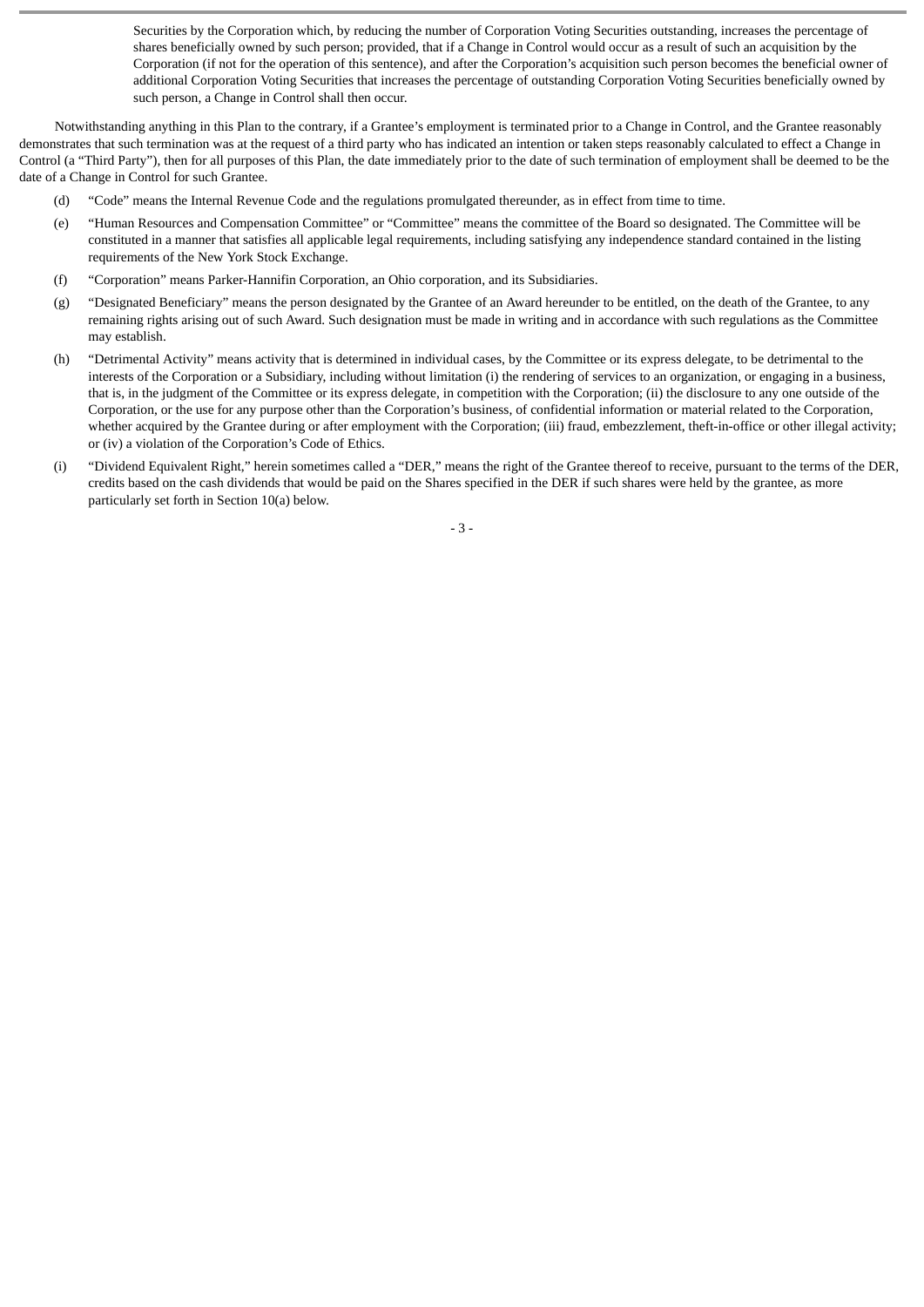Securities by the Corporation which, by reducing the number of Corporation Voting Securities outstanding, increases the percentage of shares beneficially owned by such person; provided, that if a Change in Control would occur as a result of such an acquisition by the Corporation (if not for the operation of this sentence), and after the Corporation's acquisition such person becomes the beneficial owner of additional Corporation Voting Securities that increases the percentage of outstanding Corporation Voting Securities beneficially owned by such person, a Change in Control shall then occur.

Notwithstanding anything in this Plan to the contrary, if a Grantee's employment is terminated prior to a Change in Control, and the Grantee reasonably demonstrates that such termination was at the request of a third party who has indicated an intention or taken steps reasonably calculated to effect a Change in Control (a "Third Party"), then for all purposes of this Plan, the date immediately prior to the date of such termination of employment shall be deemed to be the date of a Change in Control for such Grantee.

(d) "Code" means the Internal Revenue Code and the regulations promulgated thereunder, as in effect from time to time.

(e) "Human Resources and Compensation Committee" or "Committee" means the committee of the Board so designated. The Committee will be constituted in a manner that satisfies all applicable legal requirements, including satisfying any independence standard contained in the listing requirements of the New York Stock Exchange.

(f) "Corporation" means Parker-Hannifin Corporation, an Ohio corporation, and its Subsidiaries.

(g) "Designated Beneficiary" means the person designated by the Grantee of an Award hereunder to be entitled, on the death of the Grantee, to any remaining rights arising out of such Award. Such designation must be made in writing and in accordance with such regulations as the Committee may establish.

(h) "Detrimental Activity" means activity that is determined in individual cases, by the Committee or its express delegate, to be detrimental to the interests of the Corporation or a Subsidiary, including without limitation (i) the rendering of services to an organization, or engaging in a business, that is, in the judgment of the Committee or its express delegate, in competition with the Corporation; (ii) the disclosure to any one outside of the Corporation, or the use for any purpose other than the Corporation's business, of confidential information or material related to the Corporation, whether acquired by the Grantee during or after employment with the Corporation; (iii) fraud, embezzlement, theft-in-office or other illegal activity; or (iv) a violation of the Corporation's Code of Ethics.

(i) "Dividend Equivalent Right," herein sometimes called a "DER," means the right of the Grantee thereof to receive, pursuant to the terms of the DER, credits based on the cash dividends that would be paid on the Shares specified in the DER if such shares were held by the grantee, as more particularly set forth in Section 10(a) below.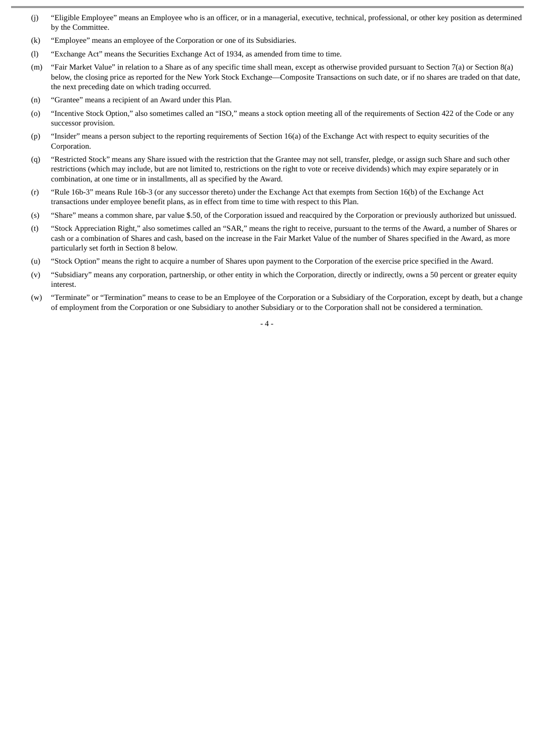(j) "Eligible Employee" means an Employee who is an officer, or in a managerial, executive, technical, professional, or other key position as determined by the Committee.

(k) "Employee" means an employee of the Corporation or one of its Subsidiaries.

(l) "Exchange Act" means the Securities Exchange Act of 1934, as amended from time to time.

(m) "Fair Market Value" in relation to a Share as of any specific time shall mean, except as otherwise provided pursuant to Section 7(a) or Section 8(a) below, the closing price as reported for the New York Stock Exchange—Composite Transactions on such date, or if no shares are traded on that date, the next preceding date on which trading occurred.

(n) "Grantee" means a recipient of an Award under this Plan.

(o) "Incentive Stock Option," also sometimes called an "ISO," means a stock option meeting all of the requirements of Section 422 of the Code or any successor provision.

(p) "Insider" means a person subject to the reporting requirements of Section 16(a) of the Exchange Act with respect to equity securities of the Corporation.

(q) "Restricted Stock" means any Share issued with the restriction that the Grantee may not sell, transfer, pledge, or assign such Share and such other restrictions (which may include, but are not limited to, restrictions on the right to vote or receive dividends) which may expire separately or in combination, at one time or in installments, all as specified by the Award.

(r) "Rule 16b-3" means Rule 16b-3 (or any successor thereto) under the Exchange Act that exempts from Section 16(b) of the Exchange Act transactions under employee benefit plans, as in effect from time to time with respect to this Plan.

(s) "Share" means a common share, par value $.50, of the Corporation issued and reacquired by the Corporation or previously authorized but unissued.

(t) "Stock Appreciation Right," also sometimes called an "SAR," means the right to receive, pursuant to the terms of the Award, a number of Shares or cash or a combination of Shares and cash, based on the increase in the Fair Market Value of the number of Shares specified in the Award, as more particularly set forth in Section 8 below.

(u) "Stock Option" means the right to acquire a number of Shares upon payment to the Corporation of the exercise price specified in the Award.

(v) "Subsidiary" means any corporation, partnership, or other entity in which the Corporation, directly or indirectly, owns a 50 percent or greater equity interest.

(w) "Terminate" or "Termination" means to cease to be an Employee of the Corporation or a Subsidiary of the Corporation, except by death, but a change of employment from the Corporation or one Subsidiary to another Subsidiary or to the Corporation shall not be considered a termination.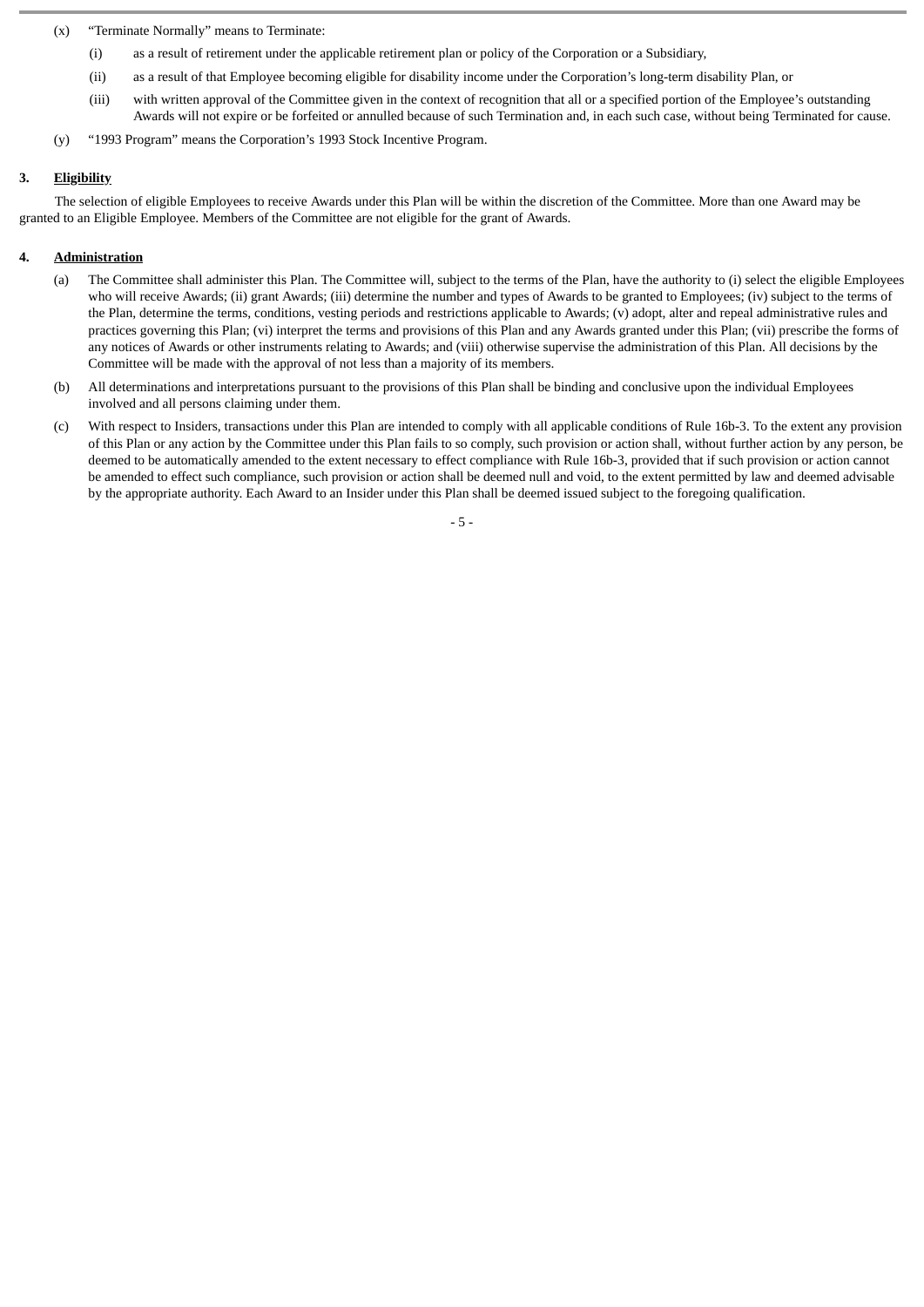(x) "Terminate Normally" means to Terminate:

(i) as a result of retirement under the applicable retirement plan or policy of the Corporation or a Subsidiary,

(ii) as a result of that Employee becoming eligible for disability income under the Corporation's long-term disability Plan, or

(iii) with written approval of the Committee given in the context of recognition that all or a specified portion of the Employee's outstanding Awards will not expire or be forfeited or annulled because of such Termination and, in each such case, without being Terminated for cause.

(y) "1993 Program" means the Corporation's 1993 Stock Incentive Program.

**3. <u>Eligibility</u>**

The selection of eligible Employees to receive Awards under this Plan will be within the discretion of the Committee. More than one Award may be granted to an Eligible Employee. Members of the Committee are not eligible for the grant of Awards.

**4. <u>Administration</u>**

(a) The Committee shall administer this Plan. The Committee will, subject to the terms of the Plan, have the authority to (i) select the eligible Employees who will receive Awards; (ii) grant Awards; (iii) determine the number and types of Awards to be granted to Employees; (iv) subject to the terms of the Plan, determine the terms, conditions, vesting periods and restrictions applicable to Awards; (v) adopt, alter and repeal administrative rules and practices governing this Plan; (vi) interpret the terms and provisions of this Plan and any Awards granted under this Plan; (vii) prescribe the forms of any notices of Awards or other instruments relating to Awards; and (viii) otherwise supervise the administration of this Plan. All decisions by the Committee will be made with the approval of not less than a majority of its members.

(b) All determinations and interpretations pursuant to the provisions of this Plan shall be binding and conclusive upon the individual Employees involved and all persons claiming under them.

(c) With respect to Insiders, transactions under this Plan are intended to comply with all applicable conditions of Rule 16b-3. To the extent any provision of this Plan or any action by the Committee under this Plan fails to so comply, such provision or action shall, without further action by any person, be deemed to be automatically amended to the extent necessary to effect compliance with Rule 16b-3, provided that if such provision or action cannot be amended to effect such compliance, such provision or action shall be deemed null and void, to the extent permitted by law and deemed advisable by the appropriate authority. Each Award to an Insider under this Plan shall be deemed issued subject to the foregoing qualification.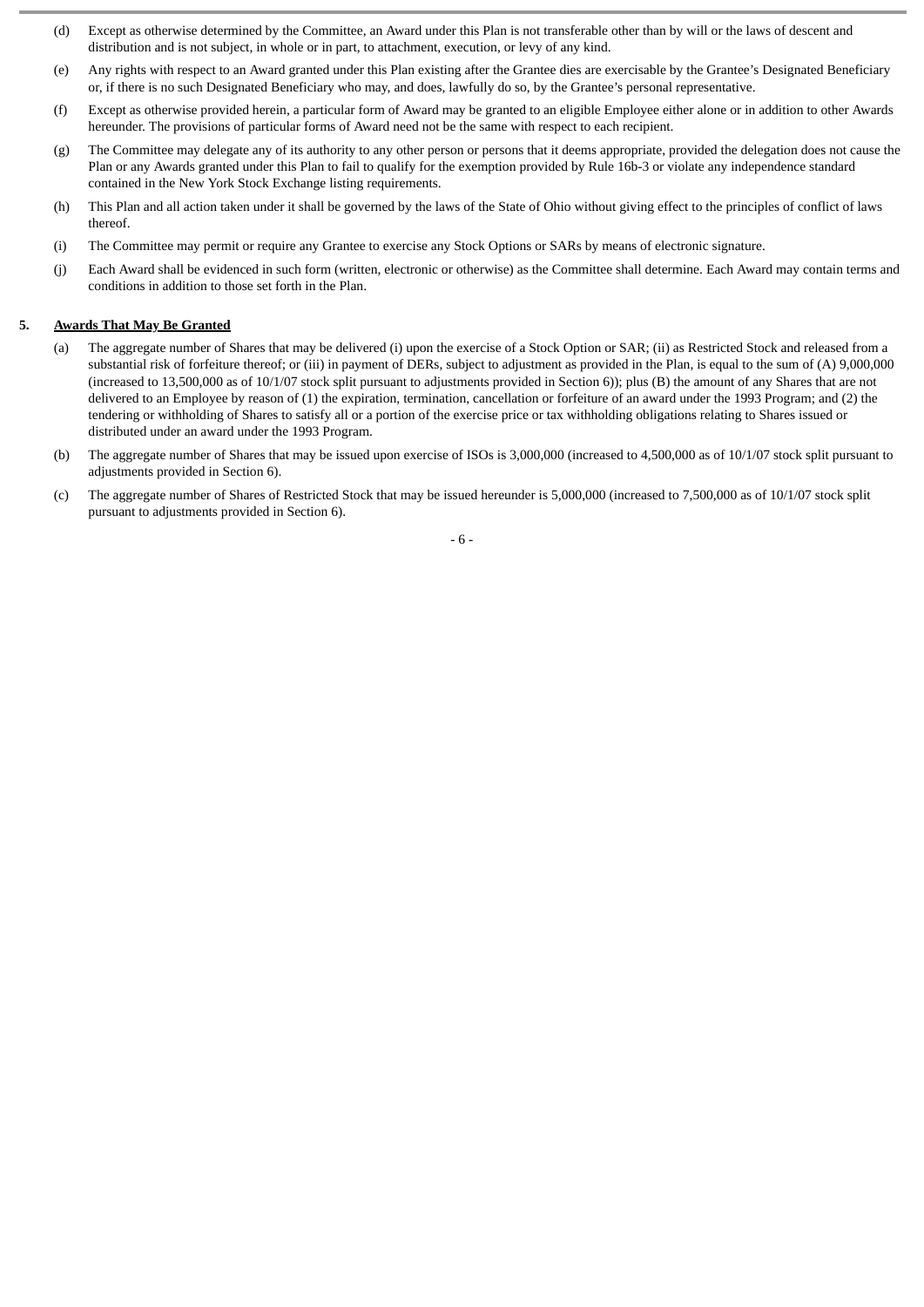(d) Except as otherwise determined by the Committee, an Award under this Plan is not transferable other than by will or the laws of descent and distribution and is not subject, in whole or in part, to attachment, execution, or levy of any kind.

(e) Any rights with respect to an Award granted under this Plan existing after the Grantee dies are exercisable by the Grantee's Designated Beneficiary or, if there is no such Designated Beneficiary who may, and does, lawfully do so, by the Grantee's personal representative.

(f) Except as otherwise provided herein, a particular form of Award may be granted to an eligible Employee either alone or in addition to other Awards hereunder. The provisions of particular forms of Award need not be the same with respect to each recipient.

(g) The Committee may delegate any of its authority to any other person or persons that it deems appropriate, provided the delegation does not cause the Plan or any Awards granted under this Plan to fail to qualify for the exemption provided by Rule 16b-3 or violate any independence standard contained in the New York Stock Exchange listing requirements.

(h) This Plan and all action taken under it shall be governed by the laws of the State of Ohio without giving effect to the principles of conflict of laws thereof.

(i) The Committee may permit or require any Grantee to exercise any Stock Options or SARs by means of electronic signature.

(j) Each Award shall be evidenced in such form (written, electronic or otherwise) as the Committee shall determine. Each Award may contain terms and conditions in addition to those set forth in the Plan.

**5. Awards That May Be Granted**

(a) The aggregate number of Shares that may be delivered (i) upon the exercise of a Stock Option or SAR; (ii) as Restricted Stock and released from a substantial risk of forfeiture thereof; or (iii) in payment of DERs, subject to adjustment as provided in the Plan, is equal to the sum of (A) 9,000,000 (increased to 13,500,000 as of 10/1/07 stock split pursuant to adjustments provided in Section 6)); plus (B) the amount of any Shares that are not delivered to an Employee by reason of (1) the expiration, termination, cancellation or forfeiture of an award under the 1993 Program; and (2) the tendering or withholding of Shares to satisfy all or a portion of the exercise price or tax withholding obligations relating to Shares issued or distributed under an award under the 1993 Program.

(b) The aggregate number of Shares that may be issued upon exercise of ISOs is 3,000,000 (increased to 4,500,000 as of 10/1/07 stock split pursuant to adjustments provided in Section 6).

(c) The aggregate number of Shares of Restricted Stock that may be issued hereunder is 5,000,000 (increased to 7,500,000 as of 10/1/07 stock split pursuant to adjustments provided in Section 6).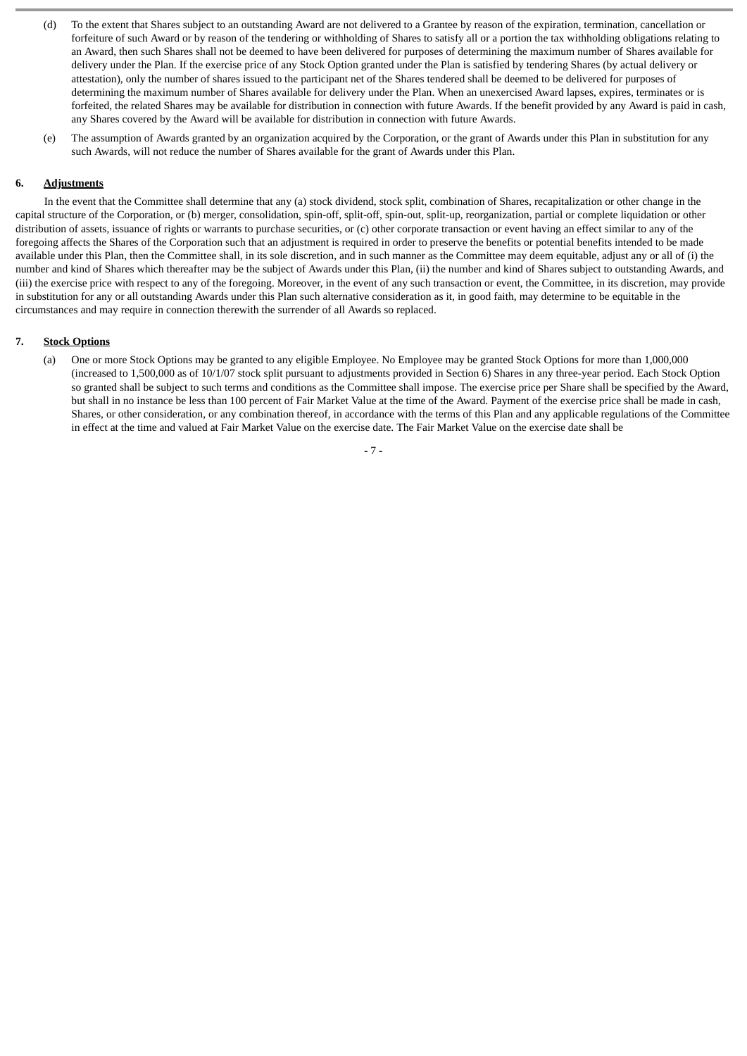(d) To the extent that Shares subject to an outstanding Award are not delivered to a Grantee by reason of the expiration, termination, cancellation or forfeiture of such Award or by reason of the tendering or withholding of Shares to satisfy all or a portion the tax withholding obligations relating to an Award, then such Shares shall not be deemed to have been delivered for purposes of determining the maximum number of Shares available for delivery under the Plan. If the exercise price of any Stock Option granted under the Plan is satisfied by tendering Shares (by actual delivery or attestation), only the number of shares issued to the participant net of the Shares tendered shall be deemed to be delivered for purposes of determining the maximum number of Shares available for delivery under the Plan. When an unexercised Award lapses, expires, terminates or is forfeited, the related Shares may be available for distribution in connection with future Awards. If the benefit provided by any Award is paid in cash, any Shares covered by the Award will be available for distribution in connection with future Awards.

(e) The assumption of Awards granted by an organization acquired by the Corporation, or the grant of Awards under this Plan in substitution for any such Awards, will not reduce the number of Shares available for the grant of Awards under this Plan.

**6. Adjustments**

In the event that the Committee shall determine that any (a) stock dividend, stock split, combination of Shares, recapitalization or other change in the capital structure of the Corporation, or (b) merger, consolidation, spin-off, split-off, spin-out, split-up, reorganization, partial or complete liquidation or other distribution of assets, issuance of rights or warrants to purchase securities, or (c) other corporate transaction or event having an effect similar to any of the foregoing affects the Shares of the Corporation such that an adjustment is required in order to preserve the benefits or potential benefits intended to be made available under this Plan, then the Committee shall, in its sole discretion, and in such manner as the Committee may deem equitable, adjust any or all of (i) the number and kind of Shares which thereafter may be the subject of Awards under this Plan, (ii) the number and kind of Shares subject to outstanding Awards, and (iii) the exercise price with respect to any of the foregoing. Moreover, in the event of any such transaction or event, the Committee, in its discretion, may provide in substitution for any or all outstanding Awards under this Plan such alternative consideration as it, in good faith, may determine to be equitable in the circumstances and may require in connection therewith the surrender of all Awards so replaced.

**7. Stock Options**

(a) One or more Stock Options may be granted to any eligible Employee. No Employee may be granted Stock Options for more than 1,000,000 (increased to 1,500,000 as of 10/1/07 stock split pursuant to adjustments provided in Section 6) Shares in any three-year period. Each Stock Option so granted shall be subject to such terms and conditions as the Committee shall impose. The exercise price per Share shall be specified by the Award, but shall in no instance be less than 100 percent of Fair Market Value at the time of the Award. Payment of the exercise price shall be made in cash, Shares, or other consideration, or any combination thereof, in accordance with the terms of this Plan and any applicable regulations of the Committee in effect at the time and valued at Fair Market Value on the exercise date. The Fair Market Value on the exercise date shall be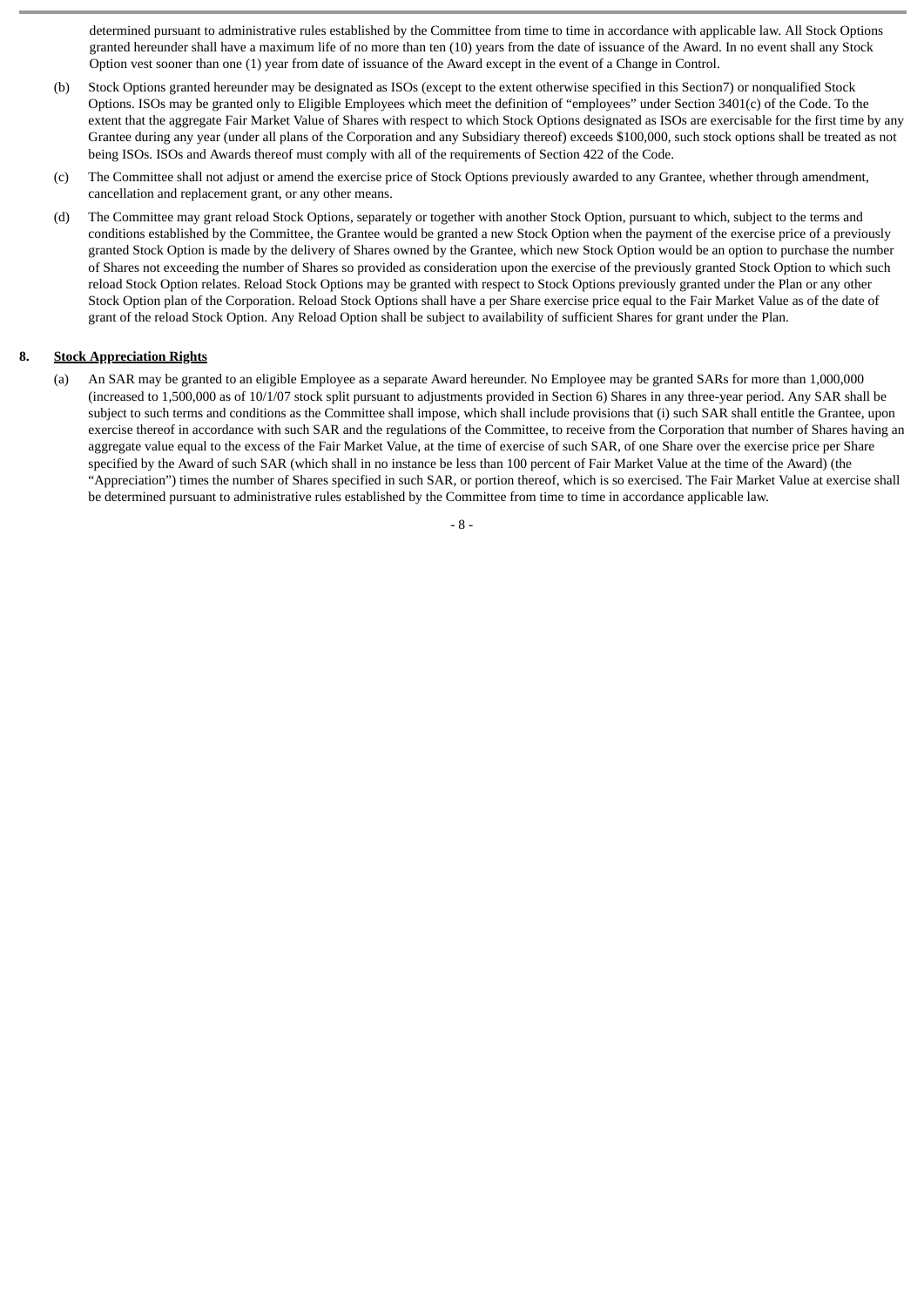determined pursuant to administrative rules established by the Committee from time to time in accordance with applicable law. All Stock Options granted hereunder shall have a maximum life of no more than ten (10) years from the date of issuance of the Award. In no event shall any Stock Option vest sooner than one (1) year from date of issuance of the Award except in the event of a Change in Control.

(b) Stock Options granted hereunder may be designated as ISOs (except to the extent otherwise specified in this Section7) or nonqualified Stock Options. ISOs may be granted only to Eligible Employees which meet the definition of "employees" under Section 3401(c) of the Code. To the extent that the aggregate Fair Market Value of Shares with respect to which Stock Options designated as ISOs are exercisable for the first time by any Grantee during any year (under all plans of the Corporation and any Subsidiary thereof) exceeds $100,000, such stock options shall be treated as not being ISOs. ISOs and Awards thereof must comply with all of the requirements of Section 422 of the Code.

(c) The Committee shall not adjust or amend the exercise price of Stock Options previously awarded to any Grantee, whether through amendment, cancellation and replacement grant, or any other means.

(d) The Committee may grant reload Stock Options, separately or together with another Stock Option, pursuant to which, subject to the terms and conditions established by the Committee, the Grantee would be granted a new Stock Option when the payment of the exercise price of a previously granted Stock Option is made by the delivery of Shares owned by the Grantee, which new Stock Option would be an option to purchase the number of Shares not exceeding the number of Shares so provided as consideration upon the exercise of the previously granted Stock Option to which such reload Stock Option relates. Reload Stock Options may be granted with respect to Stock Options previously granted under the Plan or any other Stock Option plan of the Corporation. Reload Stock Options shall have a per Share exercise price equal to the Fair Market Value as of the date of grant of the reload Stock Option. Any Reload Option shall be subject to availability of sufficient Shares for grant under the Plan.

**8. Stock Appreciation Rights**

(a) An SAR may be granted to an eligible Employee as a separate Award hereunder. No Employee may be granted SARs for more than 1,000,000 (increased to 1,500,000 as of 10/1/07 stock split pursuant to adjustments provided in Section 6) Shares in any three-year period. Any SAR shall be subject to such terms and conditions as the Committee shall impose, which shall include provisions that (i) such SAR shall entitle the Grantee, upon exercise thereof in accordance with such SAR and the regulations of the Committee, to receive from the Corporation that number of Shares having an aggregate value equal to the excess of the Fair Market Value, at the time of exercise of such SAR, of one Share over the exercise price per Share specified by the Award of such SAR (which shall in no instance be less than 100 percent of Fair Market Value at the time of the Award) (the "Appreciation") times the number of Shares specified in such SAR, or portion thereof, which is so exercised. The Fair Market Value at exercise shall be determined pursuant to administrative rules established by the Committee from time to time in accordance applicable law.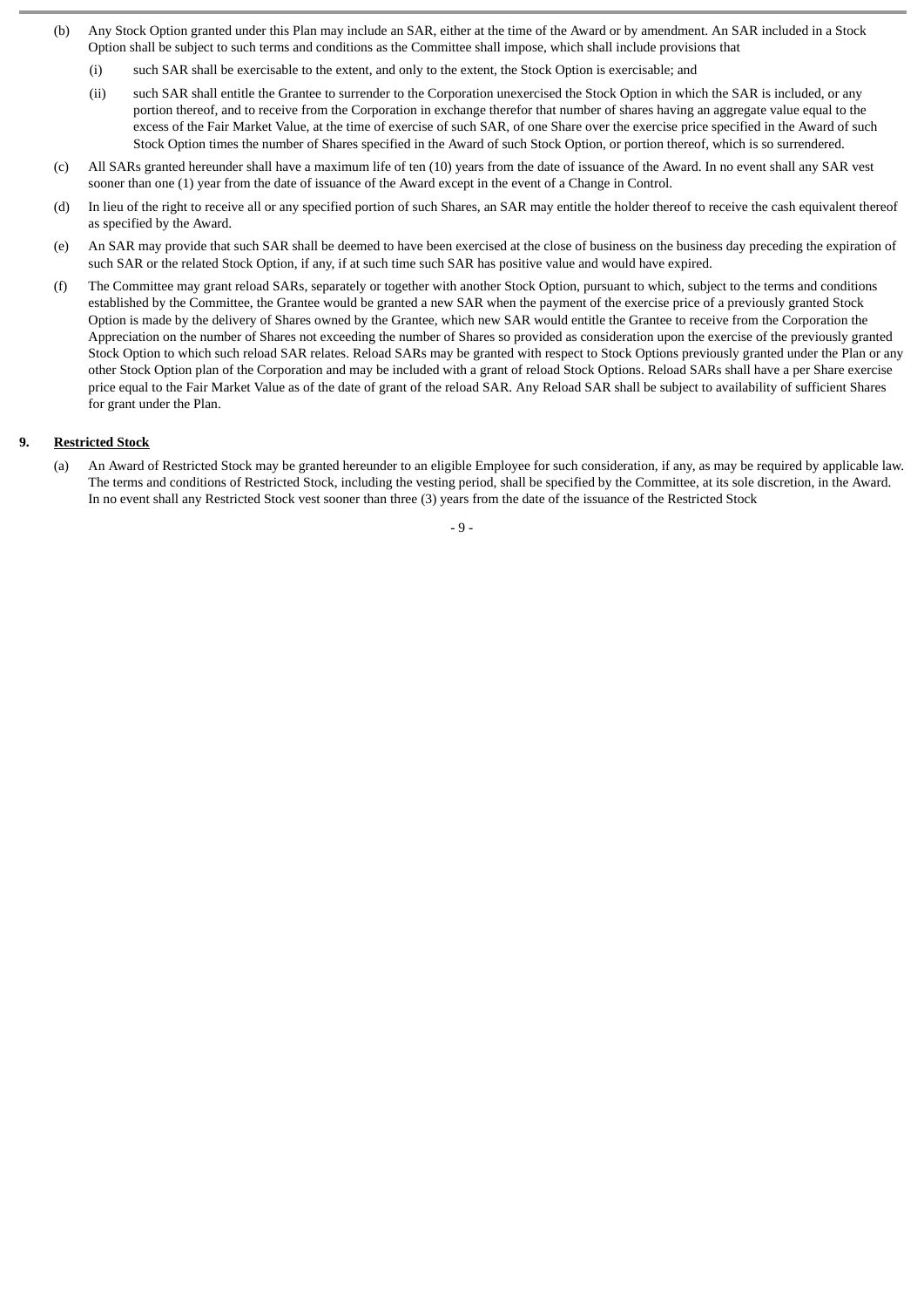(b) Any Stock Option granted under this Plan may include an SAR, either at the time of the Award or by amendment. An SAR included in a Stock Option shall be subject to such terms and conditions as the Committee shall impose, which shall include provisions that

(i) such SAR shall be exercisable to the extent, and only to the extent, the Stock Option is exercisable; and

(ii) such SAR shall entitle the Grantee to surrender to the Corporation unexercised the Stock Option in which the SAR is included, or any portion thereof, and to receive from the Corporation in exchange therefor that number of shares having an aggregate value equal to the excess of the Fair Market Value, at the time of exercise of such SAR, of one Share over the exercise price specified in the Award of such Stock Option times the number of Shares specified in the Award of such Stock Option, or portion thereof, which is so surrendered.

(c) All SARs granted hereunder shall have a maximum life of ten (10) years from the date of issuance of the Award. In no event shall any SAR vest sooner than one (1) year from the date of issuance of the Award except in the event of a Change in Control.

(d) In lieu of the right to receive all or any specified portion of such Shares, an SAR may entitle the holder thereof to receive the cash equivalent thereof as specified by the Award.

(e) An SAR may provide that such SAR shall be deemed to have been exercised at the close of business on the business day preceding the expiration of such SAR or the related Stock Option, if any, if at such time such SAR has positive value and would have expired.

(f) The Committee may grant reload SARs, separately or together with another Stock Option, pursuant to which, subject to the terms and conditions established by the Committee, the Grantee would be granted a new SAR when the payment of the exercise price of a previously granted Stock Option is made by the delivery of Shares owned by the Grantee, which new SAR would entitle the Grantee to receive from the Corporation the Appreciation on the number of Shares not exceeding the number of Shares so provided as consideration upon the exercise of the previously granted Stock Option to which such reload SAR relates. Reload SARs may be granted with respect to Stock Options previously granted under the Plan or any other Stock Option plan of the Corporation and may be included with a grant of reload Stock Options. Reload SARs shall have a per Share exercise price equal to the Fair Market Value as of the date of grant of the reload SAR. Any Reload SAR shall be subject to availability of sufficient Shares for grant under the Plan.

**9. Restricted Stock**

(a) An Award of Restricted Stock may be granted hereunder to an eligible Employee for such consideration, if any, as may be required by applicable law. The terms and conditions of Restricted Stock, including the vesting period, shall be specified by the Committee, at its sole discretion, in the Award. In no event shall any Restricted Stock vest sooner than three (3) years from the date of the issuance of the Restricted Stock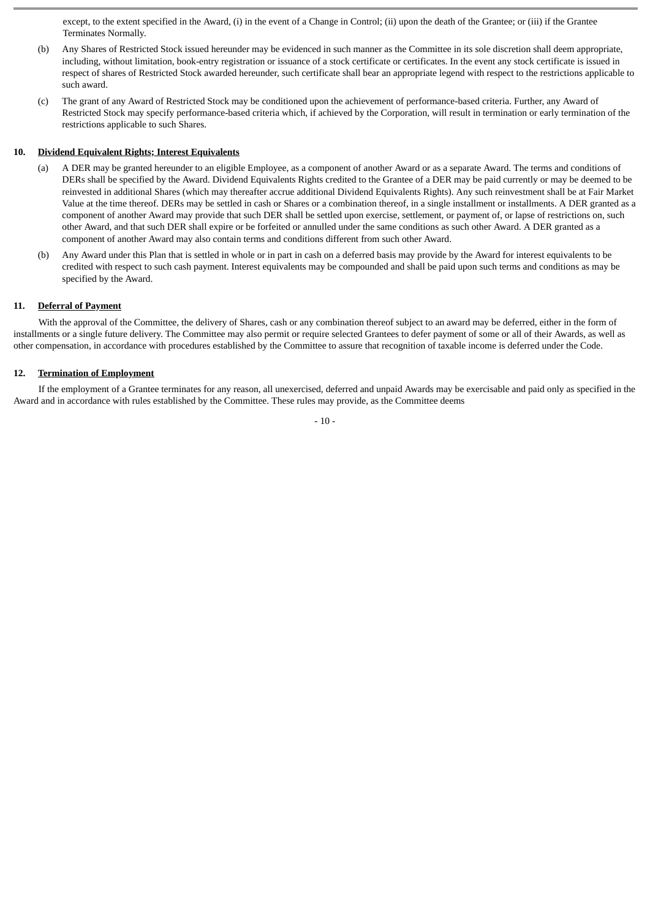except, to the extent specified in the Award, (i) in the event of a Change in Control; (ii) upon the death of the Grantee; or (iii) if the Grantee Terminates Normally.

(b) Any Shares of Restricted Stock issued hereunder may be evidenced in such manner as the Committee in its sole discretion shall deem appropriate, including, without limitation, book-entry registration or issuance of a stock certificate or certificates. In the event any stock certificate is issued in respect of shares of Restricted Stock awarded hereunder, such certificate shall bear an appropriate legend with respect to the restrictions applicable to such award.

(c) The grant of any Award of Restricted Stock may be conditioned upon the achievement of performance-based criteria. Further, any Award of Restricted Stock may specify performance-based criteria which, if achieved by the Corporation, will result in termination or early termination of the restrictions applicable to such Shares.

**10. Dividend Equivalent Rights; Interest Equivalents**

(a) A DER may be granted hereunder to an eligible Employee, as a component of another Award or as a separate Award. The terms and conditions of DERs shall be specified by the Award. Dividend Equivalents Rights credited to the Grantee of a DER may be paid currently or may be deemed to be reinvested in additional Shares (which may thereafter accrue additional Dividend Equivalents Rights). Any such reinvestment shall be at Fair Market Value at the time thereof. DERs may be settled in cash or Shares or a combination thereof, in a single installment or installments. A DER granted as a component of another Award may provide that such DER shall be settled upon exercise, settlement, or payment of, or lapse of restrictions on, such other Award, and that such DER shall expire or be forfeited or annulled under the same conditions as such other Award. A DER granted as a component of another Award may also contain terms and conditions different from such other Award.

(b) Any Award under this Plan that is settled in whole or in part in cash on a deferred basis may provide by the Award for interest equivalents to be credited with respect to such cash payment. Interest equivalents may be compounded and shall be paid upon such terms and conditions as may be specified by the Award.

**11. Deferral of Payment**

With the approval of the Committee, the delivery of Shares, cash or any combination thereof subject to an award may be deferred, either in the form of installments or a single future delivery. The Committee may also permit or require selected Grantees to defer payment of some or all of their Awards, as well as other compensation, in accordance with procedures established by the Committee to assure that recognition of taxable income is deferred under the Code.

**12. Termination of Employment**

If the employment of a Grantee terminates for any reason, all unexercised, deferred and unpaid Awards may be exercisable and paid only as specified in the Award and in accordance with rules established by the Committee. These rules may provide, as the Committee deems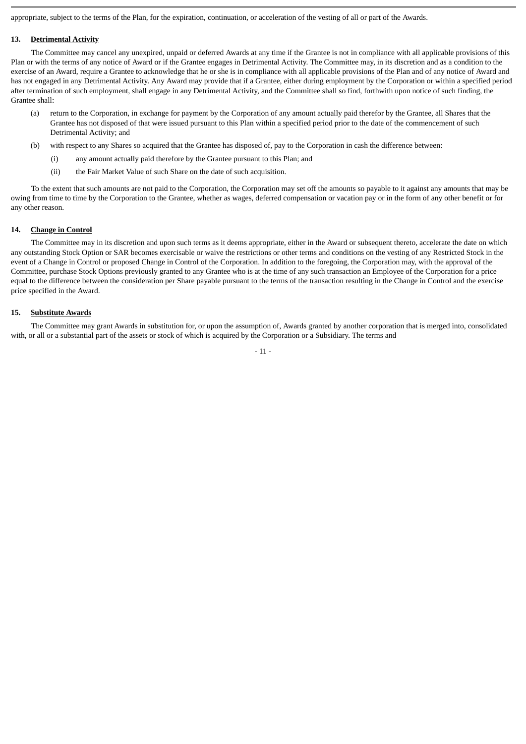appropriate, subject to the terms of the Plan, for the expiration, continuation, or acceleration of the vesting of all or part of the Awards.

### 13. Detrimental Activity

The Committee may cancel any unexpired, unpaid or deferred Awards at any time if the Grantee is not in compliance with all applicable provisions of this Plan or with the terms of any notice of Award or if the Grantee engages in Detrimental Activity. The Committee may, in its discretion and as a condition to the exercise of an Award, require a Grantee to acknowledge that he or she is in compliance with all applicable provisions of the Plan and of any notice of Award and has not engaged in any Detrimental Activity. Any Award may provide that if a Grantee, either during employment by the Corporation or within a specified period after termination of such employment, shall engage in any Detrimental Activity, and the Committee shall so find, forthwith upon notice of such finding, the Grantee shall:

(a) return to the Corporation, in exchange for payment by the Corporation of any amount actually paid therefor by the Grantee, all Shares that the Grantee has not disposed of that were issued pursuant to this Plan within a specified period prior to the date of the commencement of such Detrimental Activity; and

(b) with respect to any Shares so acquired that the Grantee has disposed of, pay to the Corporation in cash the difference between:

   (i) any amount actually paid therefore by the Grantee pursuant to this Plan; and

   (ii) the Fair Market Value of such Share on the date of such acquisition.

To the extent that such amounts are not paid to the Corporation, the Corporation may set off the amounts so payable to it against any amounts that may be owing from time to time by the Corporation to the Grantee, whether as wages, deferred compensation or vacation pay or in the form of any other benefit or for any other reason.

### 14. Change in Control

The Committee may in its discretion and upon such terms as it deems appropriate, either in the Award or subsequent thereto, accelerate the date on which any outstanding Stock Option or SAR becomes exercisable or waive the restrictions or other terms and conditions on the vesting of any Restricted Stock in the event of a Change in Control or proposed Change in Control of the Corporation. In addition to the foregoing, the Corporation may, with the approval of the Committee, purchase Stock Options previously granted to any Grantee who is at the time of any such transaction an Employee of the Corporation for a price equal to the difference between the consideration per Share payable pursuant to the terms of the transaction resulting in the Change in Control and the exercise price specified in the Award.

### 15. Substitute Awards

The Committee may grant Awards in substitution for, or upon the assumption of, Awards granted by another corporation that is merged into, consolidated with, or all or a substantial part of the assets or stock of which is acquired by the Corporation or a Subsidiary. The terms and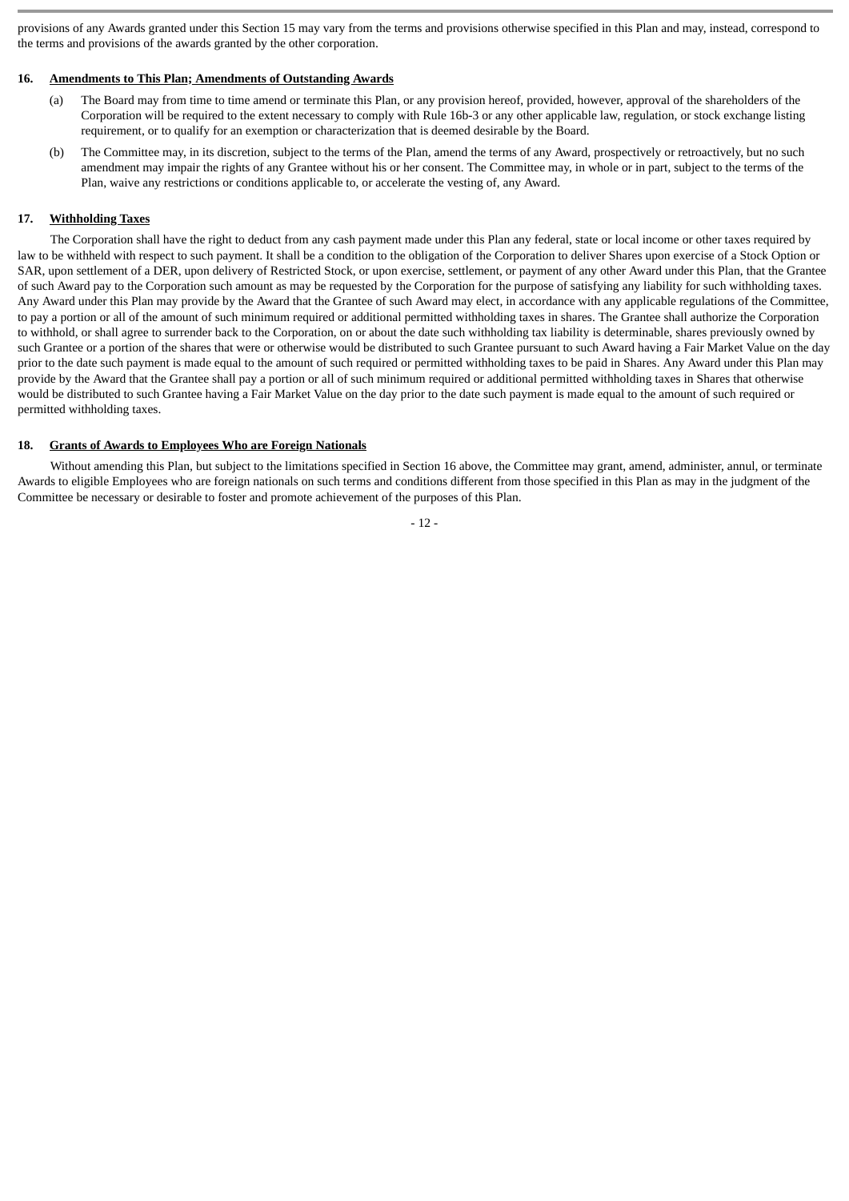provisions of any Awards granted under this Section 15 may vary from the terms and provisions otherwise specified in this Plan and may, instead, correspond to the terms and provisions of the awards granted by the other corporation.

## 16. Amendments to This Plan; Amendments of Outstanding Awards

(a) The Board may from time to time amend or terminate this Plan, or any provision hereof, provided, however, approval of the shareholders of the Corporation will be required to the extent necessary to comply with Rule 16b-3 or any other applicable law, regulation, or stock exchange listing requirement, or to qualify for an exemption or characterization that is deemed desirable by the Board.

(b) The Committee may, in its discretion, subject to the terms of the Plan, amend the terms of any Award, prospectively or retroactively, but no such amendment may impair the rights of any Grantee without his or her consent. The Committee may, in whole or in part, subject to the terms of the Plan, waive any restrictions or conditions applicable to, or accelerate the vesting of, any Award.

## 17. Withholding Taxes

The Corporation shall have the right to deduct from any cash payment made under this Plan any federal, state or local income or other taxes required by law to be withheld with respect to such payment. It shall be a condition to the obligation of the Corporation to deliver Shares upon exercise of a Stock Option or SAR, upon settlement of a DER, upon delivery of Restricted Stock, or upon exercise, settlement, or payment of any other Award under this Plan, that the Grantee of such Award pay to the Corporation such amount as may be requested by the Corporation for the purpose of satisfying any liability for such withholding taxes. Any Award under this Plan may provide by the Award that the Grantee of such Award may elect, in accordance with any applicable regulations of the Committee, to pay a portion or all of the amount of such minimum required or additional permitted withholding taxes in shares. The Grantee shall authorize the Corporation to withhold, or shall agree to surrender back to the Corporation, on or about the date such withholding tax liability is determinable, shares previously owned by such Grantee or a portion of the shares that were or otherwise would be distributed to such Grantee pursuant to such Award having a Fair Market Value on the day prior to the date such payment is made equal to the amount of such required or permitted withholding taxes to be paid in Shares. Any Award under this Plan may provide by the Award that the Grantee shall pay a portion or all of such minimum required or additional permitted withholding taxes in Shares that otherwise would be distributed to such Grantee having a Fair Market Value on the day prior to the date such payment is made equal to the amount of such required or permitted withholding taxes.

## 18. Grants of Awards to Employees Who are Foreign Nationals

Without amending this Plan, but subject to the limitations specified in Section 16 above, the Committee may grant, amend, administer, annul, or terminate Awards to eligible Employees who are foreign nationals on such terms and conditions different from those specified in this Plan as may in the judgment of the Committee be necessary or desirable to foster and promote achievement of the purposes of this Plan.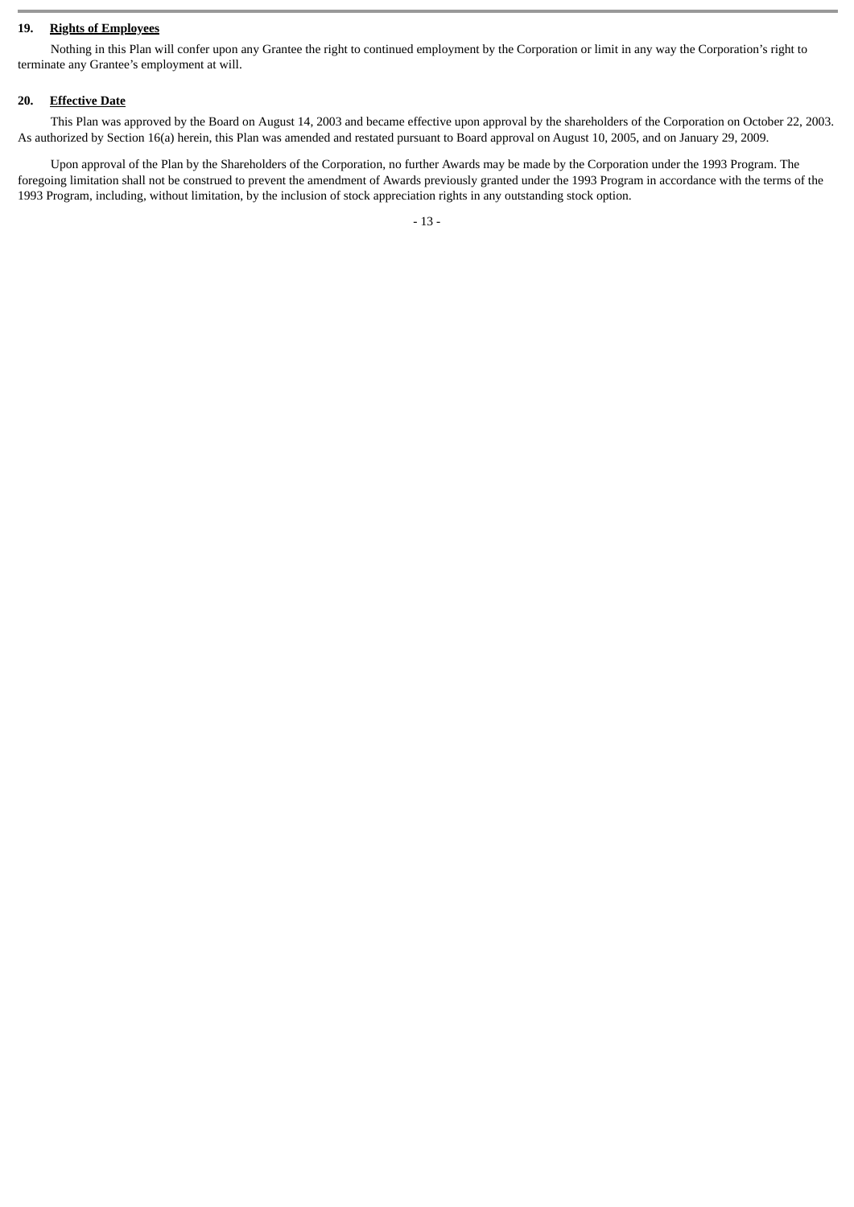## 19. Rights of Employees

Nothing in this Plan will confer upon any Grantee the right to continued employment by the Corporation or limit in any way the Corporation's right to terminate any Grantee's employment at will.

## 20. Effective Date

This Plan was approved by the Board on August 14, 2003 and became effective upon approval by the shareholders of the Corporation on October 22, 2003. As authorized by Section 16(a) herein, this Plan was amended and restated pursuant to Board approval on August 10, 2005, and on January 29, 2009.

Upon approval of the Plan by the Shareholders of the Corporation, no further Awards may be made by the Corporation under the 1993 Program. The foregoing limitation shall not be construed to prevent the amendment of Awards previously granted under the 1993 Program in accordance with the terms of the 1993 Program, including, without limitation, by the inclusion of stock appreciation rights in any outstanding stock option.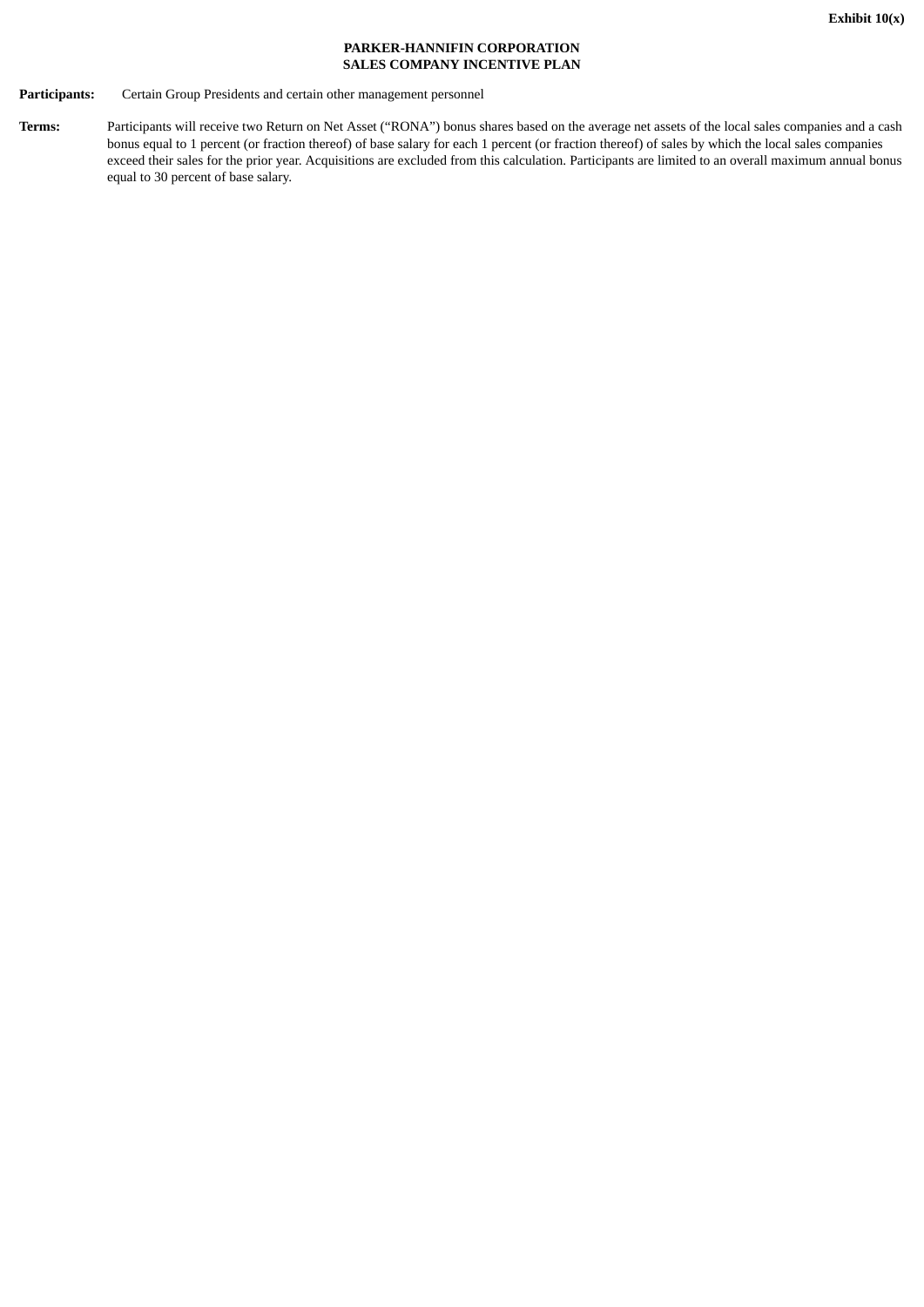**Exhibit 10(x)**

**PARKER-HANNIFIN CORPORATION**
**SALES COMPANY INCENTIVE PLAN**

**Participants:** Certain Group Presidents and certain other management personnel

**Terms:** Participants will receive two Return on Net Asset ("RONA") bonus shares based on the average net assets of the local sales companies and a cash bonus equal to 1 percent (or fraction thereof) of base salary for each 1 percent (or fraction thereof) of sales by which the local sales companies exceed their sales for the prior year. Acquisitions are excluded from this calculation. Participants are limited to an overall maximum annual bonus equal to 30 percent of base salary.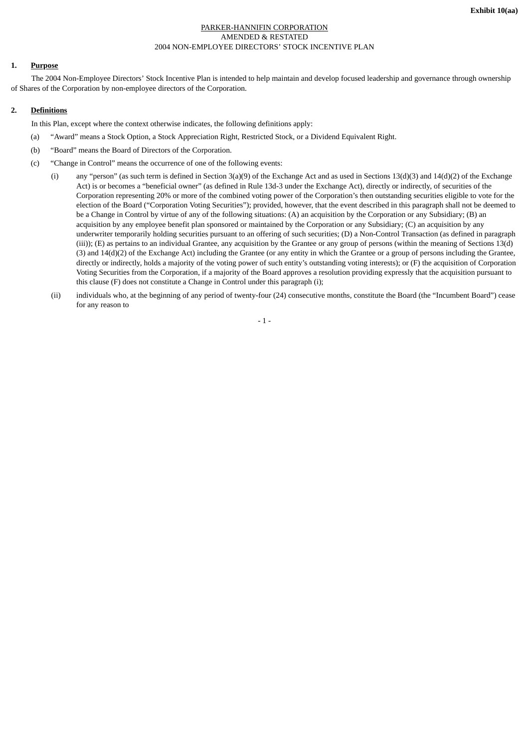**Exhibit 10(aa)**

PARKER-HANNIFIN CORPORATION
AMENDED & RESTATED
2004 NON-EMPLOYEE DIRECTORS' STOCK INCENTIVE PLAN

**1. Purpose**

The 2004 Non-Employee Directors' Stock Incentive Plan is intended to help maintain and develop focused leadership and governance through ownership of Shares of the Corporation by non-employee directors of the Corporation.

**2. Definitions**

In this Plan, except where the context otherwise indicates, the following definitions apply:

(a) "Award" means a Stock Option, a Stock Appreciation Right, Restricted Stock, or a Dividend Equivalent Right.

(b) "Board" means the Board of Directors of the Corporation.

(c) "Change in Control" means the occurrence of one of the following events:

(i) any "person" (as such term is defined in Section 3(a)(9) of the Exchange Act and as used in Sections 13(d)(3) and 14(d)(2) of the Exchange Act) is or becomes a "beneficial owner" (as defined in Rule 13d-3 under the Exchange Act), directly or indirectly, of securities of the Corporation representing 20% or more of the combined voting power of the Corporation's then outstanding securities eligible to vote for the election of the Board ("Corporation Voting Securities"); provided, however, that the event described in this paragraph shall not be deemed to be a Change in Control by virtue of any of the following situations: (A) an acquisition by the Corporation or any Subsidiary; (B) an acquisition by any employee benefit plan sponsored or maintained by the Corporation or any Subsidiary; (C) an acquisition by any underwriter temporarily holding securities pursuant to an offering of such securities; (D) a Non-Control Transaction (as defined in paragraph (iii)); (E) as pertains to an individual Grantee, any acquisition by the Grantee or any group of persons (within the meaning of Sections 13(d)(3) and 14(d)(2) of the Exchange Act) including the Grantee (or any entity in which the Grantee or a group of persons including the Grantee, directly or indirectly, holds a majority of the voting power of such entity's outstanding voting interests); or (F) the acquisition of Corporation Voting Securities from the Corporation, if a majority of the Board approves a resolution providing expressly that the acquisition pursuant to this clause (F) does not constitute a Change in Control under this paragraph (i);

(ii) individuals who, at the beginning of any period of twenty-four (24) consecutive months, constitute the Board (the "Incumbent Board") cease for any reason to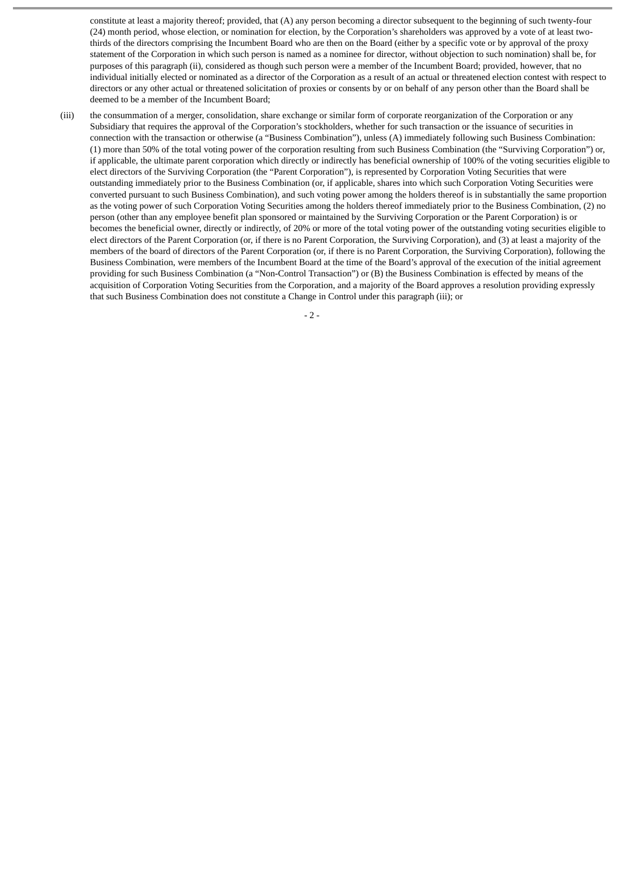constitute at least a majority thereof; provided, that (A) any person becoming a director subsequent to the beginning of such twenty-four (24) month period, whose election, or nomination for election, by the Corporation's shareholders was approved by a vote of at least two-thirds of the directors comprising the Incumbent Board who are then on the Board (either by a specific vote or by approval of the proxy statement of the Corporation in which such person is named as a nominee for director, without objection to such nomination) shall be, for purposes of this paragraph (ii), considered as though such person were a member of the Incumbent Board; provided, however, that no individual initially elected or nominated as a director of the Corporation as a result of an actual or threatened election contest with respect to directors or any other actual or threatened solicitation of proxies or consents by or on behalf of any person other than the Board shall be deemed to be a member of the Incumbent Board;

(iii) the consummation of a merger, consolidation, share exchange or similar form of corporate reorganization of the Corporation or any Subsidiary that requires the approval of the Corporation's stockholders, whether for such transaction or the issuance of securities in connection with the transaction or otherwise (a "Business Combination"), unless (A) immediately following such Business Combination: (1) more than 50% of the total voting power of the corporation resulting from such Business Combination (the "Surviving Corporation") or, if applicable, the ultimate parent corporation which directly or indirectly has beneficial ownership of 100% of the voting securities eligible to elect directors of the Surviving Corporation (the "Parent Corporation"), is represented by Corporation Voting Securities that were outstanding immediately prior to the Business Combination (or, if applicable, shares into which such Corporation Voting Securities were converted pursuant to such Business Combination), and such voting power among the holders thereof is in substantially the same proportion as the voting power of such Corporation Voting Securities among the holders thereof immediately prior to the Business Combination, (2) no person (other than any employee benefit plan sponsored or maintained by the Surviving Corporation or the Parent Corporation) is or becomes the beneficial owner, directly or indirectly, of 20% or more of the total voting power of the outstanding voting securities eligible to elect directors of the Parent Corporation (or, if there is no Parent Corporation, the Surviving Corporation), and (3) at least a majority of the members of the board of directors of the Parent Corporation (or, if there is no Parent Corporation, the Surviving Corporation), following the Business Combination, were members of the Incumbent Board at the time of the Board's approval of the execution of the initial agreement providing for such Business Combination (a "Non-Control Transaction") or (B) the Business Combination is effected by means of the acquisition of Corporation Voting Securities from the Corporation, and a majority of the Board approves a resolution providing expressly that such Business Combination does not constitute a Change in Control under this paragraph (iii); or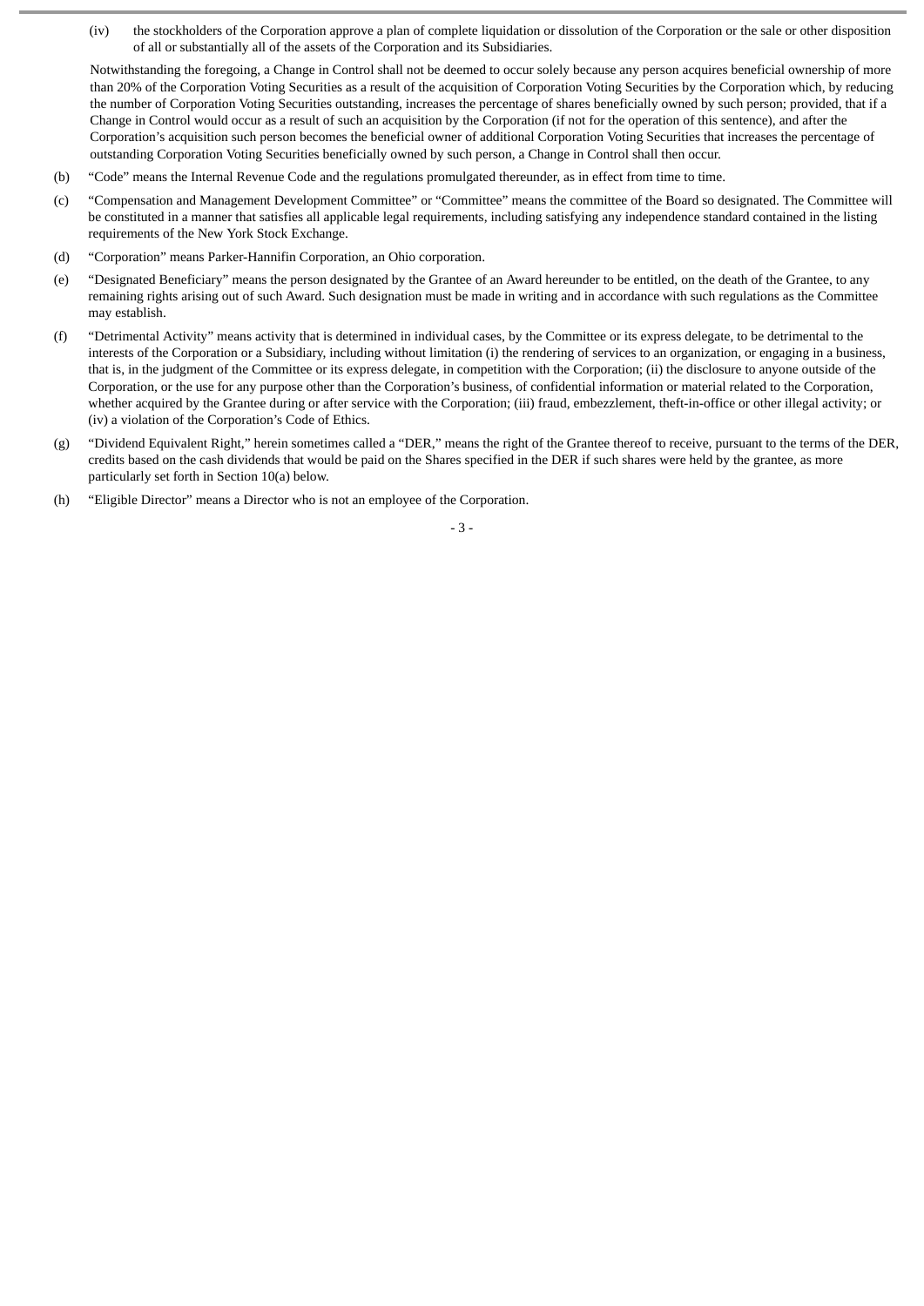(iv) the stockholders of the Corporation approve a plan of complete liquidation or dissolution of the Corporation or the sale or other disposition of all or substantially all of the assets of the Corporation and its Subsidiaries.

Notwithstanding the foregoing, a Change in Control shall not be deemed to occur solely because any person acquires beneficial ownership of more than 20% of the Corporation Voting Securities as a result of the acquisition of Corporation Voting Securities by the Corporation which, by reducing the number of Corporation Voting Securities outstanding, increases the percentage of shares beneficially owned by such person; provided, that if a Change in Control would occur as a result of such an acquisition by the Corporation (if not for the operation of this sentence), and after the Corporation's acquisition such person becomes the beneficial owner of additional Corporation Voting Securities that increases the percentage of outstanding Corporation Voting Securities beneficially owned by such person, a Change in Control shall then occur.

(b) "Code" means the Internal Revenue Code and the regulations promulgated thereunder, as in effect from time to time.

(c) "Compensation and Management Development Committee" or "Committee" means the committee of the Board so designated. The Committee will be constituted in a manner that satisfies all applicable legal requirements, including satisfying any independence standard contained in the listing requirements of the New York Stock Exchange.

(d) "Corporation" means Parker-Hannifin Corporation, an Ohio corporation.

(e) "Designated Beneficiary" means the person designated by the Grantee of an Award hereunder to be entitled, on the death of the Grantee, to any remaining rights arising out of such Award. Such designation must be made in writing and in accordance with such regulations as the Committee may establish.

(f) "Detrimental Activity" means activity that is determined in individual cases, by the Committee or its express delegate, to be detrimental to the interests of the Corporation or a Subsidiary, including without limitation (i) the rendering of services to an organization, or engaging in a business, that is, in the judgment of the Committee or its express delegate, in competition with the Corporation; (ii) the disclosure to anyone outside of the Corporation, or the use for any purpose other than the Corporation's business, of confidential information or material related to the Corporation, whether acquired by the Grantee during or after service with the Corporation; (iii) fraud, embezzlement, theft-in-office or other illegal activity; or (iv) a violation of the Corporation's Code of Ethics.

(g) "Dividend Equivalent Right," herein sometimes called a "DER," means the right of the Grantee thereof to receive, pursuant to the terms of the DER, credits based on the cash dividends that would be paid on the Shares specified in the DER if such shares were held by the grantee, as more particularly set forth in Section 10(a) below.

(h) "Eligible Director" means a Director who is not an employee of the Corporation.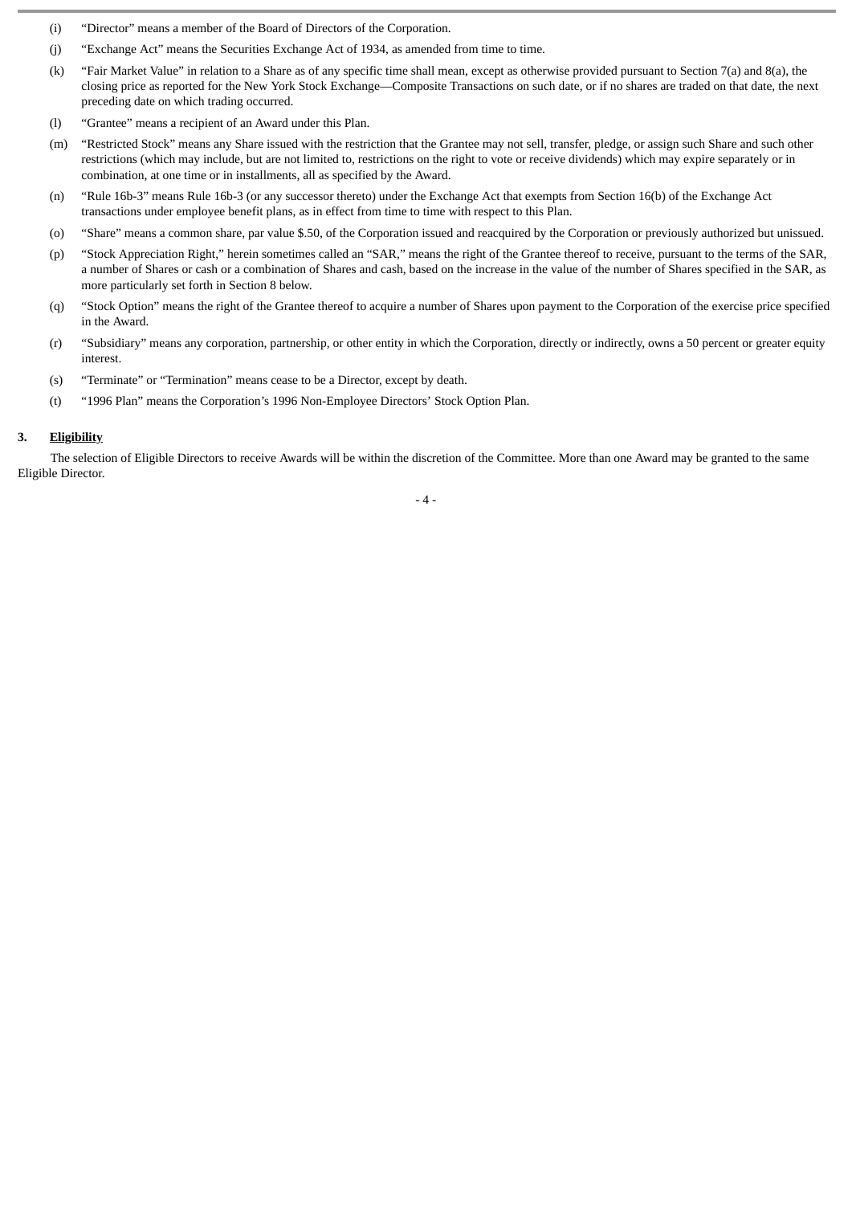(i) "Director" means a member of the Board of Directors of the Corporation.

(j) "Exchange Act" means the Securities Exchange Act of 1934, as amended from time to time.

(k) "Fair Market Value" in relation to a Share as of any specific time shall mean, except as otherwise provided pursuant to Section 7(a) and 8(a), the closing price as reported for the New York Stock Exchange—Composite Transactions on such date, or if no shares are traded on that date, the next preceding date on which trading occurred.

(l) "Grantee" means a recipient of an Award under this Plan.

(m) "Restricted Stock" means any Share issued with the restriction that the Grantee may not sell, transfer, pledge, or assign such Share and such other restrictions (which may include, but are not limited to, restrictions on the right to vote or receive dividends) which may expire separately or in combination, at one time or in installments, all as specified by the Award.

(n) "Rule 16b-3" means Rule 16b-3 (or any successor thereto) under the Exchange Act that exempts from Section 16(b) of the Exchange Act transactions under employee benefit plans, as in effect from time to time with respect to this Plan.

(o) "Share" means a common share, par value $.50, of the Corporation issued and reacquired by the Corporation or previously authorized but unissued.

(p) "Stock Appreciation Right," herein sometimes called an "SAR," means the right of the Grantee thereof to receive, pursuant to the terms of the SAR, a number of Shares or cash or a combination of Shares and cash, based on the increase in the value of the number of Shares specified in the SAR, as more particularly set forth in Section 8 below.

(q) "Stock Option" means the right of the Grantee thereof to acquire a number of Shares upon payment to the Corporation of the exercise price specified in the Award.

(r) "Subsidiary" means any corporation, partnership, or other entity in which the Corporation, directly or indirectly, owns a 50 percent or greater equity interest.

(s) "Terminate" or "Termination" means cease to be a Director, except by death.

(t) "1996 Plan" means the Corporation's 1996 Non-Employee Directors' Stock Option Plan.

## 3. Eligibility

The selection of Eligible Directors to receive Awards will be within the discretion of the Committee. More than one Award may be granted to the same Eligible Director.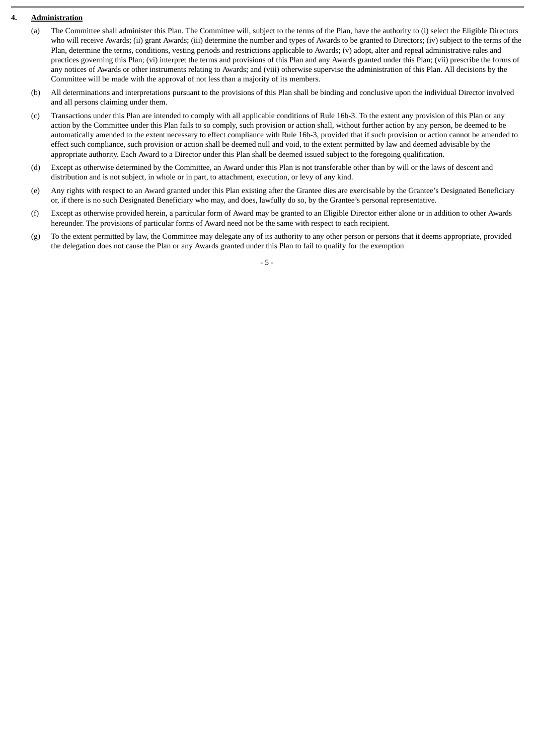## 4. **Administration**

(a) The Committee shall administer this Plan. The Committee will, subject to the terms of the Plan, have the authority to (i) select the Eligible Directors who will receive Awards; (ii) grant Awards; (iii) determine the number and types of Awards to be granted to Directors; (iv) subject to the terms of the Plan, determine the terms, conditions, vesting periods and restrictions applicable to Awards; (v) adopt, alter and repeal administrative rules and practices governing this Plan; (vi) interpret the terms and provisions of this Plan and any Awards granted under this Plan; (vii) prescribe the forms of any notices of Awards or other instruments relating to Awards; and (viii) otherwise supervise the administration of this Plan. All decisions by the Committee will be made with the approval of not less than a majority of its members.

(b) All determinations and interpretations pursuant to the provisions of this Plan shall be binding and conclusive upon the individual Director involved and all persons claiming under them.

(c) Transactions under this Plan are intended to comply with all applicable conditions of Rule 16b-3. To the extent any provision of this Plan or any action by the Committee under this Plan fails to so comply, such provision or action shall, without further action by any person, be deemed to be automatically amended to the extent necessary to effect compliance with Rule 16b-3, provided that if such provision or action cannot be amended to effect such compliance, such provision or action shall be deemed null and void, to the extent permitted by law and deemed advisable by the appropriate authority. Each Award to a Director under this Plan shall be deemed issued subject to the foregoing qualification.

(d) Except as otherwise determined by the Committee, an Award under this Plan is not transferable other than by will or the laws of descent and distribution and is not subject, in whole or in part, to attachment, execution, or levy of any kind.

(e) Any rights with respect to an Award granted under this Plan existing after the Grantee dies are exercisable by the Grantee's Designated Beneficiary or, if there is no such Designated Beneficiary who may, and does, lawfully do so, by the Grantee's personal representative.

(f) Except as otherwise provided herein, a particular form of Award may be granted to an Eligible Director either alone or in addition to other Awards hereunder. The provisions of particular forms of Award need not be the same with respect to each recipient.

(g) To the extent permitted by law, the Committee may delegate any of its authority to any other person or persons that it deems appropriate, provided the delegation does not cause the Plan or any Awards granted under this Plan to fail to qualify for the exemption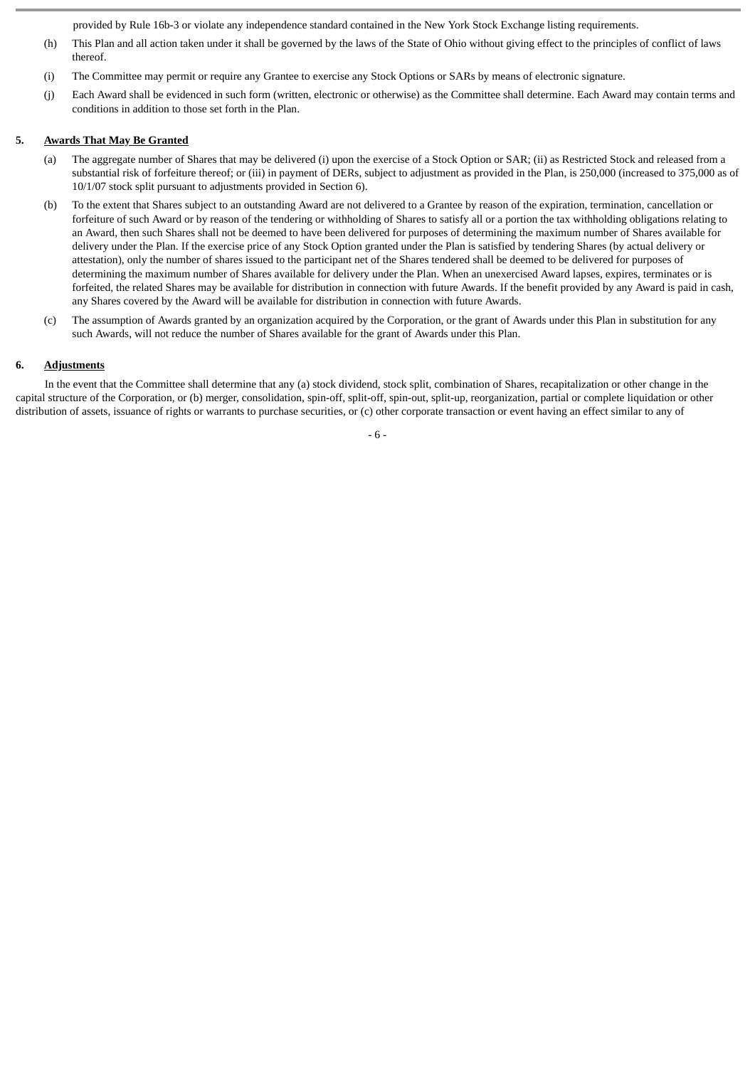provided by Rule 16b-3 or violate any independence standard contained in the New York Stock Exchange listing requirements.

(h) This Plan and all action taken under it shall be governed by the laws of the State of Ohio without giving effect to the principles of conflict of laws thereof.

(i) The Committee may permit or require any Grantee to exercise any Stock Options or SARs by means of electronic signature.

(j) Each Award shall be evidenced in such form (written, electronic or otherwise) as the Committee shall determine. Each Award may contain terms and conditions in addition to those set forth in the Plan.

**5. Awards That May Be Granted**

(a) The aggregate number of Shares that may be delivered (i) upon the exercise of a Stock Option or SAR; (ii) as Restricted Stock and released from a substantial risk of forfeiture thereof; or (iii) in payment of DERs, subject to adjustment as provided in the Plan, is 250,000 (increased to 375,000 as of 10/1/07 stock split pursuant to adjustments provided in Section 6).

(b) To the extent that Shares subject to an outstanding Award are not delivered to a Grantee by reason of the expiration, termination, cancellation or forfeiture of such Award or by reason of the tendering or withholding of Shares to satisfy all or a portion the tax withholding obligations relating to an Award, then such Shares shall not be deemed to have been delivered for purposes of determining the maximum number of Shares available for delivery under the Plan. If the exercise price of any Stock Option granted under the Plan is satisfied by tendering Shares (by actual delivery or attestation), only the number of shares issued to the participant net of the Shares tendered shall be deemed to be delivered for purposes of determining the maximum number of Shares available for delivery under the Plan. When an unexercised Award lapses, expires, terminates or is forfeited, the related Shares may be available for distribution in connection with future Awards. If the benefit provided by any Award is paid in cash, any Shares covered by the Award will be available for distribution in connection with future Awards.

(c) The assumption of Awards granted by an organization acquired by the Corporation, or the grant of Awards under this Plan in substitution for any such Awards, will not reduce the number of Shares available for the grant of Awards under this Plan.

**6. Adjustments**

In the event that the Committee shall determine that any (a) stock dividend, stock split, combination of Shares, recapitalization or other change in the capital structure of the Corporation, or (b) merger, consolidation, spin-off, split-off, spin-out, split-up, reorganization, partial or complete liquidation or other distribution of assets, issuance of rights or warrants to purchase securities, or (c) other corporate transaction or event having an effect similar to any of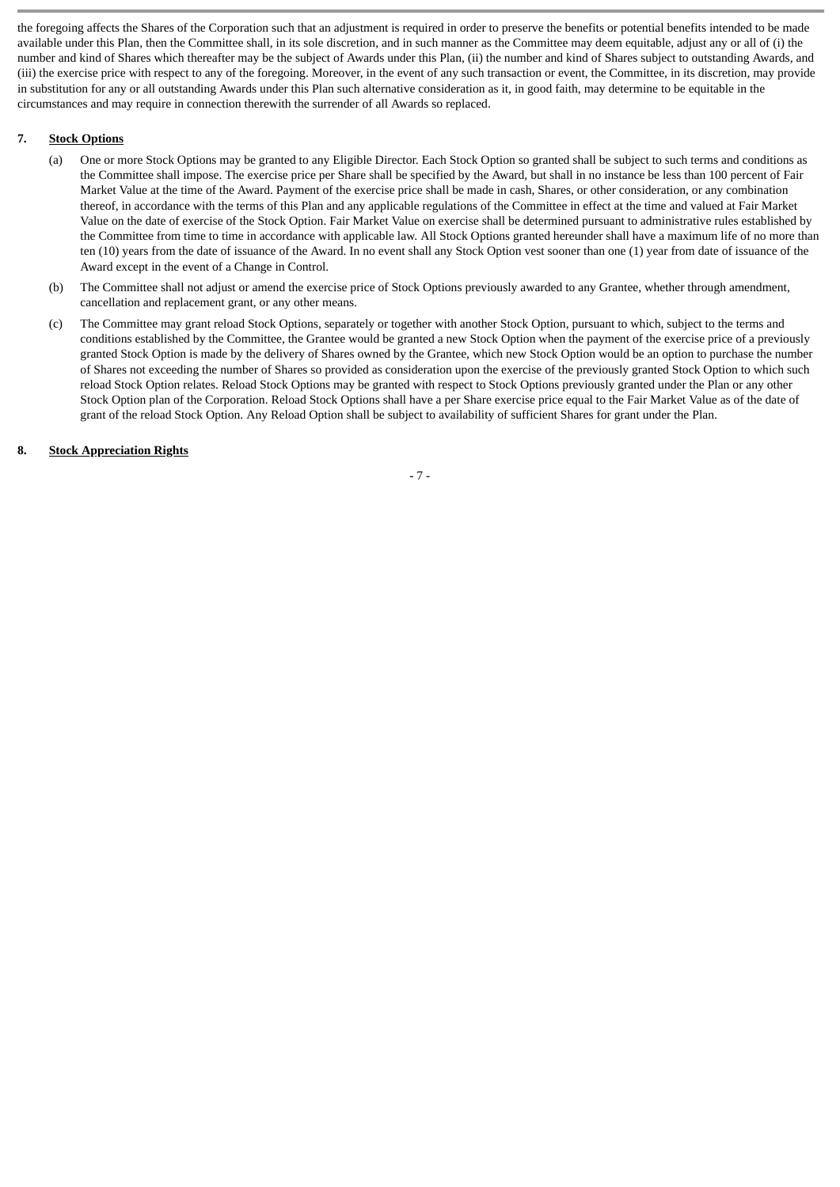the foregoing affects the Shares of the Corporation such that an adjustment is required in order to preserve the benefits or potential benefits intended to be made available under this Plan, then the Committee shall, in its sole discretion, and in such manner as the Committee may deem equitable, adjust any or all of (i) the number and kind of Shares which thereafter may be the subject of Awards under this Plan, (ii) the number and kind of Shares subject to outstanding Awards, and (iii) the exercise price with respect to any of the foregoing. Moreover, in the event of any such transaction or event, the Committee, in its discretion, may provide in substitution for any or all outstanding Awards under this Plan such alternative consideration as it, in good faith, may determine to be equitable in the circumstances and may require in connection therewith the surrender of all Awards so replaced.

**7. Stock Options**

(a) One or more Stock Options may be granted to any Eligible Director. Each Stock Option so granted shall be subject to such terms and conditions as the Committee shall impose. The exercise price per Share shall be specified by the Award, but shall in no instance be less than 100 percent of Fair Market Value at the time of the Award. Payment of the exercise price shall be made in cash, Shares, or other consideration, or any combination thereof, in accordance with the terms of this Plan and any applicable regulations of the Committee in effect at the time and valued at Fair Market Value on the date of exercise of the Stock Option. Fair Market Value on exercise shall be determined pursuant to administrative rules established by the Committee from time to time in accordance with applicable law. All Stock Options granted hereunder shall have a maximum life of no more than ten (10) years from the date of issuance of the Award. In no event shall any Stock Option vest sooner than one (1) year from date of issuance of the Award except in the event of a Change in Control.

(b) The Committee shall not adjust or amend the exercise price of Stock Options previously awarded to any Grantee, whether through amendment, cancellation and replacement grant, or any other means.

(c) The Committee may grant reload Stock Options, separately or together with another Stock Option, pursuant to which, subject to the terms and conditions established by the Committee, the Grantee would be granted a new Stock Option when the payment of the exercise price of a previously granted Stock Option is made by the delivery of Shares owned by the Grantee, which new Stock Option would be an option to purchase the number of Shares not exceeding the number of Shares so provided as consideration upon the exercise of the previously granted Stock Option to which such reload Stock Option relates. Reload Stock Options may be granted with respect to Stock Options previously granted under the Plan or any other Stock Option plan of the Corporation. Reload Stock Options shall have a per Share exercise price equal to the Fair Market Value as of the date of grant of the reload Stock Option. Any Reload Option shall be subject to availability of sufficient Shares for grant under the Plan.

**8. Stock Appreciation Rights**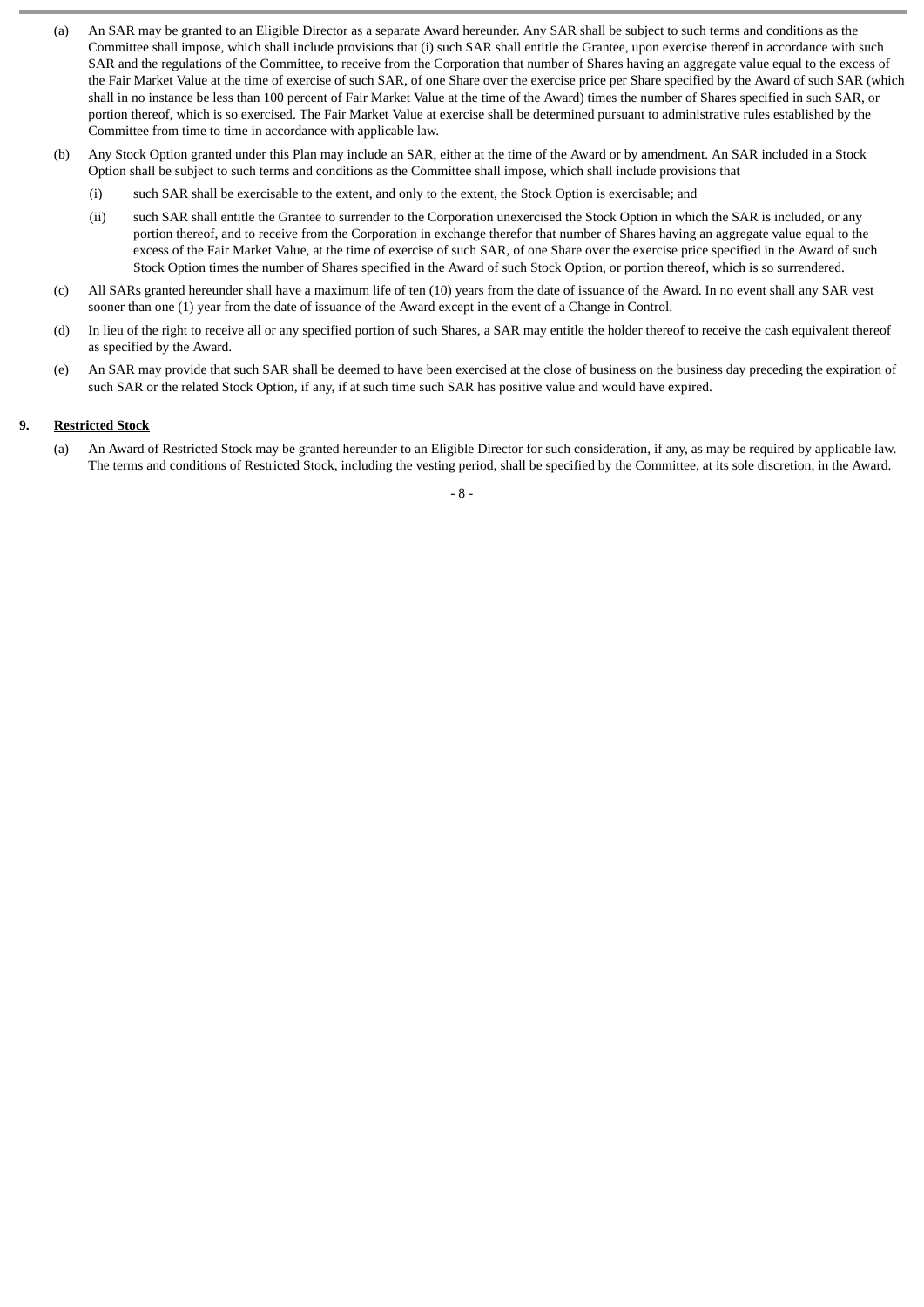(a) An SAR may be granted to an Eligible Director as a separate Award hereunder. Any SAR shall be subject to such terms and conditions as the Committee shall impose, which shall include provisions that (i) such SAR shall entitle the Grantee, upon exercise thereof in accordance with such SAR and the regulations of the Committee, to receive from the Corporation that number of Shares having an aggregate value equal to the excess of the Fair Market Value at the time of exercise of such SAR, of one Share over the exercise price per Share specified by the Award of such SAR (which shall in no instance be less than 100 percent of Fair Market Value at the time of the Award) times the number of Shares specified in such SAR, or portion thereof, which is so exercised. The Fair Market Value at exercise shall be determined pursuant to administrative rules established by the Committee from time to time in accordance with applicable law.

(b) Any Stock Option granted under this Plan may include an SAR, either at the time of the Award or by amendment. An SAR included in a Stock Option shall be subject to such terms and conditions as the Committee shall impose, which shall include provisions that

   (i) such SAR shall be exercisable to the extent, and only to the extent, the Stock Option is exercisable; and

   (ii) such SAR shall entitle the Grantee to surrender to the Corporation unexercised the Stock Option in which the SAR is included, or any portion thereof, and to receive from the Corporation in exchange therefor that number of Shares having an aggregate value equal to the excess of the Fair Market Value, at the time of exercise of such SAR, of one Share over the exercise price specified in the Award of such Stock Option times the number of Shares specified in the Award of such Stock Option, or portion thereof, which is so surrendered.

(c) All SARs granted hereunder shall have a maximum life of ten (10) years from the date of issuance of the Award. In no event shall any SAR vest sooner than one (1) year from the date of issuance of the Award except in the event of a Change in Control.

(d) In lieu of the right to receive all or any specified portion of such Shares, a SAR may entitle the holder thereof to receive the cash equivalent thereof as specified by the Award.

(e) An SAR may provide that such SAR shall be deemed to have been exercised at the close of business on the business day preceding the expiration of such SAR or the related Stock Option, if any, if at such time such SAR has positive value and would have expired.

**9. <u>Restricted Stock</u>**

(a) An Award of Restricted Stock may be granted hereunder to an Eligible Director for such consideration, if any, as may be required by applicable law. The terms and conditions of Restricted Stock, including the vesting period, shall be specified by the Committee, at its sole discretion, in the Award.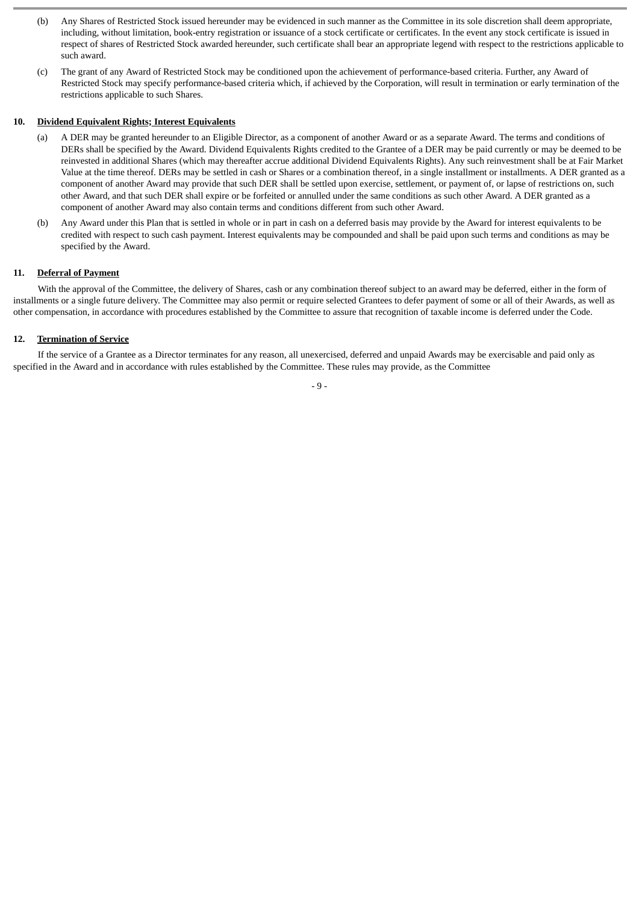(b) Any Shares of Restricted Stock issued hereunder may be evidenced in such manner as the Committee in its sole discretion shall deem appropriate, including, without limitation, book-entry registration or issuance of a stock certificate or certificates. In the event any stock certificate is issued in respect of shares of Restricted Stock awarded hereunder, such certificate shall bear an appropriate legend with respect to the restrictions applicable to such award.

(c) The grant of any Award of Restricted Stock may be conditioned upon the achievement of performance-based criteria. Further, any Award of Restricted Stock may specify performance-based criteria which, if achieved by the Corporation, will result in termination or early termination of the restrictions applicable to such Shares.

**10. Dividend Equivalent Rights; Interest Equivalents**

(a) A DER may be granted hereunder to an Eligible Director, as a component of another Award or as a separate Award. The terms and conditions of DERs shall be specified by the Award. Dividend Equivalents Rights credited to the Grantee of a DER may be paid currently or may be deemed to be reinvested in additional Shares (which may thereafter accrue additional Dividend Equivalents Rights). Any such reinvestment shall be at Fair Market Value at the time thereof. DERs may be settled in cash or Shares or a combination thereof, in a single installment or installments. A DER granted as a component of another Award may provide that such DER shall be settled upon exercise, settlement, or payment of, or lapse of restrictions on, such other Award, and that such DER shall expire or be forfeited or annulled under the same conditions as such other Award. A DER granted as a component of another Award may also contain terms and conditions different from such other Award.

(b) Any Award under this Plan that is settled in whole or in part in cash on a deferred basis may provide by the Award for interest equivalents to be credited with respect to such cash payment. Interest equivalents may be compounded and shall be paid upon such terms and conditions as may be specified by the Award.

**11. Deferral of Payment**

With the approval of the Committee, the delivery of Shares, cash or any combination thereof subject to an award may be deferred, either in the form of installments or a single future delivery. The Committee may also permit or require selected Grantees to defer payment of some or all of their Awards, as well as other compensation, in accordance with procedures established by the Committee to assure that recognition of taxable income is deferred under the Code.

**12. Termination of Service**

If the service of a Grantee as a Director terminates for any reason, all unexercised, deferred and unpaid Awards may be exercisable and paid only as specified in the Award and in accordance with rules established by the Committee. These rules may provide, as the Committee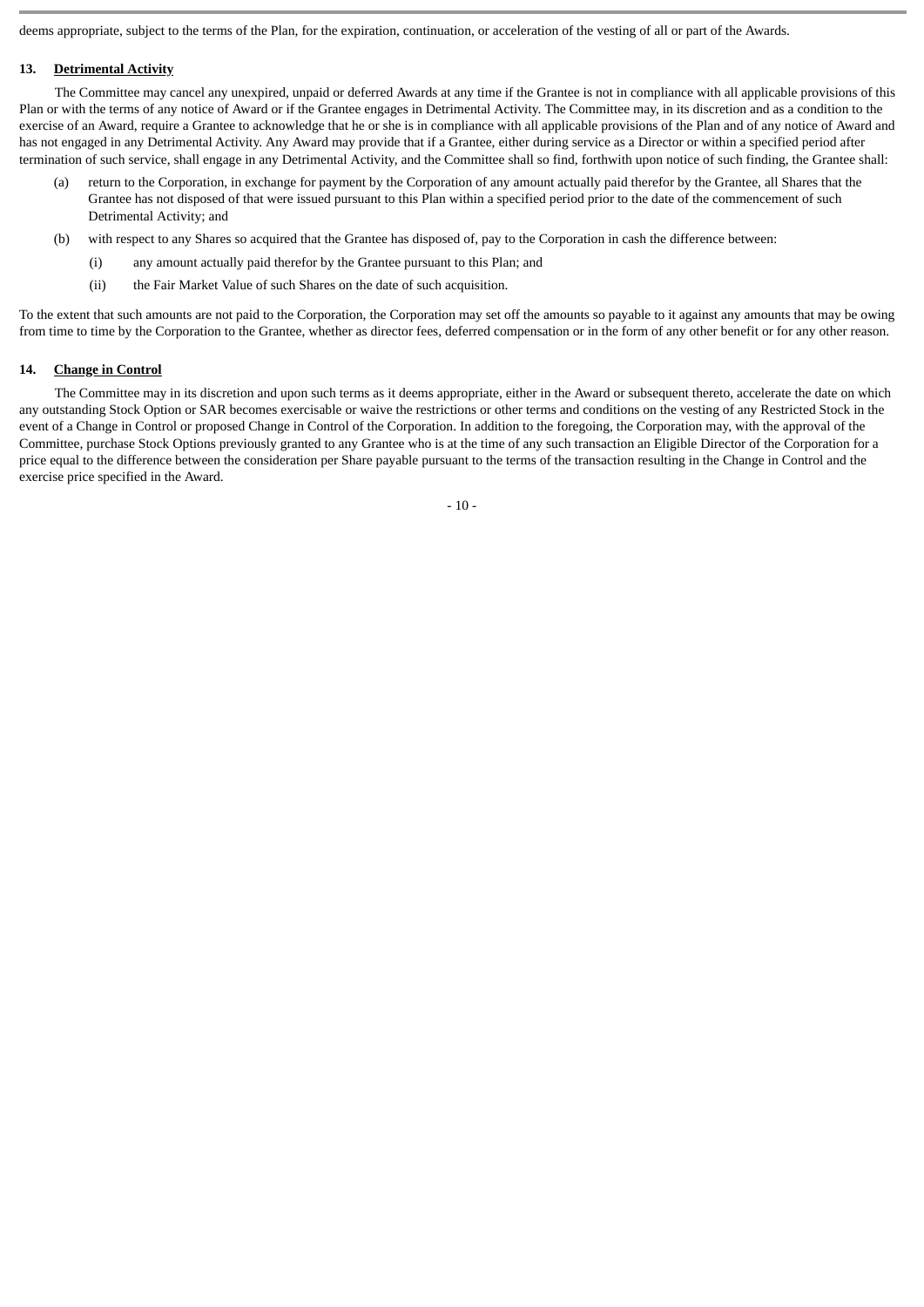deems appropriate, subject to the terms of the Plan, for the expiration, continuation, or acceleration of the vesting of all or part of the Awards.

## 13. Detrimental Activity

The Committee may cancel any unexpired, unpaid or deferred Awards at any time if the Grantee is not in compliance with all applicable provisions of this Plan or with the terms of any notice of Award or if the Grantee engages in Detrimental Activity. The Committee may, in its discretion and as a condition to the exercise of an Award, require a Grantee to acknowledge that he or she is in compliance with all applicable provisions of the Plan and of any notice of Award and has not engaged in any Detrimental Activity. Any Award may provide that if a Grantee, either during service as a Director or within a specified period after termination of such service, shall engage in any Detrimental Activity, and the Committee shall so find, forthwith upon notice of such finding, the Grantee shall:

(a) return to the Corporation, in exchange for payment by the Corporation of any amount actually paid therefor by the Grantee, all Shares that the Grantee has not disposed of that were issued pursuant to this Plan within a specified period prior to the date of the commencement of such Detrimental Activity; and

(b) with respect to any Shares so acquired that the Grantee has disposed of, pay to the Corporation in cash the difference between:

  (i) any amount actually paid therefor by the Grantee pursuant to this Plan; and

  (ii) the Fair Market Value of such Shares on the date of such acquisition.

To the extent that such amounts are not paid to the Corporation, the Corporation may set off the amounts so payable to it against any amounts that may be owing from time to time by the Corporation to the Grantee, whether as director fees, deferred compensation or in the form of any other benefit or for any other reason.

## 14. Change in Control

The Committee may in its discretion and upon such terms as it deems appropriate, either in the Award or subsequent thereto, accelerate the date on which any outstanding Stock Option or SAR becomes exercisable or waive the restrictions or other terms and conditions on the vesting of any Restricted Stock in the event of a Change in Control or proposed Change in Control of the Corporation. In addition to the foregoing, the Corporation may, with the approval of the Committee, purchase Stock Options previously granted to any Grantee who is at the time of any such transaction an Eligible Director of the Corporation for a price equal to the difference between the consideration per Share payable pursuant to the terms of the transaction resulting in the Change in Control and the exercise price specified in the Award.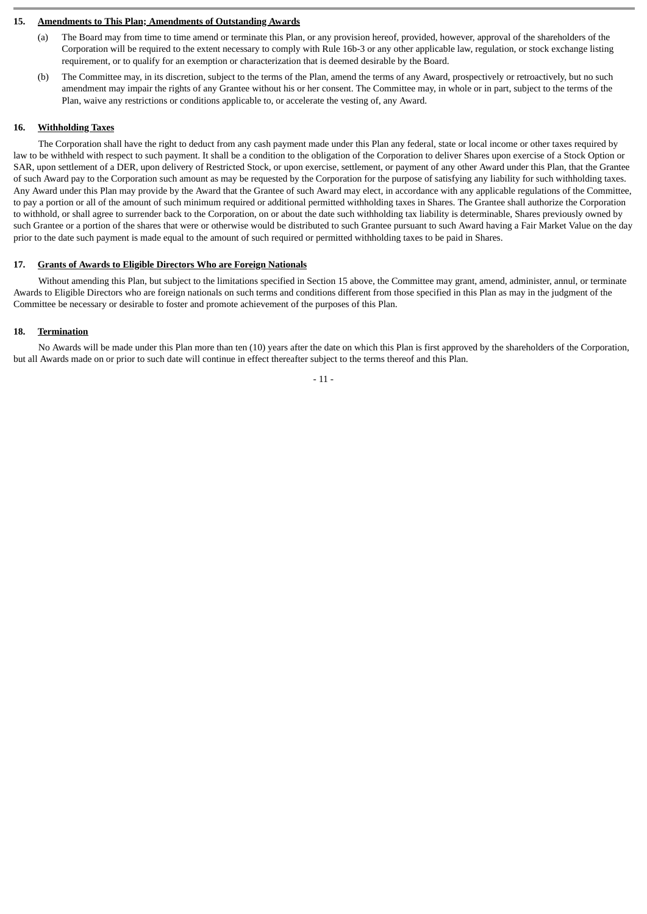**15. Amendments to This Plan; Amendments of Outstanding Awards**

(a) The Board may from time to time amend or terminate this Plan, or any provision hereof, provided, however, approval of the shareholders of the Corporation will be required to the extent necessary to comply with Rule 16b-3 or any other applicable law, regulation, or stock exchange listing requirement, or to qualify for an exemption or characterization that is deemed desirable by the Board.

(b) The Committee may, in its discretion, subject to the terms of the Plan, amend the terms of any Award, prospectively or retroactively, but no such amendment may impair the rights of any Grantee without his or her consent. The Committee may, in whole or in part, subject to the terms of the Plan, waive any restrictions or conditions applicable to, or accelerate the vesting of, any Award.

**16. Withholding Taxes**

The Corporation shall have the right to deduct from any cash payment made under this Plan any federal, state or local income or other taxes required by law to be withheld with respect to such payment. It shall be a condition to the obligation of the Corporation to deliver Shares upon exercise of a Stock Option or SAR, upon settlement of a DER, upon delivery of Restricted Stock, or upon exercise, settlement, or payment of any other Award under this Plan, that the Grantee of such Award pay to the Corporation such amount as may be requested by the Corporation for the purpose of satisfying any liability for such withholding taxes. Any Award under this Plan may provide by the Award that the Grantee of such Award may elect, in accordance with any applicable regulations of the Committee, to pay a portion or all of the amount of such minimum required or additional permitted withholding taxes in Shares. The Grantee shall authorize the Corporation to withhold, or shall agree to surrender back to the Corporation, on or about the date such withholding tax liability is determinable, Shares previously owned by such Grantee or a portion of the shares that were or otherwise would be distributed to such Grantee pursuant to such Award having a Fair Market Value on the day prior to the date such payment is made equal to the amount of such required or permitted withholding taxes to be paid in Shares.

**17. Grants of Awards to Eligible Directors Who are Foreign Nationals**

Without amending this Plan, but subject to the limitations specified in Section 15 above, the Committee may grant, amend, administer, annul, or terminate Awards to Eligible Directors who are foreign nationals on such terms and conditions different from those specified in this Plan as may in the judgment of the Committee be necessary or desirable to foster and promote achievement of the purposes of this Plan.

**18. Termination**

No Awards will be made under this Plan more than ten (10) years after the date on which this Plan is first approved by the shareholders of the Corporation, but all Awards made on or prior to such date will continue in effect thereafter subject to the terms thereof and this Plan.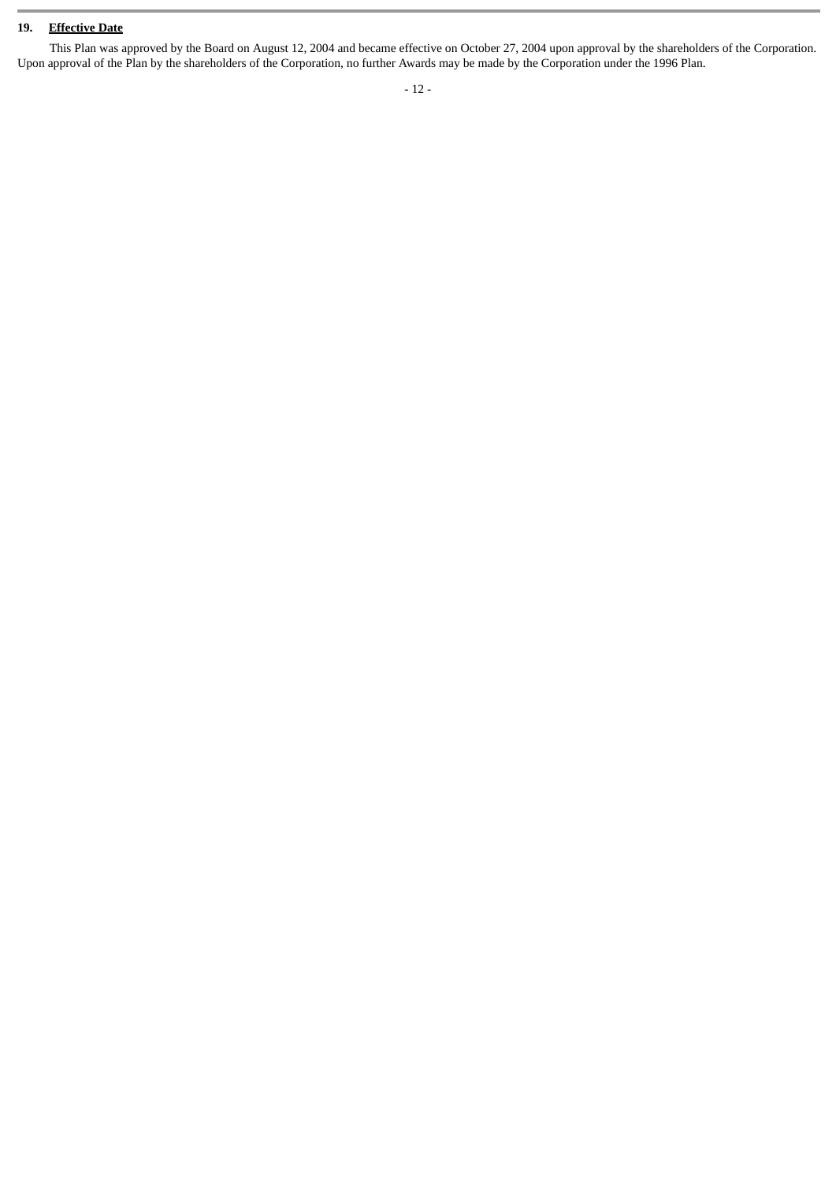## 19. Effective Date

This Plan was approved by the Board on August 12, 2004 and became effective on October 27, 2004 upon approval by the shareholders of the Corporation. Upon approval of the Plan by the shareholders of the Corporation, no further Awards may be made by the Corporation under the 1996 Plan.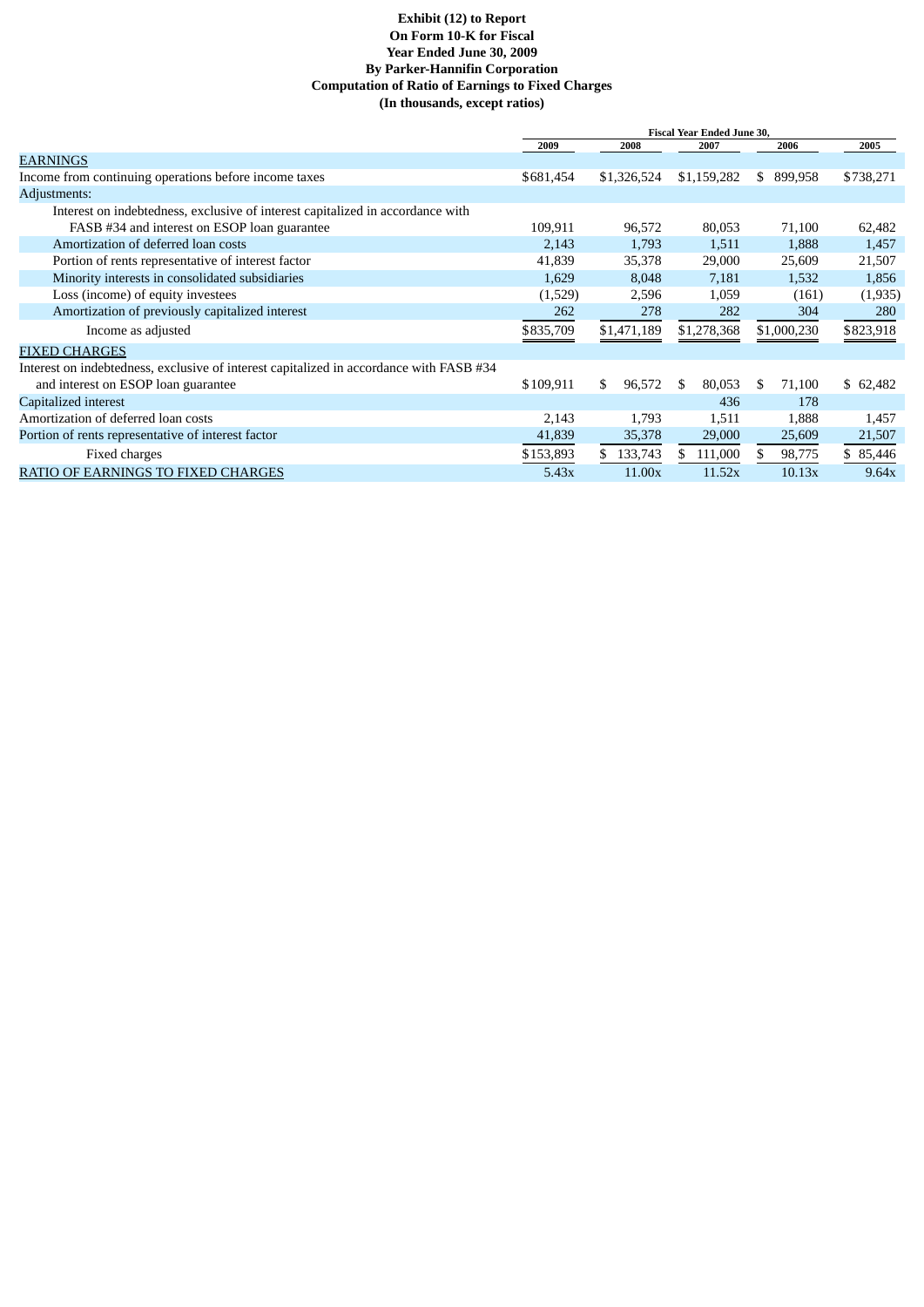**Exhibit (12) to Report**
**On Form 10-K for Fiscal**
**Year Ended June 30, 2009**
**By Parker-Hannifin Corporation**
**Computation of Ratio of Earnings to Fixed Charges**
**(In thousands, except ratios)**

| | Fiscal Year Ended June 30, | | | | |
|---|---|---|---|---|---|
| | 2009 | 2008 | 2007 | 2006 | 2005 |
| EARNINGS | | | | | |
| Income from continuing operations before income taxes | $681,454 | $1,326,524 | $1,159,282 | $ 899,958 | $738,271 |
| Adjustments: | | | | | |
| Interest on indebtedness, exclusive of interest capitalized in accordance with FASB #34 and interest on ESOP loan guarantee | 109,911 | 96,572 | 80,053 | 71,100 | 62,482 |
| Amortization of deferred loan costs | 2,143 | 1,793 | 1,511 | 1,888 | 1,457 |
| Portion of rents representative of interest factor | 41,839 | 35,378 | 29,000 | 25,609 | 21,507 |
| Minority interests in consolidated subsidiaries | 1,629 | 8,048 | 7,181 | 1,532 | 1,856 |
| Loss (income) of equity investees | (1,529) | 2,596 | 1,059 | (161) | (1,935) |
| Amortization of previously capitalized interest | 262 | 278 | 282 | 304 | 280 |
| Income as adjusted | $835,709 | $1,471,189 | $1,278,368 | $1,000,230 | $823,918 |
| FIXED CHARGES | | | | | |
| Interest on indebtedness, exclusive of interest capitalized in accordance with FASB #34 and interest on ESOP loan guarantee | $109,911 | $ 96,572 | $ 80,053 | $ 71,100 | $ 62,482 |
| Capitalized interest | | | 436 | 178 | |
| Amortization of deferred loan costs | 2,143 | 1,793 | 1,511 | 1,888 | 1,457 |
| Portion of rents representative of interest factor | 41,839 | 35,378 | 29,000 | 25,609 | 21,507 |
| Fixed charges | $153,893 | $ 133,743 | $ 111,000 | $ 98,775 | $ 85,446 |
| RATIO OF EARNINGS TO FIXED CHARGES | 5.43x | 11.00x | 11.52x | 10.13x | 9.64x |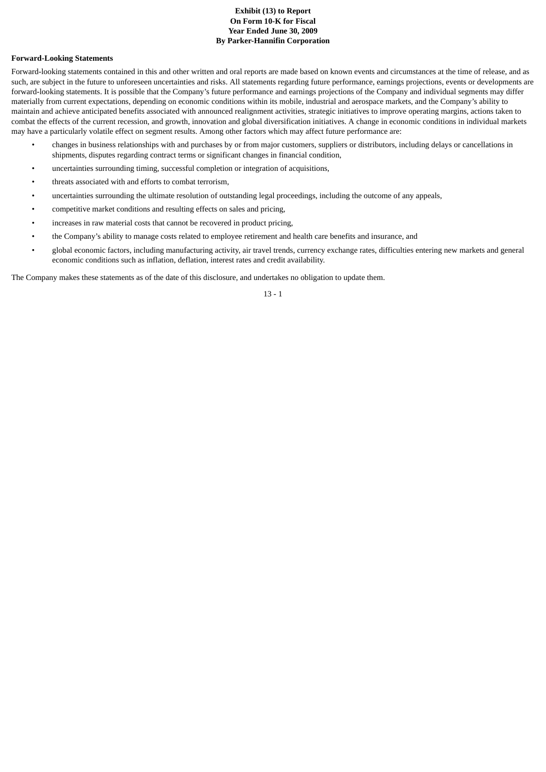**Exhibit (13) to Report**
**On Form 10-K for Fiscal**
**Year Ended June 30, 2009**
**By Parker-Hannifin Corporation**

**Forward-Looking Statements**

Forward-looking statements contained in this and other written and oral reports are made based on known events and circumstances at the time of release, and as such, are subject in the future to unforeseen uncertainties and risks. All statements regarding future performance, earnings projections, events or developments are forward-looking statements. It is possible that the Company's future performance and earnings projections of the Company and individual segments may differ materially from current expectations, depending on economic conditions within its mobile, industrial and aerospace markets, and the Company's ability to maintain and achieve anticipated benefits associated with announced realignment activities, strategic initiatives to improve operating margins, actions taken to combat the effects of the current recession, and growth, innovation and global diversification initiatives. A change in economic conditions in individual markets may have a particularly volatile effect on segment results. Among other factors which may affect future performance are:

- changes in business relationships with and purchases by or from major customers, suppliers or distributors, including delays or cancellations in shipments, disputes regarding contract terms or significant changes in financial condition,
- uncertainties surrounding timing, successful completion or integration of acquisitions,
- threats associated with and efforts to combat terrorism,
- uncertainties surrounding the ultimate resolution of outstanding legal proceedings, including the outcome of any appeals,
- competitive market conditions and resulting effects on sales and pricing,
- increases in raw material costs that cannot be recovered in product pricing,
- the Company's ability to manage costs related to employee retirement and health care benefits and insurance, and
- global economic factors, including manufacturing activity, air travel trends, currency exchange rates, difficulties entering new markets and general economic conditions such as inflation, deflation, interest rates and credit availability.

The Company makes these statements as of the date of this disclosure, and undertakes no obligation to update them.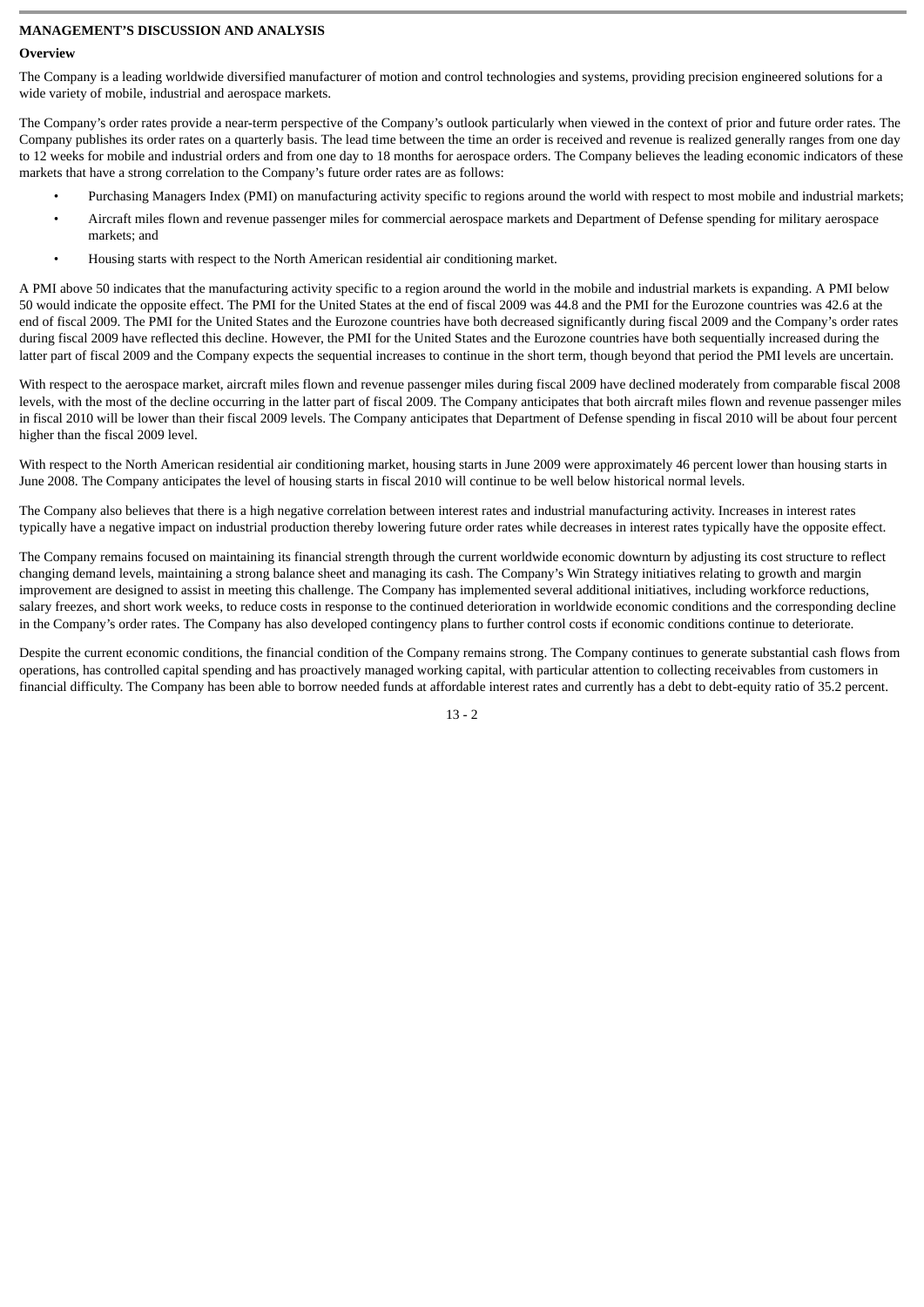**MANAGEMENT'S DISCUSSION AND ANALYSIS**

**Overview**

The Company is a leading worldwide diversified manufacturer of motion and control technologies and systems, providing precision engineered solutions for a wide variety of mobile, industrial and aerospace markets.

The Company's order rates provide a near-term perspective of the Company's outlook particularly when viewed in the context of prior and future order rates. The Company publishes its order rates on a quarterly basis. The lead time between the time an order is received and revenue is realized generally ranges from one day to 12 weeks for mobile and industrial orders and from one day to 18 months for aerospace orders. The Company believes the leading economic indicators of these markets that have a strong correlation to the Company's future order rates are as follows:

- Purchasing Managers Index (PMI) on manufacturing activity specific to regions around the world with respect to most mobile and industrial markets;
- Aircraft miles flown and revenue passenger miles for commercial aerospace markets and Department of Defense spending for military aerospace markets; and
- Housing starts with respect to the North American residential air conditioning market.

A PMI above 50 indicates that the manufacturing activity specific to a region around the world in the mobile and industrial markets is expanding. A PMI below 50 would indicate the opposite effect. The PMI for the United States at the end of fiscal 2009 was 44.8 and the PMI for the Eurozone countries was 42.6 at the end of fiscal 2009. The PMI for the United States and the Eurozone countries have both decreased significantly during fiscal 2009 and the Company's order rates during fiscal 2009 have reflected this decline. However, the PMI for the United States and the Eurozone countries have both sequentially increased during the latter part of fiscal 2009 and the Company expects the sequential increases to continue in the short term, though beyond that period the PMI levels are uncertain.

With respect to the aerospace market, aircraft miles flown and revenue passenger miles during fiscal 2009 have declined moderately from comparable fiscal 2008 levels, with the most of the decline occurring in the latter part of fiscal 2009. The Company anticipates that both aircraft miles flown and revenue passenger miles in fiscal 2010 will be lower than their fiscal 2009 levels. The Company anticipates that Department of Defense spending in fiscal 2010 will be about four percent higher than the fiscal 2009 level.

With respect to the North American residential air conditioning market, housing starts in June 2009 were approximately 46 percent lower than housing starts in June 2008. The Company anticipates the level of housing starts in fiscal 2010 will continue to be well below historical normal levels.

The Company also believes that there is a high negative correlation between interest rates and industrial manufacturing activity. Increases in interest rates typically have a negative impact on industrial production thereby lowering future order rates while decreases in interest rates typically have the opposite effect.

The Company remains focused on maintaining its financial strength through the current worldwide economic downturn by adjusting its cost structure to reflect changing demand levels, maintaining a strong balance sheet and managing its cash. The Company's Win Strategy initiatives relating to growth and margin improvement are designed to assist in meeting this challenge. The Company has implemented several additional initiatives, including workforce reductions, salary freezes, and short work weeks, to reduce costs in response to the continued deterioration in worldwide economic conditions and the corresponding decline in the Company's order rates. The Company has also developed contingency plans to further control costs if economic conditions continue to deteriorate.

Despite the current economic conditions, the financial condition of the Company remains strong. The Company continues to generate substantial cash flows from operations, has controlled capital spending and has proactively managed working capital, with particular attention to collecting receivables from customers in financial difficulty. The Company has been able to borrow needed funds at affordable interest rates and currently has a debt to debt-equity ratio of 35.2 percent.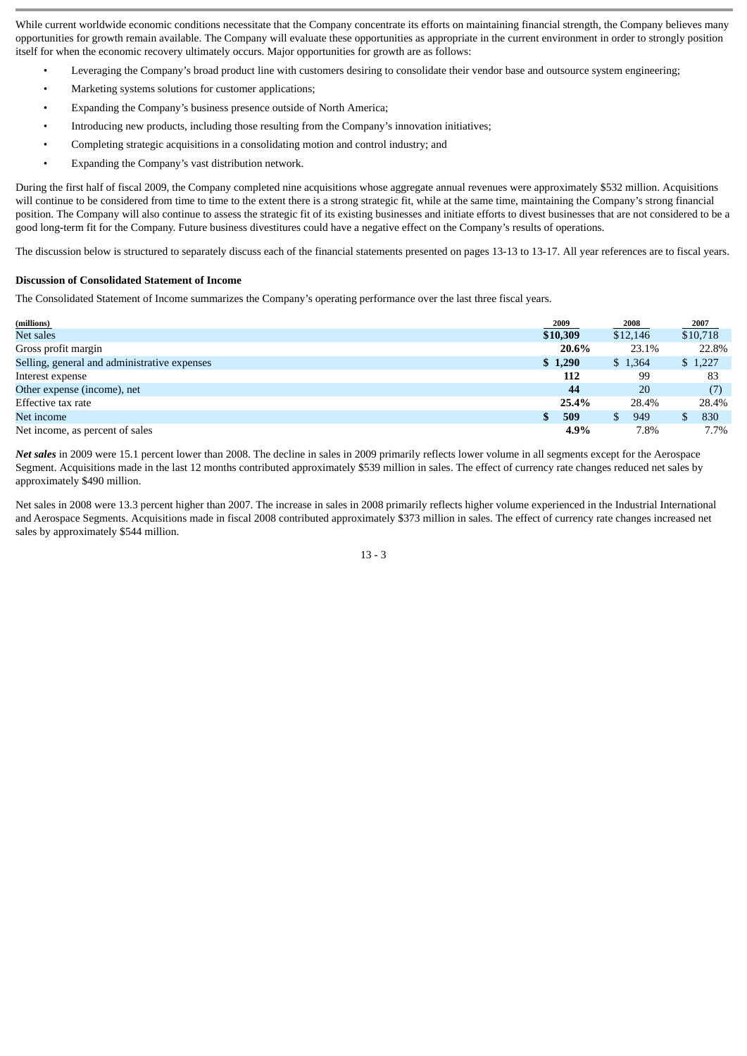While current worldwide economic conditions necessitate that the Company concentrate its efforts on maintaining financial strength, the Company believes many opportunities for growth remain available. The Company will evaluate these opportunities as appropriate in the current environment in order to strongly position itself for when the economic recovery ultimately occurs. Major opportunities for growth are as follows:

- Leveraging the Company's broad product line with customers desiring to consolidate their vendor base and outsource system engineering;
- Marketing systems solutions for customer applications;
- Expanding the Company's business presence outside of North America;
- Introducing new products, including those resulting from the Company's innovation initiatives;
- Completing strategic acquisitions in a consolidating motion and control industry; and
- Expanding the Company's vast distribution network.

During the first half of fiscal 2009, the Company completed nine acquisitions whose aggregate annual revenues were approximately $532 million. Acquisitions will continue to be considered from time to time to the extent there is a strong strategic fit, while at the same time, maintaining the Company's strong financial position. The Company will also continue to assess the strategic fit of its existing businesses and initiate efforts to divest businesses that are not considered to be a good long-term fit for the Company. Future business divestitures could have a negative effect on the Company's results of operations.

The discussion below is structured to separately discuss each of the financial statements presented on pages 13-13 to 13-17. All year references are to fiscal years.

**Discussion of Consolidated Statement of Income**

The Consolidated Statement of Income summarizes the Company's operating performance over the last three fiscal years.

| (millions) | 2009 | 2008 | 2007 |
|---|---|---|---|
| Net sales | **$10,309** | $12,146 | $10,718 |
| Gross profit margin | **20.6%** | 23.1% | 22.8% |
| Selling, general and administrative expenses | **$ 1,290** | $ 1,364 | $ 1,227 |
| Interest expense | **112** | 99 | 83 |
| Other expense (income), net | **44** | 20 | (7) |
| Effective tax rate | **25.4%** | 28.4% | 28.4% |
| Net income | **$ 509** | $ 949 | $ 830 |
| Net income, as percent of sales | **4.9%** | 7.8% | 7.7% |

***Net sales*** in 2009 were 15.1 percent lower than 2008. The decline in sales in 2009 primarily reflects lower volume in all segments except for the Aerospace Segment. Acquisitions made in the last 12 months contributed approximately $539 million in sales. The effect of currency rate changes reduced net sales by approximately $490 million.

Net sales in 2008 were 13.3 percent higher than 2007. The increase in sales in 2008 primarily reflects higher volume experienced in the Industrial International and Aerospace Segments. Acquisitions made in fiscal 2008 contributed approximately $373 million in sales. The effect of currency rate changes increased net sales by approximately $544 million.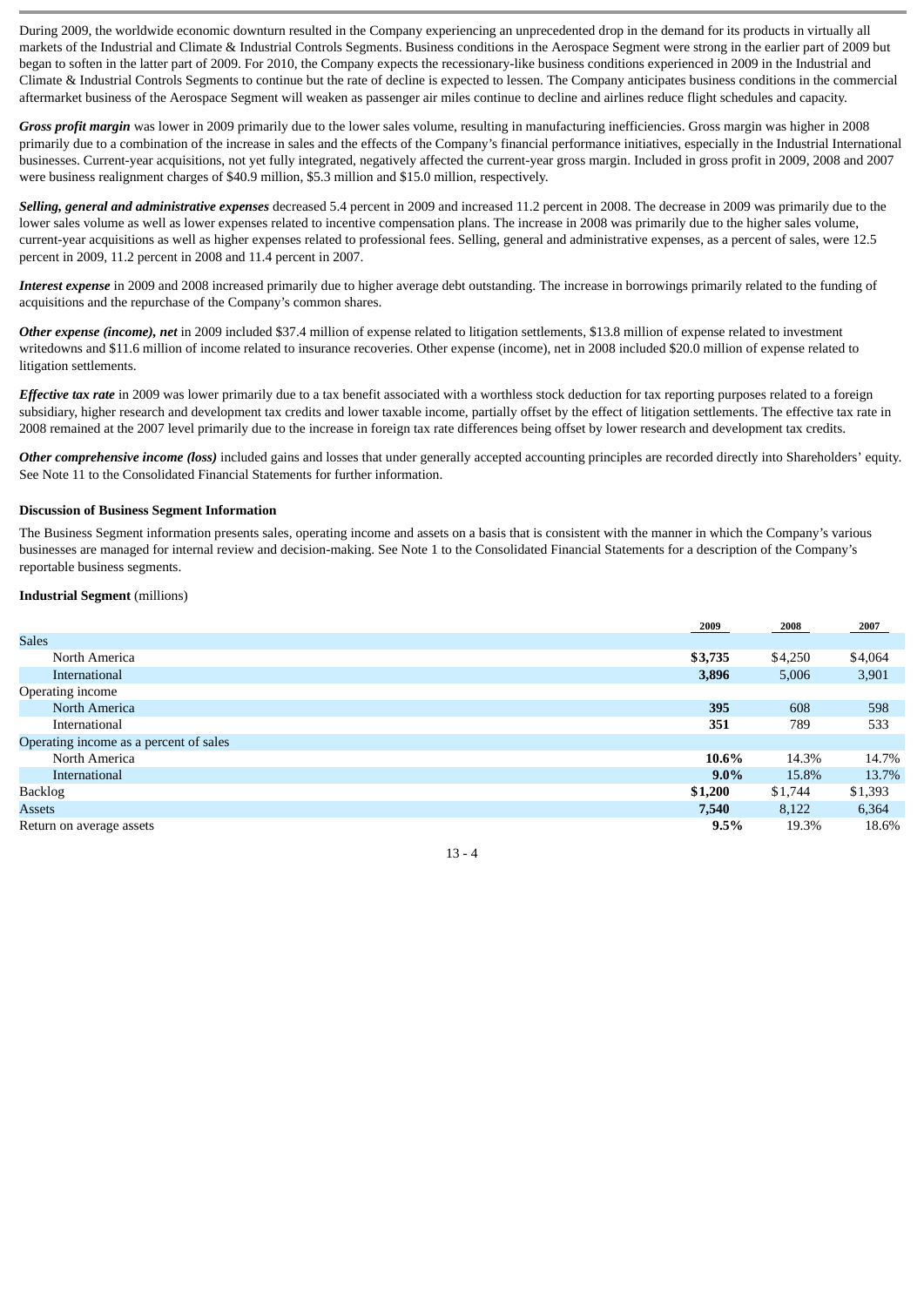During 2009, the worldwide economic downturn resulted in the Company experiencing an unprecedented drop in the demand for its products in virtually all markets of the Industrial and Climate & Industrial Controls Segments. Business conditions in the Aerospace Segment were strong in the earlier part of 2009 but began to soften in the latter part of 2009. For 2010, the Company expects the recessionary-like business conditions experienced in 2009 in the Industrial and Climate & Industrial Controls Segments to continue but the rate of decline is expected to lessen. The Company anticipates business conditions in the commercial aftermarket business of the Aerospace Segment will weaken as passenger air miles continue to decline and airlines reduce flight schedules and capacity.

***Gross profit margin*** was lower in 2009 primarily due to the lower sales volume, resulting in manufacturing inefficiencies. Gross margin was higher in 2008 primarily due to a combination of the increase in sales and the effects of the Company's financial performance initiatives, especially in the Industrial International businesses. Current-year acquisitions, not yet fully integrated, negatively affected the current-year gross margin. Included in gross profit in 2009, 2008 and 2007 were business realignment charges of $40.9 million, $5.3 million and $15.0 million, respectively.

***Selling, general and administrative expenses*** decreased 5.4 percent in 2009 and increased 11.2 percent in 2008. The decrease in 2009 was primarily due to the lower sales volume as well as lower expenses related to incentive compensation plans. The increase in 2008 was primarily due to the higher sales volume, current-year acquisitions as well as higher expenses related to professional fees. Selling, general and administrative expenses, as a percent of sales, were 12.5 percent in 2009, 11.2 percent in 2008 and 11.4 percent in 2007.

***Interest expense*** in 2009 and 2008 increased primarily due to higher average debt outstanding. The increase in borrowings primarily related to the funding of acquisitions and the repurchase of the Company's common shares.

***Other expense (income), net*** in 2009 included $37.4 million of expense related to litigation settlements, $13.8 million of expense related to investment writedowns and $11.6 million of income related to insurance recoveries. Other expense (income), net in 2008 included $20.0 million of expense related to litigation settlements.

***Effective tax rate*** in 2009 was lower primarily due to a tax benefit associated with a worthless stock deduction for tax reporting purposes related to a foreign subsidiary, higher research and development tax credits and lower taxable income, partially offset by the effect of litigation settlements. The effective tax rate in 2008 remained at the 2007 level primarily due to the increase in foreign tax rate differences being offset by lower research and development tax credits.

***Other comprehensive income (loss)*** included gains and losses that under generally accepted accounting principles are recorded directly into Shareholders' equity. See Note 11 to the Consolidated Financial Statements for further information.

**Discussion of Business Segment Information**

The Business Segment information presents sales, operating income and assets on a basis that is consistent with the manner in which the Company's various businesses are managed for internal review and decision-making. See Note 1 to the Consolidated Financial Statements for a description of the Company's reportable business segments.

**Industrial Segment** (millions)

| | 2009 | 2008 | 2007 |
|---|---|---|---|
| Sales | | | |
| North America | **$3,735** | $4,250 | $4,064 |
| International | **3,896** | 5,006 | 3,901 |
| Operating income | | | |
| North America | **395** | 608 | 598 |
| International | **351** | 789 | 533 |
| Operating income as a percent of sales | | | |
| North America | **10.6%** | 14.3% | 14.7% |
| International | **9.0%** | 15.8% | 13.7% |
| Backlog | **$1,200** | $1,744 | $1,393 |
| Assets | **7,540** | 8,122 | 6,364 |
| Return on average assets | **9.5%** | 19.3% | 18.6% |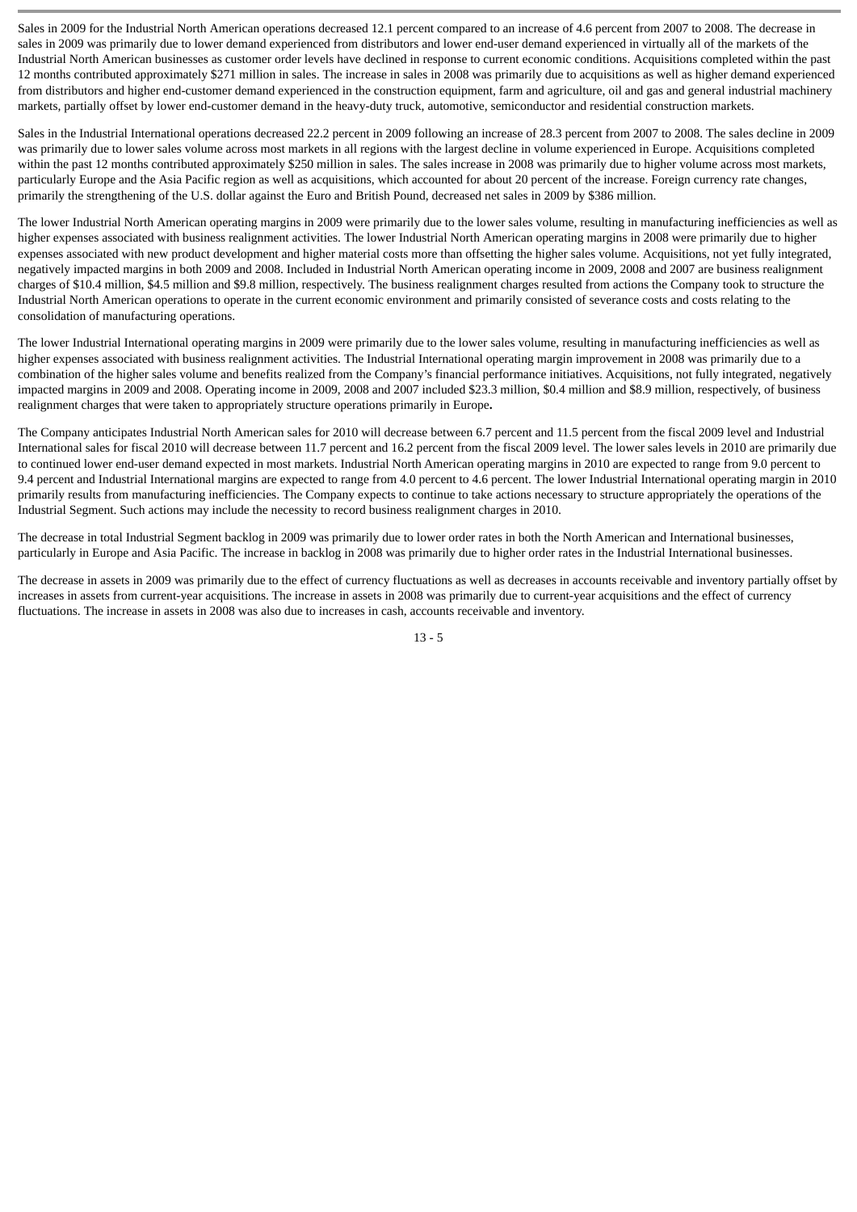Sales in 2009 for the Industrial North American operations decreased 12.1 percent compared to an increase of 4.6 percent from 2007 to 2008. The decrease in sales in 2009 was primarily due to lower demand experienced from distributors and lower end-user demand experienced in virtually all of the markets of the Industrial North American businesses as customer order levels have declined in response to current economic conditions. Acquisitions completed within the past 12 months contributed approximately $271 million in sales. The increase in sales in 2008 was primarily due to acquisitions as well as higher demand experienced from distributors and higher end-customer demand experienced in the construction equipment, farm and agriculture, oil and gas and general industrial machinery markets, partially offset by lower end-customer demand in the heavy-duty truck, automotive, semiconductor and residential construction markets.

Sales in the Industrial International operations decreased 22.2 percent in 2009 following an increase of 28.3 percent from 2007 to 2008. The sales decline in 2009 was primarily due to lower sales volume across most markets in all regions with the largest decline in volume experienced in Europe. Acquisitions completed within the past 12 months contributed approximately $250 million in sales. The sales increase in 2008 was primarily due to higher volume across most markets, particularly Europe and the Asia Pacific region as well as acquisitions, which accounted for about 20 percent of the increase. Foreign currency rate changes, primarily the strengthening of the U.S. dollar against the Euro and British Pound, decreased net sales in 2009 by $386 million.

The lower Industrial North American operating margins in 2009 were primarily due to the lower sales volume, resulting in manufacturing inefficiencies as well as higher expenses associated with business realignment activities. The lower Industrial North American operating margins in 2008 were primarily due to higher expenses associated with new product development and higher material costs more than offsetting the higher sales volume. Acquisitions, not yet fully integrated, negatively impacted margins in both 2009 and 2008. Included in Industrial North American operating income in 2009, 2008 and 2007 are business realignment charges of $10.4 million, $4.5 million and $9.8 million, respectively. The business realignment charges resulted from actions the Company took to structure the Industrial North American operations to operate in the current economic environment and primarily consisted of severance costs and costs relating to the consolidation of manufacturing operations.

The lower Industrial International operating margins in 2009 were primarily due to the lower sales volume, resulting in manufacturing inefficiencies as well as higher expenses associated with business realignment activities. The Industrial International operating margin improvement in 2008 was primarily due to a combination of the higher sales volume and benefits realized from the Company's financial performance initiatives. Acquisitions, not fully integrated, negatively impacted margins in 2009 and 2008. Operating income in 2009, 2008 and 2007 included $23.3 million, $0.4 million and $8.9 million, respectively, of business realignment charges that were taken to appropriately structure operations primarily in Europe.

The Company anticipates Industrial North American sales for 2010 will decrease between 6.7 percent and 11.5 percent from the fiscal 2009 level and Industrial International sales for fiscal 2010 will decrease between 11.7 percent and 16.2 percent from the fiscal 2009 level. The lower sales levels in 2010 are primarily due to continued lower end-user demand expected in most markets. Industrial North American operating margins in 2010 are expected to range from 9.0 percent to 9.4 percent and Industrial International margins are expected to range from 4.0 percent to 4.6 percent. The lower Industrial International operating margin in 2010 primarily results from manufacturing inefficiencies. The Company expects to continue to take actions necessary to structure appropriately the operations of the Industrial Segment. Such actions may include the necessity to record business realignment charges in 2010.

The decrease in total Industrial Segment backlog in 2009 was primarily due to lower order rates in both the North American and International businesses, particularly in Europe and Asia Pacific. The increase in backlog in 2008 was primarily due to higher order rates in the Industrial International businesses.

The decrease in assets in 2009 was primarily due to the effect of currency fluctuations as well as decreases in accounts receivable and inventory partially offset by increases in assets from current-year acquisitions. The increase in assets in 2008 was primarily due to current-year acquisitions and the effect of currency fluctuations. The increase in assets in 2008 was also due to increases in cash, accounts receivable and inventory.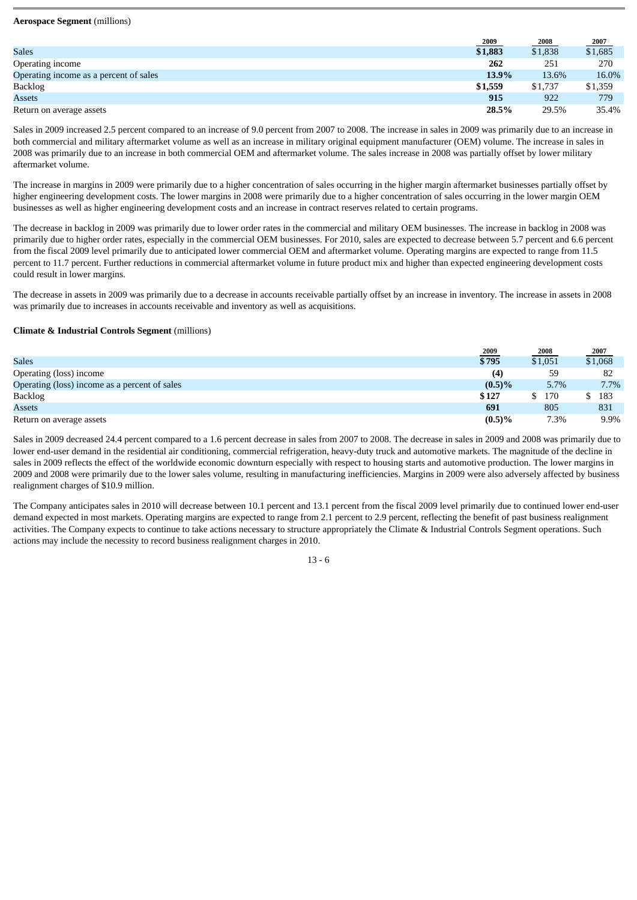**Aerospace Segment** (millions)

| | 2009 | 2008 | 2007 |
|---|---|---|---|
| Sales | **$1,883** | $1,838 | $1,685 |
| Operating income | **262** | 251 | 270 |
| Operating income as a percent of sales | **13.9%** | 13.6% | 16.0% |
| Backlog | **$1,559** | $1,737 | $1,359 |
| Assets | **915** | 922 | 779 |
| Return on average assets | **28.5%** | 29.5% | 35.4% |

Sales in 2009 increased 2.5 percent compared to an increase of 9.0 percent from 2007 to 2008. The increase in sales in 2009 was primarily due to an increase in both commercial and military aftermarket volume as well as an increase in military original equipment manufacturer (OEM) volume. The increase in sales in 2008 was primarily due to an increase in both commercial OEM and aftermarket volume. The sales increase in 2008 was partially offset by lower military aftermarket volume.

The increase in margins in 2009 were primarily due to a higher concentration of sales occurring in the higher margin aftermarket businesses partially offset by higher engineering development costs. The lower margins in 2008 were primarily due to a higher concentration of sales occurring in the lower margin OEM businesses as well as higher engineering development costs and an increase in contract reserves related to certain programs.

The decrease in backlog in 2009 was primarily due to lower order rates in the commercial and military OEM businesses. The increase in backlog in 2008 was primarily due to higher order rates, especially in the commercial OEM businesses. For 2010, sales are expected to decrease between 5.7 percent and 6.6 percent from the fiscal 2009 level primarily due to anticipated lower commercial OEM and aftermarket volume. Operating margins are expected to range from 11.5 percent to 11.7 percent. Further reductions in commercial aftermarket volume in future product mix and higher than expected engineering development costs could result in lower margins.

The decrease in assets in 2009 was primarily due to a decrease in accounts receivable partially offset by an increase in inventory. The increase in assets in 2008 was primarily due to increases in accounts receivable and inventory as well as acquisitions.

**Climate & Industrial Controls Segment** (millions)

| | 2009 | 2008 | 2007 |
|---|---|---|---|
| Sales | **$795** | $1,051 | $1,068 |
| Operating (loss) income | **(4)** | 59 | 82 |
| Operating (loss) income as a percent of sales | **(0.5)%** | 5.7% | 7.7% |
| Backlog | **$127** | $ 170 | $ 183 |
| Assets | **691** | 805 | 831 |
| Return on average assets | **(0.5)%** | 7.3% | 9.9% |

Sales in 2009 decreased 24.4 percent compared to a 1.6 percent decrease in sales from 2007 to 2008. The decrease in sales in 2009 and 2008 was primarily due to lower end-user demand in the residential air conditioning, commercial refrigeration, heavy-duty truck and automotive markets. The magnitude of the decline in sales in 2009 reflects the effect of the worldwide economic downturn especially with respect to housing starts and automotive production. The lower margins in 2009 and 2008 were primarily due to the lower sales volume, resulting in manufacturing inefficiencies. Margins in 2009 were also adversely affected by business realignment charges of $10.9 million.

The Company anticipates sales in 2010 will decrease between 10.1 percent and 13.1 percent from the fiscal 2009 level primarily due to continued lower end-user demand expected in most markets. Operating margins are expected to range from 2.1 percent to 2.9 percent, reflecting the benefit of past business realignment activities. The Company expects to continue to take actions necessary to structure appropriately the Climate & Industrial Controls Segment operations. Such actions may include the necessity to record business realignment charges in 2010.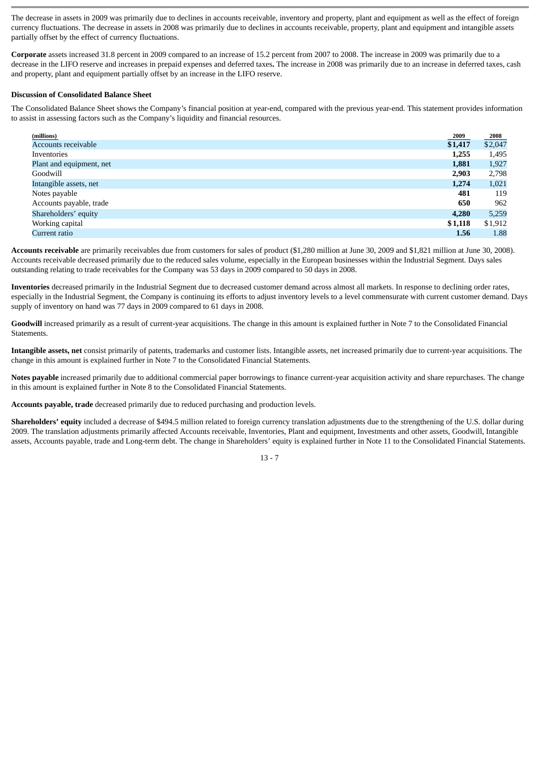The decrease in assets in 2009 was primarily due to declines in accounts receivable, inventory and property, plant and equipment as well as the effect of foreign currency fluctuations. The decrease in assets in 2008 was primarily due to declines in accounts receivable, property, plant and equipment and intangible assets partially offset by the effect of currency fluctuations.

**Corporate** assets increased 31.8 percent in 2009 compared to an increase of 15.2 percent from 2007 to 2008. The increase in 2009 was primarily due to a decrease in the LIFO reserve and increases in prepaid expenses and deferred taxes**.** The increase in 2008 was primarily due to an increase in deferred taxes, cash and property, plant and equipment partially offset by an increase in the LIFO reserve.

**Discussion of Consolidated Balance Sheet**

The Consolidated Balance Sheet shows the Company's financial position at year-end, compared with the previous year-end. This statement provides information to assist in assessing factors such as the Company's liquidity and financial resources.

| (millions) | 2009 | 2008 |
|---|---|---|
| Accounts receivable | **$1,417** | $2,047 |
| Inventories | **1,255** | 1,495 |
| Plant and equipment, net | **1,881** | 1,927 |
| Goodwill | **2,903** | 2,798 |
| Intangible assets, net | **1,274** | 1,021 |
| Notes payable | **481** | 119 |
| Accounts payable, trade | **650** | 962 |
| Shareholders' equity | **4,280** | 5,259 |
| Working capital | **$1,118** | $1,912 |
| Current ratio | **1.56** | 1.88 |

**Accounts receivable** are primarily receivables due from customers for sales of product ($1,280 million at June 30, 2009 and $1,821 million at June 30, 2008). Accounts receivable decreased primarily due to the reduced sales volume, especially in the European businesses within the Industrial Segment. Days sales outstanding relating to trade receivables for the Company was 53 days in 2009 compared to 50 days in 2008.

**Inventories** decreased primarily in the Industrial Segment due to decreased customer demand across almost all markets. In response to declining order rates, especially in the Industrial Segment, the Company is continuing its efforts to adjust inventory levels to a level commensurate with current customer demand. Days supply of inventory on hand was 77 days in 2009 compared to 61 days in 2008.

**Goodwill** increased primarily as a result of current-year acquisitions. The change in this amount is explained further in Note 7 to the Consolidated Financial Statements.

**Intangible assets, net** consist primarily of patents, trademarks and customer lists. Intangible assets, net increased primarily due to current-year acquisitions. The change in this amount is explained further in Note 7 to the Consolidated Financial Statements.

**Notes payable** increased primarily due to additional commercial paper borrowings to finance current-year acquisition activity and share repurchases. The change in this amount is explained further in Note 8 to the Consolidated Financial Statements.

**Accounts payable, trade** decreased primarily due to reduced purchasing and production levels.

**Shareholders' equity** included a decrease of $494.5 million related to foreign currency translation adjustments due to the strengthening of the U.S. dollar during 2009. The translation adjustments primarily affected Accounts receivable, Inventories, Plant and equipment, Investments and other assets, Goodwill, Intangible assets, Accounts payable, trade and Long-term debt. The change in Shareholders' equity is explained further in Note 11 to the Consolidated Financial Statements.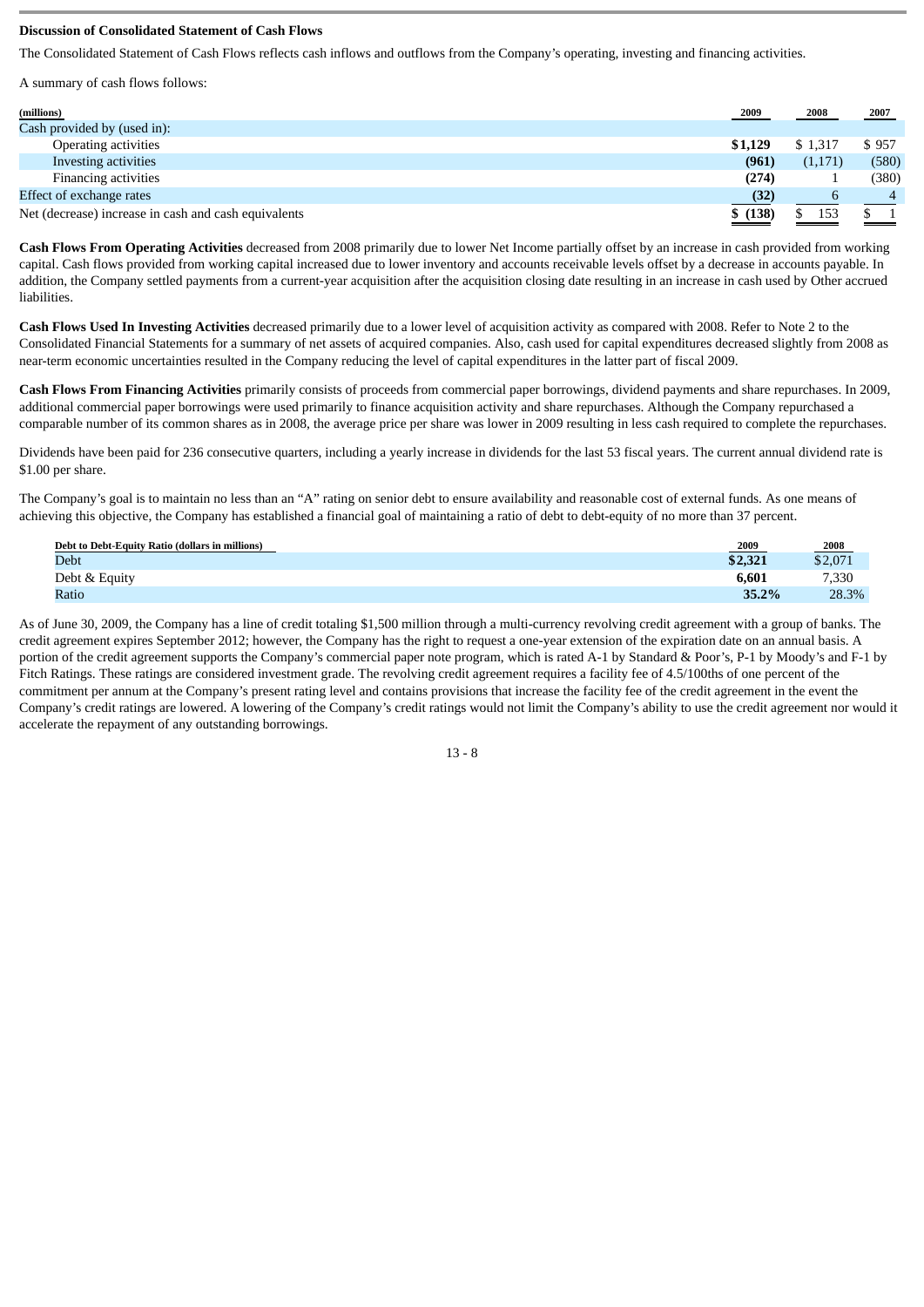**Discussion of Consolidated Statement of Cash Flows**

The Consolidated Statement of Cash Flows reflects cash inflows and outflows from the Company's operating, investing and financing activities.

A summary of cash flows follows:

| (millions) | 2009 | 2008 | 2007 |
|---|---|---|---|
| Cash provided by (used in): | | | |
| Operating activities | **$1,129** | $ 1,317 | $ 957 |
| Investing activities | **(961)** | (1,171) | (580) |
| Financing activities | **(274)** | 1 | (380) |
| Effect of exchange rates | **(32)** | 6 | 4 |
| Net (decrease) increase in cash and cash equivalents | **$ (138)** | $ 153 | $ 1 |

**Cash Flows From Operating Activities** decreased from 2008 primarily due to lower Net Income partially offset by an increase in cash provided from working capital. Cash flows provided from working capital increased due to lower inventory and accounts receivable levels offset by a decrease in accounts payable. In addition, the Company settled payments from a current-year acquisition after the acquisition closing date resulting in an increase in cash used by Other accrued liabilities.

**Cash Flows Used In Investing Activities** decreased primarily due to a lower level of acquisition activity as compared with 2008. Refer to Note 2 to the Consolidated Financial Statements for a summary of net assets of acquired companies. Also, cash used for capital expenditures decreased slightly from 2008 as near-term economic uncertainties resulted in the Company reducing the level of capital expenditures in the latter part of fiscal 2009.

**Cash Flows From Financing Activities** primarily consists of proceeds from commercial paper borrowings, dividend payments and share repurchases. In 2009, additional commercial paper borrowings were used primarily to finance acquisition activity and share repurchases. Although the Company repurchased a comparable number of its common shares as in 2008, the average price per share was lower in 2009 resulting in less cash required to complete the repurchases.

Dividends have been paid for 236 consecutive quarters, including a yearly increase in dividends for the last 53 fiscal years. The current annual dividend rate is $1.00 per share.

The Company's goal is to maintain no less than an "A" rating on senior debt to ensure availability and reasonable cost of external funds. As one means of achieving this objective, the Company has established a financial goal of maintaining a ratio of debt to debt-equity of no more than 37 percent.

| Debt to Debt-Equity Ratio (dollars in millions) | 2009 | 2008 |
|---|---|---|
| Debt | **$2,321** | $2,071 |
| Debt & Equity | **6,601** | 7,330 |
| Ratio | **35.2%** | 28.3% |

As of June 30, 2009, the Company has a line of credit totaling $1,500 million through a multi-currency revolving credit agreement with a group of banks. The credit agreement expires September 2012; however, the Company has the right to request a one-year extension of the expiration date on an annual basis. A portion of the credit agreement supports the Company's commercial paper note program, which is rated A-1 by Standard & Poor's, P-1 by Moody's and F-1 by Fitch Ratings. These ratings are considered investment grade. The revolving credit agreement requires a facility fee of 4.5/100ths of one percent of the commitment per annum at the Company's present rating level and contains provisions that increase the facility fee of the credit agreement in the event the Company's credit ratings are lowered. A lowering of the Company's credit ratings would not limit the Company's ability to use the credit agreement nor would it accelerate the repayment of any outstanding borrowings.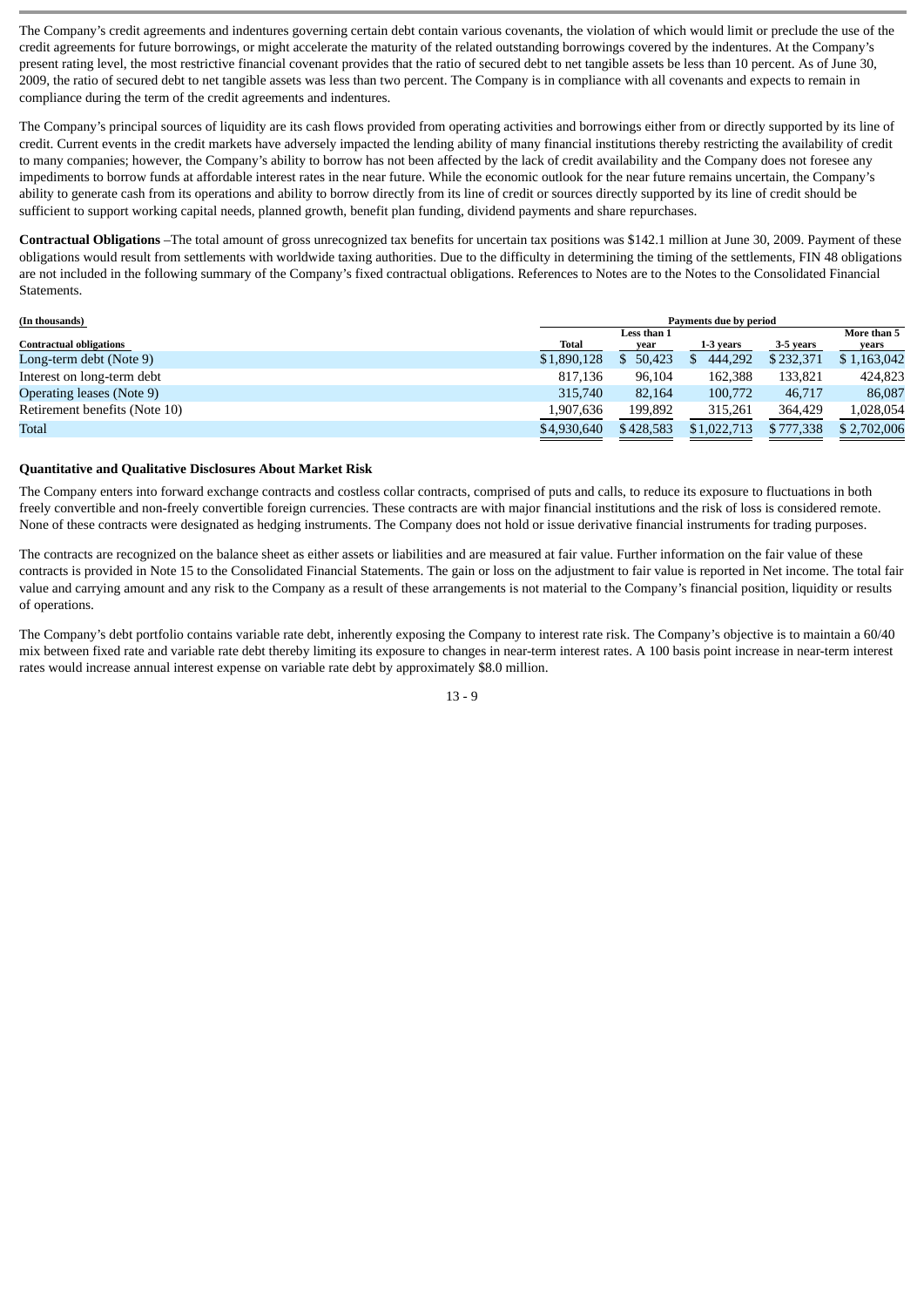The Company's credit agreements and indentures governing certain debt contain various covenants, the violation of which would limit or preclude the use of the credit agreements for future borrowings, or might accelerate the maturity of the related outstanding borrowings covered by the indentures. At the Company's present rating level, the most restrictive financial covenant provides that the ratio of secured debt to net tangible assets be less than 10 percent. As of June 30, 2009, the ratio of secured debt to net tangible assets was less than two percent. The Company is in compliance with all covenants and expects to remain in compliance during the term of the credit agreements and indentures.

The Company's principal sources of liquidity are its cash flows provided from operating activities and borrowings either from or directly supported by its line of credit. Current events in the credit markets have adversely impacted the lending ability of many financial institutions thereby restricting the availability of credit to many companies; however, the Company's ability to borrow has not been affected by the lack of credit availability and the Company does not foresee any impediments to borrow funds at affordable interest rates in the near future. While the economic outlook for the near future remains uncertain, the Company's ability to generate cash from its operations and ability to borrow directly from its line of credit or sources directly supported by its line of credit should be sufficient to support working capital needs, planned growth, benefit plan funding, dividend payments and share repurchases.

**Contractual Obligations** –The total amount of gross unrecognized tax benefits for uncertain tax positions was $142.1 million at June 30, 2009. Payment of these obligations would result from settlements with worldwide taxing authorities. Due to the difficulty in determining the timing of the settlements, FIN 48 obligations are not included in the following summary of the Company's fixed contractual obligations. References to Notes are to the Notes to the Consolidated Financial Statements.

| (In thousands) | Payments due by period | | | | |
|---|---|---|---|---|---|
| Contractual obligations | Total | Less than 1 year | 1-3 years | 3-5 years | More than 5 years |
| Long-term debt (Note 9) | $1,890,128 | $ 50,423 | $ 444,292 | $232,371 | $1,163,042 |
| Interest on long-term debt | 817,136 | 96,104 | 162,388 | 133,821 | 424,823 |
| Operating leases (Note 9) | 315,740 | 82,164 | 100,772 | 46,717 | 86,087 |
| Retirement benefits (Note 10) | 1,907,636 | 199,892 | 315,261 | 364,429 | 1,028,054 |
| Total | $4,930,640 | $428,583 | $1,022,713 | $777,338 | $2,702,006 |

**Quantitative and Qualitative Disclosures About Market Risk**

The Company enters into forward exchange contracts and costless collar contracts, comprised of puts and calls, to reduce its exposure to fluctuations in both freely convertible and non-freely convertible foreign currencies. These contracts are with major financial institutions and the risk of loss is considered remote. None of these contracts were designated as hedging instruments. The Company does not hold or issue derivative financial instruments for trading purposes.

The contracts are recognized on the balance sheet as either assets or liabilities and are measured at fair value. Further information on the fair value of these contracts is provided in Note 15 to the Consolidated Financial Statements. The gain or loss on the adjustment to fair value is reported in Net income. The total fair value and carrying amount and any risk to the Company as a result of these arrangements is not material to the Company's financial position, liquidity or results of operations.

The Company's debt portfolio contains variable rate debt, inherently exposing the Company to interest rate risk. The Company's objective is to maintain a 60/40 mix between fixed rate and variable rate debt thereby limiting its exposure to changes in near-term interest rates. A 100 basis point increase in near-term interest rates would increase annual interest expense on variable rate debt by approximately $8.0 million.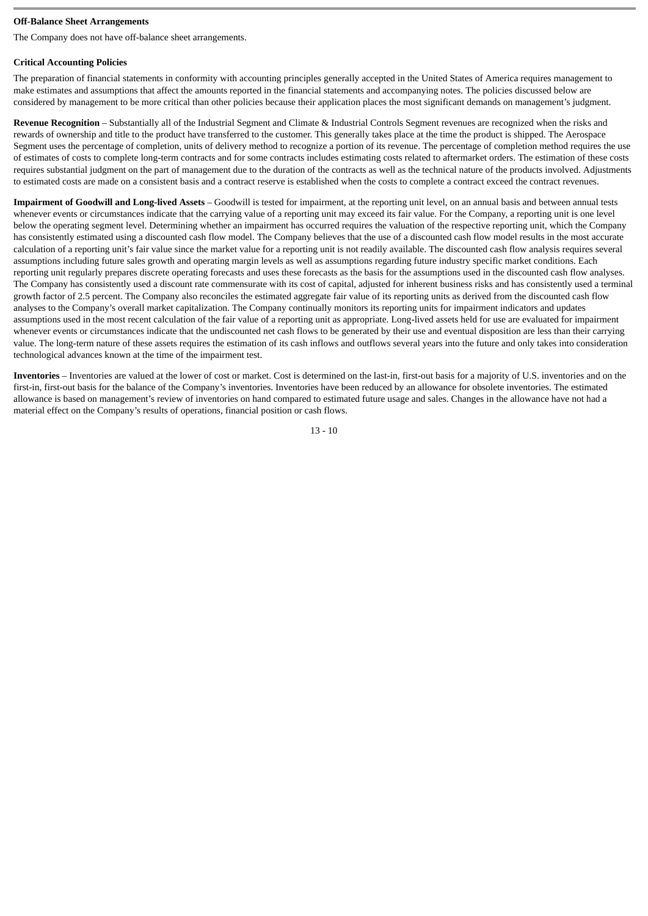**Off-Balance Sheet Arrangements**

The Company does not have off-balance sheet arrangements.

**Critical Accounting Policies**

The preparation of financial statements in conformity with accounting principles generally accepted in the United States of America requires management to make estimates and assumptions that affect the amounts reported in the financial statements and accompanying notes. The policies discussed below are considered by management to be more critical than other policies because their application places the most significant demands on management's judgment.

**Revenue Recognition** – Substantially all of the Industrial Segment and Climate & Industrial Controls Segment revenues are recognized when the risks and rewards of ownership and title to the product have transferred to the customer. This generally takes place at the time the product is shipped. The Aerospace Segment uses the percentage of completion, units of delivery method to recognize a portion of its revenue. The percentage of completion method requires the use of estimates of costs to complete long-term contracts and for some contracts includes estimating costs related to aftermarket orders. The estimation of these costs requires substantial judgment on the part of management due to the duration of the contracts as well as the technical nature of the products involved. Adjustments to estimated costs are made on a consistent basis and a contract reserve is established when the costs to complete a contract exceed the contract revenues.

**Impairment of Goodwill and Long-lived Assets** – Goodwill is tested for impairment, at the reporting unit level, on an annual basis and between annual tests whenever events or circumstances indicate that the carrying value of a reporting unit may exceed its fair value. For the Company, a reporting unit is one level below the operating segment level. Determining whether an impairment has occurred requires the valuation of the respective reporting unit, which the Company has consistently estimated using a discounted cash flow model. The Company believes that the use of a discounted cash flow model results in the most accurate calculation of a reporting unit's fair value since the market value for a reporting unit is not readily available. The discounted cash flow analysis requires several assumptions including future sales growth and operating margin levels as well as assumptions regarding future industry specific market conditions. Each reporting unit regularly prepares discrete operating forecasts and uses these forecasts as the basis for the assumptions used in the discounted cash flow analyses. The Company has consistently used a discount rate commensurate with its cost of capital, adjusted for inherent business risks and has consistently used a terminal growth factor of 2.5 percent. The Company also reconciles the estimated aggregate fair value of its reporting units as derived from the discounted cash flow analyses to the Company's overall market capitalization. The Company continually monitors its reporting units for impairment indicators and updates assumptions used in the most recent calculation of the fair value of a reporting unit as appropriate. Long-lived assets held for use are evaluated for impairment whenever events or circumstances indicate that the undiscounted net cash flows to be generated by their use and eventual disposition are less than their carrying value. The long-term nature of these assets requires the estimation of its cash inflows and outflows several years into the future and only takes into consideration technological advances known at the time of the impairment test.

**Inventories** – Inventories are valued at the lower of cost or market. Cost is determined on the last-in, first-out basis for a majority of U.S. inventories and on the first-in, first-out basis for the balance of the Company's inventories. Inventories have been reduced by an allowance for obsolete inventories. The estimated allowance is based on management's review of inventories on hand compared to estimated future usage and sales. Changes in the allowance have not had a material effect on the Company's results of operations, financial position or cash flows.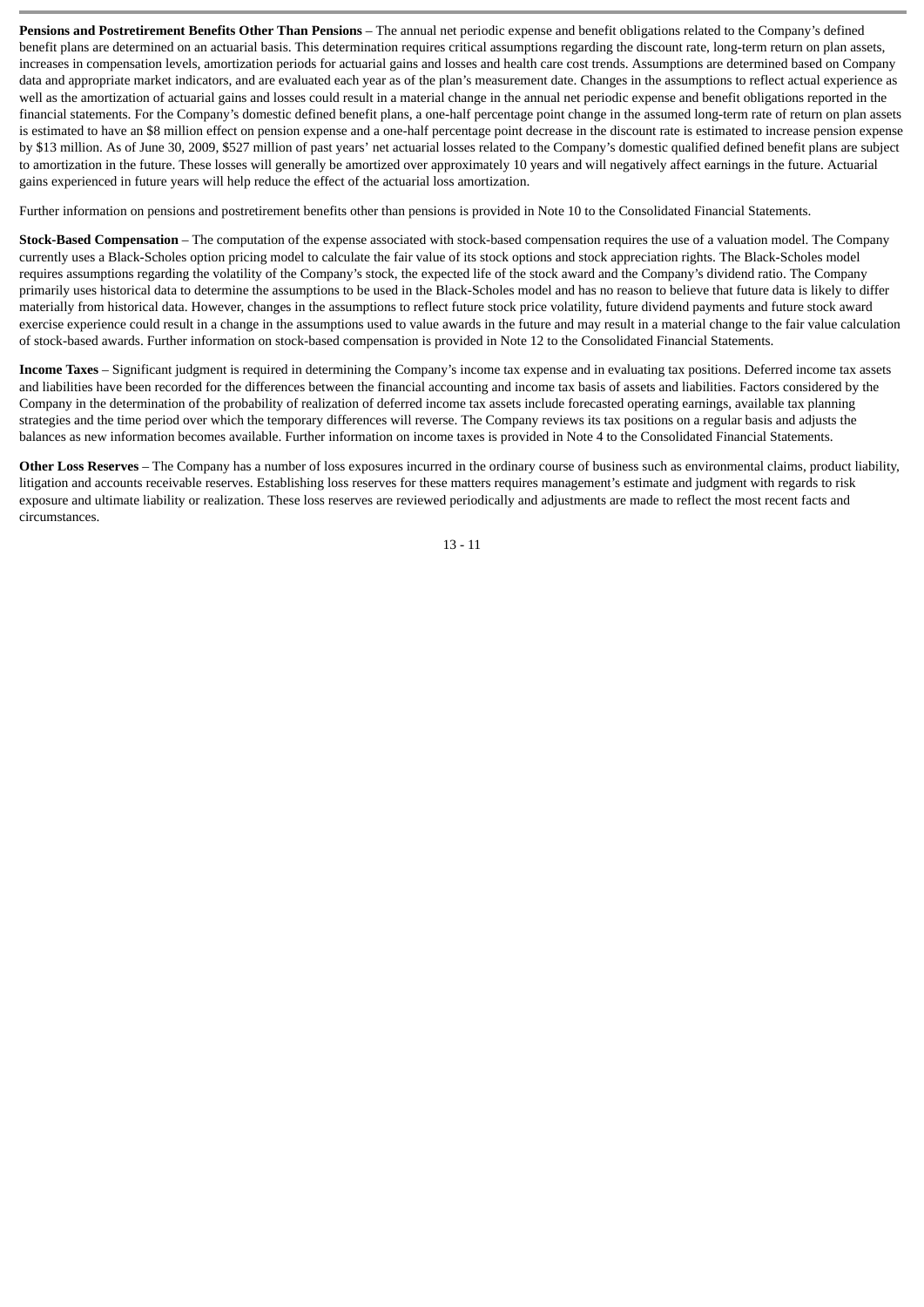**Pensions and Postretirement Benefits Other Than Pensions** – The annual net periodic expense and benefit obligations related to the Company's defined benefit plans are determined on an actuarial basis. This determination requires critical assumptions regarding the discount rate, long-term return on plan assets, increases in compensation levels, amortization periods for actuarial gains and losses and health care cost trends. Assumptions are determined based on Company data and appropriate market indicators, and are evaluated each year as of the plan's measurement date. Changes in the assumptions to reflect actual experience as well as the amortization of actuarial gains and losses could result in a material change in the annual net periodic expense and benefit obligations reported in the financial statements. For the Company's domestic defined benefit plans, a one-half percentage point change in the assumed long-term rate of return on plan assets is estimated to have an $8 million effect on pension expense and a one-half percentage point decrease in the discount rate is estimated to increase pension expense by $13 million. As of June 30, 2009, $527 million of past years' net actuarial losses related to the Company's domestic qualified defined benefit plans are subject to amortization in the future. These losses will generally be amortized over approximately 10 years and will negatively affect earnings in the future. Actuarial gains experienced in future years will help reduce the effect of the actuarial loss amortization.

Further information on pensions and postretirement benefits other than pensions is provided in Note 10 to the Consolidated Financial Statements.

**Stock-Based Compensation** – The computation of the expense associated with stock-based compensation requires the use of a valuation model. The Company currently uses a Black-Scholes option pricing model to calculate the fair value of its stock options and stock appreciation rights. The Black-Scholes model requires assumptions regarding the volatility of the Company's stock, the expected life of the stock award and the Company's dividend ratio. The Company primarily uses historical data to determine the assumptions to be used in the Black-Scholes model and has no reason to believe that future data is likely to differ materially from historical data. However, changes in the assumptions to reflect future stock price volatility, future dividend payments and future stock award exercise experience could result in a change in the assumptions used to value awards in the future and may result in a material change to the fair value calculation of stock-based awards. Further information on stock-based compensation is provided in Note 12 to the Consolidated Financial Statements.

**Income Taxes** – Significant judgment is required in determining the Company's income tax expense and in evaluating tax positions. Deferred income tax assets and liabilities have been recorded for the differences between the financial accounting and income tax basis of assets and liabilities. Factors considered by the Company in the determination of the probability of realization of deferred income tax assets include forecasted operating earnings, available tax planning strategies and the time period over which the temporary differences will reverse. The Company reviews its tax positions on a regular basis and adjusts the balances as new information becomes available. Further information on income taxes is provided in Note 4 to the Consolidated Financial Statements.

**Other Loss Reserves** – The Company has a number of loss exposures incurred in the ordinary course of business such as environmental claims, product liability, litigation and accounts receivable reserves. Establishing loss reserves for these matters requires management's estimate and judgment with regards to risk exposure and ultimate liability or realization. These loss reserves are reviewed periodically and adjustments are made to reflect the most recent facts and circumstances.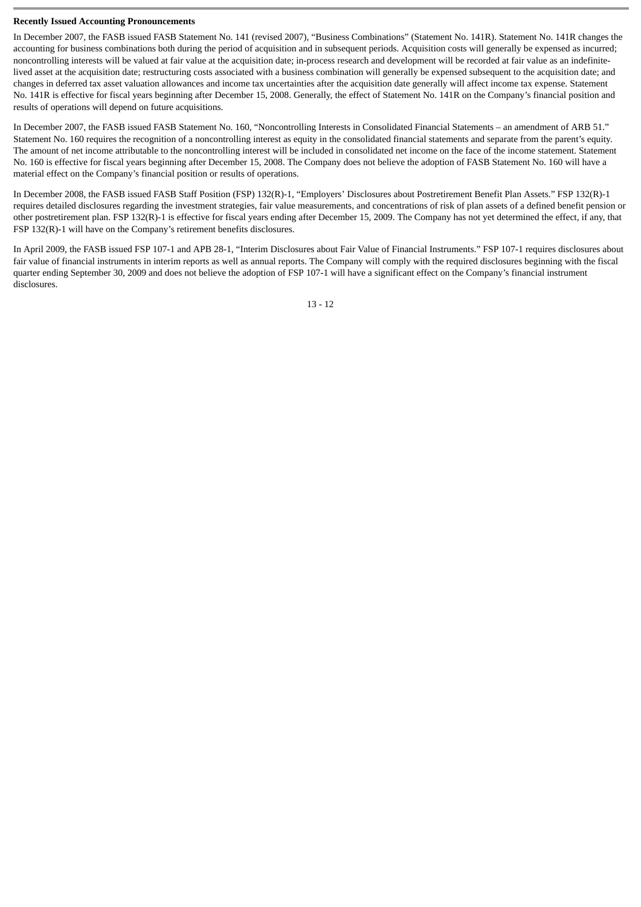**Recently Issued Accounting Pronouncements**

In December 2007, the FASB issued FASB Statement No. 141 (revised 2007), "Business Combinations" (Statement No. 141R). Statement No. 141R changes the accounting for business combinations both during the period of acquisition and in subsequent periods. Acquisition costs will generally be expensed as incurred; noncontrolling interests will be valued at fair value at the acquisition date; in-process research and development will be recorded at fair value as an indefinite-lived asset at the acquisition date; restructuring costs associated with a business combination will generally be expensed subsequent to the acquisition date; and changes in deferred tax asset valuation allowances and income tax uncertainties after the acquisition date generally will affect income tax expense. Statement No. 141R is effective for fiscal years beginning after December 15, 2008. Generally, the effect of Statement No. 141R on the Company's financial position and results of operations will depend on future acquisitions.

In December 2007, the FASB issued FASB Statement No. 160, "Noncontrolling Interests in Consolidated Financial Statements – an amendment of ARB 51." Statement No. 160 requires the recognition of a noncontrolling interest as equity in the consolidated financial statements and separate from the parent's equity. The amount of net income attributable to the noncontrolling interest will be included in consolidated net income on the face of the income statement. Statement No. 160 is effective for fiscal years beginning after December 15, 2008. The Company does not believe the adoption of FASB Statement No. 160 will have a material effect on the Company's financial position or results of operations.

In December 2008, the FASB issued FASB Staff Position (FSP) 132(R)-1, "Employers' Disclosures about Postretirement Benefit Plan Assets." FSP 132(R)-1 requires detailed disclosures regarding the investment strategies, fair value measurements, and concentrations of risk of plan assets of a defined benefit pension or other postretirement plan. FSP 132(R)-1 is effective for fiscal years ending after December 15, 2009. The Company has not yet determined the effect, if any, that FSP 132(R)-1 will have on the Company's retirement benefits disclosures.

In April 2009, the FASB issued FSP 107-1 and APB 28-1, "Interim Disclosures about Fair Value of Financial Instruments." FSP 107-1 requires disclosures about fair value of financial instruments in interim reports as well as annual reports. The Company will comply with the required disclosures beginning with the fiscal quarter ending September 30, 2009 and does not believe the adoption of FSP 107-1 will have a significant effect on the Company's financial instrument disclosures.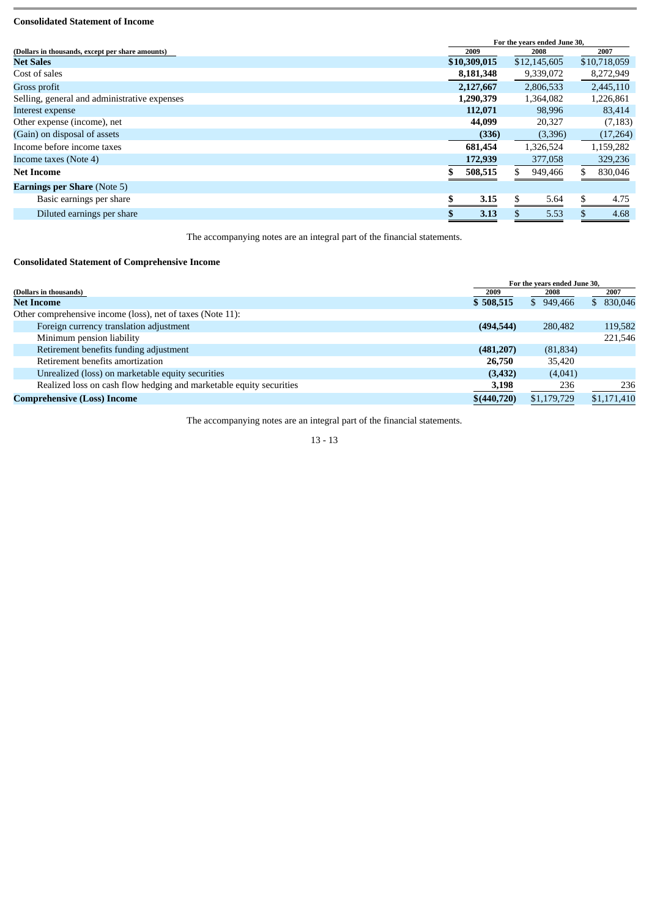**Consolidated Statement of Income**

| (Dollars in thousands, except per share amounts) | For the years ended June 30, 2009 | 2008 | 2007 |
|---|---|---|---|
| **Net Sales** | **$10,309,015** | $12,145,605 | $10,718,059 |
| Cost of sales | **8,181,348** | 9,339,072 | 8,272,949 |
| Gross profit | **2,127,667** | 2,806,533 | 2,445,110 |
| Selling, general and administrative expenses | **1,290,379** | 1,364,082 | 1,226,861 |
| Interest expense | **112,071** | 98,996 | 83,414 |
| Other expense (income), net | **44,099** | 20,327 | (7,183) |
| (Gain) on disposal of assets | **(336)** | (3,396) | (17,264) |
| Income before income taxes | **681,454** | 1,326,524 | 1,159,282 |
| Income taxes (Note 4) | **172,939** | 377,058 | 329,236 |
| **Net Income** | **$ 508,515** | $ 949,466 | $ 830,046 |
| **Earnings per Share** (Note 5) | | | |
| Basic earnings per share | **$ 3.15** | $ 5.64 | $ 4.75 |
| Diluted earnings per share | **$ 3.13** | $ 5.53 | $ 4.68 |

The accompanying notes are an integral part of the financial statements.

**Consolidated Statement of Comprehensive Income**

| (Dollars in thousands) | For the years ended June 30, 2009 | 2008 | 2007 |
|---|---|---|---|
| **Net Income** | **$ 508,515** | $ 949,466 | $ 830,046 |
| Other comprehensive income (loss), net of taxes (Note 11): | | | |
| Foreign currency translation adjustment | **(494,544)** | 280,482 | 119,582 |
| Minimum pension liability | | | 221,546 |
| Retirement benefits funding adjustment | **(481,207)** | (81,834) | |
| Retirement benefits amortization | **26,750** | 35,420 | |
| Unrealized (loss) on marketable equity securities | **(3,432)** | (4,041) | |
| Realized loss on cash flow hedging and marketable equity securities | **3,198** | 236 | 236 |
| **Comprehensive (Loss) Income** | **$(440,720)** | $1,179,729 | $1,171,410 |

The accompanying notes are an integral part of the financial statements.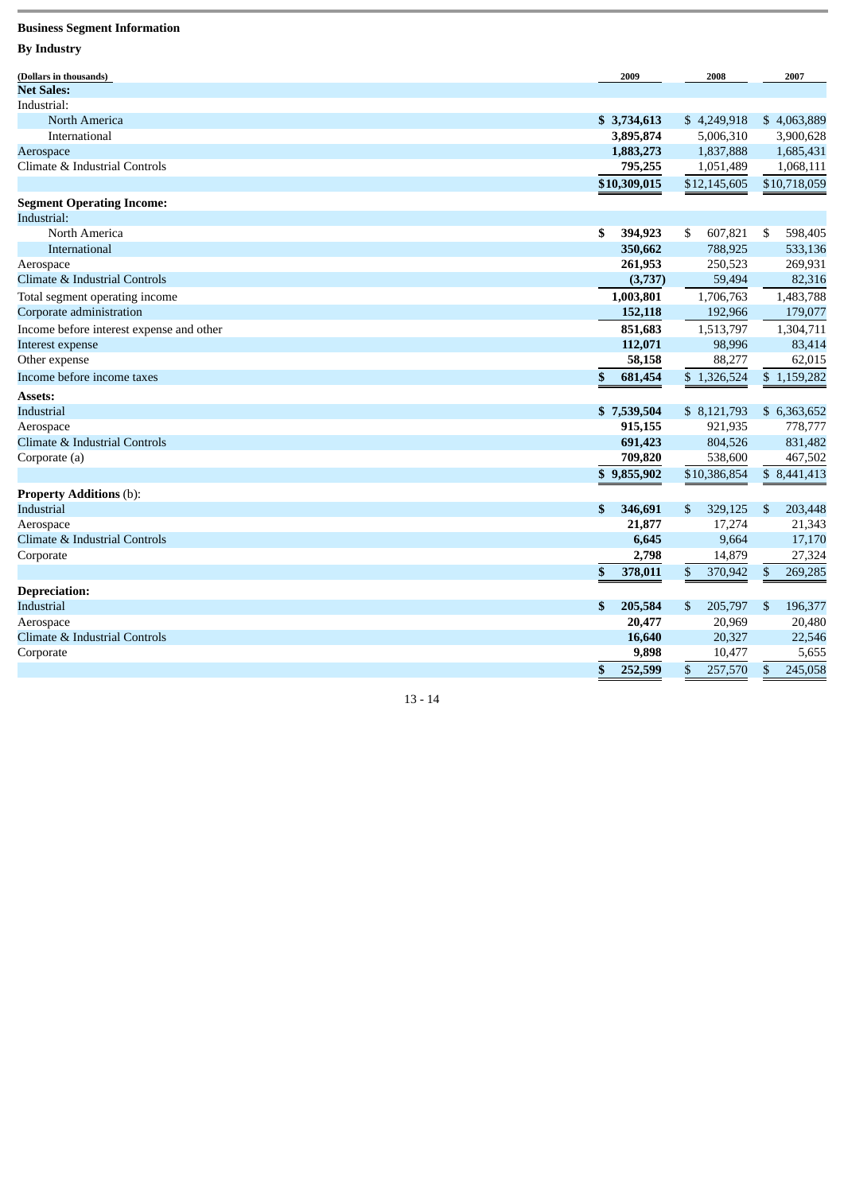**Business Segment Information**

**By Industry**

| (Dollars in thousands) | 2009 | 2008 | 2007 |
|---|---|---|---|
| **Net Sales:** | | | |
| Industrial: | | | |
| North America | **$ 3,734,613** | $ 4,249,918 | $ 4,063,889 |
| International | **3,895,874** | 5,006,310 | 3,900,628 |
| Aerospace | **1,883,273** | 1,837,888 | 1,685,431 |
| Climate & Industrial Controls | **795,255** | 1,051,489 | 1,068,111 |
| | **$10,309,015** | $12,145,605 | $10,718,059 |
| **Segment Operating Income:** | | | |
| Industrial: | | | |
| North America | **$ 394,923** | $ 607,821 | $ 598,405 |
| International | **350,662** | 788,925 | 533,136 |
| Aerospace | **261,953** | 250,523 | 269,931 |
| Climate & Industrial Controls | **(3,737)** | 59,494 | 82,316 |
| Total segment operating income | **1,003,801** | 1,706,763 | 1,483,788 |
| Corporate administration | **152,118** | 192,966 | 179,077 |
| Income before interest expense and other | **851,683** | 1,513,797 | 1,304,711 |
| Interest expense | **112,071** | 98,996 | 83,414 |
| Other expense | **58,158** | 88,277 | 62,015 |
| Income before income taxes | **$ 681,454** | $ 1,326,524 | $ 1,159,282 |
| **Assets:** | | | |
| Industrial | **$ 7,539,504** | $ 8,121,793 | $ 6,363,652 |
| Aerospace | **915,155** | 921,935 | 778,777 |
| Climate & Industrial Controls | **691,423** | 804,526 | 831,482 |
| Corporate (a) | **709,820** | 538,600 | 467,502 |
| | **$ 9,855,902** | $10,386,854 | $ 8,441,413 |
| **Property Additions** (b): | | | |
| Industrial | **$ 346,691** | $ 329,125 | $ 203,448 |
| Aerospace | **21,877** | 17,274 | 21,343 |
| Climate & Industrial Controls | **6,645** | 9,664 | 17,170 |
| Corporate | **2,798** | 14,879 | 27,324 |
| | **$ 378,011** | $ 370,942 | $ 269,285 |
| **Depreciation:** | | | |
| Industrial | **$ 205,584** | $ 205,797 | $ 196,377 |
| Aerospace | **20,477** | 20,969 | 20,480 |
| Climate & Industrial Controls | **16,640** | 20,327 | 22,546 |
| Corporate | **9,898** | 10,477 | 5,655 |
| | **$ 252,599** | $ 257,570 | $ 245,058 |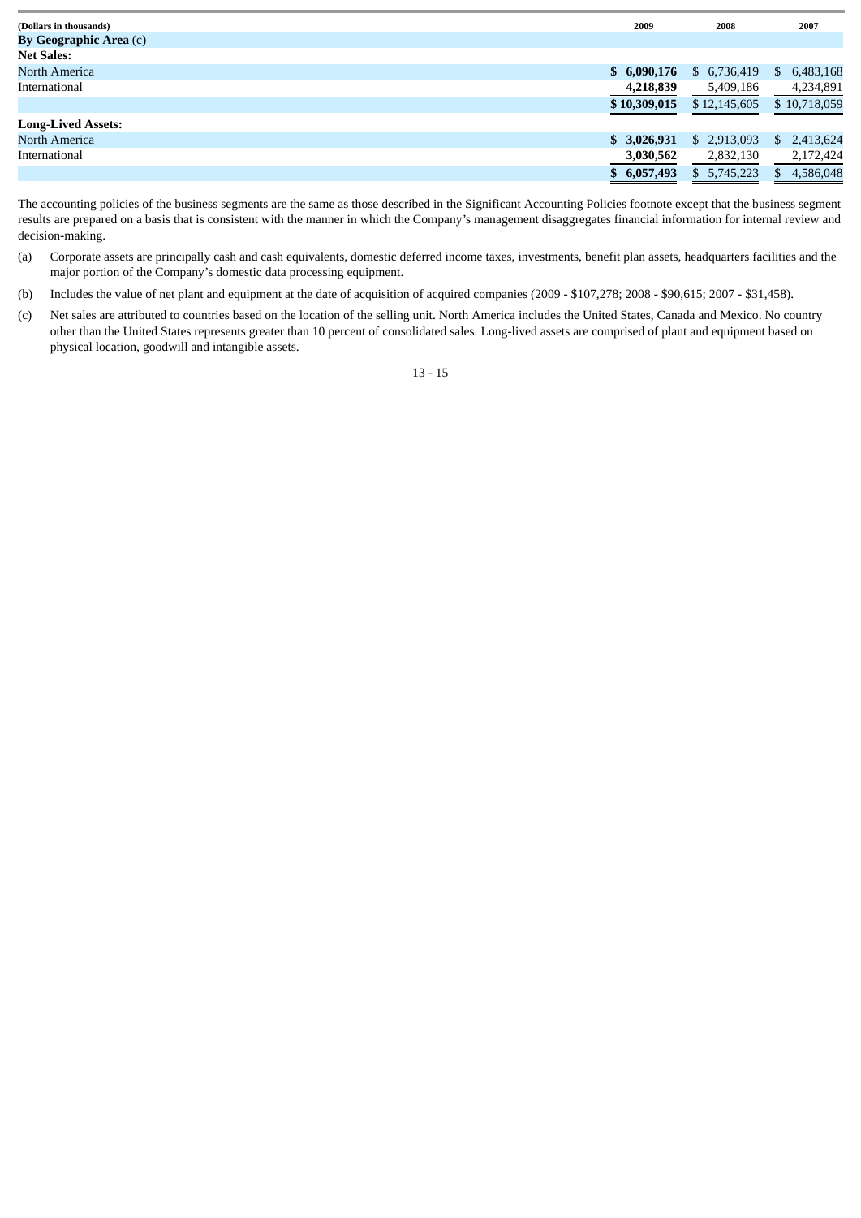| (Dollars in thousands) | 2009 | 2008 | 2007 |
|---|---|---|---|
| **By Geographic Area** (c) | | | |
| **Net Sales:** | | | |
| North America | **$ 6,090,176** | $ 6,736,419 | $ 6,483,168 |
| International | **4,218,839** | 5,409,186 | 4,234,891 |
| | **$ 10,309,015** | $ 12,145,605 | $ 10,718,059 |
| **Long-Lived Assets:** | | | |
| North America | **$ 3,026,931** | $ 2,913,093 | $ 2,413,624 |
| International | **3,030,562** | 2,832,130 | 2,172,424 |
| | **$ 6,057,493** | $ 5,745,223 | $ 4,586,048 |

The accounting policies of the business segments are the same as those described in the Significant Accounting Policies footnote except that the business segment results are prepared on a basis that is consistent with the manner in which the Company's management disaggregates financial information for internal review and decision-making.

(a) Corporate assets are principally cash and cash equivalents, domestic deferred income taxes, investments, benefit plan assets, headquarters facilities and the major portion of the Company's domestic data processing equipment.

(b) Includes the value of net plant and equipment at the date of acquisition of acquired companies (2009 - $107,278; 2008 - $90,615; 2007 - $31,458).

(c) Net sales are attributed to countries based on the location of the selling unit. North America includes the United States, Canada and Mexico. No country other than the United States represents greater than 10 percent of consolidated sales. Long-lived assets are comprised of plant and equipment based on physical location, goodwill and intangible assets.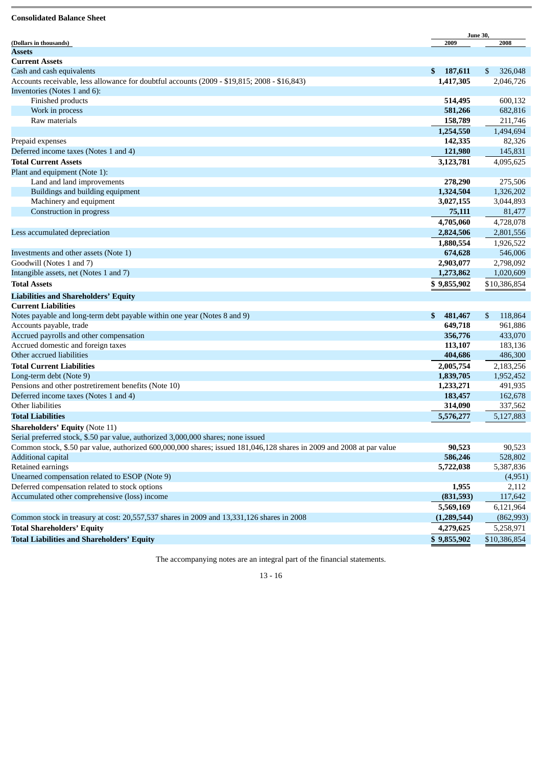**Consolidated Balance Sheet**

| (Dollars in thousands) | June 30, 2009 | 2008 |
|---|---|---|
| **Assets** | | |
| **Current Assets** | | |
| Cash and cash equivalents | $ 187,611 | $ 326,048 |
| Accounts receivable, less allowance for doubtful accounts (2009 - $19,815; 2008 - $16,843) | 1,417,305 | 2,046,726 |
| Inventories (Notes 1 and 6): | | |
| Finished products | 514,495 | 600,132 |
| Work in process | 581,266 | 682,816 |
| Raw materials | 158,789 | 211,746 |
| | 1,254,550 | 1,494,694 |
| Prepaid expenses | 142,335 | 82,326 |
| Deferred income taxes (Notes 1 and 4) | 121,980 | 145,831 |
| **Total Current Assets** | 3,123,781 | 4,095,625 |
| Plant and equipment (Note 1): | | |
| Land and land improvements | 278,290 | 275,506 |
| Buildings and building equipment | 1,324,504 | 1,326,202 |
| Machinery and equipment | 3,027,155 | 3,044,893 |
| Construction in progress | 75,111 | 81,477 |
| | 4,705,060 | 4,728,078 |
| Less accumulated depreciation | 2,824,506 | 2,801,556 |
| | 1,880,554 | 1,926,522 |
| Investments and other assets (Note 1) | 674,628 | 546,006 |
| Goodwill (Notes 1 and 7) | 2,903,077 | 2,798,092 |
| Intangible assets, net (Notes 1 and 7) | 1,273,862 | 1,020,609 |
| **Total Assets** | $ 9,855,902 | $10,386,854 |
| **Liabilities and Shareholders' Equity** | | |
| **Current Liabilities** | | |
| Notes payable and long-term debt payable within one year (Notes 8 and 9) | $ 481,467 | $ 118,864 |
| Accounts payable, trade | 649,718 | 961,886 |
| Accrued payrolls and other compensation | 356,776 | 433,070 |
| Accrued domestic and foreign taxes | 113,107 | 183,136 |
| Other accrued liabilities | 404,686 | 486,300 |
| **Total Current Liabilities** | 2,005,754 | 2,183,256 |
| Long-term debt (Note 9) | 1,839,705 | 1,952,452 |
| Pensions and other postretirement benefits (Note 10) | 1,233,271 | 491,935 |
| Deferred income taxes (Notes 1 and 4) | 183,457 | 162,678 |
| Other liabilities | 314,090 | 337,562 |
| **Total Liabilities** | 5,576,277 | 5,127,883 |
| **Shareholders' Equity** (Note 11) | | |
| Serial preferred stock, $.50 par value, authorized 3,000,000 shares; none issued | | |
| Common stock, $.50 par value, authorized 600,000,000 shares; issued 181,046,128 shares in 2009 and 2008 at par value | 90,523 | 90,523 |
| Additional capital | 586,246 | 528,802 |
| Retained earnings | 5,722,038 | 5,387,836 |
| Unearned compensation related to ESOP (Note 9) | | (4,951) |
| Deferred compensation related to stock options | 1,955 | 2,112 |
| Accumulated other comprehensive (loss) income | (831,593) | 117,642 |
| | 5,569,169 | 6,121,964 |
| Common stock in treasury at cost: 20,557,537 shares in 2009 and 13,331,126 shares in 2008 | (1,289,544) | (862,993) |
| **Total Shareholders' Equity** | 4,279,625 | 5,258,971 |
| **Total Liabilities and Shareholders' Equity** | $ 9,855,902 | $10,386,854 |

The accompanying notes are an integral part of the financial statements.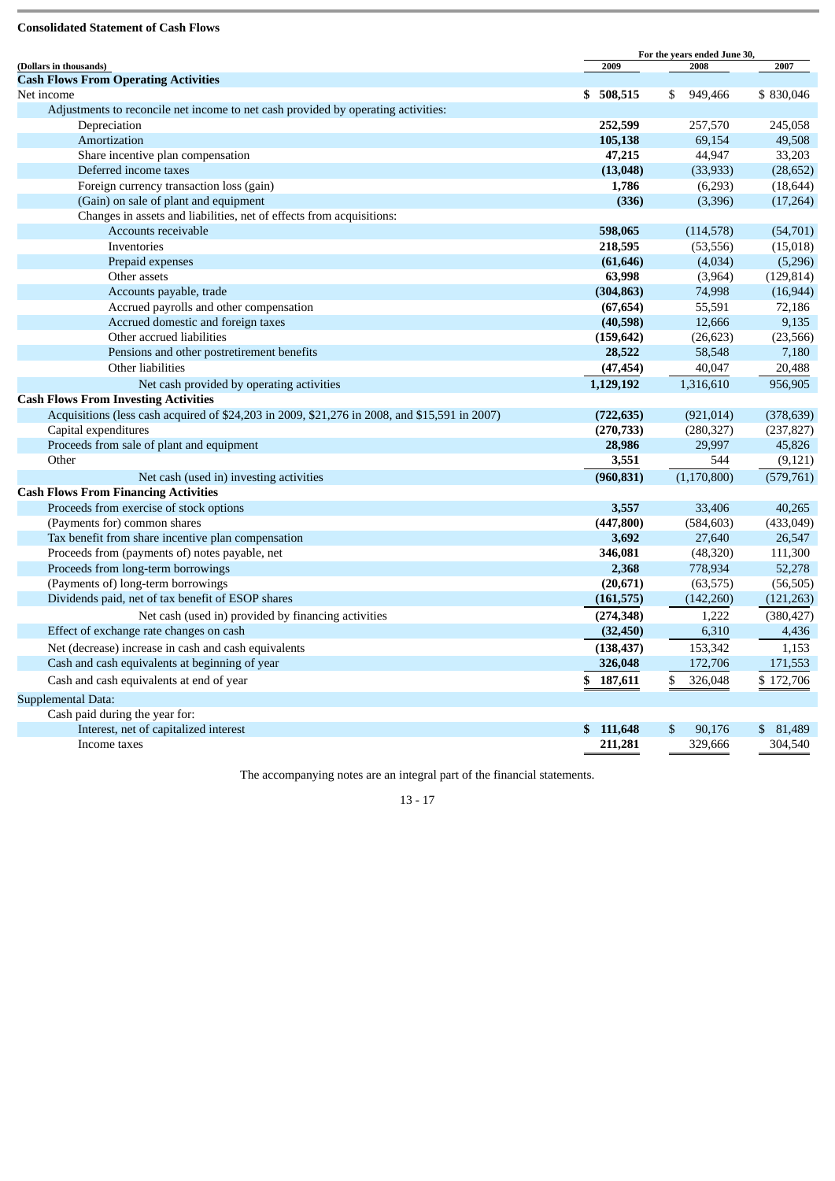## Consolidated Statement of Cash Flows

| (Dollars in thousands) | For the years ended June 30, 2009 | 2008 | 2007 |
|---|---|---|---|
| **Cash Flows From Operating Activities** | | | |
| Net income | **$ 508,515** | $ 949,466 | $ 830,046 |
| Adjustments to reconcile net income to net cash provided by operating activities: | | | |
| Depreciation | **252,599** | 257,570 | 245,058 |
| Amortization | **105,138** | 69,154 | 49,508 |
| Share incentive plan compensation | **47,215** | 44,947 | 33,203 |
| Deferred income taxes | **(13,048)** | (33,933) | (28,652) |
| Foreign currency transaction loss (gain) | **1,786** | (6,293) | (18,644) |
| (Gain) on sale of plant and equipment | **(336)** | (3,396) | (17,264) |
| Changes in assets and liabilities, net of effects from acquisitions: | | | |
| Accounts receivable | **598,065** | (114,578) | (54,701) |
| Inventories | **218,595** | (53,556) | (15,018) |
| Prepaid expenses | **(61,646)** | (4,034) | (5,296) |
| Other assets | **63,998** | (3,964) | (129,814) |
| Accounts payable, trade | **(304,863)** | 74,998 | (16,944) |
| Accrued payrolls and other compensation | **(67,654)** | 55,591 | 72,186 |
| Accrued domestic and foreign taxes | **(40,598)** | 12,666 | 9,135 |
| Other accrued liabilities | **(159,642)** | (26,623) | (23,566) |
| Pensions and other postretirement benefits | **28,522** | 58,548 | 7,180 |
| Other liabilities | **(47,454)** | 40,047 | 20,488 |
| Net cash provided by operating activities | **1,129,192** | 1,316,610 | 956,905 |
| **Cash Flows From Investing Activities** | | | |
| Acquisitions (less cash acquired of $24,203 in 2009, $21,276 in 2008, and $15,591 in 2007) | **(722,635)** | (921,014) | (378,639) |
| Capital expenditures | **(270,733)** | (280,327) | (237,827) |
| Proceeds from sale of plant and equipment | **28,986** | 29,997 | 45,826 |
| Other | **3,551** | 544 | (9,121) |
| Net cash (used in) investing activities | **(960,831)** | (1,170,800) | (579,761) |
| **Cash Flows From Financing Activities** | | | |
| Proceeds from exercise of stock options | **3,557** | 33,406 | 40,265 |
| (Payments for) common shares | **(447,800)** | (584,603) | (433,049) |
| Tax benefit from share incentive plan compensation | **3,692** | 27,640 | 26,547 |
| Proceeds from (payments of) notes payable, net | **346,081** | (48,320) | 111,300 |
| Proceeds from long-term borrowings | **2,368** | 778,934 | 52,278 |
| (Payments of) long-term borrowings | **(20,671)** | (63,575) | (56,505) |
| Dividends paid, net of tax benefit of ESOP shares | **(161,575)** | (142,260) | (121,263) |
| Net cash (used in) provided by financing activities | **(274,348)** | 1,222 | (380,427) |
| Effect of exchange rate changes on cash | **(32,450)** | 6,310 | 4,436 |
| Net (decrease) increase in cash and cash equivalents | **(138,437)** | 153,342 | 1,153 |
| Cash and cash equivalents at beginning of year | **326,048** | 172,706 | 171,553 |
| Cash and cash equivalents at end of year | **$ 187,611** | $ 326,048 | $ 172,706 |
| Supplemental Data: | | | |
| Cash paid during the year for: | | | |
| Interest, net of capitalized interest | **$ 111,648** | $ 90,176 | $ 81,489 |
| Income taxes | **211,281** | 329,666 | 304,540 |

The accompanying notes are an integral part of the financial statements.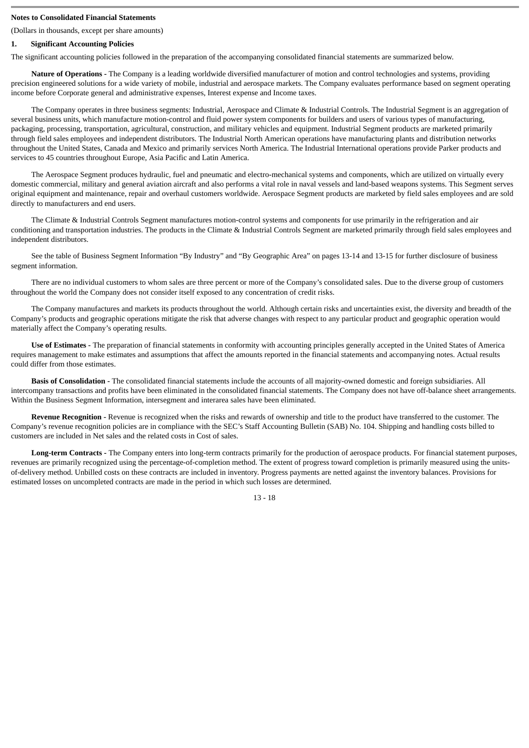**Notes to Consolidated Financial Statements**

(Dollars in thousands, except per share amounts)

**1. Significant Accounting Policies**

The significant accounting policies followed in the preparation of the accompanying consolidated financial statements are summarized below.

**Nature of Operations -** The Company is a leading worldwide diversified manufacturer of motion and control technologies and systems, providing precision engineered solutions for a wide variety of mobile, industrial and aerospace markets. The Company evaluates performance based on segment operating income before Corporate general and administrative expenses, Interest expense and Income taxes.

The Company operates in three business segments: Industrial, Aerospace and Climate & Industrial Controls. The Industrial Segment is an aggregation of several business units, which manufacture motion-control and fluid power system components for builders and users of various types of manufacturing, packaging, processing, transportation, agricultural, construction, and military vehicles and equipment. Industrial Segment products are marketed primarily through field sales employees and independent distributors. The Industrial North American operations have manufacturing plants and distribution networks throughout the United States, Canada and Mexico and primarily services North America. The Industrial International operations provide Parker products and services to 45 countries throughout Europe, Asia Pacific and Latin America.

The Aerospace Segment produces hydraulic, fuel and pneumatic and electro-mechanical systems and components, which are utilized on virtually every domestic commercial, military and general aviation aircraft and also performs a vital role in naval vessels and land-based weapons systems. This Segment serves original equipment and maintenance, repair and overhaul customers worldwide. Aerospace Segment products are marketed by field sales employees and are sold directly to manufacturers and end users.

The Climate & Industrial Controls Segment manufactures motion-control systems and components for use primarily in the refrigeration and air conditioning and transportation industries. The products in the Climate & Industrial Controls Segment are marketed primarily through field sales employees and independent distributors.

See the table of Business Segment Information "By Industry" and "By Geographic Area" on pages 13-14 and 13-15 for further disclosure of business segment information.

There are no individual customers to whom sales are three percent or more of the Company's consolidated sales. Due to the diverse group of customers throughout the world the Company does not consider itself exposed to any concentration of credit risks.

The Company manufactures and markets its products throughout the world. Although certain risks and uncertainties exist, the diversity and breadth of the Company's products and geographic operations mitigate the risk that adverse changes with respect to any particular product and geographic operation would materially affect the Company's operating results.

**Use of Estimates -** The preparation of financial statements in conformity with accounting principles generally accepted in the United States of America requires management to make estimates and assumptions that affect the amounts reported in the financial statements and accompanying notes. Actual results could differ from those estimates.

**Basis of Consolidation -** The consolidated financial statements include the accounts of all majority-owned domestic and foreign subsidiaries. All intercompany transactions and profits have been eliminated in the consolidated financial statements. The Company does not have off-balance sheet arrangements. Within the Business Segment Information, intersegment and interarea sales have been eliminated.

**Revenue Recognition -** Revenue is recognized when the risks and rewards of ownership and title to the product have transferred to the customer. The Company's revenue recognition policies are in compliance with the SEC's Staff Accounting Bulletin (SAB) No. 104. Shipping and handling costs billed to customers are included in Net sales and the related costs in Cost of sales.

**Long-term Contracts -** The Company enters into long-term contracts primarily for the production of aerospace products. For financial statement purposes, revenues are primarily recognized using the percentage-of-completion method. The extent of progress toward completion is primarily measured using the units-of-delivery method. Unbilled costs on these contracts are included in inventory. Progress payments are netted against the inventory balances. Provisions for estimated losses on uncompleted contracts are made in the period in which such losses are determined.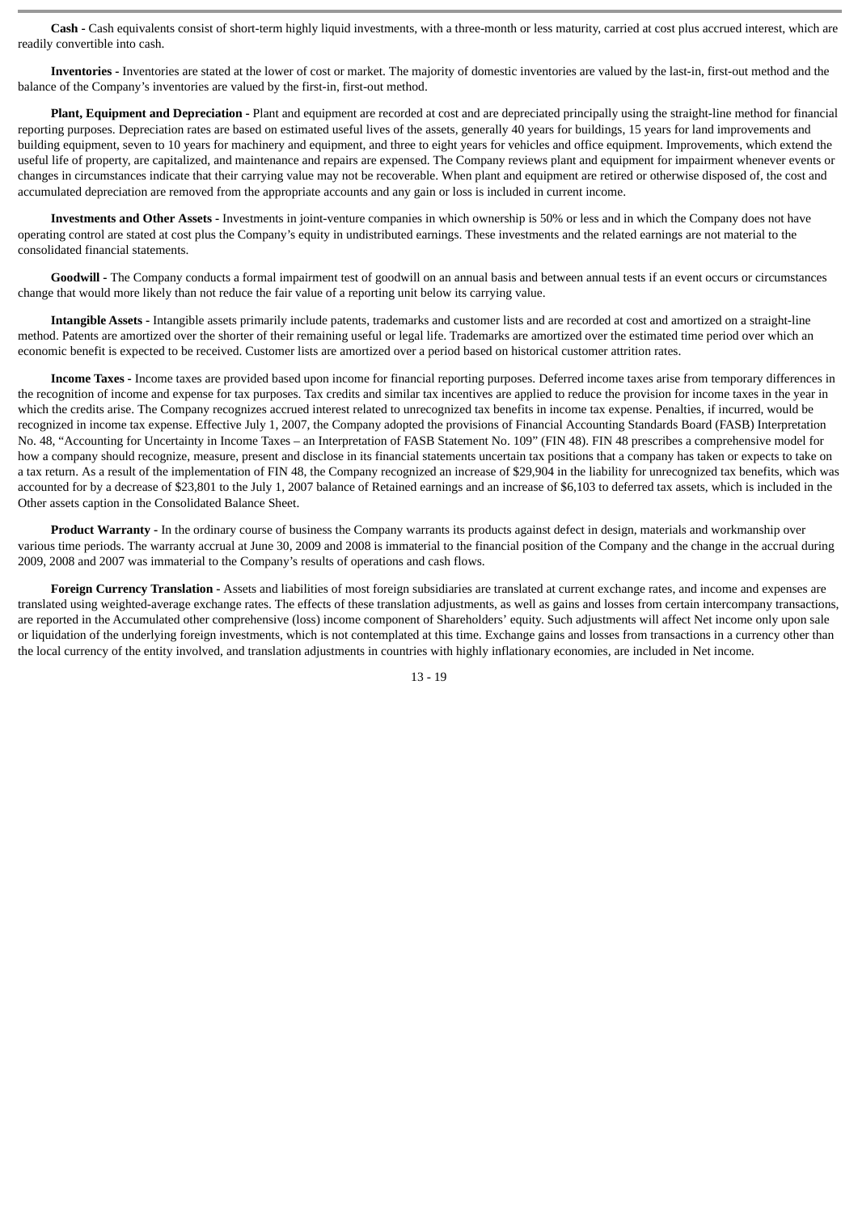**Cash -** Cash equivalents consist of short-term highly liquid investments, with a three-month or less maturity, carried at cost plus accrued interest, which are readily convertible into cash.

**Inventories -** Inventories are stated at the lower of cost or market. The majority of domestic inventories are valued by the last-in, first-out method and the balance of the Company's inventories are valued by the first-in, first-out method.

**Plant, Equipment and Depreciation -** Plant and equipment are recorded at cost and are depreciated principally using the straight-line method for financial reporting purposes. Depreciation rates are based on estimated useful lives of the assets, generally 40 years for buildings, 15 years for land improvements and building equipment, seven to 10 years for machinery and equipment, and three to eight years for vehicles and office equipment. Improvements, which extend the useful life of property, are capitalized, and maintenance and repairs are expensed. The Company reviews plant and equipment for impairment whenever events or changes in circumstances indicate that their carrying value may not be recoverable. When plant and equipment are retired or otherwise disposed of, the cost and accumulated depreciation are removed from the appropriate accounts and any gain or loss is included in current income.

**Investments and Other Assets -** Investments in joint-venture companies in which ownership is 50% or less and in which the Company does not have operating control are stated at cost plus the Company's equity in undistributed earnings. These investments and the related earnings are not material to the consolidated financial statements.

**Goodwill -** The Company conducts a formal impairment test of goodwill on an annual basis and between annual tests if an event occurs or circumstances change that would more likely than not reduce the fair value of a reporting unit below its carrying value.

**Intangible Assets -** Intangible assets primarily include patents, trademarks and customer lists and are recorded at cost and amortized on a straight-line method. Patents are amortized over the shorter of their remaining useful or legal life. Trademarks are amortized over the estimated time period over which an economic benefit is expected to be received. Customer lists are amortized over a period based on historical customer attrition rates.

**Income Taxes -** Income taxes are provided based upon income for financial reporting purposes. Deferred income taxes arise from temporary differences in the recognition of income and expense for tax purposes. Tax credits and similar tax incentives are applied to reduce the provision for income taxes in the year in which the credits arise. The Company recognizes accrued interest related to unrecognized tax benefits in income tax expense. Penalties, if incurred, would be recognized in income tax expense. Effective July 1, 2007, the Company adopted the provisions of Financial Accounting Standards Board (FASB) Interpretation No. 48, "Accounting for Uncertainty in Income Taxes – an Interpretation of FASB Statement No. 109" (FIN 48). FIN 48 prescribes a comprehensive model for how a company should recognize, measure, present and disclose in its financial statements uncertain tax positions that a company has taken or expects to take on a tax return. As a result of the implementation of FIN 48, the Company recognized an increase of $29,904 in the liability for unrecognized tax benefits, which was accounted for by a decrease of $23,801 to the July 1, 2007 balance of Retained earnings and an increase of $6,103 to deferred tax assets, which is included in the Other assets caption in the Consolidated Balance Sheet.

**Product Warranty -** In the ordinary course of business the Company warrants its products against defect in design, materials and workmanship over various time periods. The warranty accrual at June 30, 2009 and 2008 is immaterial to the financial position of the Company and the change in the accrual during 2009, 2008 and 2007 was immaterial to the Company's results of operations and cash flows.

**Foreign Currency Translation -** Assets and liabilities of most foreign subsidiaries are translated at current exchange rates, and income and expenses are translated using weighted-average exchange rates. The effects of these translation adjustments, as well as gains and losses from certain intercompany transactions, are reported in the Accumulated other comprehensive (loss) income component of Shareholders' equity. Such adjustments will affect Net income only upon sale or liquidation of the underlying foreign investments, which is not contemplated at this time. Exchange gains and losses from transactions in a currency other than the local currency of the entity involved, and translation adjustments in countries with highly inflationary economies, are included in Net income.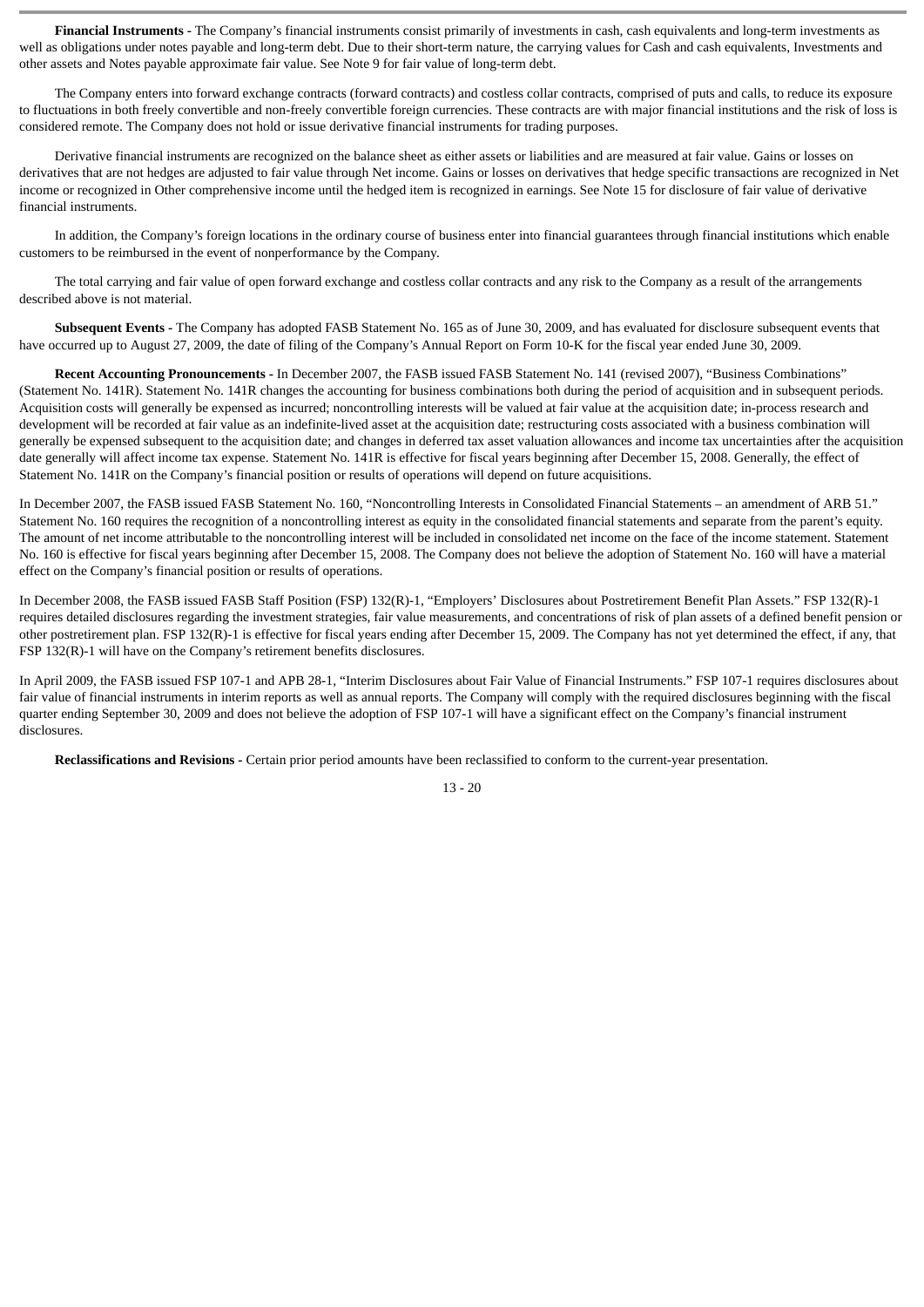**Financial Instruments -** The Company's financial instruments consist primarily of investments in cash, cash equivalents and long-term investments as well as obligations under notes payable and long-term debt. Due to their short-term nature, the carrying values for Cash and cash equivalents, Investments and other assets and Notes payable approximate fair value. See Note 9 for fair value of long-term debt.

The Company enters into forward exchange contracts (forward contracts) and costless collar contracts, comprised of puts and calls, to reduce its exposure to fluctuations in both freely convertible and non-freely convertible foreign currencies. These contracts are with major financial institutions and the risk of loss is considered remote. The Company does not hold or issue derivative financial instruments for trading purposes.

Derivative financial instruments are recognized on the balance sheet as either assets or liabilities and are measured at fair value. Gains or losses on derivatives that are not hedges are adjusted to fair value through Net income. Gains or losses on derivatives that hedge specific transactions are recognized in Net income or recognized in Other comprehensive income until the hedged item is recognized in earnings. See Note 15 for disclosure of fair value of derivative financial instruments.

In addition, the Company's foreign locations in the ordinary course of business enter into financial guarantees through financial institutions which enable customers to be reimbursed in the event of nonperformance by the Company.

The total carrying and fair value of open forward exchange and costless collar contracts and any risk to the Company as a result of the arrangements described above is not material.

**Subsequent Events -** The Company has adopted FASB Statement No. 165 as of June 30, 2009, and has evaluated for disclosure subsequent events that have occurred up to August 27, 2009, the date of filing of the Company's Annual Report on Form 10-K for the fiscal year ended June 30, 2009.

**Recent Accounting Pronouncements -** In December 2007, the FASB issued FASB Statement No. 141 (revised 2007), "Business Combinations" (Statement No. 141R). Statement No. 141R changes the accounting for business combinations both during the period of acquisition and in subsequent periods. Acquisition costs will generally be expensed as incurred; noncontrolling interests will be valued at fair value at the acquisition date; in-process research and development will be recorded at fair value as an indefinite-lived asset at the acquisition date; restructuring costs associated with a business combination will generally be expensed subsequent to the acquisition date; and changes in deferred tax asset valuation allowances and income tax uncertainties after the acquisition date generally will affect income tax expense. Statement No. 141R is effective for fiscal years beginning after December 15, 2008. Generally, the effect of Statement No. 141R on the Company's financial position or results of operations will depend on future acquisitions.

In December 2007, the FASB issued FASB Statement No. 160, "Noncontrolling Interests in Consolidated Financial Statements – an amendment of ARB 51." Statement No. 160 requires the recognition of a noncontrolling interest as equity in the consolidated financial statements and separate from the parent's equity. The amount of net income attributable to the noncontrolling interest will be included in consolidated net income on the face of the income statement. Statement No. 160 is effective for fiscal years beginning after December 15, 2008. The Company does not believe the adoption of Statement No. 160 will have a material effect on the Company's financial position or results of operations.

In December 2008, the FASB issued FASB Staff Position (FSP) 132(R)-1, "Employers' Disclosures about Postretirement Benefit Plan Assets." FSP 132(R)-1 requires detailed disclosures regarding the investment strategies, fair value measurements, and concentrations of risk of plan assets of a defined benefit pension or other postretirement plan. FSP 132(R)-1 is effective for fiscal years ending after December 15, 2009. The Company has not yet determined the effect, if any, that FSP 132(R)-1 will have on the Company's retirement benefits disclosures.

In April 2009, the FASB issued FSP 107-1 and APB 28-1, "Interim Disclosures about Fair Value of Financial Instruments." FSP 107-1 requires disclosures about fair value of financial instruments in interim reports as well as annual reports. The Company will comply with the required disclosures beginning with the fiscal quarter ending September 30, 2009 and does not believe the adoption of FSP 107-1 will have a significant effect on the Company's financial instrument disclosures.

**Reclassifications and Revisions -** Certain prior period amounts have been reclassified to conform to the current-year presentation.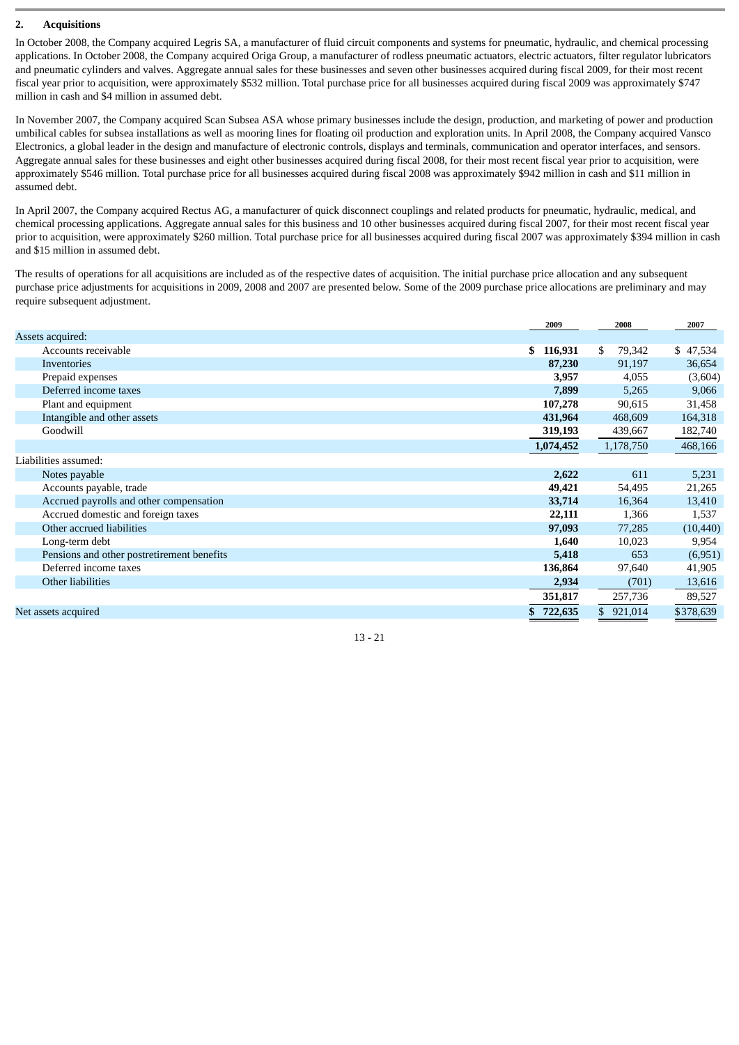## 2. Acquisitions

In October 2008, the Company acquired Legris SA, a manufacturer of fluid circuit components and systems for pneumatic, hydraulic, and chemical processing applications. In October 2008, the Company acquired Origa Group, a manufacturer of rodless pneumatic actuators, electric actuators, filter regulator lubricators and pneumatic cylinders and valves. Aggregate annual sales for these businesses and seven other businesses acquired during fiscal 2009, for their most recent fiscal year prior to acquisition, were approximately $532 million. Total purchase price for all businesses acquired during fiscal 2009 was approximately $747 million in cash and $4 million in assumed debt.

In November 2007, the Company acquired Scan Subsea ASA whose primary businesses include the design, production, and marketing of power and production umbilical cables for subsea installations as well as mooring lines for floating oil production and exploration units. In April 2008, the Company acquired Vansco Electronics, a global leader in the design and manufacture of electronic controls, displays and terminals, communication and operator interfaces, and sensors. Aggregate annual sales for these businesses and eight other businesses acquired during fiscal 2008, for their most recent fiscal year prior to acquisition, were approximately $546 million. Total purchase price for all businesses acquired during fiscal 2008 was approximately $942 million in cash and $11 million in assumed debt.

In April 2007, the Company acquired Rectus AG, a manufacturer of quick disconnect couplings and related products for pneumatic, hydraulic, medical, and chemical processing applications. Aggregate annual sales for this business and 10 other businesses acquired during fiscal 2007, for their most recent fiscal year prior to acquisition, were approximately $260 million. Total purchase price for all businesses acquired during fiscal 2007 was approximately $394 million in cash and $15 million in assumed debt.

The results of operations for all acquisitions are included as of the respective dates of acquisition. The initial purchase price allocation and any subsequent purchase price adjustments for acquisitions in 2009, 2008 and 2007 are presented below. Some of the 2009 purchase price allocations are preliminary and may require subsequent adjustment.

| | 2009 | 2008 | 2007 |
|---|---|---|---|
| Assets acquired: | | | |
| Accounts receivable | **$ 116,931** | $ 79,342 | $ 47,534 |
| Inventories | **87,230** | 91,197 | 36,654 |
| Prepaid expenses | **3,957** | 4,055 | (3,604) |
| Deferred income taxes | **7,899** | 5,265 | 9,066 |
| Plant and equipment | **107,278** | 90,615 | 31,458 |
| Intangible and other assets | **431,964** | 468,609 | 164,318 |
| Goodwill | **319,193** | 439,667 | 182,740 |
| | **1,074,452** | 1,178,750 | 468,166 |
| Liabilities assumed: | | | |
| Notes payable | **2,622** | 611 | 5,231 |
| Accounts payable, trade | **49,421** | 54,495 | 21,265 |
| Accrued payrolls and other compensation | **33,714** | 16,364 | 13,410 |
| Accrued domestic and foreign taxes | **22,111** | 1,366 | 1,537 |
| Other accrued liabilities | **97,093** | 77,285 | (10,440) |
| Long-term debt | **1,640** | 10,023 | 9,954 |
| Pensions and other postretirement benefits | **5,418** | 653 | (6,951) |
| Deferred income taxes | **136,864** | 97,640 | 41,905 |
| Other liabilities | **2,934** | (701) | 13,616 |
| | **351,817** | 257,736 | 89,527 |
| Net assets acquired | **$ 722,635** | $ 921,014 | $378,639 |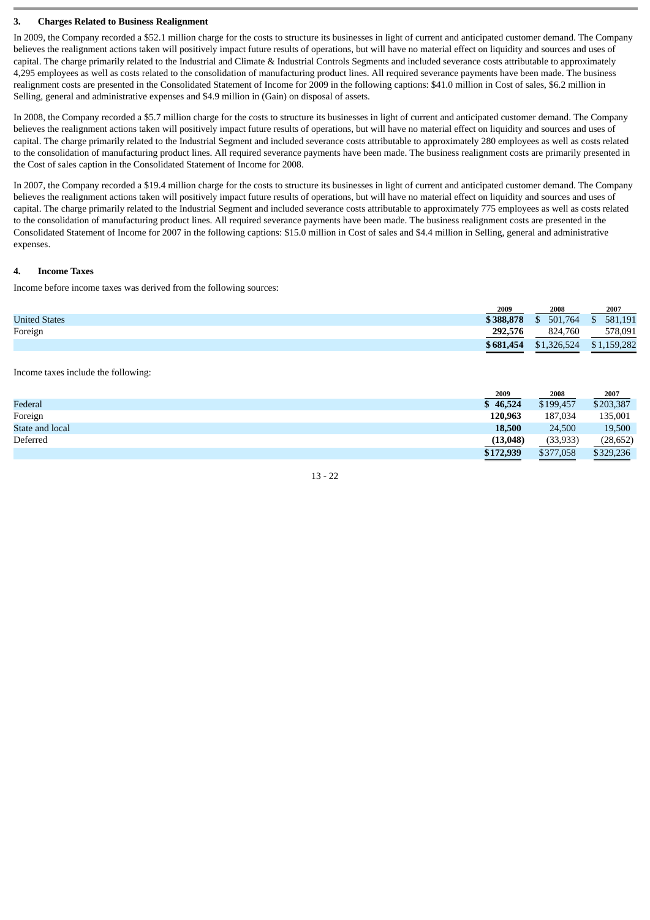### 3. Charges Related to Business Realignment

In 2009, the Company recorded a $52.1 million charge for the costs to structure its businesses in light of current and anticipated customer demand. The Company believes the realignment actions taken will positively impact future results of operations, but will have no material effect on liquidity and sources and uses of capital. The charge primarily related to the Industrial and Climate & Industrial Controls Segments and included severance costs attributable to approximately 4,295 employees as well as costs related to the consolidation of manufacturing product lines. All required severance payments have been made. The business realignment costs are presented in the Consolidated Statement of Income for 2009 in the following captions: $41.0 million in Cost of sales, $6.2 million in Selling, general and administrative expenses and $4.9 million in (Gain) on disposal of assets.

In 2008, the Company recorded a $5.7 million charge for the costs to structure its businesses in light of current and anticipated customer demand. The Company believes the realignment actions taken will positively impact future results of operations, but will have no material effect on liquidity and sources and uses of capital. The charge primarily related to the Industrial Segment and included severance costs attributable to approximately 280 employees as well as costs related to the consolidation of manufacturing product lines. All required severance payments have been made. The business realignment costs are primarily presented in the Cost of sales caption in the Consolidated Statement of Income for 2008.

In 2007, the Company recorded a $19.4 million charge for the costs to structure its businesses in light of current and anticipated customer demand. The Company believes the realignment actions taken will positively impact future results of operations, but will have no material effect on liquidity and sources and uses of capital. The charge primarily related to the Industrial Segment and included severance costs attributable to approximately 775 employees as well as costs related to the consolidation of manufacturing product lines. All required severance payments have been made. The business realignment costs are presented in the Consolidated Statement of Income for 2007 in the following captions: $15.0 million in Cost of sales and $4.4 million in Selling, general and administrative expenses.

### 4. Income Taxes

Income before income taxes was derived from the following sources:

| | 2009 | 2008 | 2007 |
|---|---|---|---|
| United States | **$388,878** | $ 501,764 | $ 581,191 |
| Foreign | **292,576** | 824,760 | 578,091 |
| | **$681,454** | $1,326,524 | $1,159,282 |

Income taxes include the following:

| | 2009 | 2008 | 2007 |
|---|---|---|---|
| Federal | **$ 46,524** | $199,457 | $203,387 |
| Foreign | **120,963** | 187,034 | 135,001 |
| State and local | **18,500** | 24,500 | 19,500 |
| Deferred | **(13,048)** | (33,933) | (28,652) |
| | **$172,939** | $377,058 | $329,236 |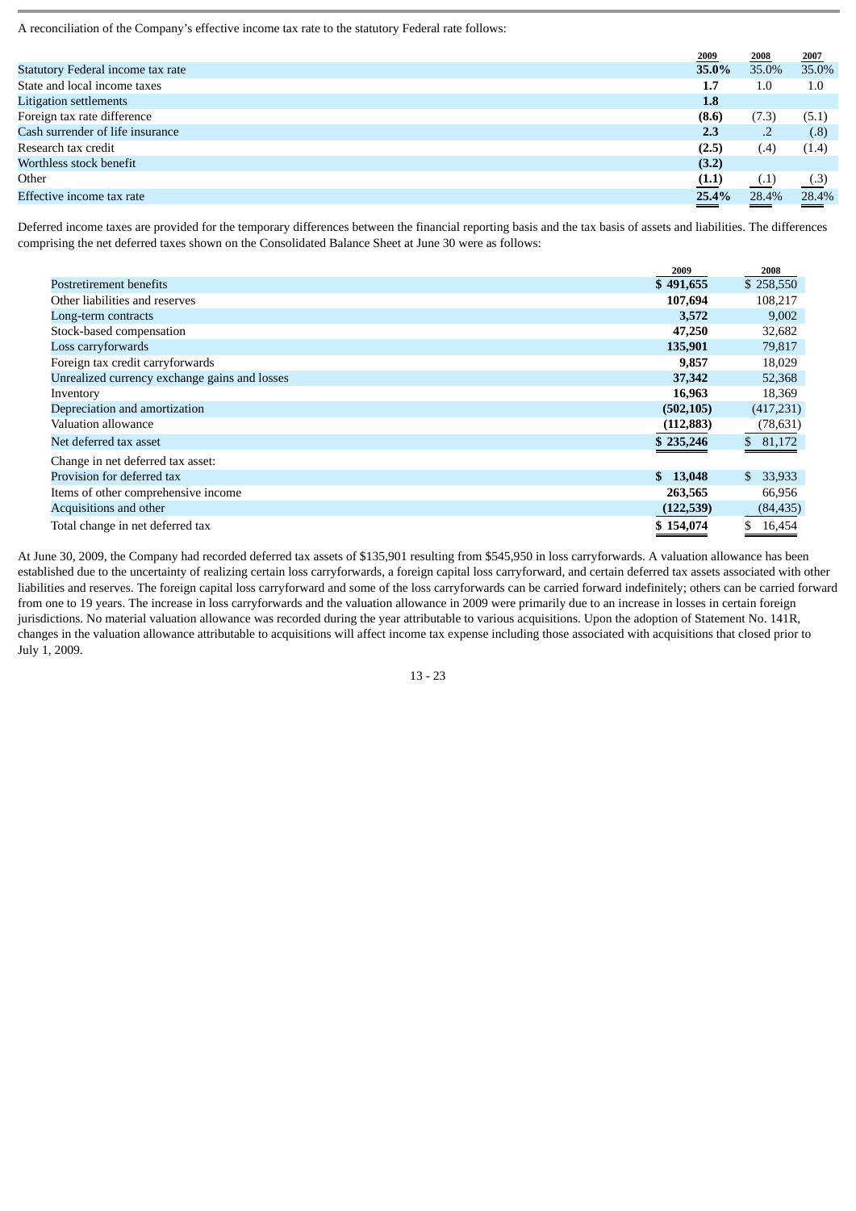A reconciliation of the Company's effective income tax rate to the statutory Federal rate follows:

| | 2009 | 2008 | 2007 |
|---|---|---|---|
| Statutory Federal income tax rate | **35.0%** | 35.0% | 35.0% |
| State and local income taxes | **1.7** | 1.0 | 1.0 |
| Litigation settlements | **1.8** | | |
| Foreign tax rate difference | **(8.6)** | (7.3) | (5.1) |
| Cash surrender of life insurance | **2.3** | .2 | (.8) |
| Research tax credit | **(2.5)** | (.4) | (1.4) |
| Worthless stock benefit | **(3.2)** | | |
| Other | **(1.1)** | (.1) | (.3) |
| Effective income tax rate | **25.4%** | 28.4% | 28.4% |

Deferred income taxes are provided for the temporary differences between the financial reporting basis and the tax basis of assets and liabilities. The differences comprising the net deferred taxes shown on the Consolidated Balance Sheet at June 30 were as follows:

| | 2009 | 2008 |
|---|---|---|
| Postretirement benefits | **$ 491,655** | $ 258,550 |
| Other liabilities and reserves | **107,694** | 108,217 |
| Long-term contracts | **3,572** | 9,002 |
| Stock-based compensation | **47,250** | 32,682 |
| Loss carryforwards | **135,901** | 79,817 |
| Foreign tax credit carryforwards | **9,857** | 18,029 |
| Unrealized currency exchange gains and losses | **37,342** | 52,368 |
| Inventory | **16,963** | 18,369 |
| Depreciation and amortization | **(502,105)** | (417,231) |
| Valuation allowance | **(112,883)** | (78,631) |
| Net deferred tax asset | **$ 235,246** | $ 81,172 |
| Change in net deferred tax asset: | | |
| Provision for deferred tax | **$ 13,048** | $ 33,933 |
| Items of other comprehensive income | **263,565** | 66,956 |
| Acquisitions and other | **(122,539)** | (84,435) |
| Total change in net deferred tax | **$ 154,074** | $ 16,454 |

At June 30, 2009, the Company had recorded deferred tax assets of $135,901 resulting from $545,950 in loss carryforwards. A valuation allowance has been established due to the uncertainty of realizing certain loss carryforwards, a foreign capital loss carryforward, and certain deferred tax assets associated with other liabilities and reserves. The foreign capital loss carryforward and some of the loss carryforwards can be carried forward indefinitely; others can be carried forward from one to 19 years. The increase in loss carryforwards and the valuation allowance in 2009 were primarily due to an increase in losses in certain foreign jurisdictions. No material valuation allowance was recorded during the year attributable to various acquisitions. Upon the adoption of Statement No. 141R, changes in the valuation allowance attributable to acquisitions will affect income tax expense including those associated with acquisitions that closed prior to July 1, 2009.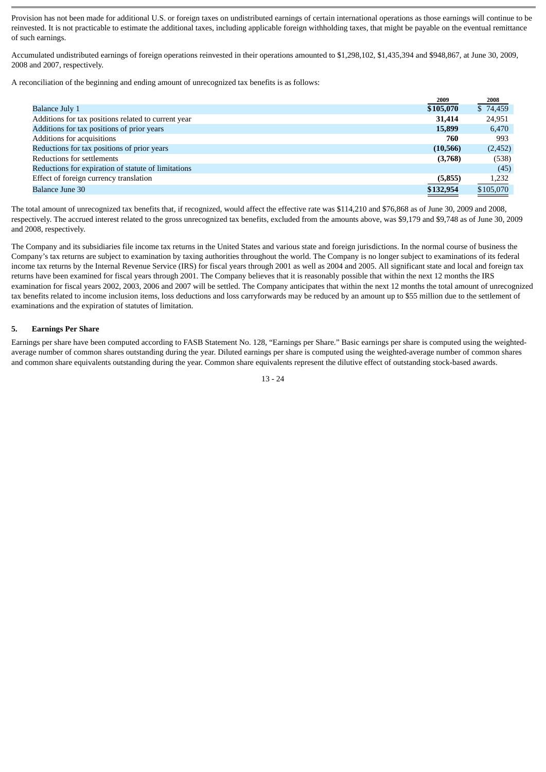Provision has not been made for additional U.S. or foreign taxes on undistributed earnings of certain international operations as those earnings will continue to be reinvested. It is not practicable to estimate the additional taxes, including applicable foreign withholding taxes, that might be payable on the eventual remittance of such earnings.

Accumulated undistributed earnings of foreign operations reinvested in their operations amounted to $1,298,102, $1,435,394 and $948,867, at June 30, 2009, 2008 and 2007, respectively.

A reconciliation of the beginning and ending amount of unrecognized tax benefits is as follows:

| | 2009 | 2008 |
|---|---|---|
| Balance July 1 | **$105,070** | $ 74,459 |
| Additions for tax positions related to current year | **31,414** | 24,951 |
| Additions for tax positions of prior years | **15,899** | 6,470 |
| Additions for acquisitions | **760** | 993 |
| Reductions for tax positions of prior years | **(10,566)** | (2,452) |
| Reductions for settlements | **(3,768)** | (538) |
| Reductions for expiration of statute of limitations | | (45) |
| Effect of foreign currency translation | **(5,855)** | 1,232 |
| Balance June 30 | **$132,954** | $105,070 |

The total amount of unrecognized tax benefits that, if recognized, would affect the effective rate was $114,210 and $76,868 as of June 30, 2009 and 2008, respectively. The accrued interest related to the gross unrecognized tax benefits, excluded from the amounts above, was $9,179 and $9,748 as of June 30, 2009 and 2008, respectively.

The Company and its subsidiaries file income tax returns in the United States and various state and foreign jurisdictions. In the normal course of business the Company's tax returns are subject to examination by taxing authorities throughout the world. The Company is no longer subject to examinations of its federal income tax returns by the Internal Revenue Service (IRS) for fiscal years through 2001 as well as 2004 and 2005. All significant state and local and foreign tax returns have been examined for fiscal years through 2001. The Company believes that it is reasonably possible that within the next 12 months the IRS examination for fiscal years 2002, 2003, 2006 and 2007 will be settled. The Company anticipates that within the next 12 months the total amount of unrecognized tax benefits related to income inclusion items, loss deductions and loss carryforwards may be reduced by an amount up to $55 million due to the settlement of examinations and the expiration of statutes of limitation.

### 5. Earnings Per Share

Earnings per share have been computed according to FASB Statement No. 128, "Earnings per Share." Basic earnings per share is computed using the weighted-average number of common shares outstanding during the year. Diluted earnings per share is computed using the weighted-average number of common shares and common share equivalents outstanding during the year. Common share equivalents represent the dilutive effect of outstanding stock-based awards.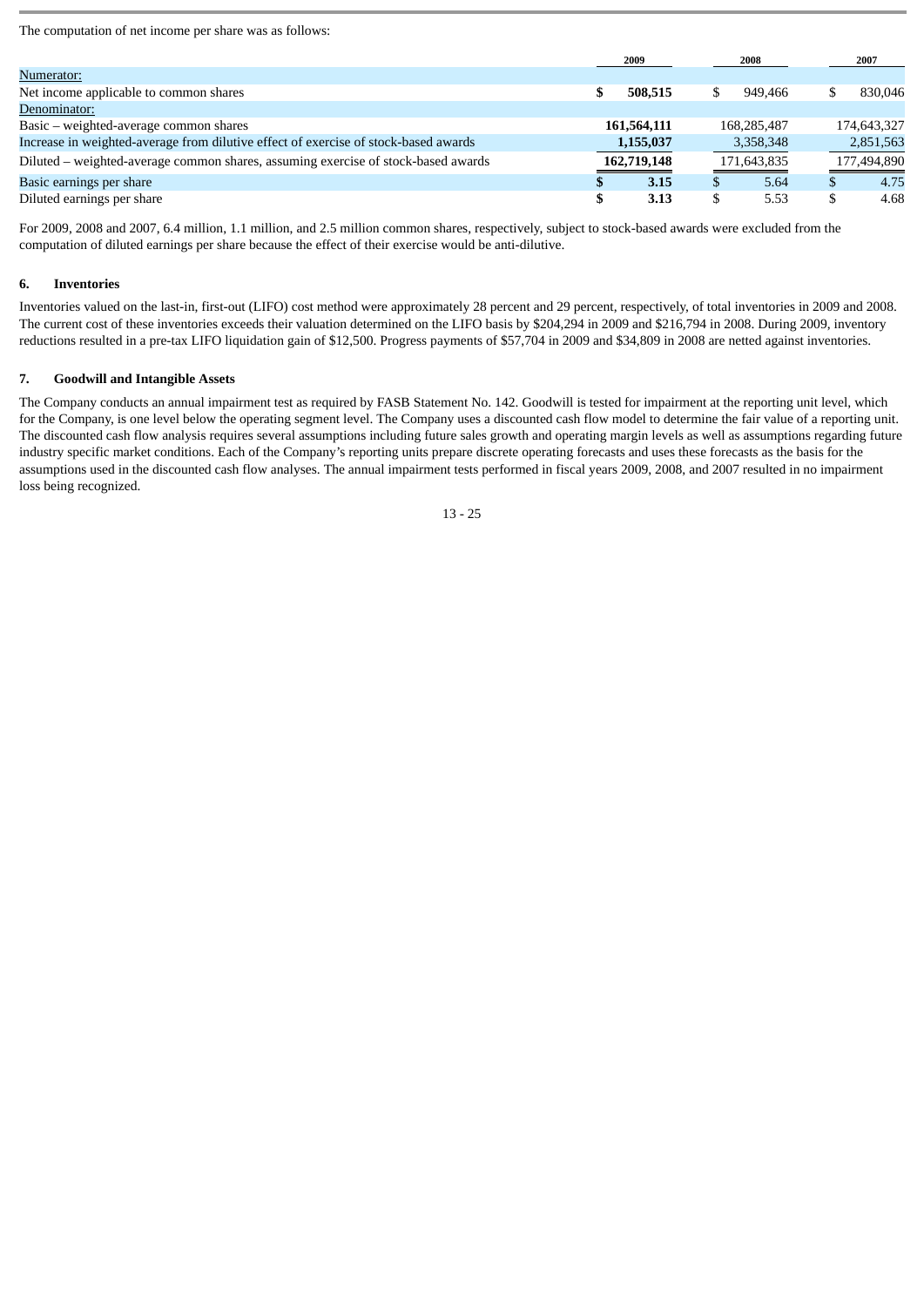The computation of net income per share was as follows:

| | 2009 | 2008 | 2007 |
|---|---|---|---|
| Numerator: | | | |
| Net income applicable to common shares | **$ 508,515** | $ 949,466 | $ 830,046 |
| Denominator: | | | |
| Basic – weighted-average common shares | **161,564,111** | 168,285,487 | 174,643,327 |
| Increase in weighted-average from dilutive effect of exercise of stock-based awards | **1,155,037** | 3,358,348 | 2,851,563 |
| Diluted – weighted-average common shares, assuming exercise of stock-based awards | **162,719,148** | 171,643,835 | 177,494,890 |
| Basic earnings per share | **$ 3.15** | $ 5.64 | $ 4.75 |
| Diluted earnings per share | **$ 3.13** | $ 5.53 | $ 4.68 |

For 2009, 2008 and 2007, 6.4 million, 1.1 million, and 2.5 million common shares, respectively, subject to stock-based awards were excluded from the computation of diluted earnings per share because the effect of their exercise would be anti-dilutive.

## 6. Inventories

Inventories valued on the last-in, first-out (LIFO) cost method were approximately 28 percent and 29 percent, respectively, of total inventories in 2009 and 2008. The current cost of these inventories exceeds their valuation determined on the LIFO basis by $204,294 in 2009 and $216,794 in 2008. During 2009, inventory reductions resulted in a pre-tax LIFO liquidation gain of $12,500. Progress payments of $57,704 in 2009 and $34,809 in 2008 are netted against inventories.

## 7. Goodwill and Intangible Assets

The Company conducts an annual impairment test as required by FASB Statement No. 142. Goodwill is tested for impairment at the reporting unit level, which for the Company, is one level below the operating segment level. The Company uses a discounted cash flow model to determine the fair value of a reporting unit. The discounted cash flow analysis requires several assumptions including future sales growth and operating margin levels as well as assumptions regarding future industry specific market conditions. Each of the Company's reporting units prepare discrete operating forecasts and uses these forecasts as the basis for the assumptions used in the discounted cash flow analyses. The annual impairment tests performed in fiscal years 2009, 2008, and 2007 resulted in no impairment loss being recognized.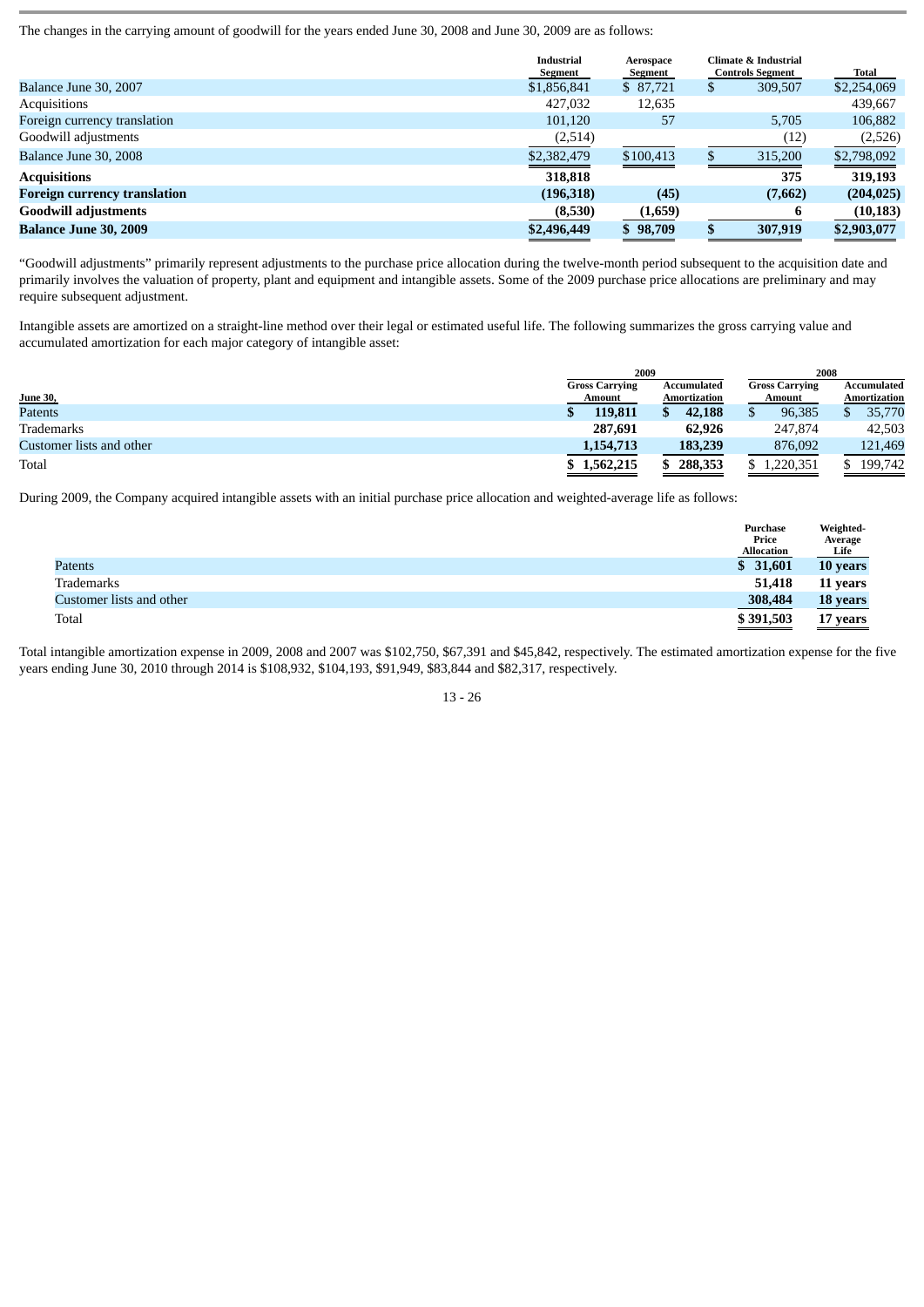The changes in the carrying amount of goodwill for the years ended June 30, 2008 and June 30, 2009 are as follows:

| | Industrial Segment | Aerospace Segment | Climate & Industrial Controls Segment | Total |
|---|---|---|---|---|
| Balance June 30, 2007 | $1,856,841 | $ 87,721 | $ 309,507 | $2,254,069 |
| Acquisitions | 427,032 | 12,635 | | 439,667 |
| Foreign currency translation | 101,120 | 57 | 5,705 | 106,882 |
| Goodwill adjustments | (2,514) | | (12) | (2,526) |
| Balance June 30, 2008 | $2,382,479 | $100,413 | $ 315,200 | $2,798,092 |
| **Acquisitions** | **318,818** | | **375** | **319,193** |
| **Foreign currency translation** | **(196,318)** | **(45)** | **(7,662)** | **(204,025)** |
| **Goodwill adjustments** | **(8,530)** | **(1,659)** | **6** | **(10,183)** |
| **Balance June 30, 2009** | **$2,496,449** | **$ 98,709** | **$ 307,919** | **$2,903,077** |

"Goodwill adjustments" primarily represent adjustments to the purchase price allocation during the twelve-month period subsequent to the acquisition date and primarily involves the valuation of property, plant and equipment and intangible assets. Some of the 2009 purchase price allocations are preliminary and may require subsequent adjustment.

Intangible assets are amortized on a straight-line method over their legal or estimated useful life. The following summarizes the gross carrying value and accumulated amortization for each major category of intangible asset:

| | 2009 | | 2008 | |
|---|---|---|---|---|
| June 30, | Gross Carrying Amount | Accumulated Amortization | Gross Carrying Amount | Accumulated Amortization |
| Patents | **$ 119,811** | **$ 42,188** | $ 96,385 | $ 35,770 |
| Trademarks | **287,691** | **62,926** | 247,874 | 42,503 |
| Customer lists and other | **1,154,713** | **183,239** | 876,092 | 121,469 |
| Total | **$ 1,562,215** | **$ 288,353** | $ 1,220,351 | $ 199,742 |

During 2009, the Company acquired intangible assets with an initial purchase price allocation and weighted-average life as follows:

| | Purchase Price Allocation | Weighted-Average Life |
|---|---|---|
| Patents | **$ 31,601** | **10 years** |
| Trademarks | **51,418** | **11 years** |
| Customer lists and other | **308,484** | **18 years** |
| Total | **$ 391,503** | **17 years** |

Total intangible amortization expense in 2009, 2008 and 2007 was $102,750, $67,391 and $45,842, respectively. The estimated amortization expense for the five years ending June 30, 2010 through 2014 is $108,932, $104,193, $91,949, $83,844 and $82,317, respectively.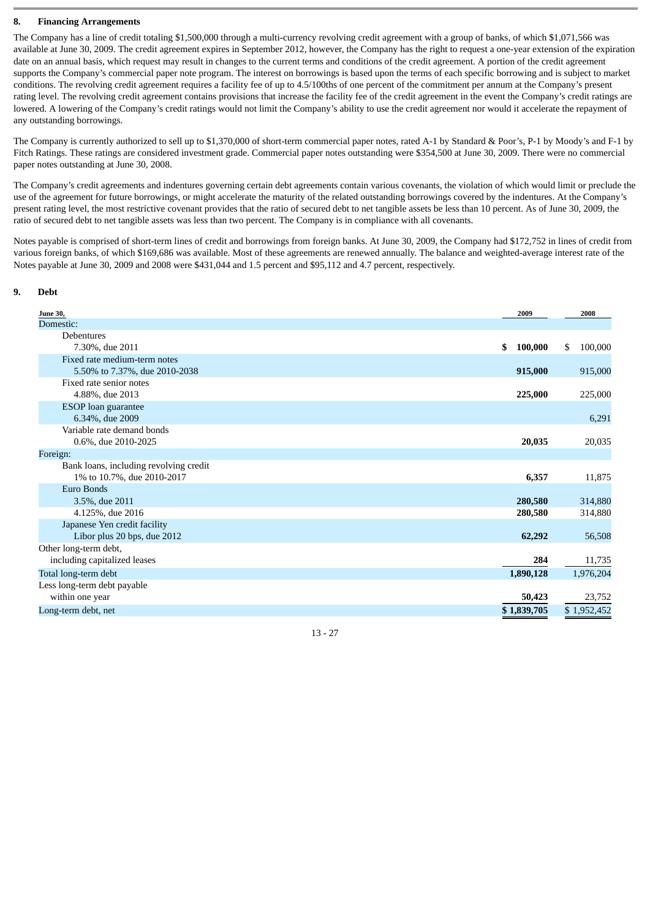## 8. Financing Arrangements

The Company has a line of credit totaling $1,500,000 through a multi-currency revolving credit agreement with a group of banks, of which $1,071,566 was available at June 30, 2009. The credit agreement expires in September 2012, however, the Company has the right to request a one-year extension of the expiration date on an annual basis, which request may result in changes to the current terms and conditions of the credit agreement. A portion of the credit agreement supports the Company's commercial paper note program. The interest on borrowings is based upon the terms of each specific borrowing and is subject to market conditions. The revolving credit agreement requires a facility fee of up to 4.5/100ths of one percent of the commitment per annum at the Company's present rating level. The revolving credit agreement contains provisions that increase the facility fee of the credit agreement in the event the Company's credit ratings are lowered. A lowering of the Company's credit ratings would not limit the Company's ability to use the credit agreement nor would it accelerate the repayment of any outstanding borrowings.

The Company is currently authorized to sell up to $1,370,000 of short-term commercial paper notes, rated A-1 by Standard & Poor's, P-1 by Moody's and F-1 by Fitch Ratings. These ratings are considered investment grade. Commercial paper notes outstanding were $354,500 at June 30, 2009. There were no commercial paper notes outstanding at June 30, 2008.

The Company's credit agreements and indentures governing certain debt agreements contain various covenants, the violation of which would limit or preclude the use of the agreement for future borrowings, or might accelerate the maturity of the related outstanding borrowings covered by the indentures. At the Company's present rating level, the most restrictive covenant provides that the ratio of secured debt to net tangible assets be less than 10 percent. As of June 30, 2009, the ratio of secured debt to net tangible assets was less than two percent. The Company is in compliance with all covenants.

Notes payable is comprised of short-term lines of credit and borrowings from foreign banks. At June 30, 2009, the Company had $172,752 in lines of credit from various foreign banks, of which $169,686 was available. Most of these agreements are renewed annually. The balance and weighted-average interest rate of the Notes payable at June 30, 2009 and 2008 were $431,044 and 1.5 percent and $95,112 and 4.7 percent, respectively.

## 9. Debt

| June 30, | 2009 | 2008 |
|---|---|---|
| Domestic: | | |
| Debentures | | |
| 7.30%, due 2011 | **$ 100,000** | $ 100,000 |
| Fixed rate medium-term notes | | |
| 5.50% to 7.37%, due 2010-2038 | **915,000** | 915,000 |
| Fixed rate senior notes | | |
| 4.88%, due 2013 | **225,000** | 225,000 |
| ESOP loan guarantee | | |
| 6.34%, due 2009 | | 6,291 |
| Variable rate demand bonds | | |
| 0.6%, due 2010-2025 | **20,035** | 20,035 |
| Foreign: | | |
| Bank loans, including revolving credit | | |
| 1% to 10.7%, due 2010-2017 | **6,357** | 11,875 |
| Euro Bonds | | |
| 3.5%, due 2011 | **280,580** | 314,880 |
| 4.125%, due 2016 | **280,580** | 314,880 |
| Japanese Yen credit facility | | |
| Libor plus 20 bps, due 2012 | **62,292** | 56,508 |
| Other long-term debt, including capitalized leases | **284** | 11,735 |
| Total long-term debt | **1,890,128** | 1,976,204 |
| Less long-term debt payable within one year | **50,423** | 23,752 |
| Long-term debt, net | **$ 1,839,705** | $ 1,952,452 |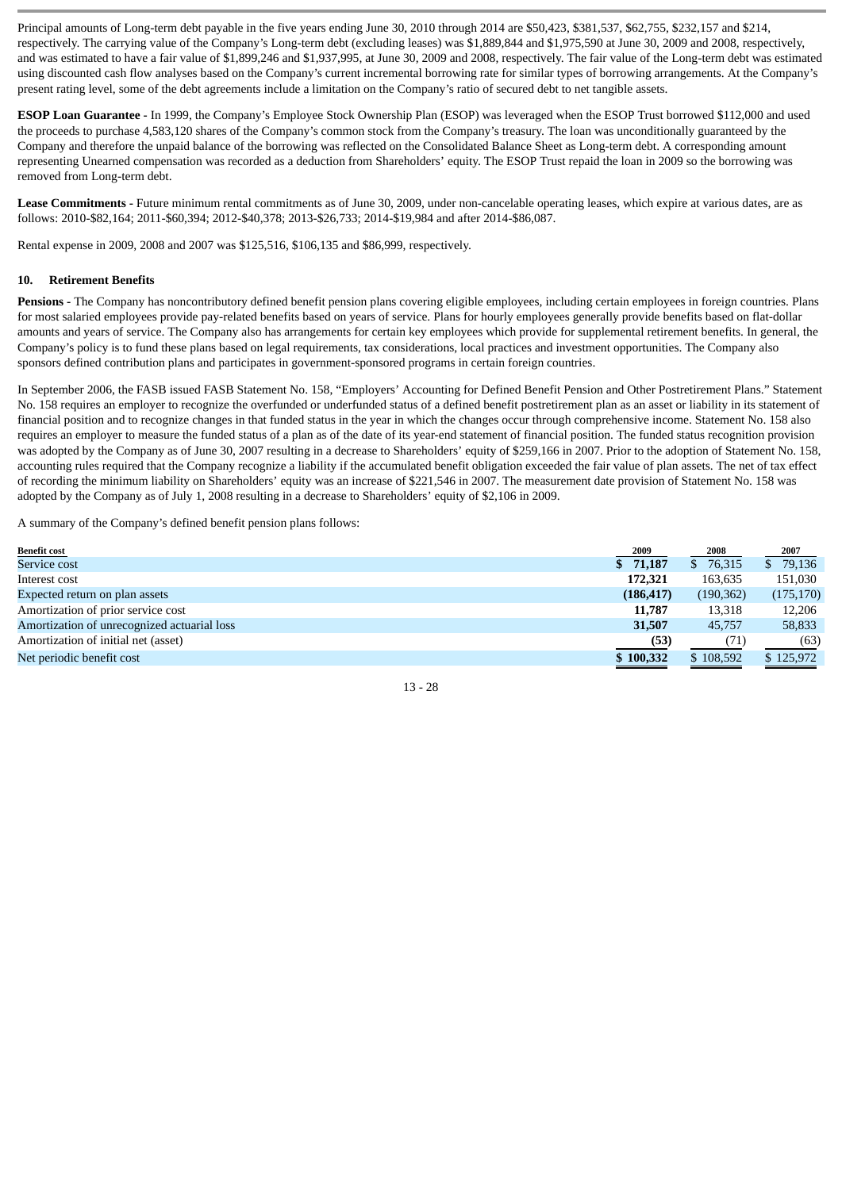Principal amounts of Long-term debt payable in the five years ending June 30, 2010 through 2014 are $50,423, $381,537, $62,755, $232,157 and $214, respectively. The carrying value of the Company's Long-term debt (excluding leases) was $1,889,844 and $1,975,590 at June 30, 2009 and 2008, respectively, and was estimated to have a fair value of $1,899,246 and $1,937,995, at June 30, 2009 and 2008, respectively. The fair value of the Long-term debt was estimated using discounted cash flow analyses based on the Company's current incremental borrowing rate for similar types of borrowing arrangements. At the Company's present rating level, some of the debt agreements include a limitation on the Company's ratio of secured debt to net tangible assets.

**ESOP Loan Guarantee -** In 1999, the Company's Employee Stock Ownership Plan (ESOP) was leveraged when the ESOP Trust borrowed $112,000 and used the proceeds to purchase 4,583,120 shares of the Company's common stock from the Company's treasury. The loan was unconditionally guaranteed by the Company and therefore the unpaid balance of the borrowing was reflected on the Consolidated Balance Sheet as Long-term debt. A corresponding amount representing Unearned compensation was recorded as a deduction from Shareholders' equity. The ESOP Trust repaid the loan in 2009 so the borrowing was removed from Long-term debt.

**Lease Commitments -** Future minimum rental commitments as of June 30, 2009, under non-cancelable operating leases, which expire at various dates, are as follows: 2010-$82,164; 2011-$60,394; 2012-$40,378; 2013-$26,733; 2014-$19,984 and after 2014-$86,087.

Rental expense in 2009, 2008 and 2007 was $125,516, $106,135 and $86,999, respectively.

## 10. Retirement Benefits

**Pensions -** The Company has noncontributory defined benefit pension plans covering eligible employees, including certain employees in foreign countries. Plans for most salaried employees provide pay-related benefits based on years of service. Plans for hourly employees generally provide benefits based on flat-dollar amounts and years of service. The Company also has arrangements for certain key employees which provide for supplemental retirement benefits. In general, the Company's policy is to fund these plans based on legal requirements, tax considerations, local practices and investment opportunities. The Company also sponsors defined contribution plans and participates in government-sponsored programs in certain foreign countries.

In September 2006, the FASB issued FASB Statement No. 158, "Employers' Accounting for Defined Benefit Pension and Other Postretirement Plans." Statement No. 158 requires an employer to recognize the overfunded or underfunded status of a defined benefit postretirement plan as an asset or liability in its statement of financial position and to recognize changes in that funded status in the year in which the changes occur through comprehensive income. Statement No. 158 also requires an employer to measure the funded status of a plan as of the date of its year-end statement of financial position. The funded status recognition provision was adopted by the Company as of June 30, 2007 resulting in a decrease to Shareholders' equity of $259,166 in 2007. Prior to the adoption of Statement No. 158, accounting rules required that the Company recognize a liability if the accumulated benefit obligation exceeded the fair value of plan assets. The net of tax effect of recording the minimum liability on Shareholders' equity was an increase of $221,546 in 2007. The measurement date provision of Statement No. 158 was adopted by the Company as of July 1, 2008 resulting in a decrease to Shareholders' equity of $2,106 in 2009.

A summary of the Company's defined benefit pension plans follows:

| Benefit cost | 2009 | 2008 | 2007 |
|---|---|---|---|
| Service cost | **$ 71,187** | $ 76,315 | $ 79,136 |
| Interest cost | **172,321** | 163,635 | 151,030 |
| Expected return on plan assets | **(186,417)** | (190,362) | (175,170) |
| Amortization of prior service cost | **11,787** | 13,318 | 12,206 |
| Amortization of unrecognized actuarial loss | **31,507** | 45,757 | 58,833 |
| Amortization of initial net (asset) | **(53)** | (71) | (63) |
| Net periodic benefit cost | **$ 100,332** | $ 108,592 | $ 125,972 |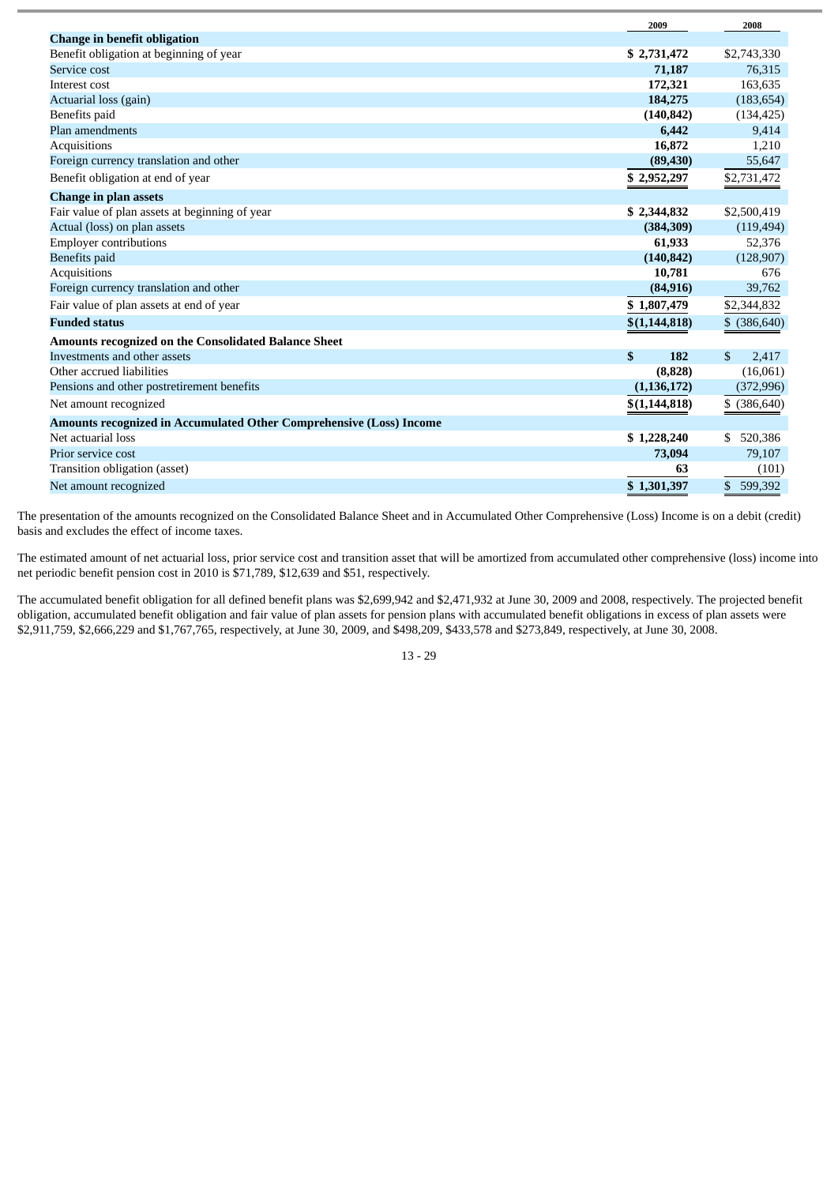| | 2009 | 2008 |
|---|---|---|
| **Change in benefit obligation** | | |
| Benefit obligation at beginning of year | **$ 2,731,472** | $2,743,330 |
| Service cost | **71,187** | 76,315 |
| Interest cost | **172,321** | 163,635 |
| Actuarial loss (gain) | **184,275** | (183,654) |
| Benefits paid | **(140,842)** | (134,425) |
| Plan amendments | **6,442** | 9,414 |
| Acquisitions | **16,872** | 1,210 |
| Foreign currency translation and other | **(89,430)** | 55,647 |
| Benefit obligation at end of year | **$ 2,952,297** | $2,731,472 |
| **Change in plan assets** | | |
| Fair value of plan assets at beginning of year | **$ 2,344,832** | $2,500,419 |
| Actual (loss) on plan assets | **(384,309)** | (119,494) |
| Employer contributions | **61,933** | 52,376 |
| Benefits paid | **(140,842)** | (128,907) |
| Acquisitions | **10,781** | 676 |
| Foreign currency translation and other | **(84,916)** | 39,762 |
| Fair value of plan assets at end of year | **$ 1,807,479** | $2,344,832 |
| **Funded status** | **$(1,144,818)** | $ (386,640) |
| **Amounts recognized on the Consolidated Balance Sheet** | | |
| Investments and other assets | **$ 182** | $ 2,417 |
| Other accrued liabilities | **(8,828)** | (16,061) |
| Pensions and other postretirement benefits | **(1,136,172)** | (372,996) |
| Net amount recognized | **$(1,144,818)** | $ (386,640) |
| **Amounts recognized in Accumulated Other Comprehensive (Loss) Income** | | |
| Net actuarial loss | **$ 1,228,240** | $ 520,386 |
| Prior service cost | **73,094** | 79,107 |
| Transition obligation (asset) | **63** | (101) |
| Net amount recognized | **$ 1,301,397** | $ 599,392 |

The presentation of the amounts recognized on the Consolidated Balance Sheet and in Accumulated Other Comprehensive (Loss) Income is on a debit (credit) basis and excludes the effect of income taxes.

The estimated amount of net actuarial loss, prior service cost and transition asset that will be amortized from accumulated other comprehensive (loss) income into net periodic benefit pension cost in 2010 is $71,789, $12,639 and $51, respectively.

The accumulated benefit obligation for all defined benefit plans was $2,699,942 and $2,471,932 at June 30, 2009 and 2008, respectively. The projected benefit obligation, accumulated benefit obligation and fair value of plan assets for pension plans with accumulated benefit obligations in excess of plan assets were $2,911,759, $2,666,229 and $1,767,765, respectively, at June 30, 2009, and $498,209, $433,578 and $273,849, respectively, at June 30, 2008.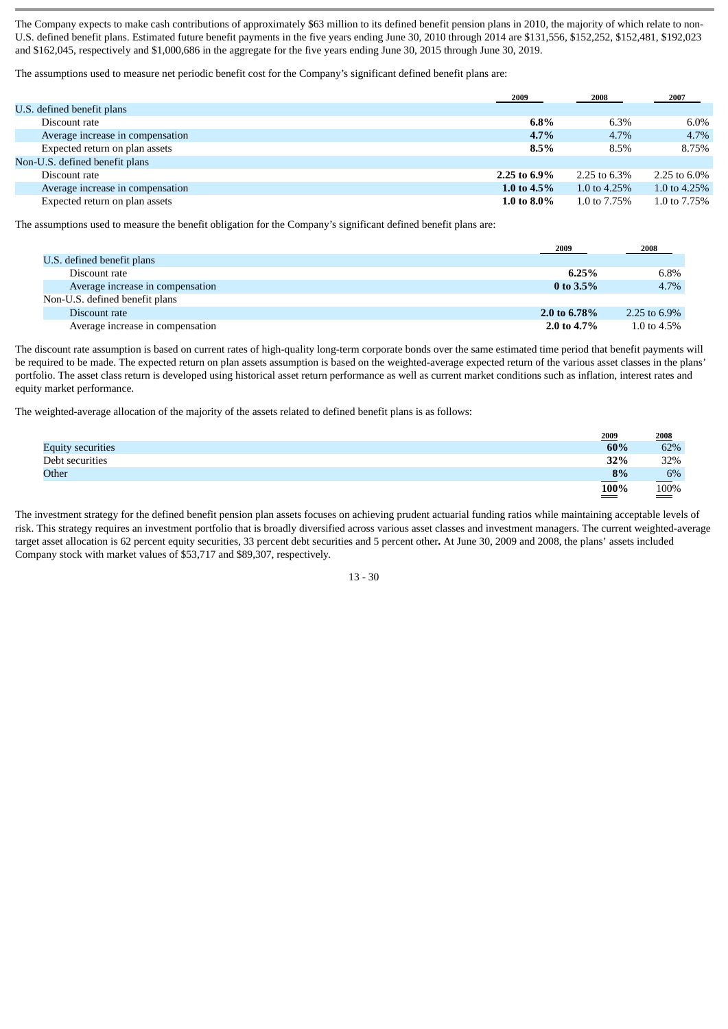The Company expects to make cash contributions of approximately $63 million to its defined benefit pension plans in 2010, the majority of which relate to non-U.S. defined benefit plans. Estimated future benefit payments in the five years ending June 30, 2010 through 2014 are $131,556, $152,252, $152,481, $192,023 and $162,045, respectively and $1,000,686 in the aggregate for the five years ending June 30, 2015 through June 30, 2019.

The assumptions used to measure net periodic benefit cost for the Company's significant defined benefit plans are:

| | 2009 | 2008 | 2007 |
|---|---|---|---|
| U.S. defined benefit plans | | | |
| Discount rate | **6.8%** | 6.3% | 6.0% |
| Average increase in compensation | **4.7%** | 4.7% | 4.7% |
| Expected return on plan assets | **8.5%** | 8.5% | 8.75% |
| Non-U.S. defined benefit plans | | | |
| Discount rate | **2.25 to 6.9%** | 2.25 to 6.3% | 2.25 to 6.0% |
| Average increase in compensation | **1.0 to 4.5%** | 1.0 to 4.25% | 1.0 to 4.25% |
| Expected return on plan assets | **1.0 to 8.0%** | 1.0 to 7.75% | 1.0 to 7.75% |

The assumptions used to measure the benefit obligation for the Company's significant defined benefit plans are:

| | 2009 | 2008 |
|---|---|---|
| U.S. defined benefit plans | | |
| Discount rate | **6.25%** | 6.8% |
| Average increase in compensation | **0 to 3.5%** | 4.7% |
| Non-U.S. defined benefit plans | | |
| Discount rate | **2.0 to 6.78%** | 2.25 to 6.9% |
| Average increase in compensation | **2.0 to 4.7%** | 1.0 to 4.5% |

The discount rate assumption is based on current rates of high-quality long-term corporate bonds over the same estimated time period that benefit payments will be required to be made. The expected return on plan assets assumption is based on the weighted-average expected return of the various asset classes in the plans' portfolio. The asset class return is developed using historical asset return performance as well as current market conditions such as inflation, interest rates and equity market performance.

The weighted-average allocation of the majority of the assets related to defined benefit plans is as follows:

| | 2009 | 2008 |
|---|---|---|
| Equity securities | **60%** | 62% |
| Debt securities | **32%** | 32% |
| Other | **8%** | 6% |
| | **100%** | 100% |

The investment strategy for the defined benefit pension plan assets focuses on achieving prudent actuarial funding ratios while maintaining acceptable levels of risk. This strategy requires an investment portfolio that is broadly diversified across various asset classes and investment managers. The current weighted-average target asset allocation is 62 percent equity securities, 33 percent debt securities and 5 percent other**.** At June 30, 2009 and 2008, the plans' assets included Company stock with market values of $53,717 and $89,307, respectively.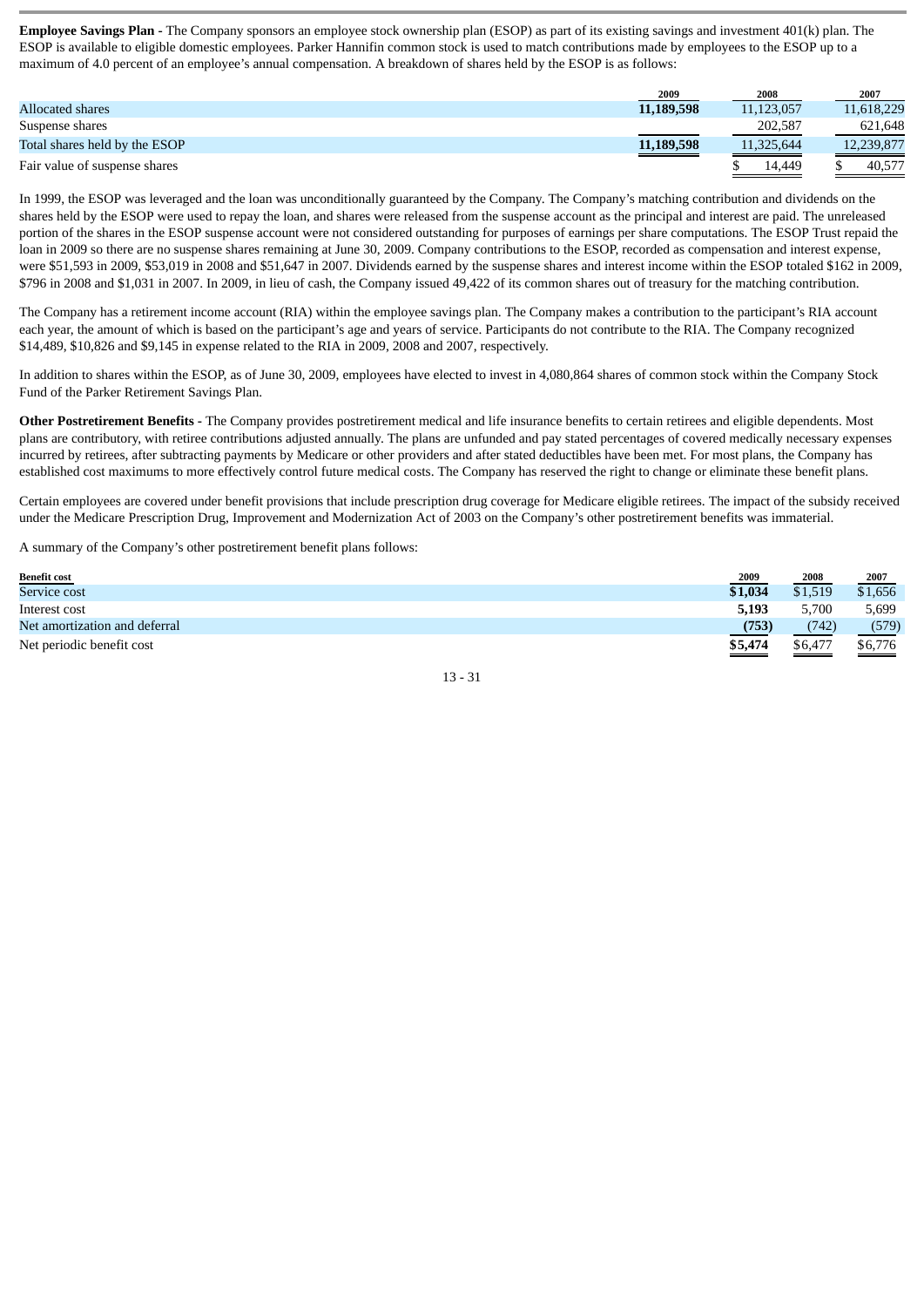**Employee Savings Plan -** The Company sponsors an employee stock ownership plan (ESOP) as part of its existing savings and investment 401(k) plan. The ESOP is available to eligible domestic employees. Parker Hannifin common stock is used to match contributions made by employees to the ESOP up to a maximum of 4.0 percent of an employee's annual compensation. A breakdown of shares held by the ESOP is as follows:

| | 2009 | 2008 | 2007 |
|---|---|---|---|
| Allocated shares | **11,189,598** | 11,123,057 | 11,618,229 |
| Suspense shares | | 202,587 | 621,648 |
| Total shares held by the ESOP | **11,189,598** | 11,325,644 | 12,239,877 |
| Fair value of suspense shares | | $ 14,449 | $ 40,577 |

In 1999, the ESOP was leveraged and the loan was unconditionally guaranteed by the Company. The Company's matching contribution and dividends on the shares held by the ESOP were used to repay the loan, and shares were released from the suspense account as the principal and interest are paid. The unreleased portion of the shares in the ESOP suspense account were not considered outstanding for purposes of earnings per share computations. The ESOP Trust repaid the loan in 2009 so there are no suspense shares remaining at June 30, 2009. Company contributions to the ESOP, recorded as compensation and interest expense, were $51,593 in 2009, $53,019 in 2008 and $51,647 in 2007. Dividends earned by the suspense shares and interest income within the ESOP totaled $162 in 2009, $796 in 2008 and $1,031 in 2007. In 2009, in lieu of cash, the Company issued 49,422 of its common shares out of treasury for the matching contribution.

The Company has a retirement income account (RIA) within the employee savings plan. The Company makes a contribution to the participant's RIA account each year, the amount of which is based on the participant's age and years of service. Participants do not contribute to the RIA. The Company recognized $14,489, $10,826 and $9,145 in expense related to the RIA in 2009, 2008 and 2007, respectively.

In addition to shares within the ESOP, as of June 30, 2009, employees have elected to invest in 4,080,864 shares of common stock within the Company Stock Fund of the Parker Retirement Savings Plan.

**Other Postretirement Benefits -** The Company provides postretirement medical and life insurance benefits to certain retirees and eligible dependents. Most plans are contributory, with retiree contributions adjusted annually. The plans are unfunded and pay stated percentages of covered medically necessary expenses incurred by retirees, after subtracting payments by Medicare or other providers and after stated deductibles have been met. For most plans, the Company has established cost maximums to more effectively control future medical costs. The Company has reserved the right to change or eliminate these benefit plans.

Certain employees are covered under benefit provisions that include prescription drug coverage for Medicare eligible retirees. The impact of the subsidy received under the Medicare Prescription Drug, Improvement and Modernization Act of 2003 on the Company's other postretirement benefits was immaterial.

A summary of the Company's other postretirement benefit plans follows:

| Benefit cost | 2009 | 2008 | 2007 |
|---|---|---|---|
| Service cost | **$1,034** | $1,519 | $1,656 |
| Interest cost | **5,193** | 5,700 | 5,699 |
| Net amortization and deferral | **(753)** | (742) | (579) |
| Net periodic benefit cost | **$5,474** | $6,477 | $6,776 |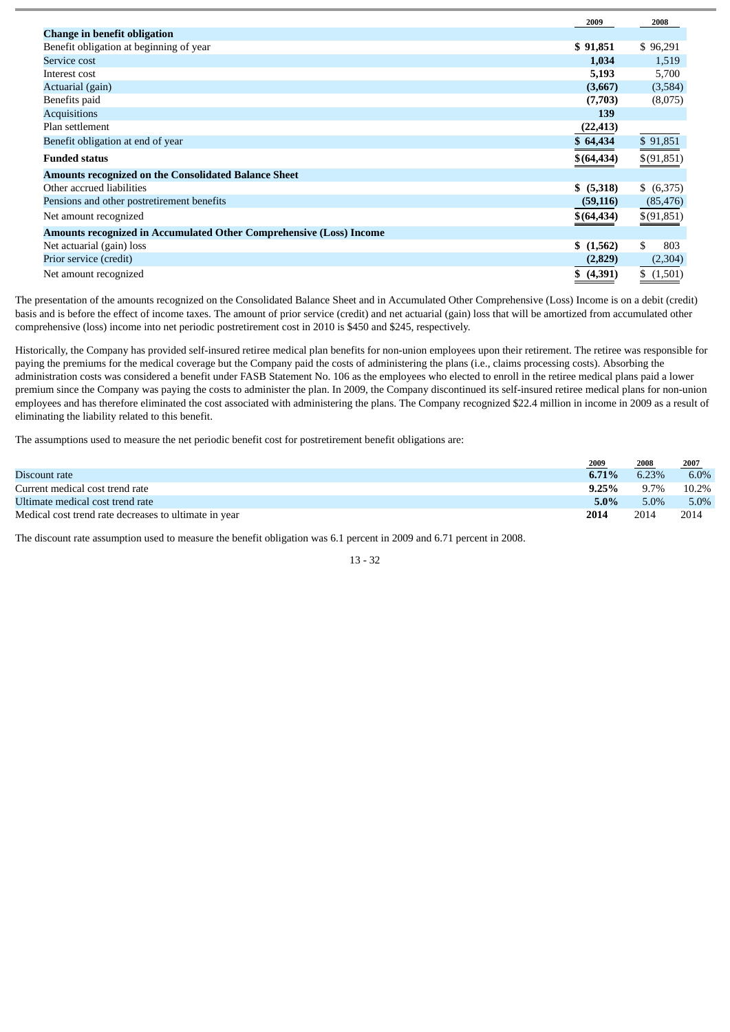| | 2009 | 2008 |
|---|---|---|
| **Change in benefit obligation** | | |
| Benefit obligation at beginning of year | **$ 91,851** | $ 96,291 |
| Service cost | **1,034** | 1,519 |
| Interest cost | **5,193** | 5,700 |
| Actuarial (gain) | **(3,667)** | (3,584) |
| Benefits paid | **(7,703)** | (8,075) |
| Acquisitions | **139** | |
| Plan settlement | **(22,413)** | |
| Benefit obligation at end of year | **$ 64,434** | $ 91,851 |
| **Funded status** | **$(64,434)** | $(91,851) |
| **Amounts recognized on the Consolidated Balance Sheet** | | |
| Other accrued liabilities | **$ (5,318)** | $ (6,375) |
| Pensions and other postretirement benefits | **(59,116)** | (85,476) |
| Net amount recognized | **$(64,434)** | $(91,851) |
| **Amounts recognized in Accumulated Other Comprehensive (Loss) Income** | | |
| Net actuarial (gain) loss | **$ (1,562)** | $ 803 |
| Prior service (credit) | **(2,829)** | (2,304) |
| Net amount recognized | **$ (4,391)** | $ (1,501) |

The presentation of the amounts recognized on the Consolidated Balance Sheet and in Accumulated Other Comprehensive (Loss) Income is on a debit (credit) basis and is before the effect of income taxes. The amount of prior service (credit) and net actuarial (gain) loss that will be amortized from accumulated other comprehensive (loss) income into net periodic postretirement cost in 2010 is $450 and $245, respectively.

Historically, the Company has provided self-insured retiree medical plan benefits for non-union employees upon their retirement. The retiree was responsible for paying the premiums for the medical coverage but the Company paid the costs of administering the plans (i.e., claims processing costs). Absorbing the administration costs was considered a benefit under FASB Statement No. 106 as the employees who elected to enroll in the retiree medical plans paid a lower premium since the Company was paying the costs to administer the plan. In 2009, the Company discontinued its self-insured retiree medical plans for non-union employees and has therefore eliminated the cost associated with administering the plans. The Company recognized $22.4 million in income in 2009 as a result of eliminating the liability related to this benefit.

The assumptions used to measure the net periodic benefit cost for postretirement benefit obligations are:

| | 2009 | 2008 | 2007 |
|---|---|---|---|
| Discount rate | **6.71%** | 6.23% | 6.0% |
| Current medical cost trend rate | **9.25%** | 9.7% | 10.2% |
| Ultimate medical cost trend rate | **5.0%** | 5.0% | 5.0% |
| Medical cost trend rate decreases to ultimate in year | **2014** | 2014 | 2014 |

The discount rate assumption used to measure the benefit obligation was 6.1 percent in 2009 and 6.71 percent in 2008.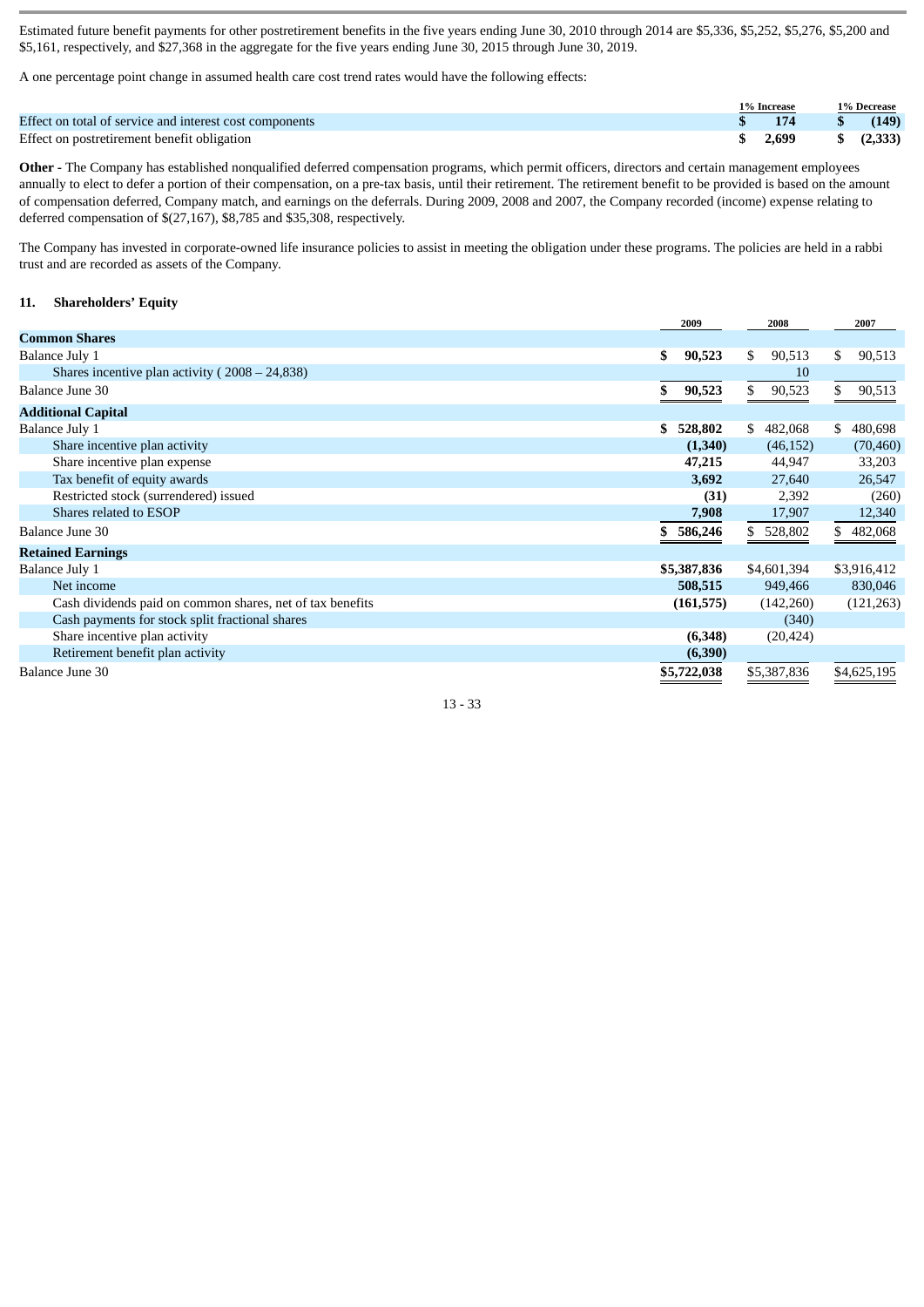Estimated future benefit payments for other postretirement benefits in the five years ending June 30, 2010 through 2014 are $5,336, $5,252, $5,276, $5,200 and $5,161, respectively, and $27,368 in the aggregate for the five years ending June 30, 2015 through June 30, 2019.

A one percentage point change in assumed health care cost trend rates would have the following effects:

| | 1% Increase | 1% Decrease |
|---|---|---|
| Effect on total of service and interest cost components | **$ 174** | **$ (149)** |
| Effect on postretirement benefit obligation | **$ 2,699** | **$ (2,333)** |

**Other -** The Company has established nonqualified deferred compensation programs, which permit officers, directors and certain management employees annually to elect to defer a portion of their compensation, on a pre-tax basis, until their retirement. The retirement benefit to be provided is based on the amount of compensation deferred, Company match, and earnings on the deferrals. During 2009, 2008 and 2007, the Company recorded (income) expense relating to deferred compensation of $(27,167), $8,785 and $35,308, respectively.

The Company has invested in corporate-owned life insurance policies to assist in meeting the obligation under these programs. The policies are held in a rabbi trust and are recorded as assets of the Company.

## 11. Shareholders' Equity

| | 2009 | 2008 | 2007 |
|---|---|---|---|
| **Common Shares** | | | |
| Balance July 1 | **$ 90,523** | $ 90,513 | $ 90,513 |
| Shares incentive plan activity ( 2008 – 24,838) | | 10 | |
| Balance June 30 | **$ 90,523** | $ 90,523 | $ 90,513 |
| **Additional Capital** | | | |
| Balance July 1 | **$ 528,802** | $ 482,068 | $ 480,698 |
| Share incentive plan activity | **(1,340)** | (46,152) | (70,460) |
| Share incentive plan expense | **47,215** | 44,947 | 33,203 |
| Tax benefit of equity awards | **3,692** | 27,640 | 26,547 |
| Restricted stock (surrendered) issued | **(31)** | 2,392 | (260) |
| Shares related to ESOP | **7,908** | 17,907 | 12,340 |
| Balance June 30 | **$ 586,246** | $ 528,802 | $ 482,068 |
| **Retained Earnings** | | | |
| Balance July 1 | **$5,387,836** | $4,601,394 | $3,916,412 |
| Net income | **508,515** | 949,466 | 830,046 |
| Cash dividends paid on common shares, net of tax benefits | **(161,575)** | (142,260) | (121,263) |
| Cash payments for stock split fractional shares | | (340) | |
| Share incentive plan activity | **(6,348)** | (20,424) | |
| Retirement benefit plan activity | **(6,390)** | | |
| Balance June 30 | **$5,722,038** | $5,387,836 | $4,625,195 |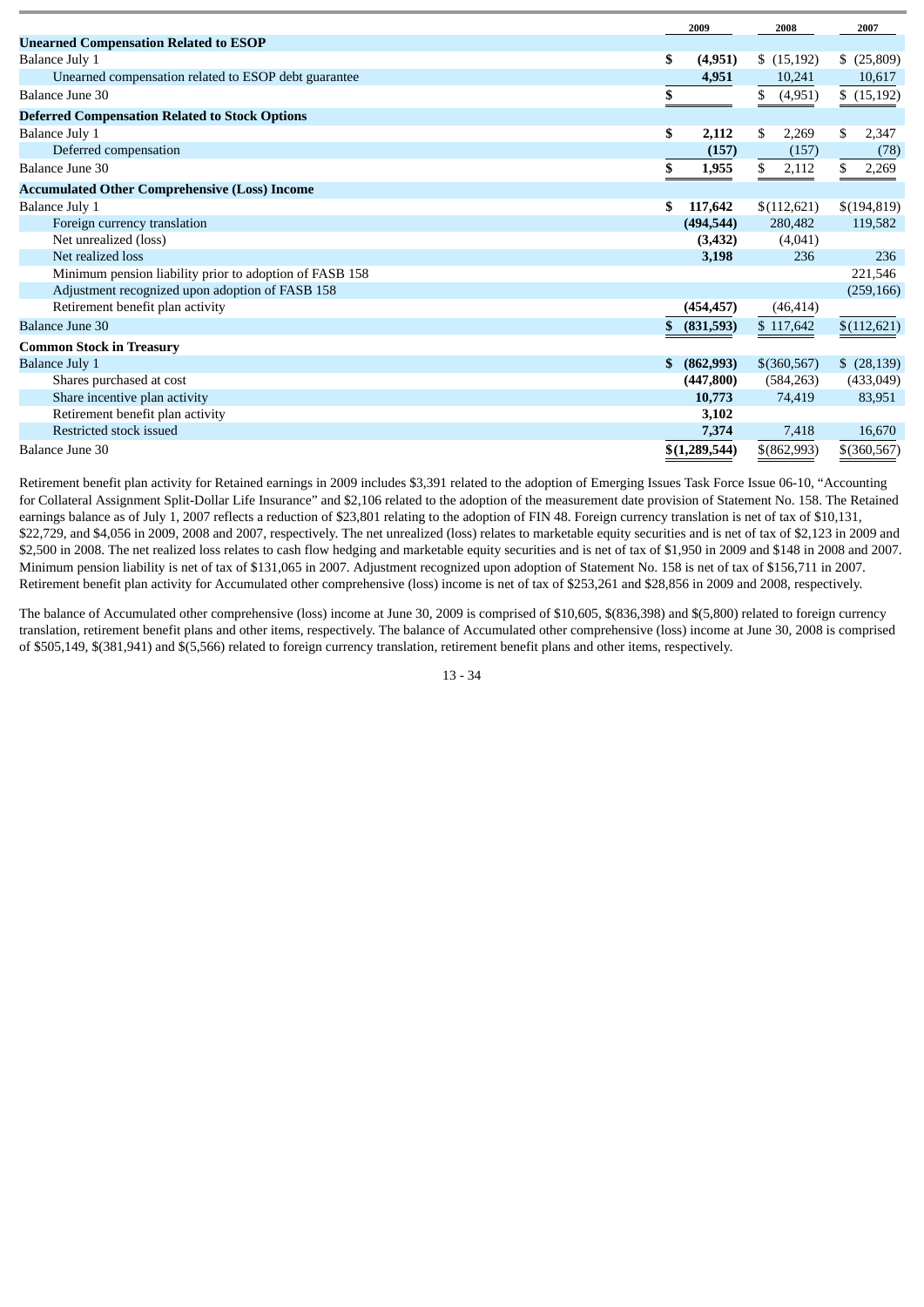| | 2009 | 2008 | 2007 |
|---|---|---|---|
| **Unearned Compensation Related to ESOP** | | | |
| Balance July 1 | **$ (4,951)** | $ (15,192) | $ (25,809) |
| Unearned compensation related to ESOP debt guarantee | **4,951** | 10,241 | 10,617 |
| Balance June 30 | **$** | $ (4,951) | $ (15,192) |
| **Deferred Compensation Related to Stock Options** | | | |
| Balance July 1 | **$ 2,112** | $ 2,269 | $ 2,347 |
| Deferred compensation | **(157)** | (157) | (78) |
| Balance June 30 | **$ 1,955** | $ 2,112 | $ 2,269 |
| **Accumulated Other Comprehensive (Loss) Income** | | | |
| Balance July 1 | **$ 117,642** | $(112,621) | $(194,819) |
| Foreign currency translation | **(494,544)** | 280,482 | 119,582 |
| Net unrealized (loss) | **(3,432)** | (4,041) | |
| Net realized loss | **3,198** | 236 | 236 |
| Minimum pension liability prior to adoption of FASB 158 | | | 221,546 |
| Adjustment recognized upon adoption of FASB 158 | | | (259,166) |
| Retirement benefit plan activity | **(454,457)** | (46,414) | |
| Balance June 30 | **$ (831,593)** | $ 117,642 | $(112,621) |
| **Common Stock in Treasury** | | | |
| Balance July 1 | **$ (862,993)** | $(360,567) | $ (28,139) |
| Shares purchased at cost | **(447,800)** | (584,263) | (433,049) |
| Share incentive plan activity | **10,773** | 74,419 | 83,951 |
| Retirement benefit plan activity | **3,102** | | |
| Restricted stock issued | **7,374** | 7,418 | 16,670 |
| Balance June 30 | **$(1,289,544)** | $(862,993) | $(360,567) |

Retirement benefit plan activity for Retained earnings in 2009 includes $3,391 related to the adoption of Emerging Issues Task Force Issue 06-10, "Accounting for Collateral Assignment Split-Dollar Life Insurance" and $2,106 related to the adoption of the measurement date provision of Statement No. 158. The Retained earnings balance as of July 1, 2007 reflects a reduction of $23,801 relating to the adoption of FIN 48. Foreign currency translation is net of tax of $10,131, $22,729, and $4,056 in 2009, 2008 and 2007, respectively. The net unrealized (loss) relates to marketable equity securities and is net of tax of $2,123 in 2009 and $2,500 in 2008. The net realized loss relates to cash flow hedging and marketable equity securities and is net of tax of $1,950 in 2009 and $148 in 2008 and 2007. Minimum pension liability is net of tax of $131,065 in 2007. Adjustment recognized upon adoption of Statement No. 158 is net of tax of $156,711 in 2007. Retirement benefit plan activity for Accumulated other comprehensive (loss) income is net of tax of $253,261 and $28,856 in 2009 and 2008, respectively.

The balance of Accumulated other comprehensive (loss) income at June 30, 2009 is comprised of $10,605, $(836,398) and $(5,800) related to foreign currency translation, retirement benefit plans and other items, respectively. The balance of Accumulated other comprehensive (loss) income at June 30, 2008 is comprised of $505,149, $(381,941) and $(5,566) related to foreign currency translation, retirement benefit plans and other items, respectively.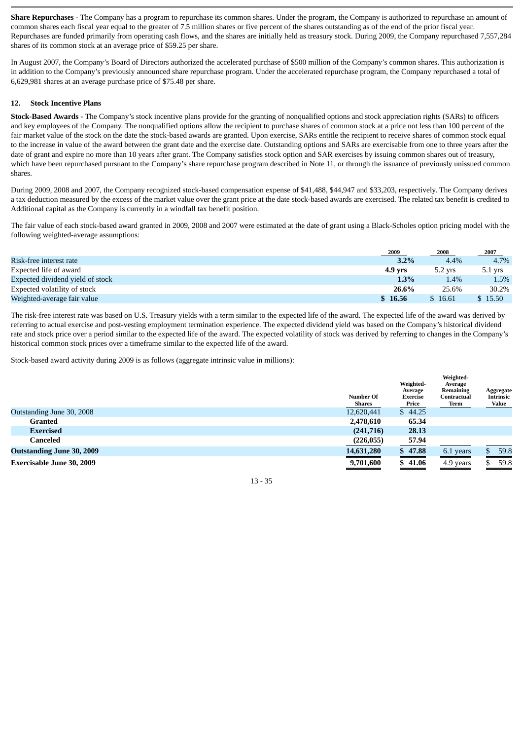**Share Repurchases -** The Company has a program to repurchase its common shares. Under the program, the Company is authorized to repurchase an amount of common shares each fiscal year equal to the greater of 7.5 million shares or five percent of the shares outstanding as of the end of the prior fiscal year. Repurchases are funded primarily from operating cash flows, and the shares are initially held as treasury stock. During 2009, the Company repurchased 7,557,284 shares of its common stock at an average price of $59.25 per share.

In August 2007, the Company's Board of Directors authorized the accelerated purchase of $500 million of the Company's common shares. This authorization is in addition to the Company's previously announced share repurchase program. Under the accelerated repurchase program, the Company repurchased a total of 6,629,981 shares at an average purchase price of $75.48 per share.

### 12. Stock Incentive Plans

**Stock-Based Awards -** The Company's stock incentive plans provide for the granting of nonqualified options and stock appreciation rights (SARs) to officers and key employees of the Company. The nonqualified options allow the recipient to purchase shares of common stock at a price not less than 100 percent of the fair market value of the stock on the date the stock-based awards are granted. Upon exercise, SARs entitle the recipient to receive shares of common stock equal to the increase in value of the award between the grant date and the exercise date. Outstanding options and SARs are exercisable from one to three years after the date of grant and expire no more than 10 years after grant. The Company satisfies stock option and SAR exercises by issuing common shares out of treasury, which have been repurchased pursuant to the Company's share repurchase program described in Note 11, or through the issuance of previously unissued common shares.

During 2009, 2008 and 2007, the Company recognized stock-based compensation expense of $41,488, $44,947 and $33,203, respectively. The Company derives a tax deduction measured by the excess of the market value over the grant price at the date stock-based awards are exercised. The related tax benefit is credited to Additional capital as the Company is currently in a windfall tax benefit position.

The fair value of each stock-based award granted in 2009, 2008 and 2007 were estimated at the date of grant using a Black-Scholes option pricing model with the following weighted-average assumptions:

| | 2009 | 2008 | 2007 |
|---|---|---|---|
| Risk-free interest rate | **3.2%** | 4.4% | 4.7% |
| Expected life of award | **4.9 yrs** | 5.2 yrs | 5.1 yrs |
| Expected dividend yield of stock | **1.3%** | 1.4% | 1.5% |
| Expected volatility of stock | **26.6%** | 25.6% | 30.2% |
| Weighted-average fair value | **$ 16.56** | $ 16.61 | $ 15.50 |

The risk-free interest rate was based on U.S. Treasury yields with a term similar to the expected life of the award. The expected life of the award was derived by referring to actual exercise and post-vesting employment termination experience. The expected dividend yield was based on the Company's historical dividend rate and stock price over a period similar to the expected life of the award. The expected volatility of stock was derived by referring to changes in the Company's historical common stock prices over a timeframe similar to the expected life of the award.

Stock-based award activity during 2009 is as follows (aggregate intrinsic value in millions):

| | Number Of Shares | Weighted-Average Exercise Price | Weighted-Average Remaining Contractual Term | Aggregate Intrinsic Value |
|---|---|---|---|---|
| Outstanding June 30, 2008 | 12,620,441 | $ 44.25 | | |
| **Granted** | **2,478,610** | **65.34** | | |
| **Exercised** | **(241,716)** | **28.13** | | |
| **Canceled** | **(226,055)** | **57.94** | | |
| **Outstanding June 30, 2009** | **14,631,280** | **$ 47.88** | 6.1 years | $ 59.8 |
| **Exercisable June 30, 2009** | **9,701,600** | **$ 41.06** | 4.9 years | $ 59.8 |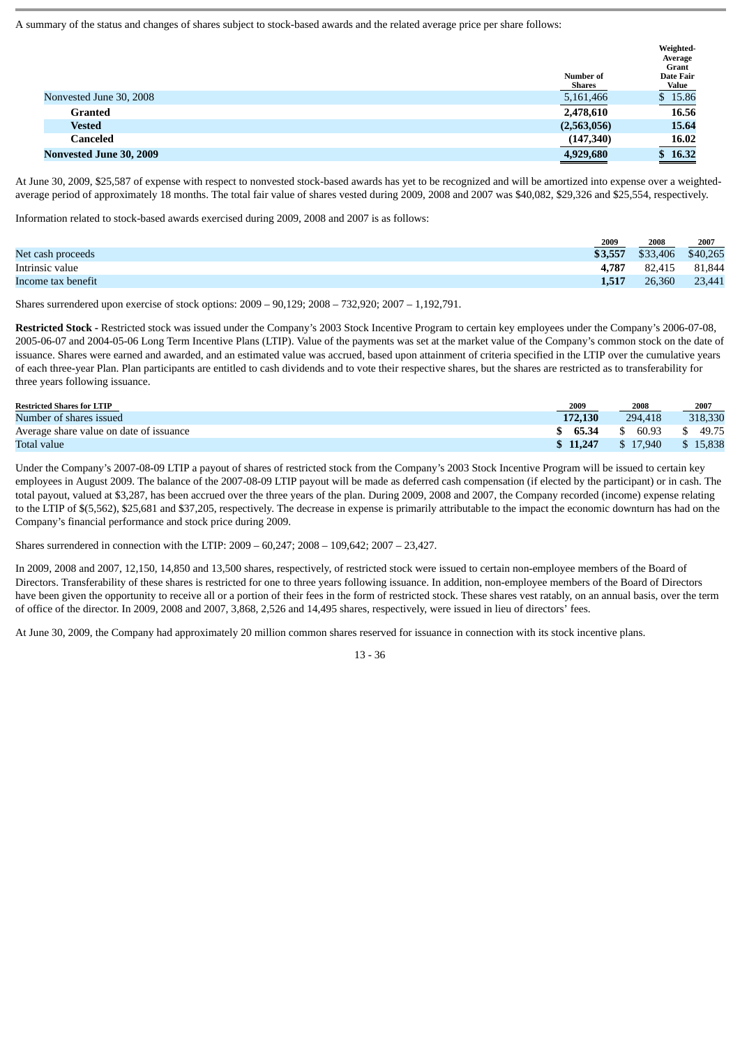A summary of the status and changes of shares subject to stock-based awards and the related average price per share follows:

| | Number of Shares | Weighted-Average Grant Date Fair Value |
|---|---|---|
| Nonvested June 30, 2008 | 5,161,466 | $ 15.86 |
| **Granted** | **2,478,610** | **16.56** |
| **Vested** | **(2,563,056)** | **15.64** |
| **Canceled** | **(147,340)** | **16.02** |
| **Nonvested June 30, 2009** | **4,929,680** | **$ 16.32** |

At June 30, 2009, $25,587 of expense with respect to nonvested stock-based awards has yet to be recognized and will be amortized into expense over a weighted-average period of approximately 18 months. The total fair value of shares vested during 2009, 2008 and 2007 was $40,082, $29,326 and $25,554, respectively.

Information related to stock-based awards exercised during 2009, 2008 and 2007 is as follows:

| | 2009 | 2008 | 2007 |
|---|---|---|---|
| Net cash proceeds | **$3,557** | $33,406 | $40,265 |
| Intrinsic value | **4,787** | 82,415 | 81,844 |
| Income tax benefit | **1,517** | 26,360 | 23,441 |

Shares surrendered upon exercise of stock options: 2009 – 90,129; 2008 – 732,920; 2007 – 1,192,791.

**Restricted Stock -** Restricted stock was issued under the Company's 2003 Stock Incentive Program to certain key employees under the Company's 2006-07-08, 2005-06-07 and 2004-05-06 Long Term Incentive Plans (LTIP). Value of the payments was set at the market value of the Company's common stock on the date of issuance. Shares were earned and awarded, and an estimated value was accrued, based upon attainment of criteria specified in the LTIP over the cumulative years of each three-year Plan. Plan participants are entitled to cash dividends and to vote their respective shares, but the shares are restricted as to transferability for three years following issuance.

| Restricted Shares for LTIP | 2009 | 2008 | 2007 |
|---|---|---|---|
| Number of shares issued | **172,130** | 294,418 | 318,330 |
| Average share value on date of issuance | **$ 65.34** | $ 60.93 | $ 49.75 |
| Total value | **$ 11,247** | $ 17,940 | $ 15,838 |

Under the Company's 2007-08-09 LTIP a payout of shares of restricted stock from the Company's 2003 Stock Incentive Program will be issued to certain key employees in August 2009. The balance of the 2007-08-09 LTIP payout will be made as deferred cash compensation (if elected by the participant) or in cash. The total payout, valued at $3,287, has been accrued over the three years of the plan. During 2009, 2008 and 2007, the Company recorded (income) expense relating to the LTIP of $(5,562), $25,681 and $37,205, respectively. The decrease in expense is primarily attributable to the impact the economic downturn has had on the Company's financial performance and stock price during 2009.

Shares surrendered in connection with the LTIP: 2009 – 60,247; 2008 – 109,642; 2007 – 23,427.

In 2009, 2008 and 2007, 12,150, 14,850 and 13,500 shares, respectively, of restricted stock were issued to certain non-employee members of the Board of Directors. Transferability of these shares is restricted for one to three years following issuance. In addition, non-employee members of the Board of Directors have been given the opportunity to receive all or a portion of their fees in the form of restricted stock. These shares vest ratably, on an annual basis, over the term of office of the director. In 2009, 2008 and 2007, 3,868, 2,526 and 14,495 shares, respectively, were issued in lieu of directors' fees.

At June 30, 2009, the Company had approximately 20 million common shares reserved for issuance in connection with its stock incentive plans.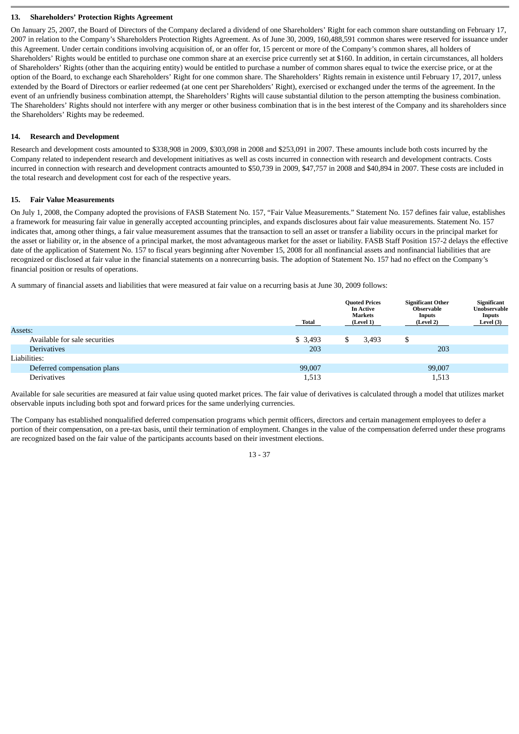### 13. Shareholders' Protection Rights Agreement

On January 25, 2007, the Board of Directors of the Company declared a dividend of one Shareholders' Right for each common share outstanding on February 17, 2007 in relation to the Company's Shareholders Protection Rights Agreement. As of June 30, 2009, 160,488,591 common shares were reserved for issuance under this Agreement. Under certain conditions involving acquisition of, or an offer for, 15 percent or more of the Company's common shares, all holders of Shareholders' Rights would be entitled to purchase one common share at an exercise price currently set at $160. In addition, in certain circumstances, all holders of Shareholders' Rights (other than the acquiring entity) would be entitled to purchase a number of common shares equal to twice the exercise price, or at the option of the Board, to exchange each Shareholders' Right for one common share. The Shareholders' Rights remain in existence until February 17, 2017, unless extended by the Board of Directors or earlier redeemed (at one cent per Shareholders' Right), exercised or exchanged under the terms of the agreement. In the event of an unfriendly business combination attempt, the Shareholders' Rights will cause substantial dilution to the person attempting the business combination. The Shareholders' Rights should not interfere with any merger or other business combination that is in the best interest of the Company and its shareholders since the Shareholders' Rights may be redeemed.

### 14. Research and Development

Research and development costs amounted to $338,908 in 2009, $303,098 in 2008 and $253,091 in 2007. These amounts include both costs incurred by the Company related to independent research and development initiatives as well as costs incurred in connection with research and development contracts. Costs incurred in connection with research and development contracts amounted to $50,739 in 2009, $47,757 in 2008 and $40,894 in 2007. These costs are included in the total research and development cost for each of the respective years.

### 15. Fair Value Measurements

On July 1, 2008, the Company adopted the provisions of FASB Statement No. 157, "Fair Value Measurements." Statement No. 157 defines fair value, establishes a framework for measuring fair value in generally accepted accounting principles, and expands disclosures about fair value measurements. Statement No. 157 indicates that, among other things, a fair value measurement assumes that the transaction to sell an asset or transfer a liability occurs in the principal market for the asset or liability or, in the absence of a principal market, the most advantageous market for the asset or liability. FASB Staff Position 157-2 delays the effective date of the application of Statement No. 157 to fiscal years beginning after November 15, 2008 for all nonfinancial assets and nonfinancial liabilities that are recognized or disclosed at fair value in the financial statements on a nonrecurring basis. The adoption of Statement No. 157 had no effect on the Company's financial position or results of operations.

A summary of financial assets and liabilities that were measured at fair value on a recurring basis at June 30, 2009 follows:

| | Total | Quoted Prices In Active Markets (Level 1) | Significant Other Observable Inputs (Level 2) | Significant Unobservable Inputs Level (3) |
|---|---|---|---|---|
| Assets: | | | | |
| Available for sale securities | $ 3,493 | $ 3,493 | $ | |
| Derivatives | 203 | | 203 | |
| Liabilities: | | | | |
| Deferred compensation plans | 99,007 | | 99,007 | |
| Derivatives | 1,513 | | 1,513 | |

Available for sale securities are measured at fair value using quoted market prices. The fair value of derivatives is calculated through a model that utilizes market observable inputs including both spot and forward prices for the same underlying currencies.

The Company has established nonqualified deferred compensation programs which permit officers, directors and certain management employees to defer a portion of their compensation, on a pre-tax basis, until their termination of employment. Changes in the value of the compensation deferred under these programs are recognized based on the fair value of the participants accounts based on their investment elections.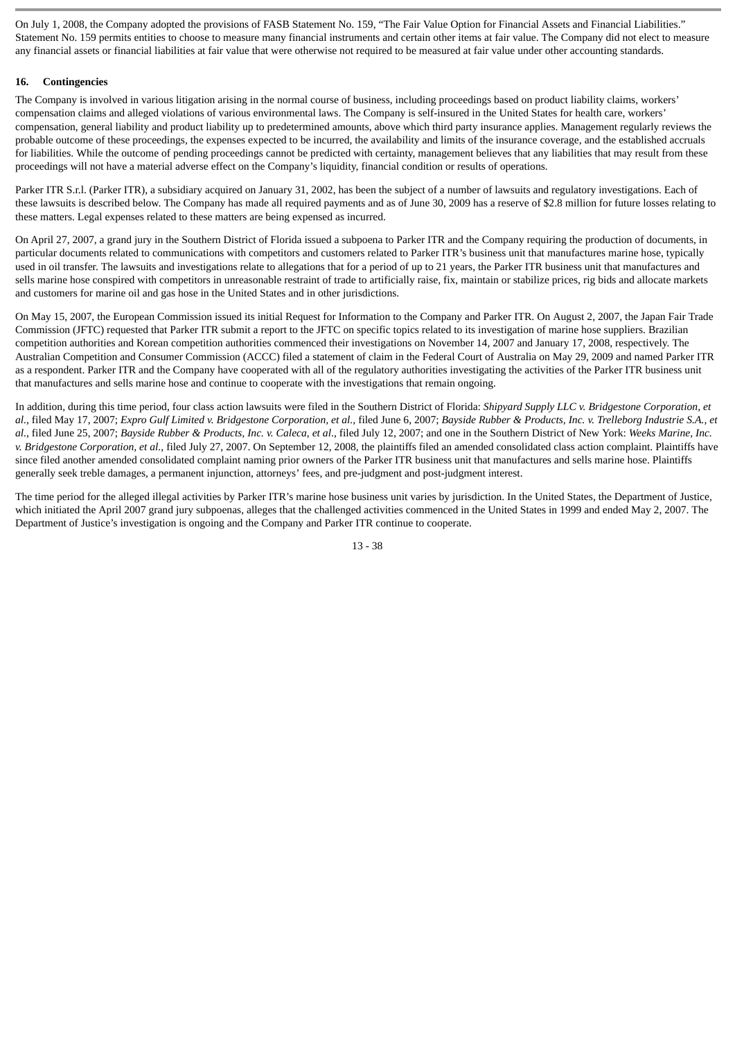On July 1, 2008, the Company adopted the provisions of FASB Statement No. 159, "The Fair Value Option for Financial Assets and Financial Liabilities." Statement No. 159 permits entities to choose to measure many financial instruments and certain other items at fair value. The Company did not elect to measure any financial assets or financial liabilities at fair value that were otherwise not required to be measured at fair value under other accounting standards.

**16. Contingencies**

The Company is involved in various litigation arising in the normal course of business, including proceedings based on product liability claims, workers' compensation claims and alleged violations of various environmental laws. The Company is self-insured in the United States for health care, workers' compensation, general liability and product liability up to predetermined amounts, above which third party insurance applies. Management regularly reviews the probable outcome of these proceedings, the expenses expected to be incurred, the availability and limits of the insurance coverage, and the established accruals for liabilities. While the outcome of pending proceedings cannot be predicted with certainty, management believes that any liabilities that may result from these proceedings will not have a material adverse effect on the Company's liquidity, financial condition or results of operations.

Parker ITR S.r.l. (Parker ITR), a subsidiary acquired on January 31, 2002, has been the subject of a number of lawsuits and regulatory investigations. Each of these lawsuits is described below. The Company has made all required payments and as of June 30, 2009 has a reserve of $2.8 million for future losses relating to these matters. Legal expenses related to these matters are being expensed as incurred.

On April 27, 2007, a grand jury in the Southern District of Florida issued a subpoena to Parker ITR and the Company requiring the production of documents, in particular documents related to communications with competitors and customers related to Parker ITR's business unit that manufactures marine hose, typically used in oil transfer. The lawsuits and investigations relate to allegations that for a period of up to 21 years, the Parker ITR business unit that manufactures and sells marine hose conspired with competitors in unreasonable restraint of trade to artificially raise, fix, maintain or stabilize prices, rig bids and allocate markets and customers for marine oil and gas hose in the United States and in other jurisdictions.

On May 15, 2007, the European Commission issued its initial Request for Information to the Company and Parker ITR. On August 2, 2007, the Japan Fair Trade Commission (JFTC) requested that Parker ITR submit a report to the JFTC on specific topics related to its investigation of marine hose suppliers. Brazilian competition authorities and Korean competition authorities commenced their investigations on November 14, 2007 and January 17, 2008, respectively. The Australian Competition and Consumer Commission (ACCC) filed a statement of claim in the Federal Court of Australia on May 29, 2009 and named Parker ITR as a respondent. Parker ITR and the Company have cooperated with all of the regulatory authorities investigating the activities of the Parker ITR business unit that manufactures and sells marine hose and continue to cooperate with the investigations that remain ongoing.

In addition, during this time period, four class action lawsuits were filed in the Southern District of Florida: *Shipyard Supply LLC v. Bridgestone Corporation, et al.*, filed May 17, 2007; *Expro Gulf Limited v. Bridgestone Corporation, et al.*, filed June 6, 2007; *Bayside Rubber & Products, Inc. v. Trelleborg Industrie S.A., et al.*, filed June 25, 2007; *Bayside Rubber & Products, Inc. v. Caleca, et al.*, filed July 12, 2007; and one in the Southern District of New York: *Weeks Marine, Inc. v. Bridgestone Corporation, et al.*, filed July 27, 2007. On September 12, 2008, the plaintiffs filed an amended consolidated class action complaint. Plaintiffs have since filed another amended consolidated complaint naming prior owners of the Parker ITR business unit that manufactures and sells marine hose. Plaintiffs generally seek treble damages, a permanent injunction, attorneys' fees, and pre-judgment and post-judgment interest.

The time period for the alleged illegal activities by Parker ITR's marine hose business unit varies by jurisdiction. In the United States, the Department of Justice, which initiated the April 2007 grand jury subpoenas, alleges that the challenged activities commenced in the United States in 1999 and ended May 2, 2007. The Department of Justice's investigation is ongoing and the Company and Parker ITR continue to cooperate.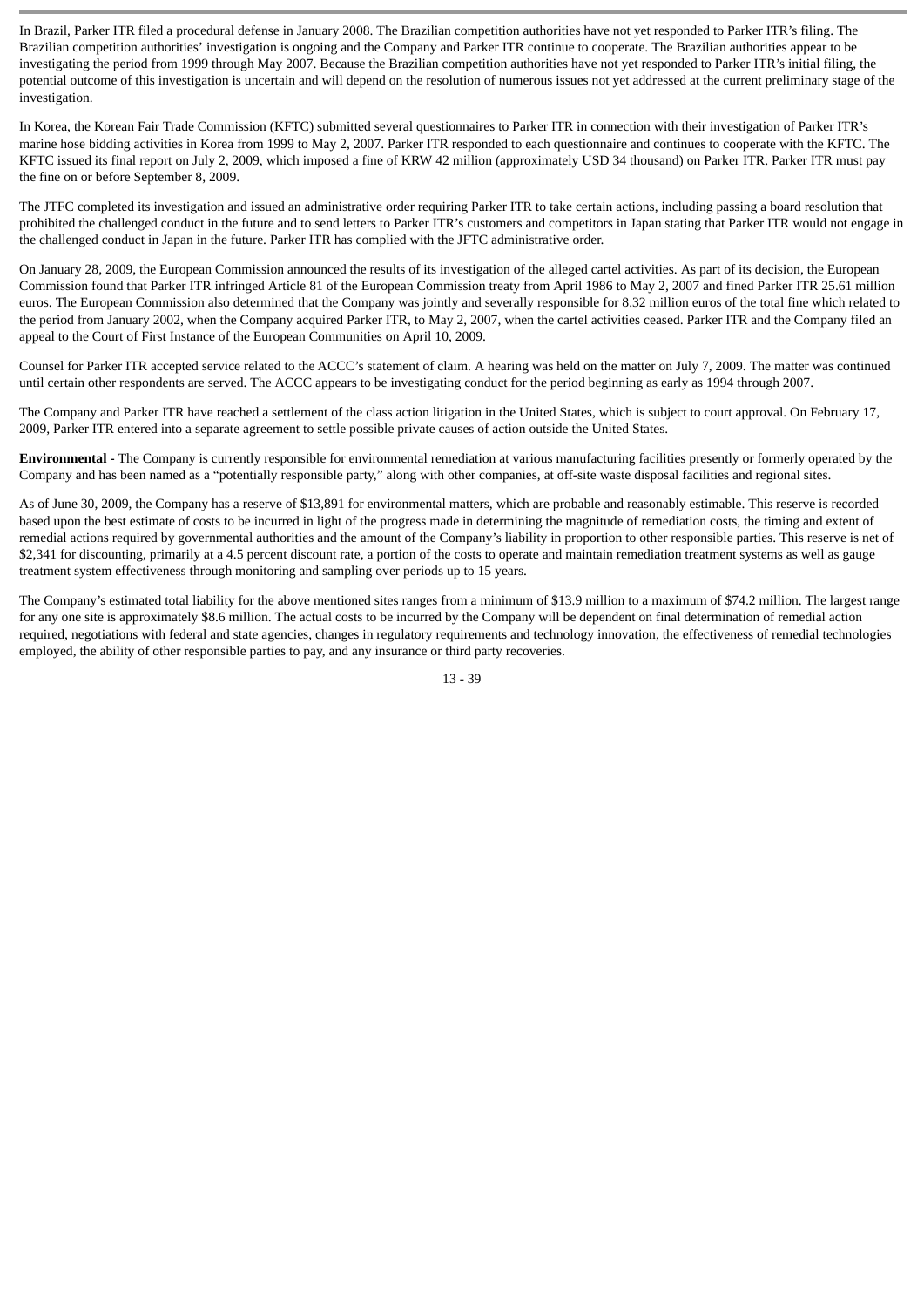In Brazil, Parker ITR filed a procedural defense in January 2008. The Brazilian competition authorities have not yet responded to Parker ITR's filing. The Brazilian competition authorities' investigation is ongoing and the Company and Parker ITR continue to cooperate. The Brazilian authorities appear to be investigating the period from 1999 through May 2007. Because the Brazilian competition authorities have not yet responded to Parker ITR's initial filing, the potential outcome of this investigation is uncertain and will depend on the resolution of numerous issues not yet addressed at the current preliminary stage of the investigation.

In Korea, the Korean Fair Trade Commission (KFTC) submitted several questionnaires to Parker ITR in connection with their investigation of Parker ITR's marine hose bidding activities in Korea from 1999 to May 2, 2007. Parker ITR responded to each questionnaire and continues to cooperate with the KFTC. The KFTC issued its final report on July 2, 2009, which imposed a fine of KRW 42 million (approximately USD 34 thousand) on Parker ITR. Parker ITR must pay the fine on or before September 8, 2009.

The JTFC completed its investigation and issued an administrative order requiring Parker ITR to take certain actions, including passing a board resolution that prohibited the challenged conduct in the future and to send letters to Parker ITR's customers and competitors in Japan stating that Parker ITR would not engage in the challenged conduct in Japan in the future. Parker ITR has complied with the JFTC administrative order.

On January 28, 2009, the European Commission announced the results of its investigation of the alleged cartel activities. As part of its decision, the European Commission found that Parker ITR infringed Article 81 of the European Commission treaty from April 1986 to May 2, 2007 and fined Parker ITR 25.61 million euros. The European Commission also determined that the Company was jointly and severally responsible for 8.32 million euros of the total fine which related to the period from January 2002, when the Company acquired Parker ITR, to May 2, 2007, when the cartel activities ceased. Parker ITR and the Company filed an appeal to the Court of First Instance of the European Communities on April 10, 2009.

Counsel for Parker ITR accepted service related to the ACCC's statement of claim. A hearing was held on the matter on July 7, 2009. The matter was continued until certain other respondents are served. The ACCC appears to be investigating conduct for the period beginning as early as 1994 through 2007.

The Company and Parker ITR have reached a settlement of the class action litigation in the United States, which is subject to court approval. On February 17, 2009, Parker ITR entered into a separate agreement to settle possible private causes of action outside the United States.

**Environmental -** The Company is currently responsible for environmental remediation at various manufacturing facilities presently or formerly operated by the Company and has been named as a "potentially responsible party," along with other companies, at off-site waste disposal facilities and regional sites.

As of June 30, 2009, the Company has a reserve of $13,891 for environmental matters, which are probable and reasonably estimable. This reserve is recorded based upon the best estimate of costs to be incurred in light of the progress made in determining the magnitude of remediation costs, the timing and extent of remedial actions required by governmental authorities and the amount of the Company's liability in proportion to other responsible parties. This reserve is net of $2,341 for discounting, primarily at a 4.5 percent discount rate, a portion of the costs to operate and maintain remediation treatment systems as well as gauge treatment system effectiveness through monitoring and sampling over periods up to 15 years.

The Company's estimated total liability for the above mentioned sites ranges from a minimum of $13.9 million to a maximum of $74.2 million. The largest range for any one site is approximately $8.6 million. The actual costs to be incurred by the Company will be dependent on final determination of remedial action required, negotiations with federal and state agencies, changes in regulatory requirements and technology innovation, the effectiveness of remedial technologies employed, the ability of other responsible parties to pay, and any insurance or third party recoveries.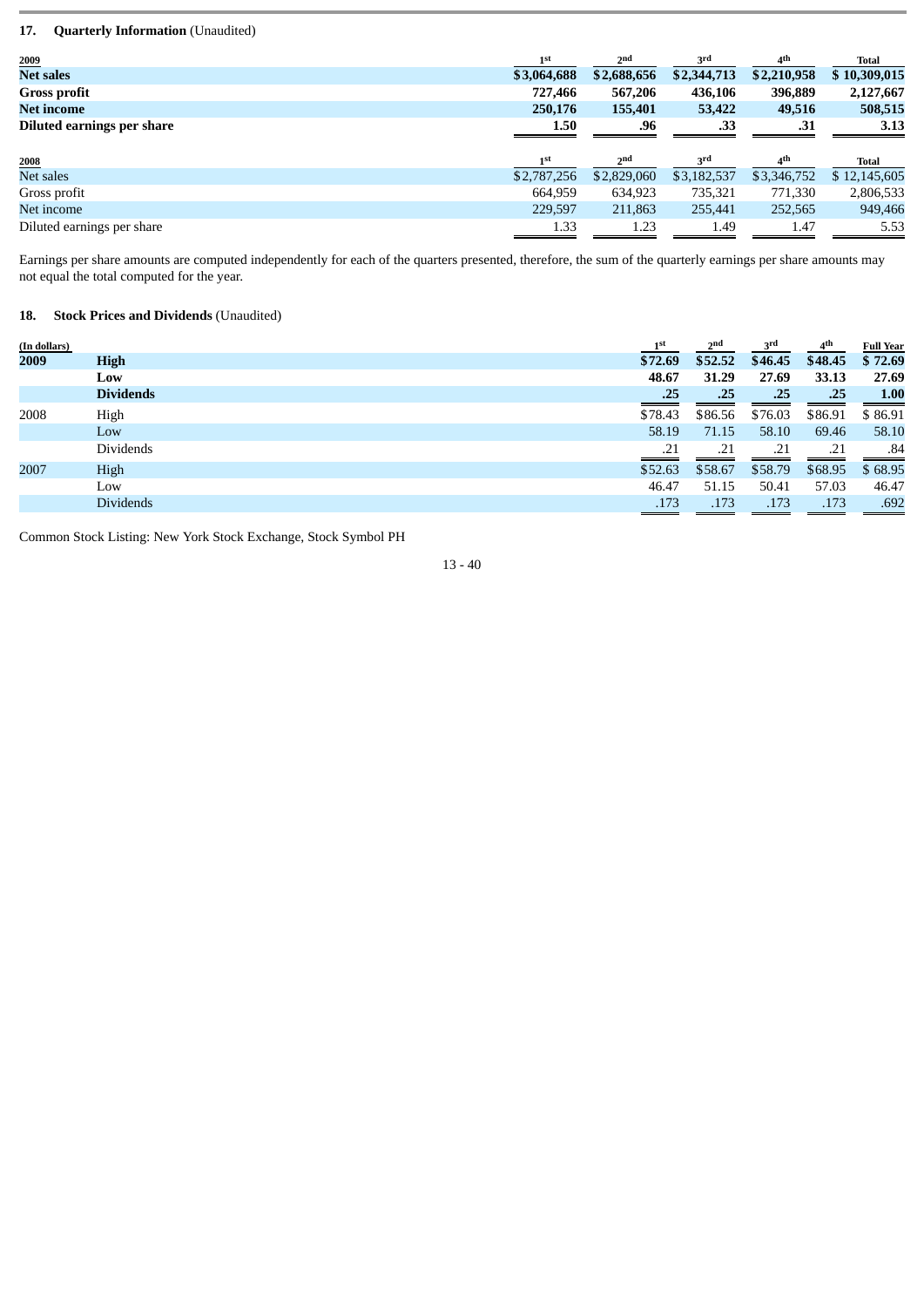## 17. Quarterly Information (Unaudited)

| 2009 | 1st | 2nd | 3rd | 4th | Total |
|---|---|---|---|---|---|
| **Net sales** | **$3,064,688** | **$2,688,656** | **$2,344,713** | **$2,210,958** | **$ 10,309,015** |
| **Gross profit** | **727,466** | **567,206** | **436,106** | **396,889** | **2,127,667** |
| **Net income** | **250,176** | **155,401** | **53,422** | **49,516** | **508,515** |
| **Diluted earnings per share** | **1.50** | **.96** | **.33** | **.31** | **3.13** |

| 2008 | 1st | 2nd | 3rd | 4th | Total |
|---|---|---|---|---|---|
| Net sales | $2,787,256 | $2,829,060 | $3,182,537 | $3,346,752 | $ 12,145,605 |
| Gross profit | 664,959 | 634,923 | 735,321 | 771,330 | 2,806,533 |
| Net income | 229,597 | 211,863 | 255,441 | 252,565 | 949,466 |
| Diluted earnings per share | 1.33 | 1.23 | 1.49 | 1.47 | 5.53 |

Earnings per share amounts are computed independently for each of the quarters presented, therefore, the sum of the quarterly earnings per share amounts may not equal the total computed for the year.

## 18. Stock Prices and Dividends (Unaudited)

| (In dollars) | | 1st | 2nd | 3rd | 4th | Full Year |
|---|---|---|---|---|---|---|
| **2009** | **High** | **$72.69** | **$52.52** | **$46.45** | **$48.45** | **$ 72.69** |
| | **Low** | **48.67** | **31.29** | **27.69** | **33.13** | **27.69** |
| | **Dividends** | **.25** | **.25** | **.25** | **.25** | **1.00** |
| 2008 | High | $78.43 | $86.56 | $76.03 | $86.91 | $ 86.91 |
| | Low | 58.19 | 71.15 | 58.10 | 69.46 | 58.10 |
| | Dividends | .21 | .21 | .21 | .21 | .84 |
| 2007 | High | $52.63 | $58.67 | $58.79 | $68.95 | $ 68.95 |
| | Low | 46.47 | 51.15 | 50.41 | 57.03 | 46.47 |
| | Dividends | .173 | .173 | .173 | .173 | .692 |

Common Stock Listing: New York Stock Exchange, Stock Symbol PH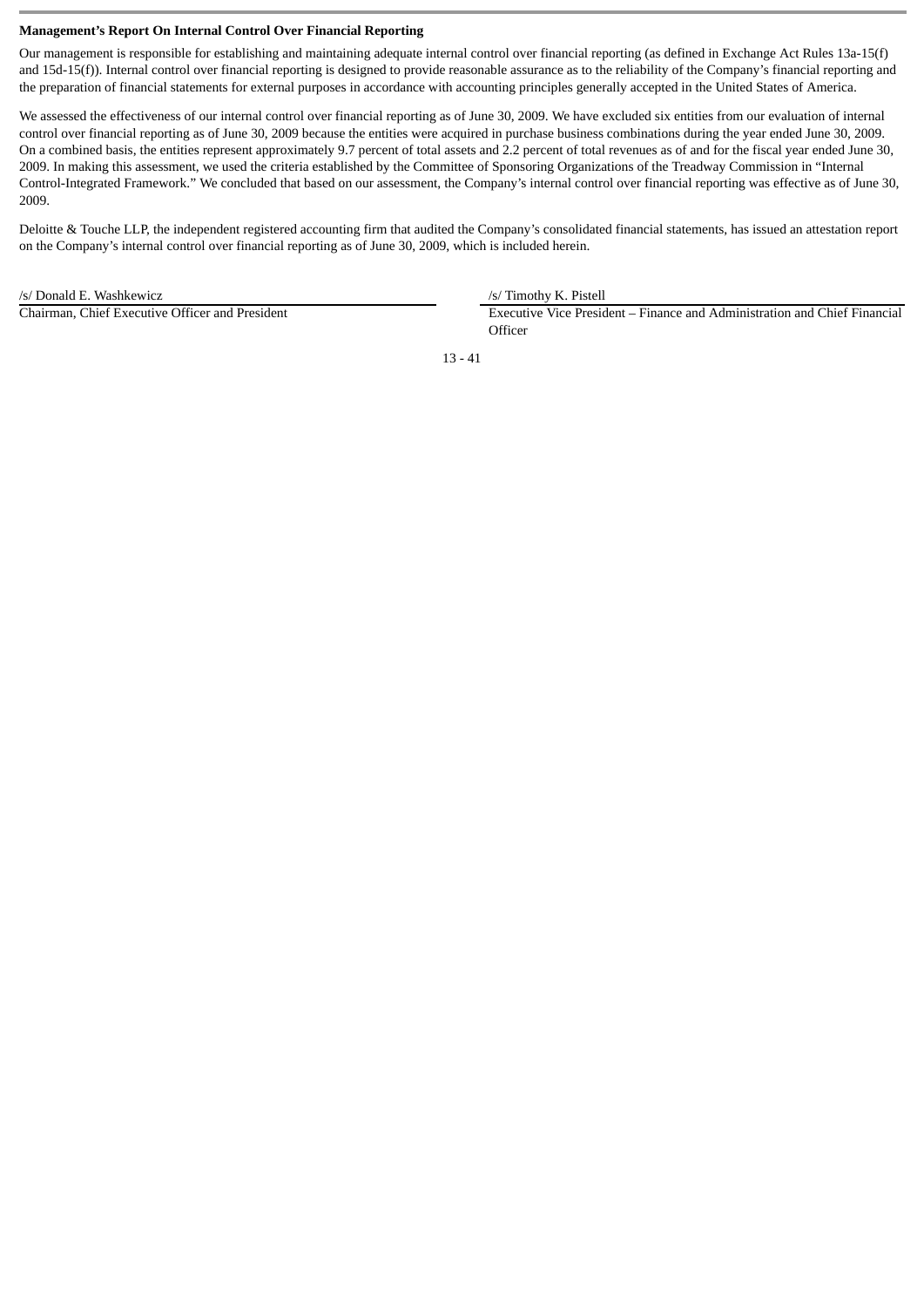**Management's Report On Internal Control Over Financial Reporting**

Our management is responsible for establishing and maintaining adequate internal control over financial reporting (as defined in Exchange Act Rules 13a-15(f) and 15d-15(f)). Internal control over financial reporting is designed to provide reasonable assurance as to the reliability of the Company's financial reporting and the preparation of financial statements for external purposes in accordance with accounting principles generally accepted in the United States of America.

We assessed the effectiveness of our internal control over financial reporting as of June 30, 2009. We have excluded six entities from our evaluation of internal control over financial reporting as of June 30, 2009 because the entities were acquired in purchase business combinations during the year ended June 30, 2009. On a combined basis, the entities represent approximately 9.7 percent of total assets and 2.2 percent of total revenues as of and for the fiscal year ended June 30, 2009. In making this assessment, we used the criteria established by the Committee of Sponsoring Organizations of the Treadway Commission in "Internal Control-Integrated Framework." We concluded that based on our assessment, the Company's internal control over financial reporting was effective as of June 30, 2009.

Deloitte & Touche LLP, the independent registered accounting firm that audited the Company's consolidated financial statements, has issued an attestation report on the Company's internal control over financial reporting as of June 30, 2009, which is included herein.

| /s/ Donald E. Washkewicz | /s/ Timothy K. Pistell |
|---|---|
| Chairman, Chief Executive Officer and President | Executive Vice President – Finance and Administration and Chief Financial Officer |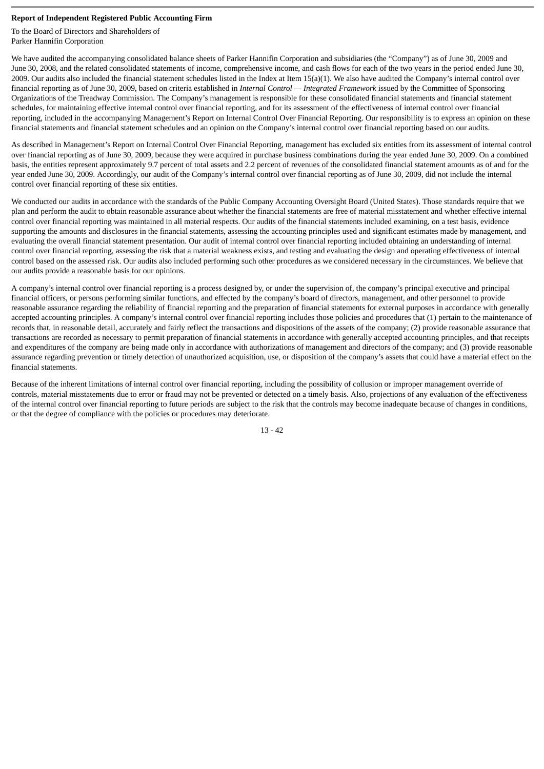**Report of Independent Registered Public Accounting Firm**

To the Board of Directors and Shareholders of
Parker Hannifin Corporation

We have audited the accompanying consolidated balance sheets of Parker Hannifin Corporation and subsidiaries (the "Company") as of June 30, 2009 and June 30, 2008, and the related consolidated statements of income, comprehensive income, and cash flows for each of the two years in the period ended June 30, 2009. Our audits also included the financial statement schedules listed in the Index at Item 15(a)(1). We also have audited the Company's internal control over financial reporting as of June 30, 2009, based on criteria established in *Internal Control — Integrated Framework* issued by the Committee of Sponsoring Organizations of the Treadway Commission. The Company's management is responsible for these consolidated financial statements and financial statement schedules, for maintaining effective internal control over financial reporting, and for its assessment of the effectiveness of internal control over financial reporting, included in the accompanying Management's Report on Internal Control Over Financial Reporting. Our responsibility is to express an opinion on these financial statements and financial statement schedules and an opinion on the Company's internal control over financial reporting based on our audits.

As described in Management's Report on Internal Control Over Financial Reporting, management has excluded six entities from its assessment of internal control over financial reporting as of June 30, 2009, because they were acquired in purchase business combinations during the year ended June 30, 2009. On a combined basis, the entities represent approximately 9.7 percent of total assets and 2.2 percent of revenues of the consolidated financial statement amounts as of and for the year ended June 30, 2009. Accordingly, our audit of the Company's internal control over financial reporting as of June 30, 2009, did not include the internal control over financial reporting of these six entities.

We conducted our audits in accordance with the standards of the Public Company Accounting Oversight Board (United States). Those standards require that we plan and perform the audit to obtain reasonable assurance about whether the financial statements are free of material misstatement and whether effective internal control over financial reporting was maintained in all material respects. Our audits of the financial statements included examining, on a test basis, evidence supporting the amounts and disclosures in the financial statements, assessing the accounting principles used and significant estimates made by management, and evaluating the overall financial statement presentation. Our audit of internal control over financial reporting included obtaining an understanding of internal control over financial reporting, assessing the risk that a material weakness exists, and testing and evaluating the design and operating effectiveness of internal control based on the assessed risk. Our audits also included performing such other procedures as we considered necessary in the circumstances. We believe that our audits provide a reasonable basis for our opinions.

A company's internal control over financial reporting is a process designed by, or under the supervision of, the company's principal executive and principal financial officers, or persons performing similar functions, and effected by the company's board of directors, management, and other personnel to provide reasonable assurance regarding the reliability of financial reporting and the preparation of financial statements for external purposes in accordance with generally accepted accounting principles. A company's internal control over financial reporting includes those policies and procedures that (1) pertain to the maintenance of records that, in reasonable detail, accurately and fairly reflect the transactions and dispositions of the assets of the company; (2) provide reasonable assurance that transactions are recorded as necessary to permit preparation of financial statements in accordance with generally accepted accounting principles, and that receipts and expenditures of the company are being made only in accordance with authorizations of management and directors of the company; and (3) provide reasonable assurance regarding prevention or timely detection of unauthorized acquisition, use, or disposition of the company's assets that could have a material effect on the financial statements.

Because of the inherent limitations of internal control over financial reporting, including the possibility of collusion or improper management override of controls, material misstatements due to error or fraud may not be prevented or detected on a timely basis. Also, projections of any evaluation of the effectiveness of the internal control over financial reporting to future periods are subject to the risk that the controls may become inadequate because of changes in conditions, or that the degree of compliance with the policies or procedures may deteriorate.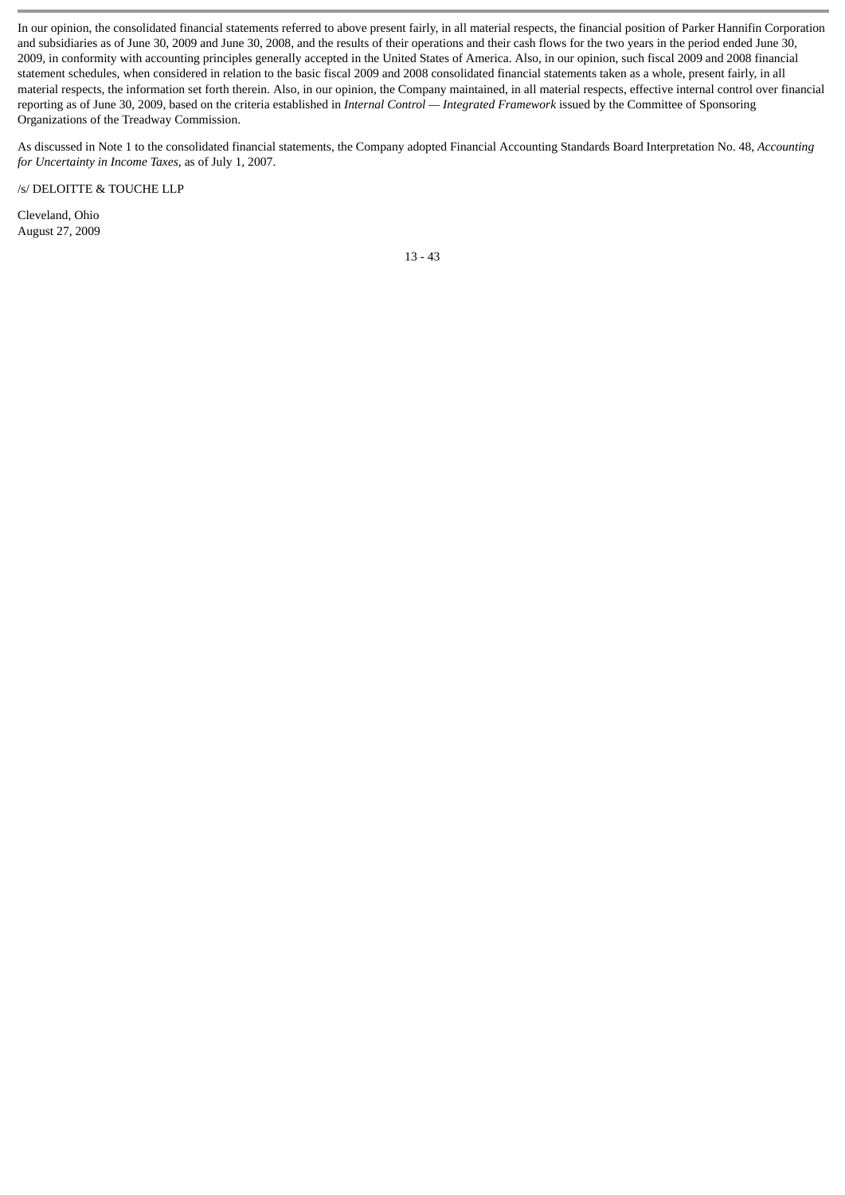In our opinion, the consolidated financial statements referred to above present fairly, in all material respects, the financial position of Parker Hannifin Corporation and subsidiaries as of June 30, 2009 and June 30, 2008, and the results of their operations and their cash flows for the two years in the period ended June 30, 2009, in conformity with accounting principles generally accepted in the United States of America. Also, in our opinion, such fiscal 2009 and 2008 financial statement schedules, when considered in relation to the basic fiscal 2009 and 2008 consolidated financial statements taken as a whole, present fairly, in all material respects, the information set forth therein. Also, in our opinion, the Company maintained, in all material respects, effective internal control over financial reporting as of June 30, 2009, based on the criteria established in *Internal Control — Integrated Framework* issued by the Committee of Sponsoring Organizations of the Treadway Commission.

As discussed in Note 1 to the consolidated financial statements, the Company adopted Financial Accounting Standards Board Interpretation No. 48, *Accounting for Uncertainty in Income Taxes*, as of July 1, 2007.

/s/ DELOITTE & TOUCHE LLP

Cleveland, Ohio
August 27, 2009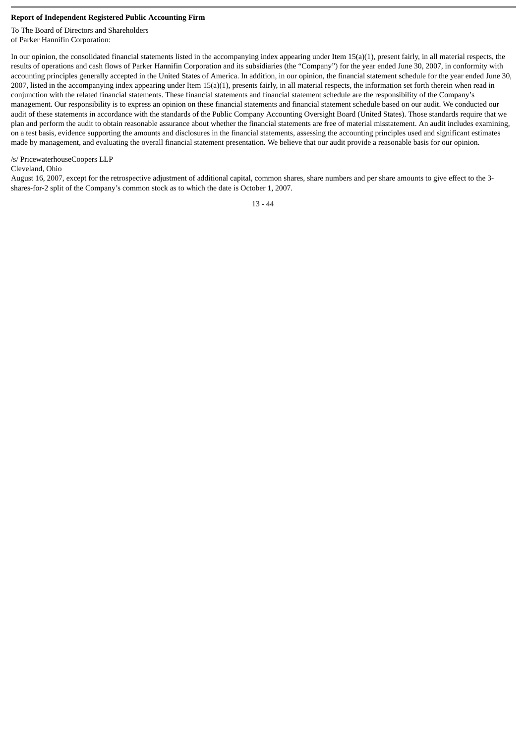**Report of Independent Registered Public Accounting Firm**

To The Board of Directors and Shareholders
of Parker Hannifin Corporation:

In our opinion, the consolidated financial statements listed in the accompanying index appearing under Item 15(a)(1), present fairly, in all material respects, the results of operations and cash flows of Parker Hannifin Corporation and its subsidiaries (the "Company") for the year ended June 30, 2007, in conformity with accounting principles generally accepted in the United States of America. In addition, in our opinion, the financial statement schedule for the year ended June 30, 2007, listed in the accompanying index appearing under Item 15(a)(1), presents fairly, in all material respects, the information set forth therein when read in conjunction with the related financial statements. These financial statements and financial statement schedule are the responsibility of the Company's management. Our responsibility is to express an opinion on these financial statements and financial statement schedule based on our audit. We conducted our audit of these statements in accordance with the standards of the Public Company Accounting Oversight Board (United States). Those standards require that we plan and perform the audit to obtain reasonable assurance about whether the financial statements are free of material misstatement. An audit includes examining, on a test basis, evidence supporting the amounts and disclosures in the financial statements, assessing the accounting principles used and significant estimates made by management, and evaluating the overall financial statement presentation. We believe that our audit provide a reasonable basis for our opinion.

/s/ PricewaterhouseCoopers LLP
Cleveland, Ohio
August 16, 2007, except for the retrospective adjustment of additional capital, common shares, share numbers and per share amounts to give effect to the 3-shares-for-2 split of the Company's common stock as to which the date is October 1, 2007.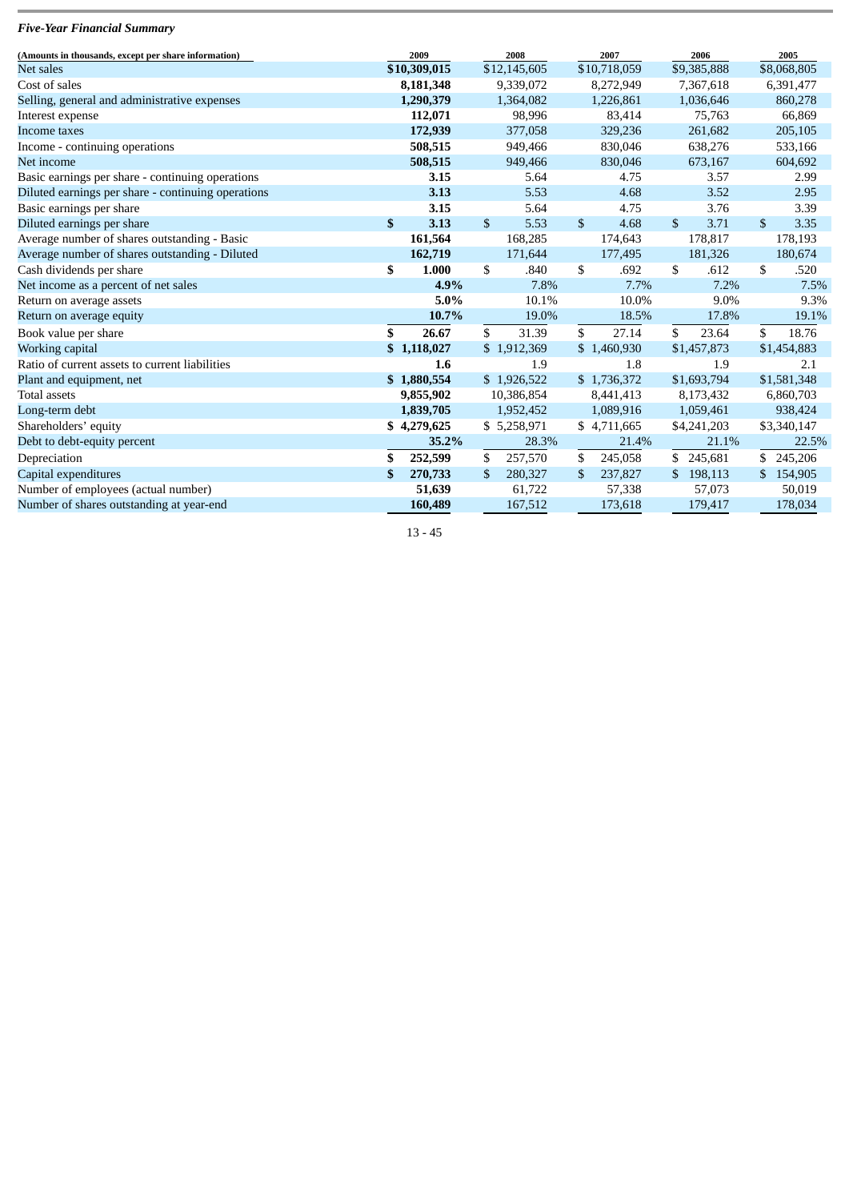*Five-Year Financial Summary*

| (Amounts in thousands, except per share information) | 2009 | 2008 | 2007 | 2006 | 2005 |
|---|---|---|---|---|---|
| Net sales | **$10,309,015** | $12,145,605 | $10,718,059 | $9,385,888 | $8,068,805 |
| Cost of sales | **8,181,348** | 9,339,072 | 8,272,949 | 7,367,618 | 6,391,477 |
| Selling, general and administrative expenses | **1,290,379** | 1,364,082 | 1,226,861 | 1,036,646 | 860,278 |
| Interest expense | **112,071** | 98,996 | 83,414 | 75,763 | 66,869 |
| Income taxes | **172,939** | 377,058 | 329,236 | 261,682 | 205,105 |
| Income - continuing operations | **508,515** | 949,466 | 830,046 | 638,276 | 533,166 |
| Net income | **508,515** | 949,466 | 830,046 | 673,167 | 604,692 |
| Basic earnings per share - continuing operations | **3.15** | 5.64 | 4.75 | 3.57 | 2.99 |
| Diluted earnings per share - continuing operations | **3.13** | 5.53 | 4.68 | 3.52 | 2.95 |
| Basic earnings per share | **3.15** | 5.64 | 4.75 | 3.76 | 3.39 |
| Diluted earnings per share | **$ 3.13** | $ 5.53 | $ 4.68 | $ 3.71 | $ 3.35 |
| Average number of shares outstanding - Basic | **161,564** | 168,285 | 174,643 | 178,817 | 178,193 |
| Average number of shares outstanding - Diluted | **162,719** | 171,644 | 177,495 | 181,326 | 180,674 |
| Cash dividends per share | **$ 1.000** | $ .840 | $ .692 | $ .612 | $ .520 |
| Net income as a percent of net sales | **4.9%** | 7.8% | 7.7% | 7.2% | 7.5% |
| Return on average assets | **5.0%** | 10.1% | 10.0% | 9.0% | 9.3% |
| Return on average equity | **10.7%** | 19.0% | 18.5% | 17.8% | 19.1% |
| Book value per share | **$ 26.67** | $ 31.39 | $ 27.14 | $ 23.64 | $ 18.76 |
| Working capital | **$ 1,118,027** | $ 1,912,369 | $ 1,460,930 | $1,457,873 | $1,454,883 |
| Ratio of current assets to current liabilities | **1.6** | 1.9 | 1.8 | 1.9 | 2.1 |
| Plant and equipment, net | **$ 1,880,554** | $ 1,926,522 | $ 1,736,372 | $1,693,794 | $1,581,348 |
| Total assets | **9,855,902** | 10,386,854 | 8,441,413 | 8,173,432 | 6,860,703 |
| Long-term debt | **1,839,705** | 1,952,452 | 1,089,916 | 1,059,461 | 938,424 |
| Shareholders' equity | **$ 4,279,625** | $ 5,258,971 | $ 4,711,665 | $4,241,203 | $3,340,147 |
| Debt to debt-equity percent | **35.2%** | 28.3% | 21.4% | 21.1% | 22.5% |
| Depreciation | **$ 252,599** | $ 257,570 | $ 245,058 | $ 245,681 | $ 245,206 |
| Capital expenditures | **$ 270,733** | $ 280,327 | $ 237,827 | $ 198,113 | $ 154,905 |
| Number of employees (actual number) | **51,639** | 61,722 | 57,338 | 57,073 | 50,019 |
| Number of shares outstanding at year-end | **160,489** | 167,512 | 173,618 | 179,417 | 178,034 |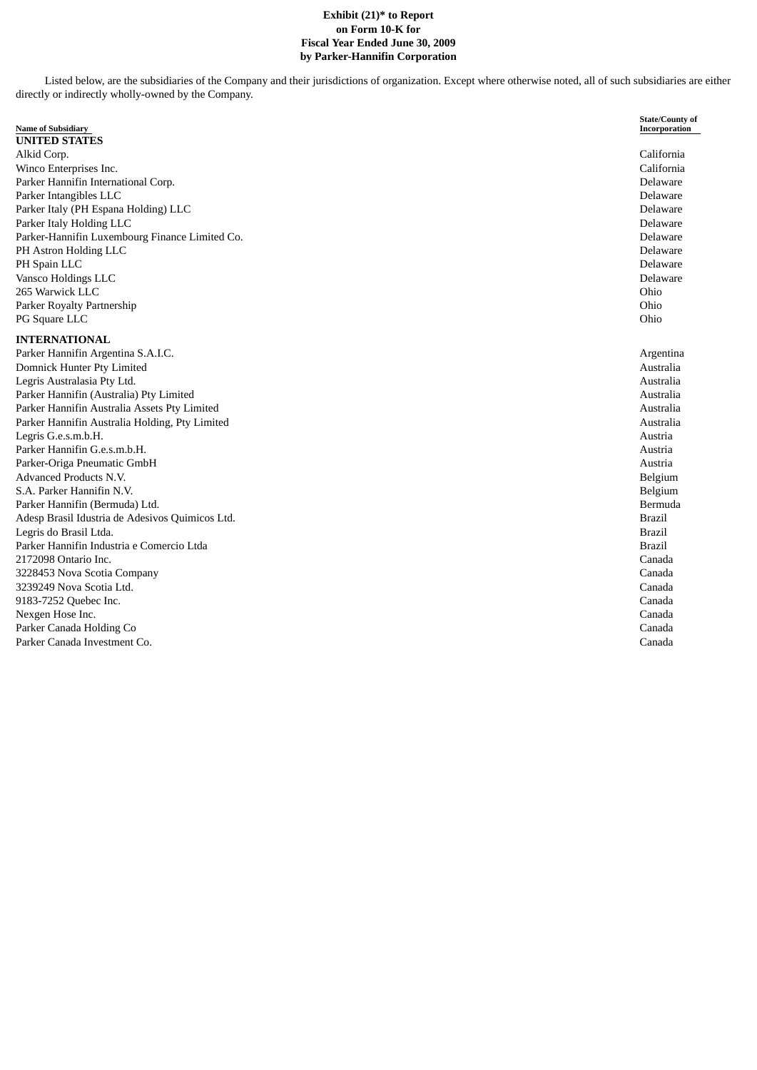**Exhibit (21)* to Report**
**on Form 10-K for**
**Fiscal Year Ended June 30, 2009**
**by Parker-Hannifin Corporation**

Listed below, are the subsidiaries of the Company and their jurisdictions of organization. Except where otherwise noted, all of such subsidiaries are either directly or indirectly wholly-owned by the Company.

| Name of Subsidiary | State/County of Incorporation |
|---|---|
| **UNITED STATES** | |
| Alkid Corp. | California |
| Winco Enterprises Inc. | California |
| Parker Hannifin International Corp. | Delaware |
| Parker Intangibles LLC | Delaware |
| Parker Italy (PH Espana Holding) LLC | Delaware |
| Parker Italy Holding LLC | Delaware |
| Parker-Hannifin Luxembourg Finance Limited Co. | Delaware |
| PH Astron Holding LLC | Delaware |
| PH Spain LLC | Delaware |
| Vansco Holdings LLC | Delaware |
| 265 Warwick LLC | Ohio |
| Parker Royalty Partnership | Ohio |
| PG Square LLC | Ohio |
| **INTERNATIONAL** | |
| Parker Hannifin Argentina S.A.I.C. | Argentina |
| Domnick Hunter Pty Limited | Australia |
| Legris Australasia Pty Ltd. | Australia |
| Parker Hannifin (Australia) Pty Limited | Australia |
| Parker Hannifin Australia Assets Pty Limited | Australia |
| Parker Hannifin Australia Holding, Pty Limited | Australia |
| Legris G.e.s.m.b.H. | Austria |
| Parker Hannifin G.e.s.m.b.H. | Austria |
| Parker-Origa Pneumatic GmbH | Austria |
| Advanced Products N.V. | Belgium |
| S.A. Parker Hannifin N.V. | Belgium |
| Parker Hannifin (Bermuda) Ltd. | Bermuda |
| Adesp Brasil Idustria de Adesivos Quimicos Ltd. | Brazil |
| Legris do Brasil Ltda. | Brazil |
| Parker Hannifin Industria e Comercio Ltda | Brazil |
| 2172098 Ontario Inc. | Canada |
| 3228453 Nova Scotia Company | Canada |
| 3239249 Nova Scotia Ltd. | Canada |
| 9183-7252 Quebec Inc. | Canada |
| Nexgen Hose Inc. | Canada |
| Parker Canada Holding Co | Canada |
| Parker Canada Investment Co. | Canada |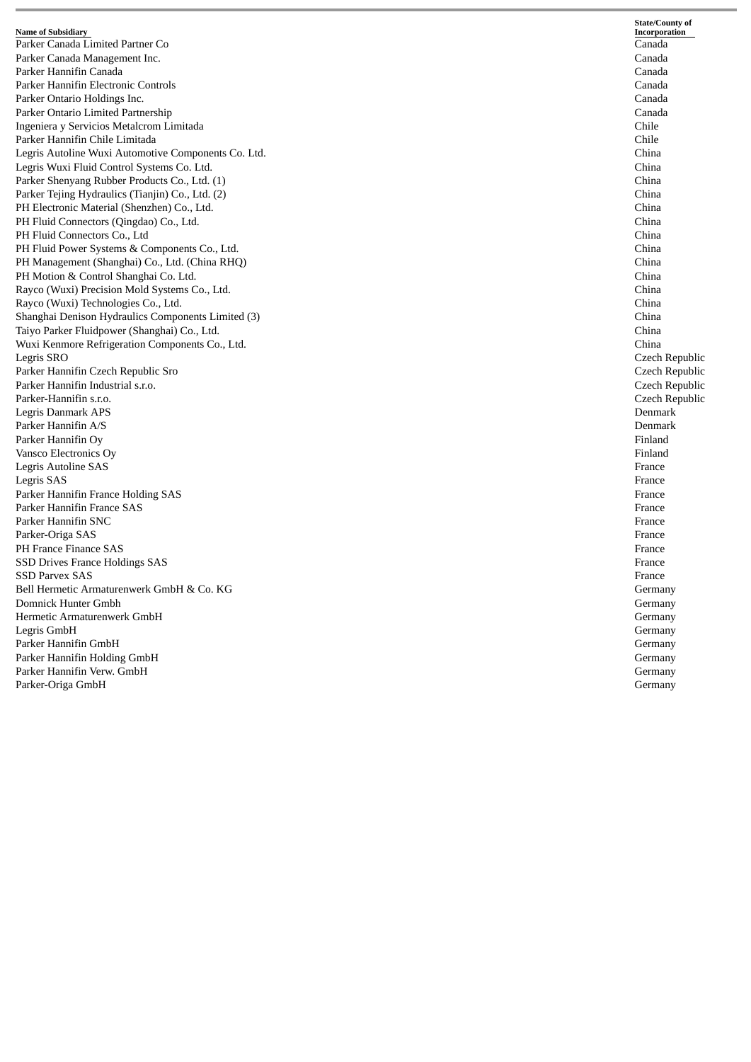| Name of Subsidiary | State/County of Incorporation |
| --- | --- |
| Parker Canada Limited Partner Co | Canada |
| Parker Canada Management Inc. | Canada |
| Parker Hannifin Canada | Canada |
| Parker Hannifin Electronic Controls | Canada |
| Parker Ontario Holdings Inc. | Canada |
| Parker Ontario Limited Partnership | Canada |
| Ingeniera y Servicios Metalcrom Limitada | Chile |
| Parker Hannifin Chile Limitada | Chile |
| Legris Autoline Wuxi Automotive Components Co. Ltd. | China |
| Legris Wuxi Fluid Control Systems Co. Ltd. | China |
| Parker Shenyang Rubber Products Co., Ltd. (1) | China |
| Parker Tejing Hydraulics (Tianjin) Co., Ltd. (2) | China |
| PH Electronic Material (Shenzhen) Co., Ltd. | China |
| PH Fluid Connectors (Qingdao) Co., Ltd. | China |
| PH Fluid Connectors Co., Ltd | China |
| PH Fluid Power Systems & Components Co., Ltd. | China |
| PH Management (Shanghai) Co., Ltd. (China RHQ) | China |
| PH Motion & Control Shanghai Co. Ltd. | China |
| Rayco (Wuxi) Precision Mold Systems Co., Ltd. | China |
| Rayco (Wuxi) Technologies Co., Ltd. | China |
| Shanghai Denison Hydraulics Components Limited (3) | China |
| Taiyo Parker Fluidpower (Shanghai) Co., Ltd. | China |
| Wuxi Kenmore Refrigeration Components Co., Ltd. | China |
| Legris SRO | Czech Republic |
| Parker Hannifin Czech Republic Sro | Czech Republic |
| Parker Hannifin Industrial s.r.o. | Czech Republic |
| Parker-Hannifin s.r.o. | Czech Republic |
| Legris Danmark APS | Denmark |
| Parker Hannifin A/S | Denmark |
| Parker Hannifin Oy | Finland |
| Vansco Electronics Oy | Finland |
| Legris Autoline SAS | France |
| Legris SAS | France |
| Parker Hannifin France Holding SAS | France |
| Parker Hannifin France SAS | France |
| Parker Hannifin SNC | France |
| Parker-Origa SAS | France |
| PH France Finance SAS | France |
| SSD Drives France Holdings SAS | France |
| SSD Parvex SAS | France |
| Bell Hermetic Armaturenwerk GmbH & Co. KG | Germany |
| Domnick Hunter Gmbh | Germany |
| Hermetic Armaturenwerk GmbH | Germany |
| Legris GmbH | Germany |
| Parker Hannifin GmbH | Germany |
| Parker Hannifin Holding GmbH | Germany |
| Parker Hannifin Verw. GmbH | Germany |
| Parker-Origa GmbH | Germany |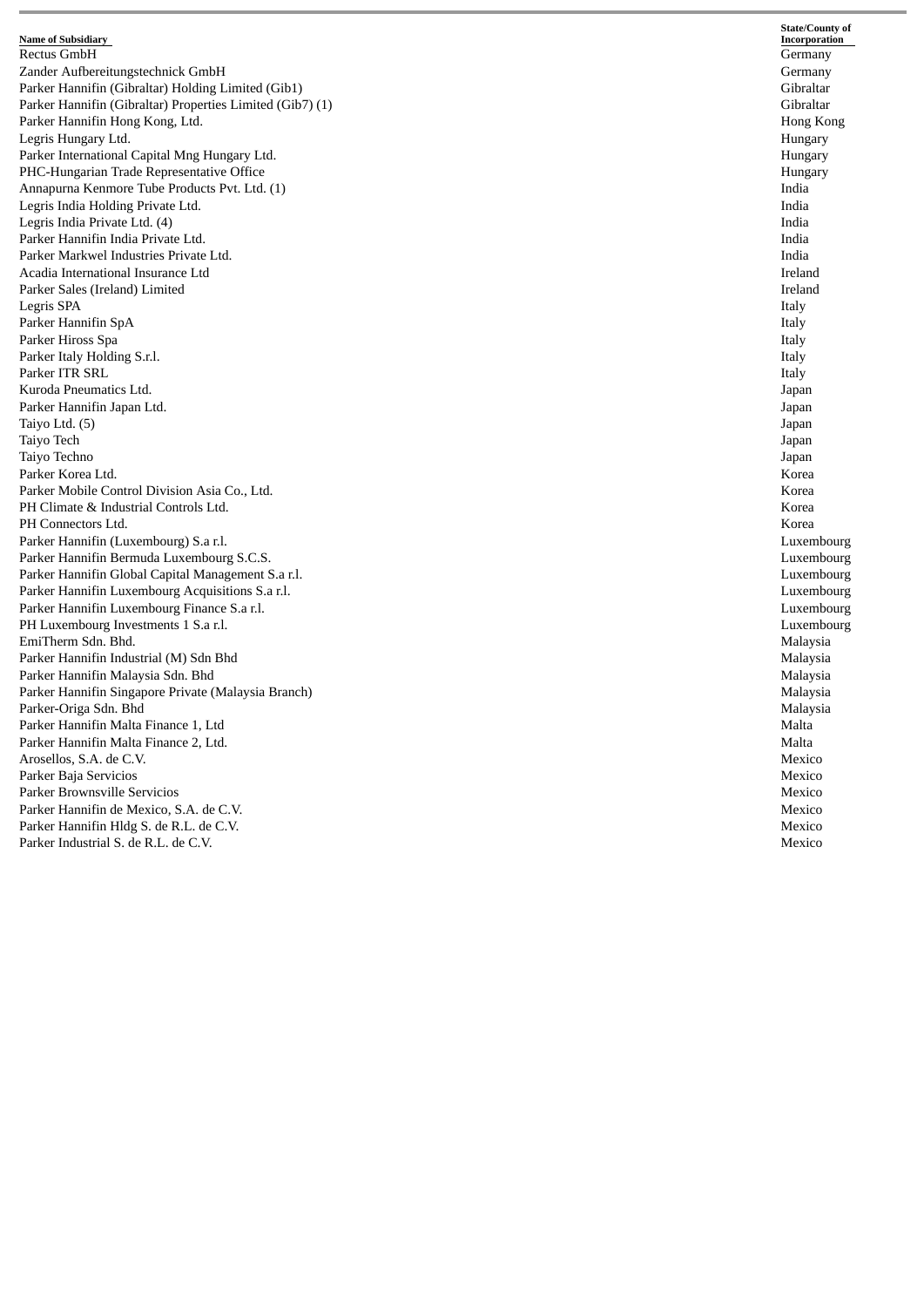| Name of Subsidiary | State/County of Incorporation |
| --- | --- |
| Rectus GmbH | Germany |
| Zander Aufbereitungstechnick GmbH | Germany |
| Parker Hannifin (Gibraltar) Holding Limited (Gib1) | Gibraltar |
| Parker Hannifin (Gibraltar) Properties Limited (Gib7) (1) | Gibraltar |
| Parker Hannifin Hong Kong, Ltd. | Hong Kong |
| Legris Hungary Ltd. | Hungary |
| Parker International Capital Mng Hungary Ltd. | Hungary |
| PHC-Hungarian Trade Representative Office | Hungary |
| Annapurna Kenmore Tube Products Pvt. Ltd. (1) | India |
| Legris India Holding Private Ltd. | India |
| Legris India Private Ltd. (4) | India |
| Parker Hannifin India Private Ltd. | India |
| Parker Markwel Industries Private Ltd. | India |
| Acadia International Insurance Ltd | Ireland |
| Parker Sales (Ireland) Limited | Ireland |
| Legris SPA | Italy |
| Parker Hannifin SpA | Italy |
| Parker Hiross Spa | Italy |
| Parker Italy Holding S.r.l. | Italy |
| Parker ITR SRL | Italy |
| Kuroda Pneumatics Ltd. | Japan |
| Parker Hannifin Japan Ltd. | Japan |
| Taiyo Ltd. (5) | Japan |
| Taiyo Tech | Japan |
| Taiyo Techno | Japan |
| Parker Korea Ltd. | Korea |
| Parker Mobile Control Division Asia Co., Ltd. | Korea |
| PH Climate & Industrial Controls Ltd. | Korea |
| PH Connectors Ltd. | Korea |
| Parker Hannifin (Luxembourg) S.a r.l. | Luxembourg |
| Parker Hannifin Bermuda Luxembourg S.C.S. | Luxembourg |
| Parker Hannifin Global Capital Management S.a r.l. | Luxembourg |
| Parker Hannifin Luxembourg Acquisitions S.a r.l. | Luxembourg |
| Parker Hannifin Luxembourg Finance S.a r.l. | Luxembourg |
| PH Luxembourg Investments 1 S.a r.l. | Luxembourg |
| EmiTherm Sdn. Bhd. | Malaysia |
| Parker Hannifin Industrial (M) Sdn Bhd | Malaysia |
| Parker Hannifin Malaysia Sdn. Bhd | Malaysia |
| Parker Hannifin Singapore Private (Malaysia Branch) | Malaysia |
| Parker-Origa Sdn. Bhd | Malaysia |
| Parker Hannifin Malta Finance 1, Ltd | Malta |
| Parker Hannifin Malta Finance 2, Ltd. | Malta |
| Arosellos, S.A. de C.V. | Mexico |
| Parker Baja Servicios | Mexico |
| Parker Brownsville Servicios | Mexico |
| Parker Hannifin de Mexico, S.A. de C.V. | Mexico |
| Parker Hannifin Hldg S. de R.L. de C.V. | Mexico |
| Parker Industrial S. de R.L. de C.V. | Mexico |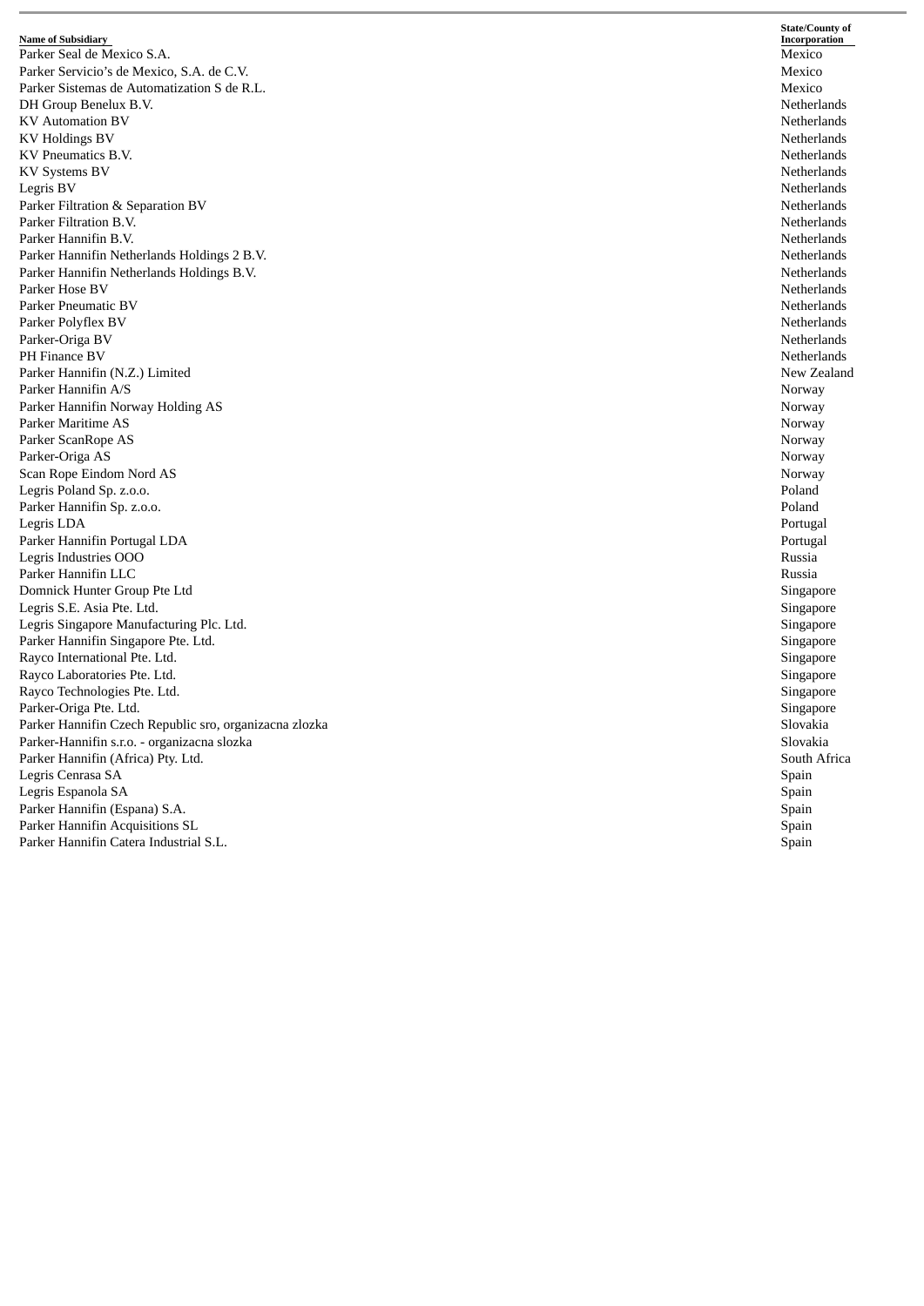| Name of Subsidiary | State/County of Incorporation |
| --- | --- |
| Parker Seal de Mexico S.A. | Mexico |
| Parker Servicio's de Mexico, S.A. de C.V. | Mexico |
| Parker Sistemas de Automatization S de R.L. | Mexico |
| DH Group Benelux B.V. | Netherlands |
| KV Automation BV | Netherlands |
| KV Holdings BV | Netherlands |
| KV Pneumatics B.V. | Netherlands |
| KV Systems BV | Netherlands |
| Legris BV | Netherlands |
| Parker Filtration & Separation BV | Netherlands |
| Parker Filtration B.V. | Netherlands |
| Parker Hannifin B.V. | Netherlands |
| Parker Hannifin Netherlands Holdings 2 B.V. | Netherlands |
| Parker Hannifin Netherlands Holdings B.V. | Netherlands |
| Parker Hose BV | Netherlands |
| Parker Pneumatic BV | Netherlands |
| Parker Polyflex BV | Netherlands |
| Parker-Origa BV | Netherlands |
| PH Finance BV | Netherlands |
| Parker Hannifin (N.Z.) Limited | New Zealand |
| Parker Hannifin A/S | Norway |
| Parker Hannifin Norway Holding AS | Norway |
| Parker Maritime AS | Norway |
| Parker ScanRope AS | Norway |
| Parker-Origa AS | Norway |
| Scan Rope Eindom Nord AS | Norway |
| Legris Poland Sp. z.o.o. | Poland |
| Parker Hannifin Sp. z.o.o. | Poland |
| Legris LDA | Portugal |
| Parker Hannifin Portugal LDA | Portugal |
| Legris Industries OOO | Russia |
| Parker Hannifin LLC | Russia |
| Domnick Hunter Group Pte Ltd | Singapore |
| Legris S.E. Asia Pte. Ltd. | Singapore |
| Legris Singapore Manufacturing Plc. Ltd. | Singapore |
| Parker Hannifin Singapore Pte. Ltd. | Singapore |
| Rayco International Pte. Ltd. | Singapore |
| Rayco Laboratories Pte. Ltd. | Singapore |
| Rayco Technologies Pte. Ltd. | Singapore |
| Parker-Origa Pte. Ltd. | Singapore |
| Parker Hannifin Czech Republic sro, organizacna zlozka | Slovakia |
| Parker-Hannifin s.r.o. - organizacna slozka | Slovakia |
| Parker Hannifin (Africa) Pty. Ltd. | South Africa |
| Legris Cenrasa SA | Spain |
| Legris Espanola SA | Spain |
| Parker Hannifin (Espana) S.A. | Spain |
| Parker Hannifin Acquisitions SL | Spain |
| Parker Hannifin Catera Industrial S.L. | Spain |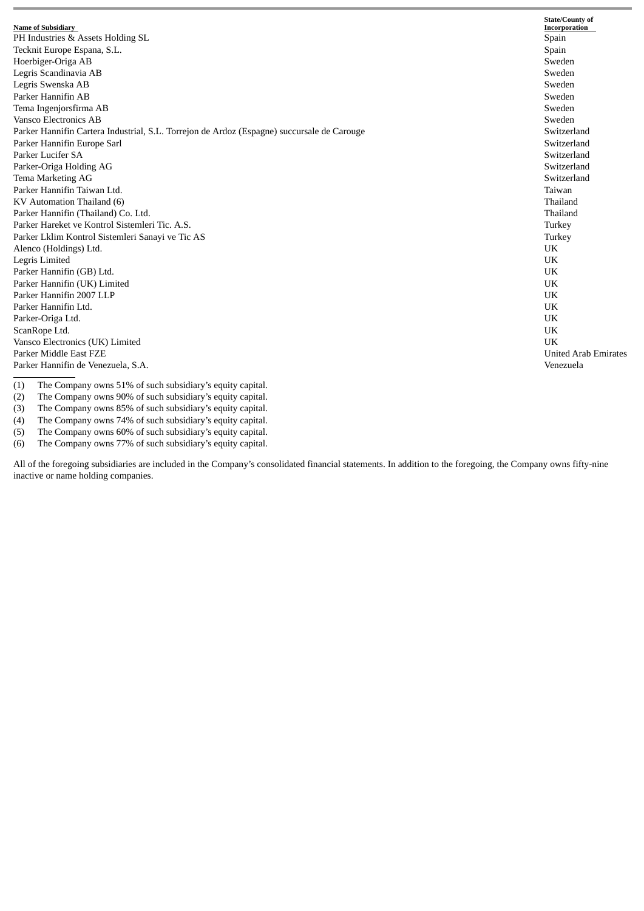| Name of Subsidiary | State/County of Incorporation |
| --- | --- |
| PH Industries & Assets Holding SL | Spain |
| Tecknit Europe Espana, S.L. | Spain |
| Hoerbiger-Origa AB | Sweden |
| Legris Scandinavia AB | Sweden |
| Legris Swenska AB | Sweden |
| Parker Hannifin AB | Sweden |
| Tema Ingenjorsfirma AB | Sweden |
| Vansco Electronics AB | Sweden |
| Parker Hannifin Cartera Industrial, S.L. Torrejon de Ardoz (Espagne) succursale de Carouge | Switzerland |
| Parker Hannifin Europe Sarl | Switzerland |
| Parker Lucifer SA | Switzerland |
| Parker-Origa Holding AG | Switzerland |
| Tema Marketing AG | Switzerland |
| Parker Hannifin Taiwan Ltd. | Taiwan |
| KV Automation Thailand (6) | Thailand |
| Parker Hannifin (Thailand) Co. Ltd. | Thailand |
| Parker Hareket ve Kontrol Sistemleri Tic. A.S. | Turkey |
| Parker Lklim Kontrol Sistemleri Sanayi ve Tic AS | Turkey |
| Alenco (Holdings) Ltd. | UK |
| Legris Limited | UK |
| Parker Hannifin (GB) Ltd. | UK |
| Parker Hannifin (UK) Limited | UK |
| Parker Hannifin 2007 LLP | UK |
| Parker Hannifin Ltd. | UK |
| Parker-Origa Ltd. | UK |
| ScanRope Ltd. | UK |
| Vansco Electronics (UK) Limited | UK |
| Parker Middle East FZE | United Arab Emirates |
| Parker Hannifin de Venezuela, S.A. | Venezuela |

(1) The Company owns 51% of such subsidiary's equity capital.
(2) The Company owns 90% of such subsidiary's equity capital.
(3) The Company owns 85% of such subsidiary's equity capital.
(4) The Company owns 74% of such subsidiary's equity capital.
(5) The Company owns 60% of such subsidiary's equity capital.
(6) The Company owns 77% of such subsidiary's equity capital.

All of the foregoing subsidiaries are included in the Company's consolidated financial statements. In addition to the foregoing, the Company owns fifty-nine inactive or name holding companies.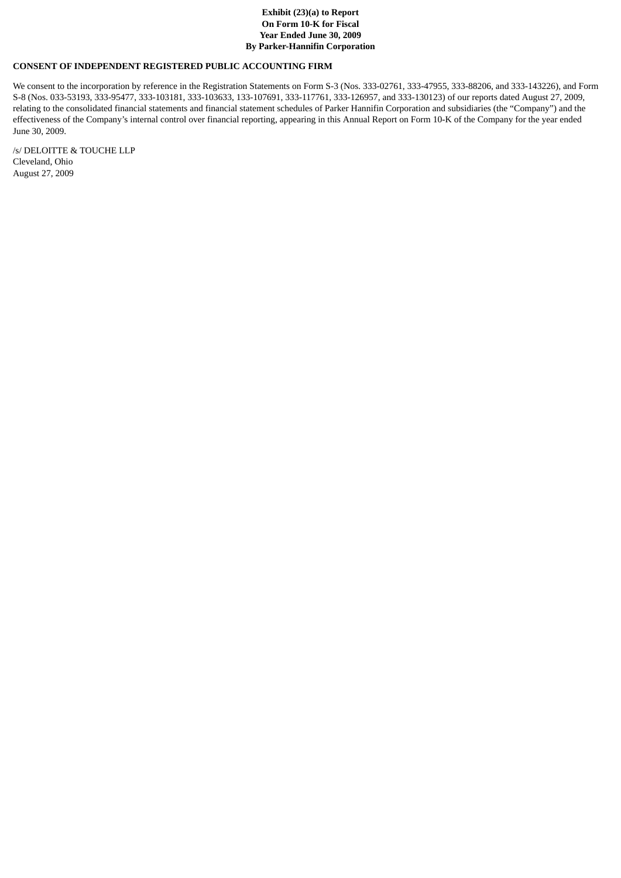**Exhibit (23)(a) to Report
On Form 10-K for Fiscal
Year Ended June 30, 2009
By Parker-Hannifin Corporation**

**CONSENT OF INDEPENDENT REGISTERED PUBLIC ACCOUNTING FIRM**

We consent to the incorporation by reference in the Registration Statements on Form S-3 (Nos. 333-02761, 333-47955, 333-88206, and 333-143226), and Form S-8 (Nos. 033-53193, 333-95477, 333-103181, 333-103633, 133-107691, 333-117761, 333-126957, and 333-130123) of our reports dated August 27, 2009, relating to the consolidated financial statements and financial statement schedules of Parker Hannifin Corporation and subsidiaries (the "Company") and the effectiveness of the Company's internal control over financial reporting, appearing in this Annual Report on Form 10-K of the Company for the year ended June 30, 2009.

/s/ DELOITTE & TOUCHE LLP
Cleveland, Ohio
August 27, 2009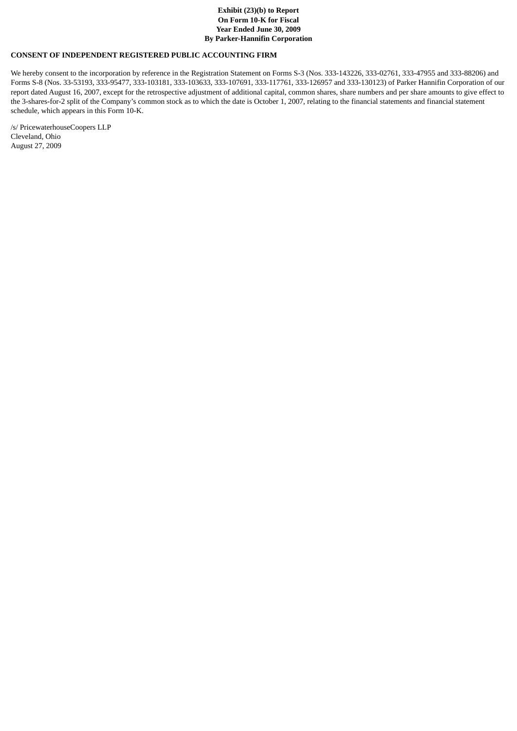**Exhibit (23)(b) to Report**
**On Form 10-K for Fiscal**
**Year Ended June 30, 2009**
**By Parker-Hannifin Corporation**

**CONSENT OF INDEPENDENT REGISTERED PUBLIC ACCOUNTING FIRM**

We hereby consent to the incorporation by reference in the Registration Statement on Forms S-3 (Nos. 333-143226, 333-02761, 333-47955 and 333-88206) and Forms S-8 (Nos. 33-53193, 333-95477, 333-103181, 333-103633, 333-107691, 333-117761, 333-126957 and 333-130123) of Parker Hannifin Corporation of our report dated August 16, 2007, except for the retrospective adjustment of additional capital, common shares, share numbers and per share amounts to give effect to the 3-shares-for-2 split of the Company's common stock as to which the date is October 1, 2007, relating to the financial statements and financial statement schedule, which appears in this Form 10-K.

/s/ PricewaterhouseCoopers LLP
Cleveland, Ohio
August 27, 2009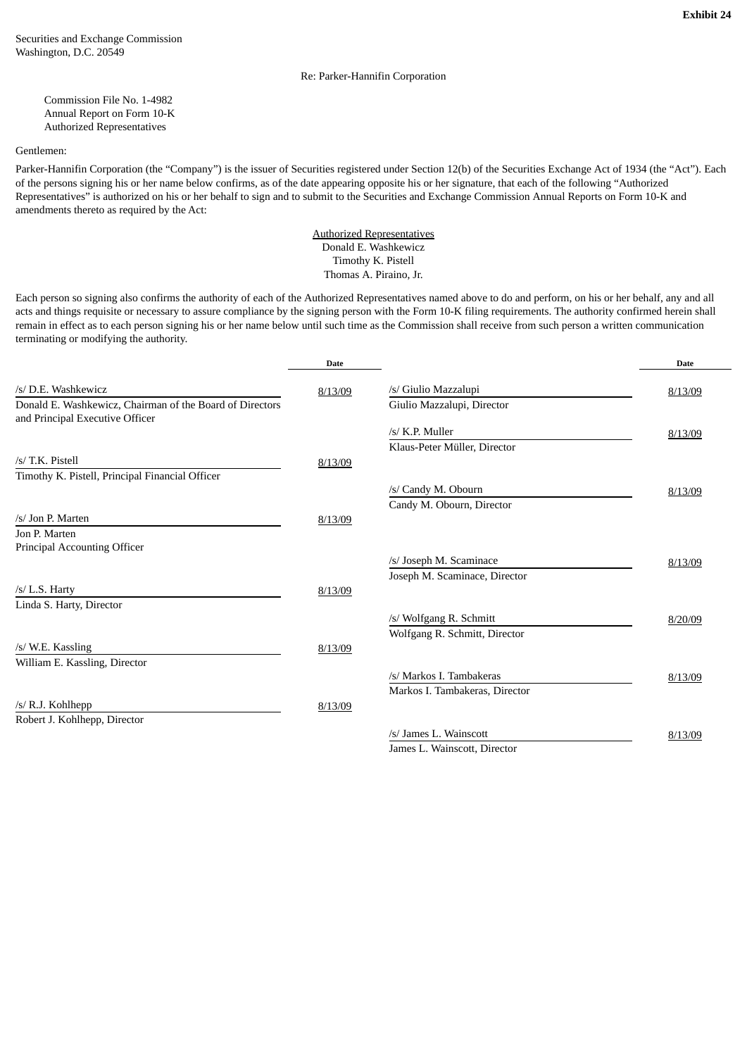**Exhibit 24**

Securities and Exchange Commission
Washington, D.C. 20549

Re: Parker-Hannifin Corporation

Commission File No. 1-4982
Annual Report on Form 10-K
Authorized Representatives

Gentlemen:

Parker-Hannifin Corporation (the "Company") is the issuer of Securities registered under Section 12(b) of the Securities Exchange Act of 1934 (the "Act"). Each of the persons signing his or her name below confirms, as of the date appearing opposite his or her signature, that each of the following "Authorized Representatives" is authorized on his or her behalf to sign and to submit to the Securities and Exchange Commission Annual Reports on Form 10-K and amendments thereto as required by the Act:

Authorized Representatives
Donald E. Washkewicz
Timothy K. Pistell
Thomas A. Piraino, Jr.

Each person so signing also confirms the authority of each of the Authorized Representatives named above to do and perform, on his or her behalf, any and all acts and things requisite or necessary to assure compliance by the signing person with the Form 10-K filing requirements. The authority confirmed herein shall remain in effect as to each person signing his or her name below until such time as the Commission shall receive from such person a written communication terminating or modifying the authority.

| | Date | | Date |
|---|---|---|---|
| /s/ D.E. Washkewicz<br>Donald E. Washkewicz, Chairman of the Board of Directors and Principal Executive Officer | 8/13/09 | /s/ Giulio Mazzalupi<br>Giulio Mazzalupi, Director | 8/13/09 |
| /s/ T.K. Pistell<br>Timothy K. Pistell, Principal Financial Officer | 8/13/09 | /s/ K.P. Muller<br>Klaus-Peter Müller, Director | 8/13/09 |
| /s/ Jon P. Marten<br>Jon P. Marten<br>Principal Accounting Officer | 8/13/09 | /s/ Candy M. Obourn<br>Candy M. Obourn, Director | 8/13/09 |
| /s/ L.S. Harty<br>Linda S. Harty, Director | 8/13/09 | /s/ Joseph M. Scaminace<br>Joseph M. Scaminace, Director | 8/13/09 |
| /s/ W.E. Kassling<br>William E. Kassling, Director | 8/13/09 | /s/ Wolfgang R. Schmitt<br>Wolfgang R. Schmitt, Director | 8/20/09 |
| /s/ R.J. Kohlhepp<br>Robert J. Kohlhepp, Director | 8/13/09 | /s/ Markos I. Tambakeras<br>Markos I. Tambakeras, Director | 8/13/09 |
| | | /s/ James L. Wainscott<br>James L. Wainscott, Director | 8/13/09 |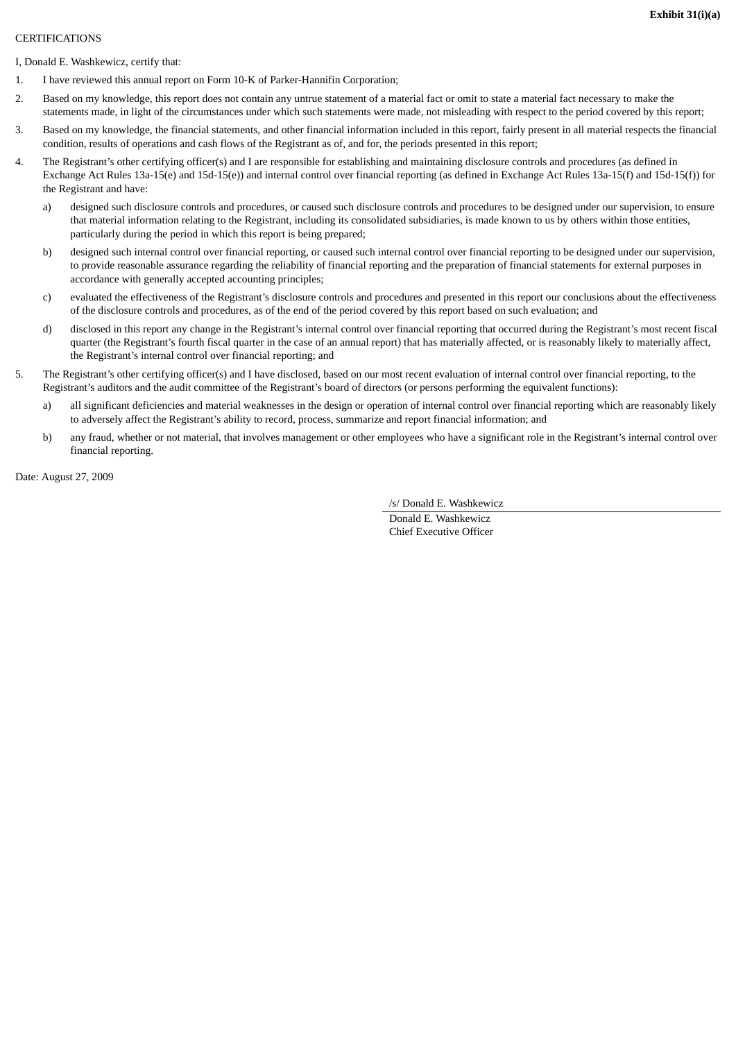**Exhibit 31(i)(a)**

CERTIFICATIONS

I, Donald E. Washkewicz, certify that:

1. I have reviewed this annual report on Form 10-K of Parker-Hannifin Corporation;
2. Based on my knowledge, this report does not contain any untrue statement of a material fact or omit to state a material fact necessary to make the statements made, in light of the circumstances under which such statements were made, not misleading with respect to the period covered by this report;
3. Based on my knowledge, the financial statements, and other financial information included in this report, fairly present in all material respects the financial condition, results of operations and cash flows of the Registrant as of, and for, the periods presented in this report;
4. The Registrant's other certifying officer(s) and I are responsible for establishing and maintaining disclosure controls and procedures (as defined in Exchange Act Rules 13a-15(e) and 15d-15(e)) and internal control over financial reporting (as defined in Exchange Act Rules 13a-15(f) and 15d-15(f)) for the Registrant and have:
   a) designed such disclosure controls and procedures, or caused such disclosure controls and procedures to be designed under our supervision, to ensure that material information relating to the Registrant, including its consolidated subsidiaries, is made known to us by others within those entities, particularly during the period in which this report is being prepared;
   b) designed such internal control over financial reporting, or caused such internal control over financial reporting to be designed under our supervision, to provide reasonable assurance regarding the reliability of financial reporting and the preparation of financial statements for external purposes in accordance with generally accepted accounting principles;
   c) evaluated the effectiveness of the Registrant's disclosure controls and procedures and presented in this report our conclusions about the effectiveness of the disclosure controls and procedures, as of the end of the period covered by this report based on such evaluation; and
   d) disclosed in this report any change in the Registrant's internal control over financial reporting that occurred during the Registrant's most recent fiscal quarter (the Registrant's fourth fiscal quarter in the case of an annual report) that has materially affected, or is reasonably likely to materially affect, the Registrant's internal control over financial reporting; and
5. The Registrant's other certifying officer(s) and I have disclosed, based on our most recent evaluation of internal control over financial reporting, to the Registrant's auditors and the audit committee of the Registrant's board of directors (or persons performing the equivalent functions):
   a) all significant deficiencies and material weaknesses in the design or operation of internal control over financial reporting which are reasonably likely to adversely affect the Registrant's ability to record, process, summarize and report financial information; and
   b) any fraud, whether or not material, that involves management or other employees who have a significant role in the Registrant's internal control over financial reporting.

Date: August 27, 2009

/s/ Donald E. Washkewicz

Donald E. Washkewicz
Chief Executive Officer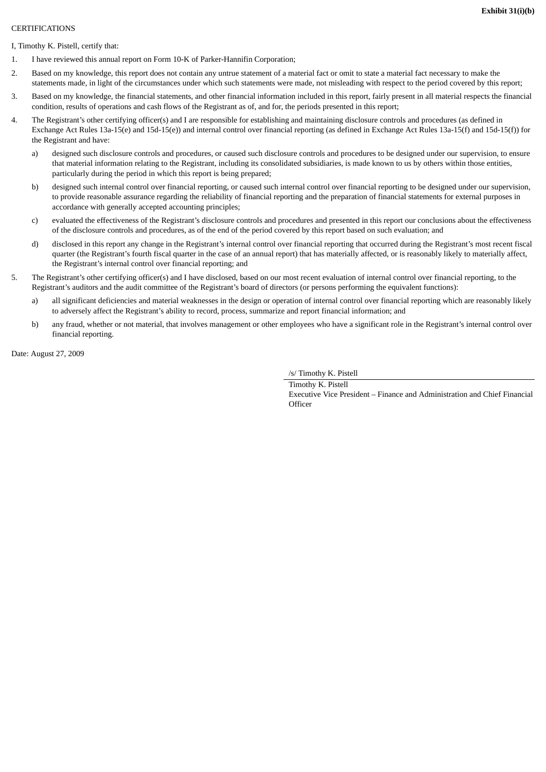**Exhibit 31(i)(b)**

CERTIFICATIONS

I, Timothy K. Pistell, certify that:

1. I have reviewed this annual report on Form 10-K of Parker-Hannifin Corporation;
2. Based on my knowledge, this report does not contain any untrue statement of a material fact or omit to state a material fact necessary to make the statements made, in light of the circumstances under which such statements were made, not misleading with respect to the period covered by this report;
3. Based on my knowledge, the financial statements, and other financial information included in this report, fairly present in all material respects the financial condition, results of operations and cash flows of the Registrant as of, and for, the periods presented in this report;
4. The Registrant's other certifying officer(s) and I are responsible for establishing and maintaining disclosure controls and procedures (as defined in Exchange Act Rules 13a-15(e) and 15d-15(e)) and internal control over financial reporting (as defined in Exchange Act Rules 13a-15(f) and 15d-15(f)) for the Registrant and have:
   a) designed such disclosure controls and procedures, or caused such disclosure controls and procedures to be designed under our supervision, to ensure that material information relating to the Registrant, including its consolidated subsidiaries, is made known to us by others within those entities, particularly during the period in which this report is being prepared;
   b) designed such internal control over financial reporting, or caused such internal control over financial reporting to be designed under our supervision, to provide reasonable assurance regarding the reliability of financial reporting and the preparation of financial statements for external purposes in accordance with generally accepted accounting principles;
   c) evaluated the effectiveness of the Registrant's disclosure controls and procedures and presented in this report our conclusions about the effectiveness of the disclosure controls and procedures, as of the end of the period covered by this report based on such evaluation; and
   d) disclosed in this report any change in the Registrant's internal control over financial reporting that occurred during the Registrant's most recent fiscal quarter (the Registrant's fourth fiscal quarter in the case of an annual report) that has materially affected, or is reasonably likely to materially affect, the Registrant's internal control over financial reporting; and
5. The Registrant's other certifying officer(s) and I have disclosed, based on our most recent evaluation of internal control over financial reporting, to the Registrant's auditors and the audit committee of the Registrant's board of directors (or persons performing the equivalent functions):
   a) all significant deficiencies and material weaknesses in the design or operation of internal control over financial reporting which are reasonably likely to adversely affect the Registrant's ability to record, process, summarize and report financial information; and
   b) any fraud, whether or not material, that involves management or other employees who have a significant role in the Registrant's internal control over financial reporting.

Date: August 27, 2009

/s/ Timothy K. Pistell

Timothy K. Pistell
Executive Vice President – Finance and Administration and Chief Financial Officer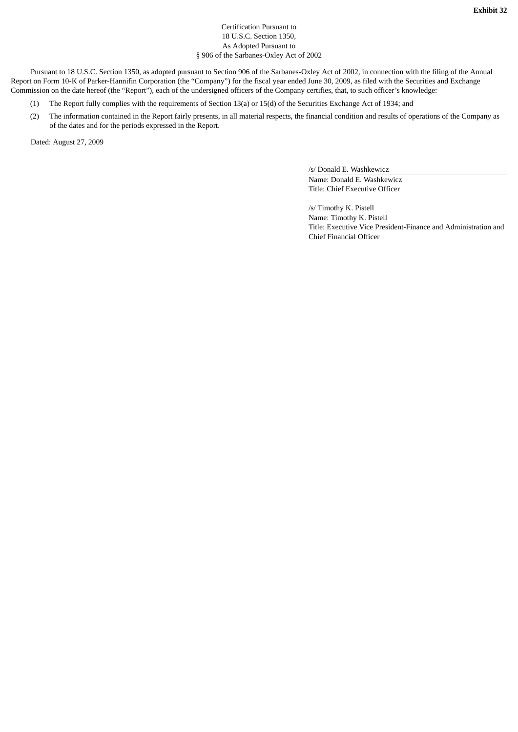**Exhibit 32**

Certification Pursuant to
18 U.S.C. Section 1350,
As Adopted Pursuant to
§ 906 of the Sarbanes-Oxley Act of 2002

Pursuant to 18 U.S.C. Section 1350, as adopted pursuant to Section 906 of the Sarbanes-Oxley Act of 2002, in connection with the filing of the Annual Report on Form 10-K of Parker-Hannifin Corporation (the "Company") for the fiscal year ended June 30, 2009, as filed with the Securities and Exchange Commission on the date hereof (the "Report"), each of the undersigned officers of the Company certifies, that, to such officer's knowledge:

(1) The Report fully complies with the requirements of Section 13(a) or 15(d) of the Securities Exchange Act of 1934; and

(2) The information contained in the Report fairly presents, in all material respects, the financial condition and results of operations of the Company as of the dates and for the periods expressed in the Report.

Dated: August 27, 2009

/s/ Donald E. Washkewicz
Name: Donald E. Washkewicz
Title: Chief Executive Officer

/s/ Timothy K. Pistell
Name: Timothy K. Pistell
Title: Executive Vice President-Finance and Administration and Chief Financial Officer